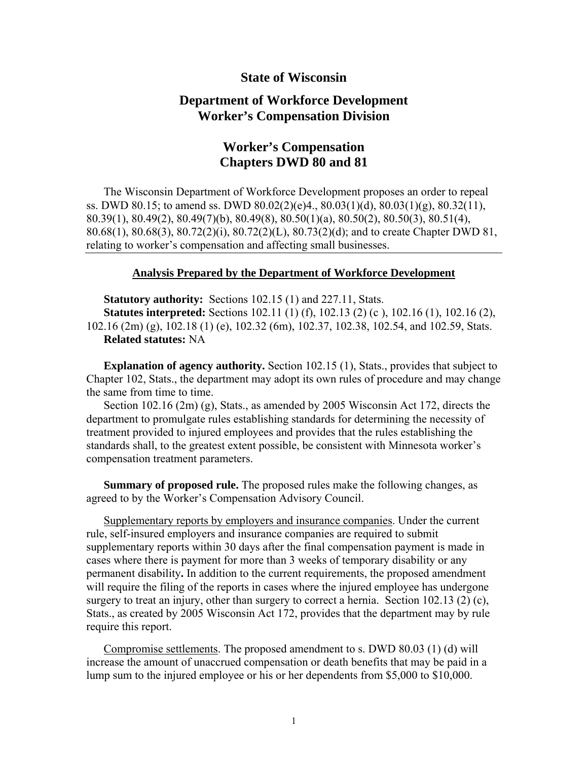# State of Wisconsin

## Department of Workforce Development
## Worker's Compensation Division

## Worker's Compensation
## Chapters DWD 80 and 81

The Wisconsin Department of Workforce Development proposes an order to repeal ss. DWD 80.15; to amend ss. DWD 80.02(2)(e)4., 80.03(1)(d), 80.03(1)(g), 80.32(11), 80.39(1), 80.49(2), 80.49(7)(b), 80.49(8), 80.50(1)(a), 80.50(2), 80.50(3), 80.51(4), 80.68(1), 80.68(3), 80.72(2)(i), 80.72(2)(L), 80.73(2)(d); and to create Chapter DWD 81, relating to worker's compensation and affecting small businesses.

---

**<u>Analysis Prepared by the Department of Workforce Development</u>**

**Statutory authority:** Sections 102.15 (1) and 227.11, Stats.
**Statutes interpreted:** Sections 102.11 (1) (f), 102.13 (2) (c ), 102.16 (1), 102.16 (2), 102.16 (2m) (g), 102.18 (1) (e), 102.32 (6m), 102.37, 102.38, 102.54, and 102.59, Stats.
**Related statutes:** NA

**Explanation of agency authority.** Section 102.15 (1), Stats., provides that subject to Chapter 102, Stats., the department may adopt its own rules of procedure and may change the same from time to time.

Section 102.16 (2m) (g), Stats., as amended by 2005 Wisconsin Act 172, directs the department to promulgate rules establishing standards for determining the necessity of treatment provided to injured employees and provides that the rules establishing the standards shall, to the greatest extent possible, be consistent with Minnesota worker's compensation treatment parameters.

**Summary of proposed rule.** The proposed rules make the following changes, as agreed to by the Worker's Compensation Advisory Council.

<u>Supplementary reports by employers and insurance companies</u>. Under the current rule, self-insured employers and insurance companies are required to submit supplementary reports within 30 days after the final compensation payment is made in cases where there is payment for more than 3 weeks of temporary disability or any permanent disability**.** In addition to the current requirements, the proposed amendment will require the filing of the reports in cases where the injured employee has undergone surgery to treat an injury, other than surgery to correct a hernia. Section 102.13 (2) (c), Stats., as created by 2005 Wisconsin Act 172, provides that the department may by rule require this report.

<u>Compromise settlements</u>. The proposed amendment to s. DWD 80.03 (1) (d) will increase the amount of unaccrued compensation or death benefits that may be paid in a lump sum to the injured employee or his or her dependents from $5,000 to $10,000.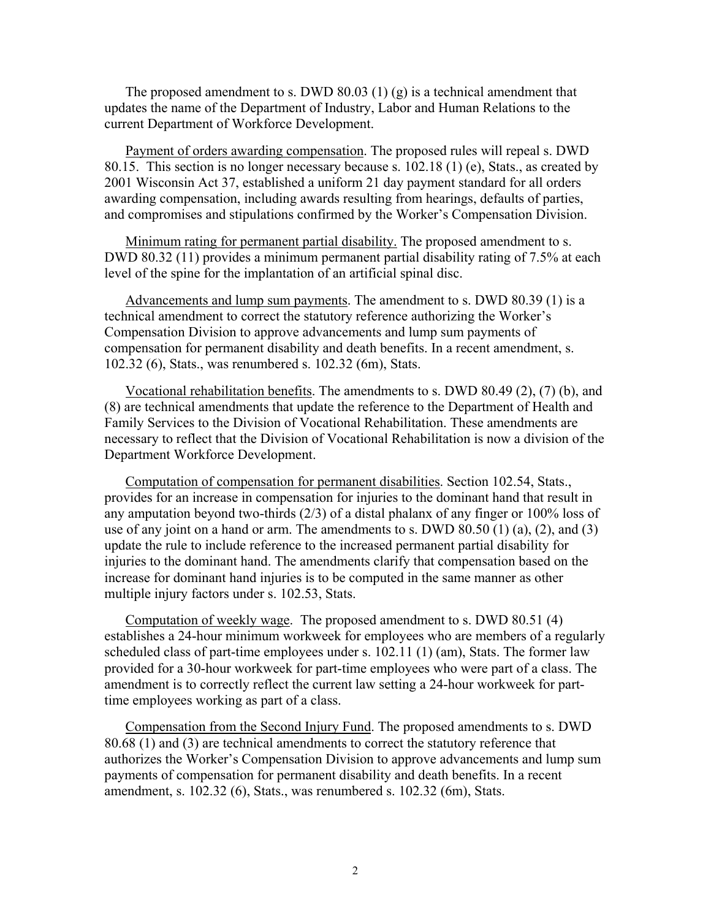The proposed amendment to s. DWD 80.03 (1) (g) is a technical amendment that updates the name of the Department of Industry, Labor and Human Relations to the current Department of Workforce Development.

Payment of orders awarding compensation. The proposed rules will repeal s. DWD 80.15. This section is no longer necessary because s. 102.18 (1) (e), Stats., as created by 2001 Wisconsin Act 37, established a uniform 21 day payment standard for all orders awarding compensation, including awards resulting from hearings, defaults of parties, and compromises and stipulations confirmed by the Worker's Compensation Division.

Minimum rating for permanent partial disability. The proposed amendment to s. DWD 80.32 (11) provides a minimum permanent partial disability rating of 7.5% at each level of the spine for the implantation of an artificial spinal disc.

Advancements and lump sum payments. The amendment to s. DWD 80.39 (1) is a technical amendment to correct the statutory reference authorizing the Worker's Compensation Division to approve advancements and lump sum payments of compensation for permanent disability and death benefits. In a recent amendment, s. 102.32 (6), Stats., was renumbered s. 102.32 (6m), Stats.

Vocational rehabilitation benefits. The amendments to s. DWD 80.49 (2), (7) (b), and (8) are technical amendments that update the reference to the Department of Health and Family Services to the Division of Vocational Rehabilitation. These amendments are necessary to reflect that the Division of Vocational Rehabilitation is now a division of the Department Workforce Development.

Computation of compensation for permanent disabilities. Section 102.54, Stats., provides for an increase in compensation for injuries to the dominant hand that result in any amputation beyond two-thirds (2/3) of a distal phalanx of any finger or 100% loss of use of any joint on a hand or arm. The amendments to s. DWD 80.50 (1) (a), (2), and (3) update the rule to include reference to the increased permanent partial disability for injuries to the dominant hand. The amendments clarify that compensation based on the increase for dominant hand injuries is to be computed in the same manner as other multiple injury factors under s. 102.53, Stats.

Computation of weekly wage. The proposed amendment to s. DWD 80.51 (4) establishes a 24-hour minimum workweek for employees who are members of a regularly scheduled class of part-time employees under s. 102.11 (1) (am), Stats. The former law provided for a 30-hour workweek for part-time employees who were part of a class. The amendment is to correctly reflect the current law setting a 24-hour workweek for part-time employees working as part of a class.

Compensation from the Second Injury Fund. The proposed amendments to s. DWD 80.68 (1) and (3) are technical amendments to correct the statutory reference that authorizes the Worker's Compensation Division to approve advancements and lump sum payments of compensation for permanent disability and death benefits. In a recent amendment, s. 102.32 (6), Stats., was renumbered s. 102.32 (6m), Stats.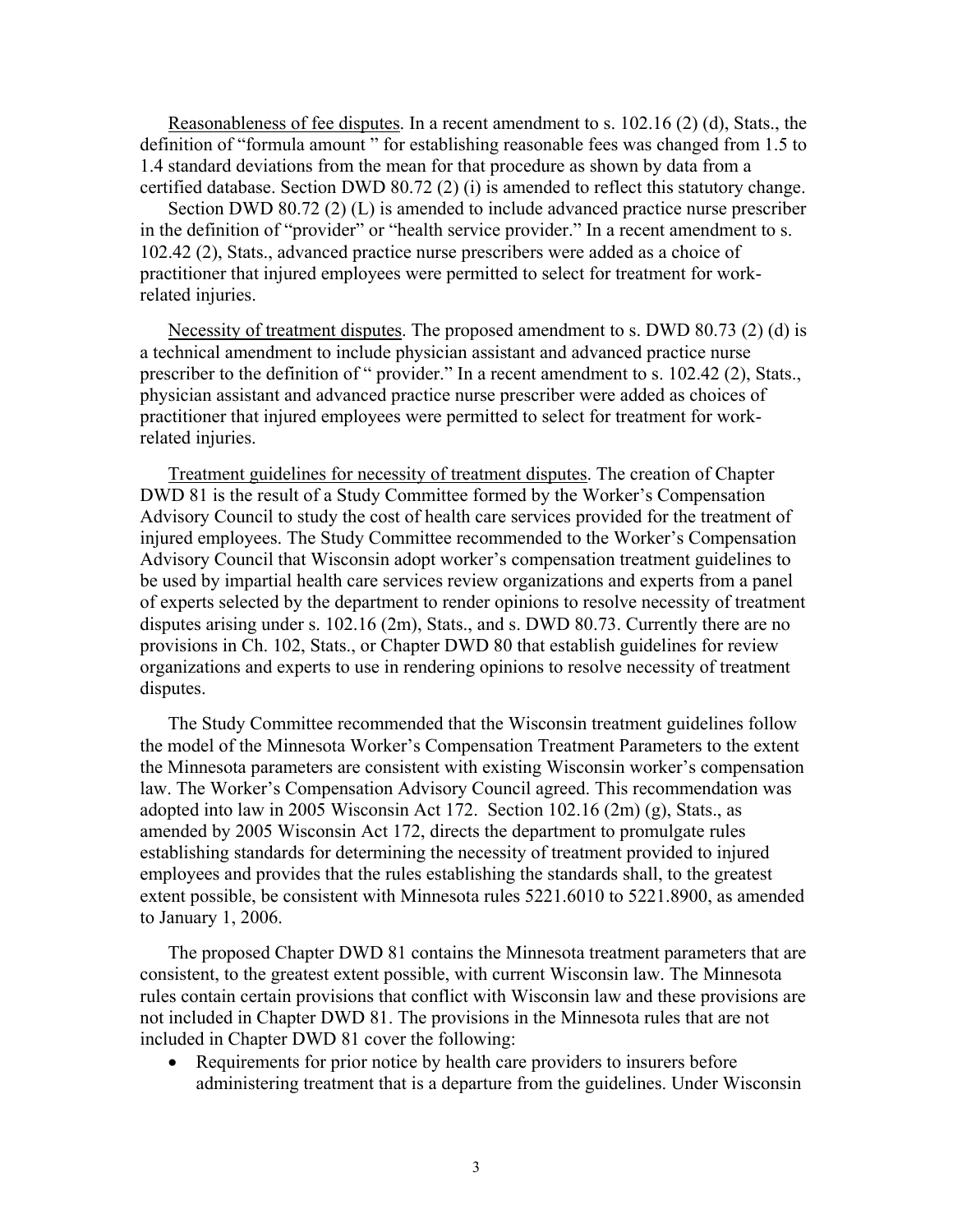Reasonableness of fee disputes. In a recent amendment to s. 102.16 (2) (d), Stats., the definition of "formula amount " for establishing reasonable fees was changed from 1.5 to 1.4 standard deviations from the mean for that procedure as shown by data from a certified database. Section DWD 80.72 (2) (i) is amended to reflect this statutory change.

Section DWD 80.72 (2) (L) is amended to include advanced practice nurse prescriber in the definition of "provider" or "health service provider." In a recent amendment to s. 102.42 (2), Stats., advanced practice nurse prescribers were added as a choice of practitioner that injured employees were permitted to select for treatment for work-related injuries.

Necessity of treatment disputes. The proposed amendment to s. DWD 80.73 (2) (d) is a technical amendment to include physician assistant and advanced practice nurse prescriber to the definition of " provider." In a recent amendment to s. 102.42 (2), Stats., physician assistant and advanced practice nurse prescriber were added as choices of practitioner that injured employees were permitted to select for treatment for work-related injuries.

Treatment guidelines for necessity of treatment disputes. The creation of Chapter DWD 81 is the result of a Study Committee formed by the Worker's Compensation Advisory Council to study the cost of health care services provided for the treatment of injured employees. The Study Committee recommended to the Worker's Compensation Advisory Council that Wisconsin adopt worker's compensation treatment guidelines to be used by impartial health care services review organizations and experts from a panel of experts selected by the department to render opinions to resolve necessity of treatment disputes arising under s. 102.16 (2m), Stats., and s. DWD 80.73. Currently there are no provisions in Ch. 102, Stats., or Chapter DWD 80 that establish guidelines for review organizations and experts to use in rendering opinions to resolve necessity of treatment disputes.

The Study Committee recommended that the Wisconsin treatment guidelines follow the model of the Minnesota Worker's Compensation Treatment Parameters to the extent the Minnesota parameters are consistent with existing Wisconsin worker's compensation law. The Worker's Compensation Advisory Council agreed. This recommendation was adopted into law in 2005 Wisconsin Act 172. Section 102.16 (2m) (g), Stats., as amended by 2005 Wisconsin Act 172, directs the department to promulgate rules establishing standards for determining the necessity of treatment provided to injured employees and provides that the rules establishing the standards shall, to the greatest extent possible, be consistent with Minnesota rules 5221.6010 to 5221.8900, as amended to January 1, 2006.

The proposed Chapter DWD 81 contains the Minnesota treatment parameters that are consistent, to the greatest extent possible, with current Wisconsin law. The Minnesota rules contain certain provisions that conflict with Wisconsin law and these provisions are not included in Chapter DWD 81. The provisions in the Minnesota rules that are not included in Chapter DWD 81 cover the following:

- Requirements for prior notice by health care providers to insurers before administering treatment that is a departure from the guidelines. Under Wisconsin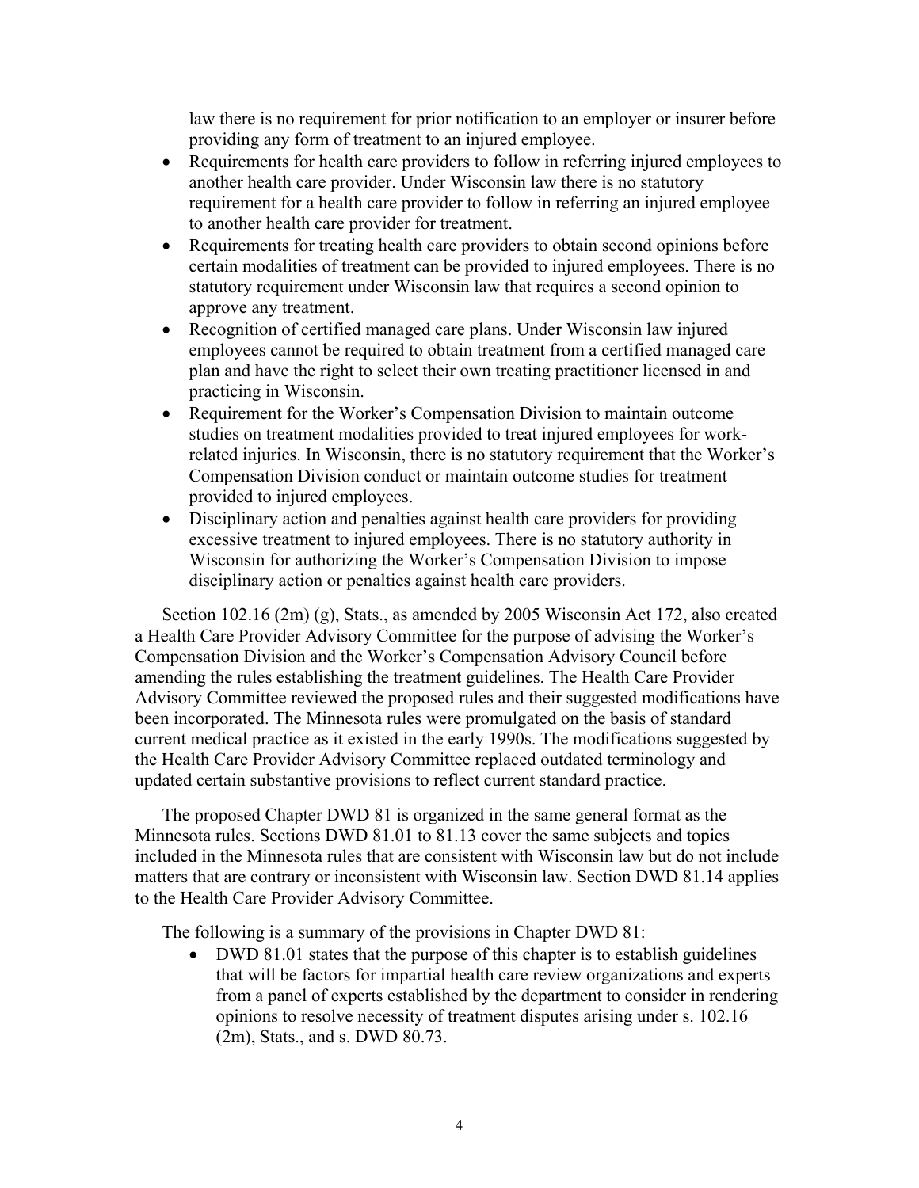law there is no requirement for prior notification to an employer or insurer before providing any form of treatment to an injured employee.

- Requirements for health care providers to follow in referring injured employees to another health care provider. Under Wisconsin law there is no statutory requirement for a health care provider to follow in referring an injured employee to another health care provider for treatment.
- Requirements for treating health care providers to obtain second opinions before certain modalities of treatment can be provided to injured employees. There is no statutory requirement under Wisconsin law that requires a second opinion to approve any treatment.
- Recognition of certified managed care plans. Under Wisconsin law injured employees cannot be required to obtain treatment from a certified managed care plan and have the right to select their own treating practitioner licensed in and practicing in Wisconsin.
- Requirement for the Worker's Compensation Division to maintain outcome studies on treatment modalities provided to treat injured employees for work-related injuries. In Wisconsin, there is no statutory requirement that the Worker's Compensation Division conduct or maintain outcome studies for treatment provided to injured employees.
- Disciplinary action and penalties against health care providers for providing excessive treatment to injured employees. There is no statutory authority in Wisconsin for authorizing the Worker's Compensation Division to impose disciplinary action or penalties against health care providers.

Section 102.16 (2m) (g), Stats., as amended by 2005 Wisconsin Act 172, also created a Health Care Provider Advisory Committee for the purpose of advising the Worker's Compensation Division and the Worker's Compensation Advisory Council before amending the rules establishing the treatment guidelines. The Health Care Provider Advisory Committee reviewed the proposed rules and their suggested modifications have been incorporated. The Minnesota rules were promulgated on the basis of standard current medical practice as it existed in the early 1990s. The modifications suggested by the Health Care Provider Advisory Committee replaced outdated terminology and updated certain substantive provisions to reflect current standard practice.

The proposed Chapter DWD 81 is organized in the same general format as the Minnesota rules. Sections DWD 81.01 to 81.13 cover the same subjects and topics included in the Minnesota rules that are consistent with Wisconsin law but do not include matters that are contrary or inconsistent with Wisconsin law. Section DWD 81.14 applies to the Health Care Provider Advisory Committee.

The following is a summary of the provisions in Chapter DWD 81:

- DWD 81.01 states that the purpose of this chapter is to establish guidelines that will be factors for impartial health care review organizations and experts from a panel of experts established by the department to consider in rendering opinions to resolve necessity of treatment disputes arising under s. 102.16 (2m), Stats., and s. DWD 80.73.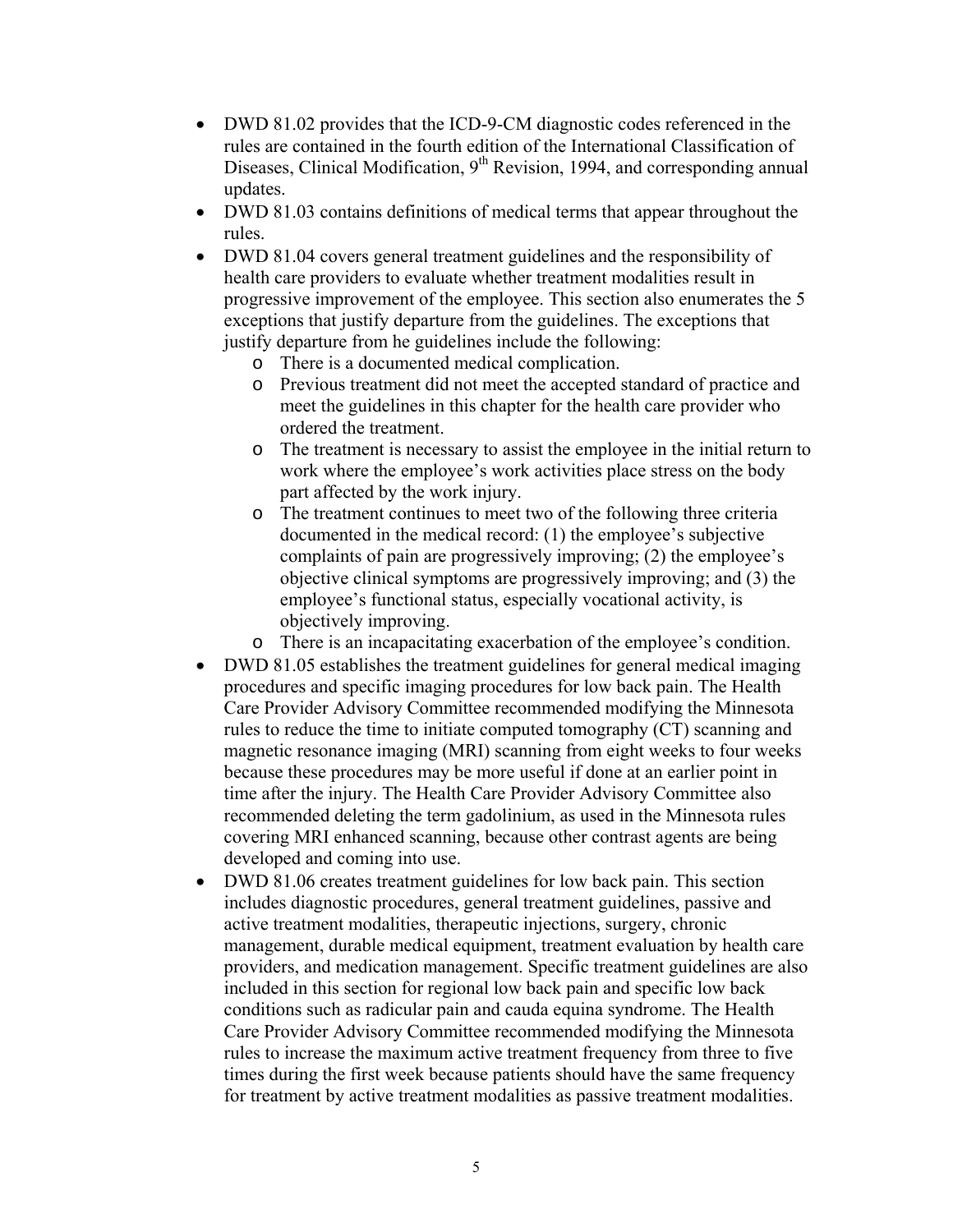- DWD 81.02 provides that the ICD-9-CM diagnostic codes referenced in the rules are contained in the fourth edition of the International Classification of Diseases, Clinical Modification, 9th Revision, 1994, and corresponding annual updates.
- DWD 81.03 contains definitions of medical terms that appear throughout the rules.
- DWD 81.04 covers general treatment guidelines and the responsibility of health care providers to evaluate whether treatment modalities result in progressive improvement of the employee. This section also enumerates the 5 exceptions that justify departure from the guidelines. The exceptions that justify departure from he guidelines include the following:
  - There is a documented medical complication.
  - Previous treatment did not meet the accepted standard of practice and meet the guidelines in this chapter for the health care provider who ordered the treatment.
  - The treatment is necessary to assist the employee in the initial return to work where the employee's work activities place stress on the body part affected by the work injury.
  - The treatment continues to meet two of the following three criteria documented in the medical record: (1) the employee's subjective complaints of pain are progressively improving; (2) the employee's objective clinical symptoms are progressively improving; and (3) the employee's functional status, especially vocational activity, is objectively improving.
  - There is an incapacitating exacerbation of the employee's condition.
- DWD 81.05 establishes the treatment guidelines for general medical imaging procedures and specific imaging procedures for low back pain. The Health Care Provider Advisory Committee recommended modifying the Minnesota rules to reduce the time to initiate computed tomography (CT) scanning and magnetic resonance imaging (MRI) scanning from eight weeks to four weeks because these procedures may be more useful if done at an earlier point in time after the injury. The Health Care Provider Advisory Committee also recommended deleting the term gadolinium, as used in the Minnesota rules covering MRI enhanced scanning, because other contrast agents are being developed and coming into use.
- DWD 81.06 creates treatment guidelines for low back pain. This section includes diagnostic procedures, general treatment guidelines, passive and active treatment modalities, therapeutic injections, surgery, chronic management, durable medical equipment, treatment evaluation by health care providers, and medication management. Specific treatment guidelines are also included in this section for regional low back pain and specific low back conditions such as radicular pain and cauda equina syndrome. The Health Care Provider Advisory Committee recommended modifying the Minnesota rules to increase the maximum active treatment frequency from three to five times during the first week because patients should have the same frequency for treatment by active treatment modalities as passive treatment modalities.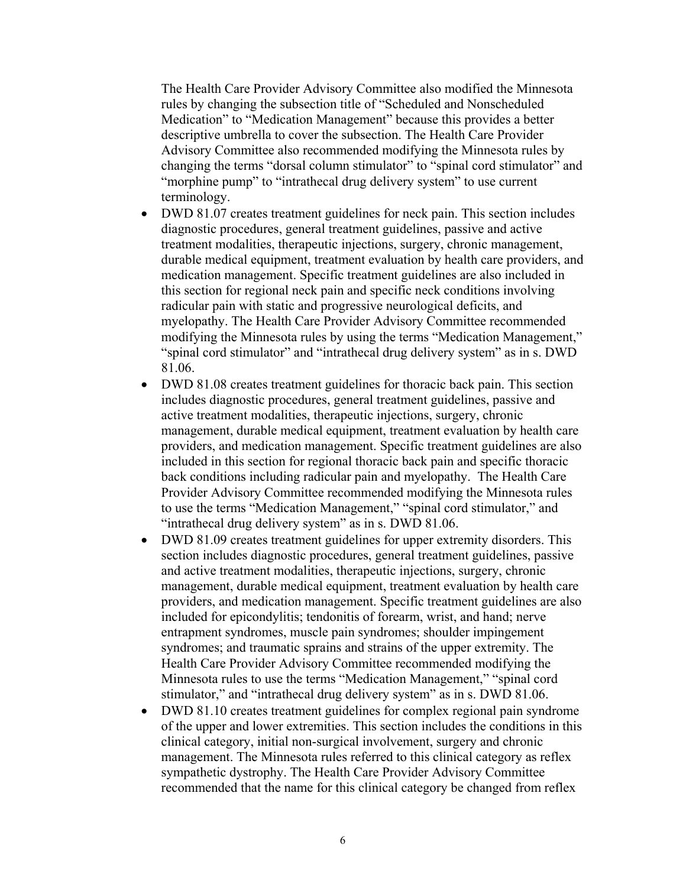The Health Care Provider Advisory Committee also modified the Minnesota rules by changing the subsection title of "Scheduled and Nonscheduled Medication" to "Medication Management" because this provides a better descriptive umbrella to cover the subsection. The Health Care Provider Advisory Committee also recommended modifying the Minnesota rules by changing the terms "dorsal column stimulator" to "spinal cord stimulator" and "morphine pump" to "intrathecal drug delivery system" to use current terminology.

- DWD 81.07 creates treatment guidelines for neck pain. This section includes diagnostic procedures, general treatment guidelines, passive and active treatment modalities, therapeutic injections, surgery, chronic management, durable medical equipment, treatment evaluation by health care providers, and medication management. Specific treatment guidelines are also included in this section for regional neck pain and specific neck conditions involving radicular pain with static and progressive neurological deficits, and myelopathy. The Health Care Provider Advisory Committee recommended modifying the Minnesota rules by using the terms "Medication Management," "spinal cord stimulator" and "intrathecal drug delivery system" as in s. DWD 81.06.
- DWD 81.08 creates treatment guidelines for thoracic back pain. This section includes diagnostic procedures, general treatment guidelines, passive and active treatment modalities, therapeutic injections, surgery, chronic management, durable medical equipment, treatment evaluation by health care providers, and medication management. Specific treatment guidelines are also included in this section for regional thoracic back pain and specific thoracic back conditions including radicular pain and myelopathy. The Health Care Provider Advisory Committee recommended modifying the Minnesota rules to use the terms "Medication Management," "spinal cord stimulator," and "intrathecal drug delivery system" as in s. DWD 81.06.
- DWD 81.09 creates treatment guidelines for upper extremity disorders. This section includes diagnostic procedures, general treatment guidelines, passive and active treatment modalities, therapeutic injections, surgery, chronic management, durable medical equipment, treatment evaluation by health care providers, and medication management. Specific treatment guidelines are also included for epicondylitis; tendonitis of forearm, wrist, and hand; nerve entrapment syndromes, muscle pain syndromes; shoulder impingement syndromes; and traumatic sprains and strains of the upper extremity. The Health Care Provider Advisory Committee recommended modifying the Minnesota rules to use the terms "Medication Management," "spinal cord stimulator," and "intrathecal drug delivery system" as in s. DWD 81.06.
- DWD 81.10 creates treatment guidelines for complex regional pain syndrome of the upper and lower extremities. This section includes the conditions in this clinical category, initial non-surgical involvement, surgery and chronic management. The Minnesota rules referred to this clinical category as reflex sympathetic dystrophy. The Health Care Provider Advisory Committee recommended that the name for this clinical category be changed from reflex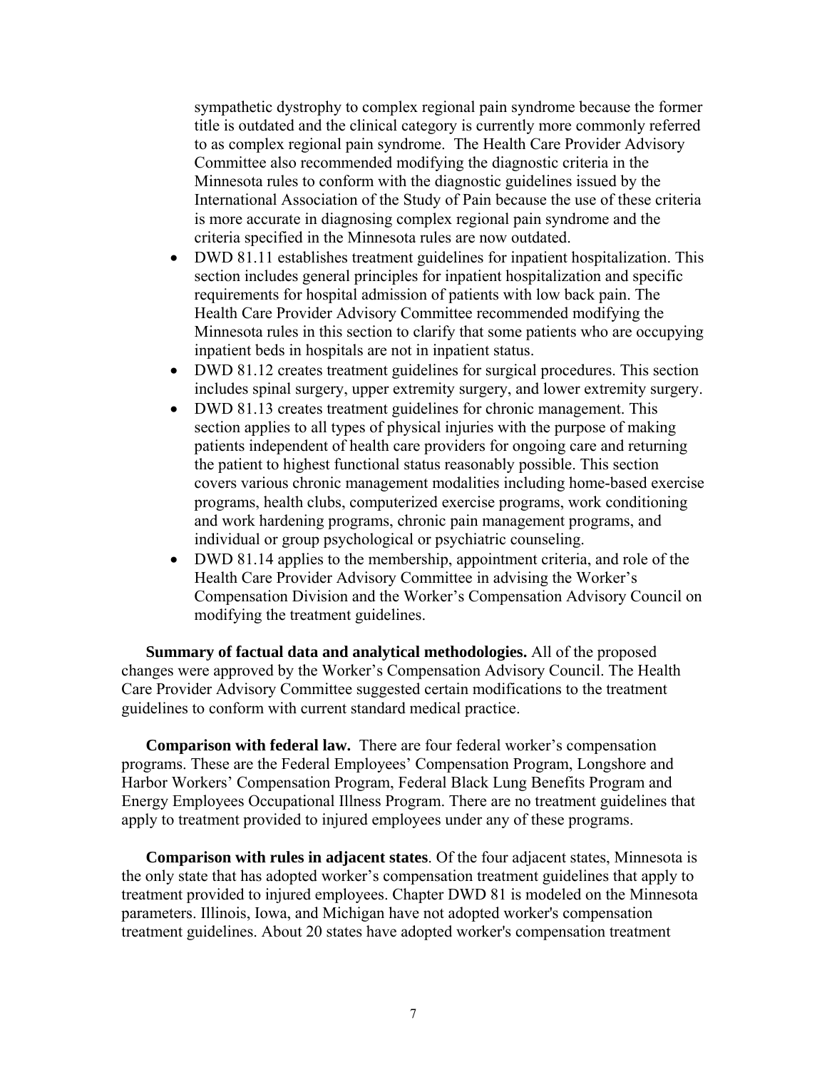sympathetic dystrophy to complex regional pain syndrome because the former title is outdated and the clinical category is currently more commonly referred to as complex regional pain syndrome. The Health Care Provider Advisory Committee also recommended modifying the diagnostic criteria in the Minnesota rules to conform with the diagnostic guidelines issued by the International Association of the Study of Pain because the use of these criteria is more accurate in diagnosing complex regional pain syndrome and the criteria specified in the Minnesota rules are now outdated.

- DWD 81.11 establishes treatment guidelines for inpatient hospitalization. This section includes general principles for inpatient hospitalization and specific requirements for hospital admission of patients with low back pain. The Health Care Provider Advisory Committee recommended modifying the Minnesota rules in this section to clarify that some patients who are occupying inpatient beds in hospitals are not in inpatient status.
- DWD 81.12 creates treatment guidelines for surgical procedures. This section includes spinal surgery, upper extremity surgery, and lower extremity surgery.
- DWD 81.13 creates treatment guidelines for chronic management. This section applies to all types of physical injuries with the purpose of making patients independent of health care providers for ongoing care and returning the patient to highest functional status reasonably possible. This section covers various chronic management modalities including home-based exercise programs, health clubs, computerized exercise programs, work conditioning and work hardening programs, chronic pain management programs, and individual or group psychological or psychiatric counseling.
- DWD 81.14 applies to the membership, appointment criteria, and role of the Health Care Provider Advisory Committee in advising the Worker's Compensation Division and the Worker's Compensation Advisory Council on modifying the treatment guidelines.

**Summary of factual data and analytical methodologies.** All of the proposed changes were approved by the Worker's Compensation Advisory Council. The Health Care Provider Advisory Committee suggested certain modifications to the treatment guidelines to conform with current standard medical practice.

**Comparison with federal law.** There are four federal worker's compensation programs. These are the Federal Employees' Compensation Program, Longshore and Harbor Workers' Compensation Program, Federal Black Lung Benefits Program and Energy Employees Occupational Illness Program. There are no treatment guidelines that apply to treatment provided to injured employees under any of these programs.

**Comparison with rules in adjacent states**. Of the four adjacent states, Minnesota is the only state that has adopted worker's compensation treatment guidelines that apply to treatment provided to injured employees. Chapter DWD 81 is modeled on the Minnesota parameters. Illinois, Iowa, and Michigan have not adopted worker's compensation treatment guidelines. About 20 states have adopted worker's compensation treatment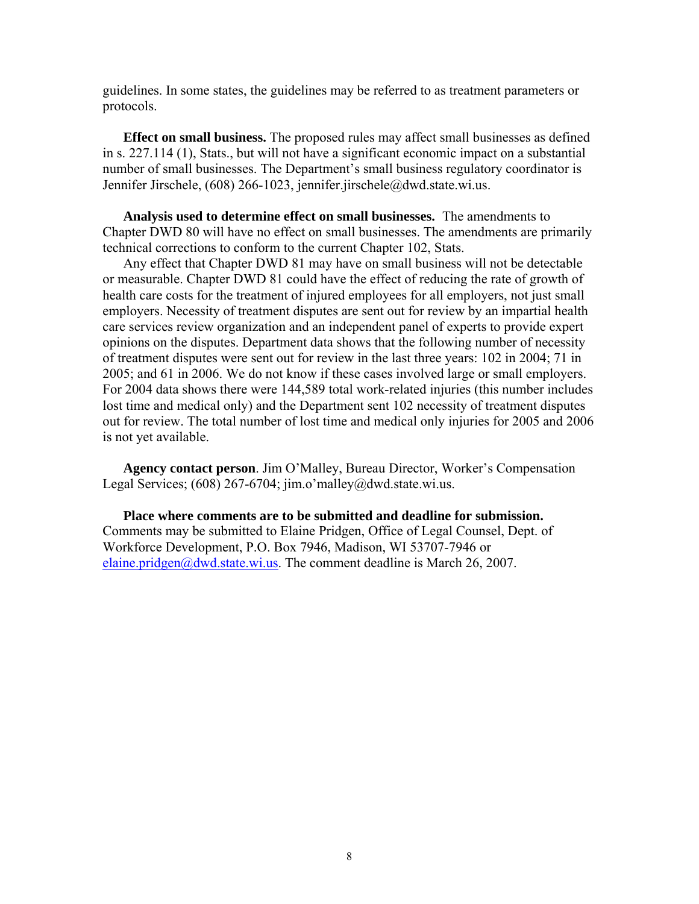guidelines. In some states, the guidelines may be referred to as treatment parameters or protocols.

**Effect on small business.** The proposed rules may affect small businesses as defined in s. 227.114 (1), Stats., but will not have a significant economic impact on a substantial number of small businesses. The Department's small business regulatory coordinator is Jennifer Jirschele, (608) 266-1023, jennifer.jirschele@dwd.state.wi.us.

**Analysis used to determine effect on small businesses.** The amendments to Chapter DWD 80 will have no effect on small businesses. The amendments are primarily technical corrections to conform to the current Chapter 102, Stats.

Any effect that Chapter DWD 81 may have on small business will not be detectable or measurable. Chapter DWD 81 could have the effect of reducing the rate of growth of health care costs for the treatment of injured employees for all employers, not just small employers. Necessity of treatment disputes are sent out for review by an impartial health care services review organization and an independent panel of experts to provide expert opinions on the disputes. Department data shows that the following number of necessity of treatment disputes were sent out for review in the last three years: 102 in 2004; 71 in 2005; and 61 in 2006. We do not know if these cases involved large or small employers. For 2004 data shows there were 144,589 total work-related injuries (this number includes lost time and medical only) and the Department sent 102 necessity of treatment disputes out for review. The total number of lost time and medical only injuries for 2005 and 2006 is not yet available.

**Agency contact person**. Jim O'Malley, Bureau Director, Worker's Compensation Legal Services; (608) 267-6704; jim.o'malley@dwd.state.wi.us.

**Place where comments are to be submitted and deadline for submission.** Comments may be submitted to Elaine Pridgen, Office of Legal Counsel, Dept. of Workforce Development, P.O. Box 7946, Madison, WI 53707-7946 or elaine.pridgen@dwd.state.wi.us. The comment deadline is March 26, 2007.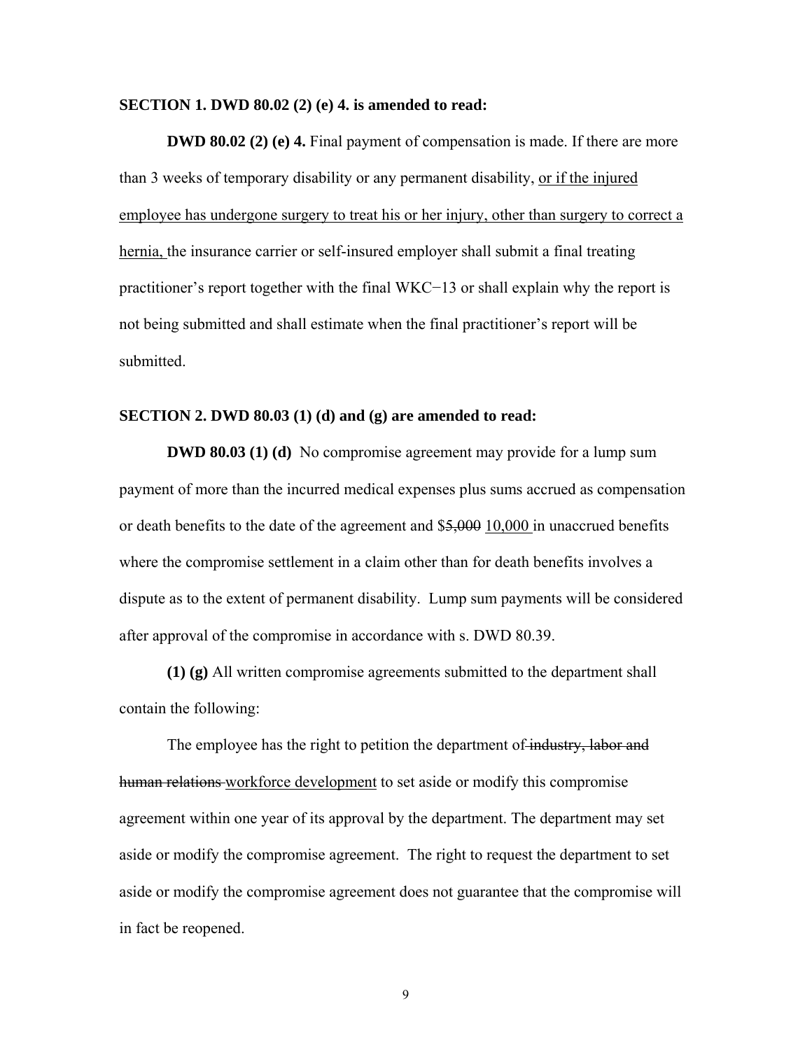**SECTION 1. DWD 80.02 (2) (e) 4. is amended to read:**

**DWD 80.02 (2) (e) 4.** Final payment of compensation is made. If there are more than 3 weeks of temporary disability or any permanent disability, <u>or if the injured employee has undergone surgery to treat his or her injury, other than surgery to correct a hernia,</u> the insurance carrier or self-insured employer shall submit a final treating practitioner's report together with the final WKC−13 or shall explain why the report is not being submitted and shall estimate when the final practitioner's report will be submitted.

**SECTION 2. DWD 80.03 (1) (d) and (g) are amended to read:**

**DWD 80.03 (1) (d)** No compromise agreement may provide for a lump sum payment of more than the incurred medical expenses plus sums accrued as compensation or death benefits to the date of the agreement and $~~5,000~~ <u>10,000</u> in unaccrued benefits where the compromise settlement in a claim other than for death benefits involves a dispute as to the extent of permanent disability. Lump sum payments will be considered after approval of the compromise in accordance with s. DWD 80.39.

**(1) (g)** All written compromise agreements submitted to the department shall contain the following:

The employee has the right to petition the department of ~~industry, labor and human relations~~ <u>workforce development</u> to set aside or modify this compromise agreement within one year of its approval by the department. The department may set aside or modify the compromise agreement. The right to request the department to set aside or modify the compromise agreement does not guarantee that the compromise will in fact be reopened.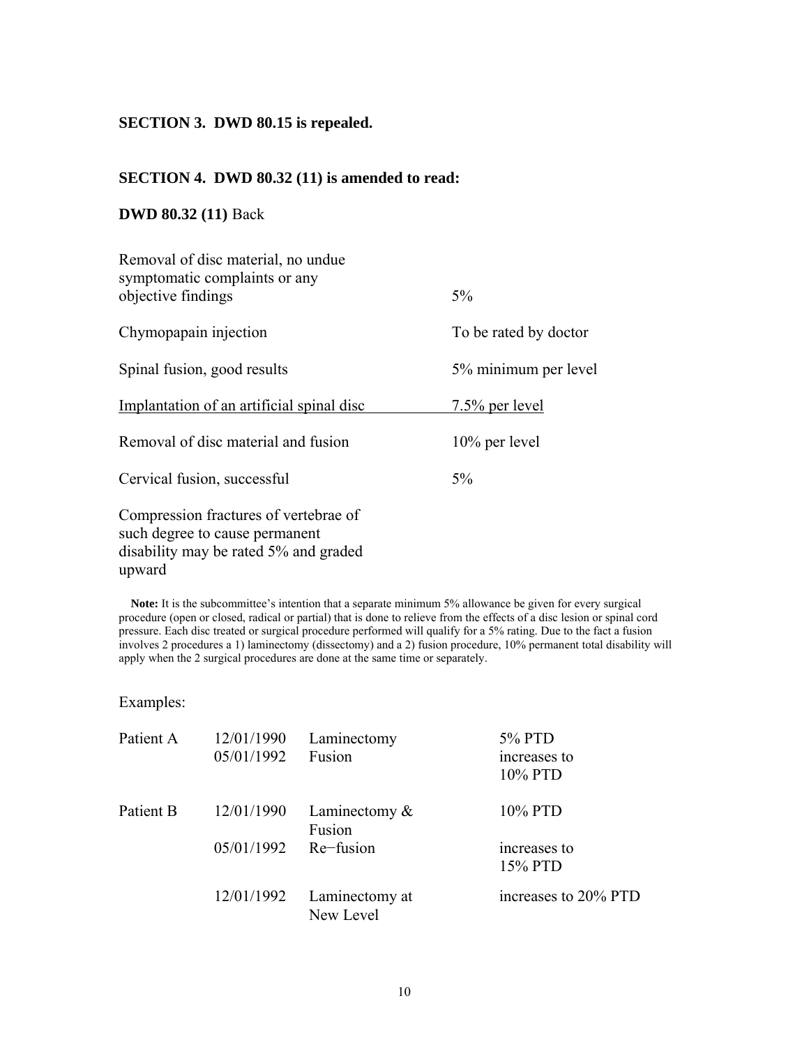**SECTION 3. DWD 80.15 is repealed.**

**SECTION 4. DWD 80.32 (11) is amended to read:**

**DWD 80.32 (11)** Back

| | |
|---|---|
| Removal of disc material, no undue symptomatic complaints or any objective findings | 5% |
| Chymopapain injection | To be rated by doctor |
| Spinal fusion, good results | 5% minimum per level |
| <u>Implantation of an artificial spinal disc</u> | <u>7.5% per level</u> |
| Removal of disc material and fusion | 10% per level |
| Cervical fusion, successful | 5% |
| Compression fractures of vertebrae of such degree to cause permanent disability may be rated 5% and graded upward | |

**Note:** It is the subcommittee's intention that a separate minimum 5% allowance be given for every surgical procedure (open or closed, radical or partial) that is done to relieve from the effects of a disc lesion or spinal cord pressure. Each disc treated or surgical procedure performed will qualify for a 5% rating. Due to the fact a fusion involves 2 procedures a 1) laminectomy (dissectomy) and a 2) fusion procedure, 10% permanent total disability will apply when the 2 surgical procedures are done at the same time or separately.

Examples:

| | | | |
|---|---|---|---|
| Patient A | 12/01/1990 | Laminectomy | 5% PTD |
| | 05/01/1992 | Fusion | increases to 10% PTD |
| Patient B | 12/01/1990 | Laminectomy & Fusion | 10% PTD |
| | 05/01/1992 | Re−fusion | increases to 15% PTD |
| | 12/01/1992 | Laminectomy at New Level | increases to 20% PTD |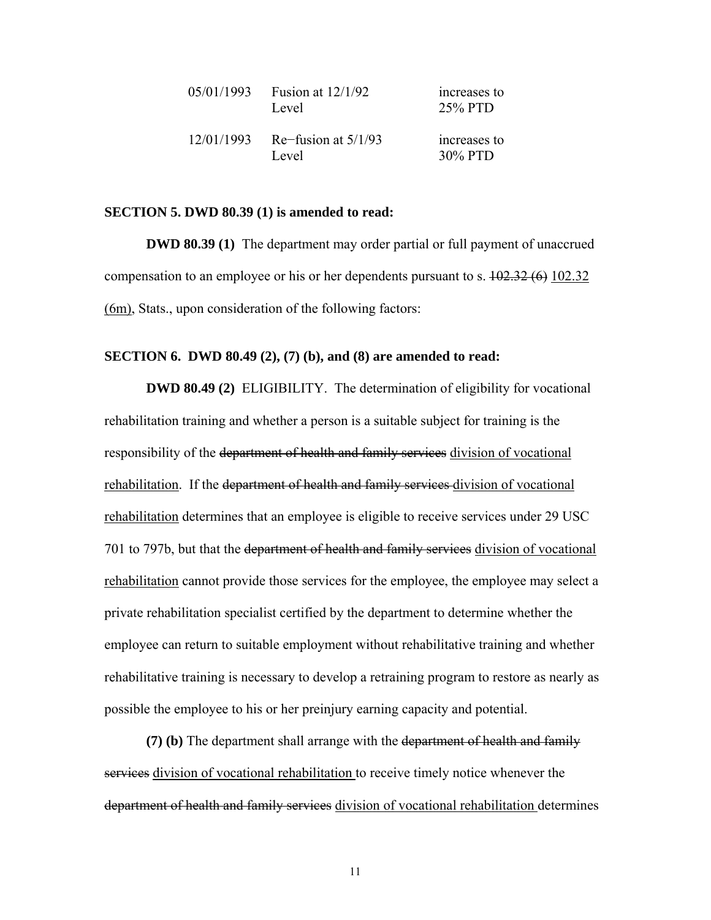| | | |
|---|---|---|
| 05/01/1993 | Fusion at 12/1/92 Level | increases to 25% PTD |
| 12/01/1993 | Re−fusion at 5/1/93 Level | increases to 30% PTD |

**SECTION 5. DWD 80.39 (1) is amended to read:**

**DWD 80.39 (1)** The department may order partial or full payment of unaccrued compensation to an employee or his or her dependents pursuant to s. ~~102.32 (6)~~ <u>102.32 (6m)</u>, Stats., upon consideration of the following factors:

**SECTION 6. DWD 80.49 (2), (7) (b), and (8) are amended to read:**

**DWD 80.49 (2)** ELIGIBILITY. The determination of eligibility for vocational rehabilitation training and whether a person is a suitable subject for training is the responsibility of the ~~department of health and family services~~ <u>division of vocational rehabilitation</u>. If the ~~department of health and family services~~ <u>division of vocational rehabilitation</u> determines that an employee is eligible to receive services under 29 USC 701 to 797b, but that the ~~department of health and family services~~ <u>division of vocational rehabilitation</u> cannot provide those services for the employee, the employee may select a private rehabilitation specialist certified by the department to determine whether the employee can return to suitable employment without rehabilitative training and whether rehabilitative training is necessary to develop a retraining program to restore as nearly as possible the employee to his or her preinjury earning capacity and potential.

**(7) (b)** The department shall arrange with the ~~department of health and family services~~ <u>division of vocational rehabilitation</u> to receive timely notice whenever the ~~department of health and family services~~ <u>division of vocational rehabilitation</u> determines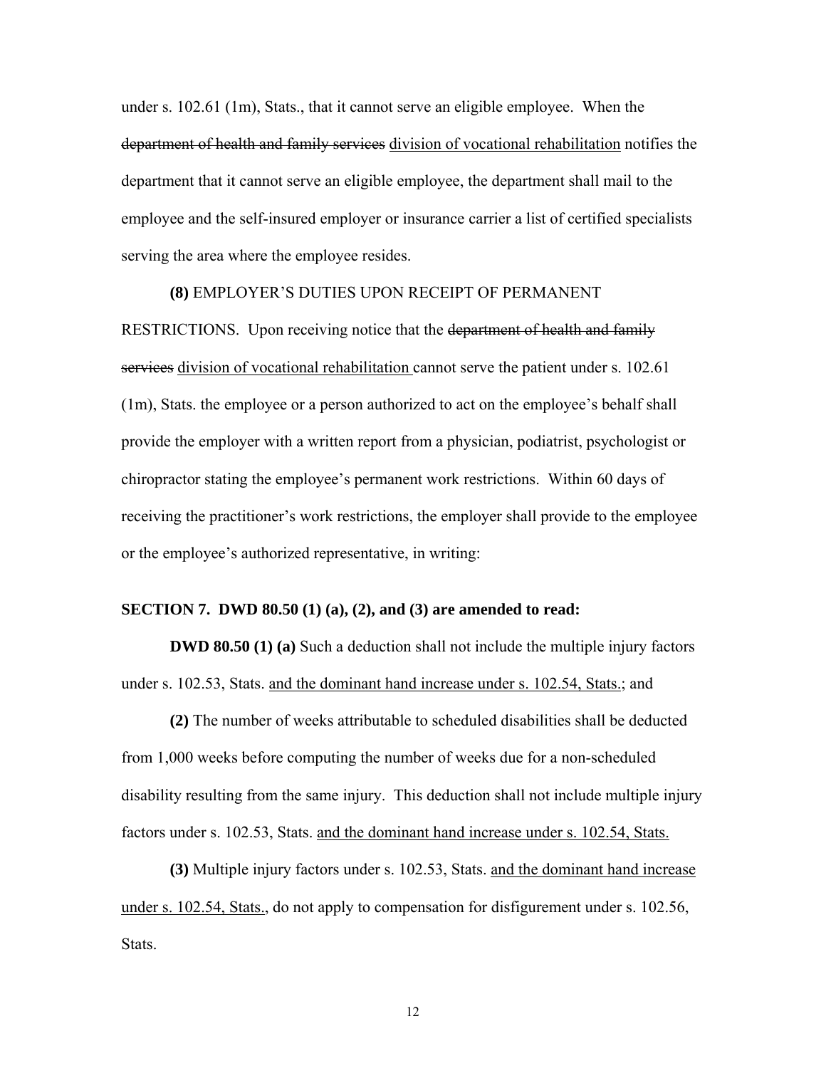under s. 102.61 (1m), Stats., that it cannot serve an eligible employee. When the ~~department of health and family services~~ division of vocational rehabilitation notifies the department that it cannot serve an eligible employee, the department shall mail to the employee and the self-insured employer or insurance carrier a list of certified specialists serving the area where the employee resides.

**(8)** EMPLOYER'S DUTIES UPON RECEIPT OF PERMANENT RESTRICTIONS. Upon receiving notice that the ~~department of health and family services~~ division of vocational rehabilitation cannot serve the patient under s. 102.61 (1m), Stats. the employee or a person authorized to act on the employee's behalf shall provide the employer with a written report from a physician, podiatrist, psychologist or chiropractor stating the employee's permanent work restrictions. Within 60 days of receiving the practitioner's work restrictions, the employer shall provide to the employee or the employee's authorized representative, in writing:

**SECTION 7. DWD 80.50 (1) (a), (2), and (3) are amended to read:**

**DWD 80.50 (1) (a)** Such a deduction shall not include the multiple injury factors under s. 102.53, Stats. and the dominant hand increase under s. 102.54, Stats.; and

**(2)** The number of weeks attributable to scheduled disabilities shall be deducted from 1,000 weeks before computing the number of weeks due for a non-scheduled disability resulting from the same injury. This deduction shall not include multiple injury factors under s. 102.53, Stats. and the dominant hand increase under s. 102.54, Stats.

**(3)** Multiple injury factors under s. 102.53, Stats. and the dominant hand increase under s. 102.54, Stats., do not apply to compensation for disfigurement under s. 102.56, Stats.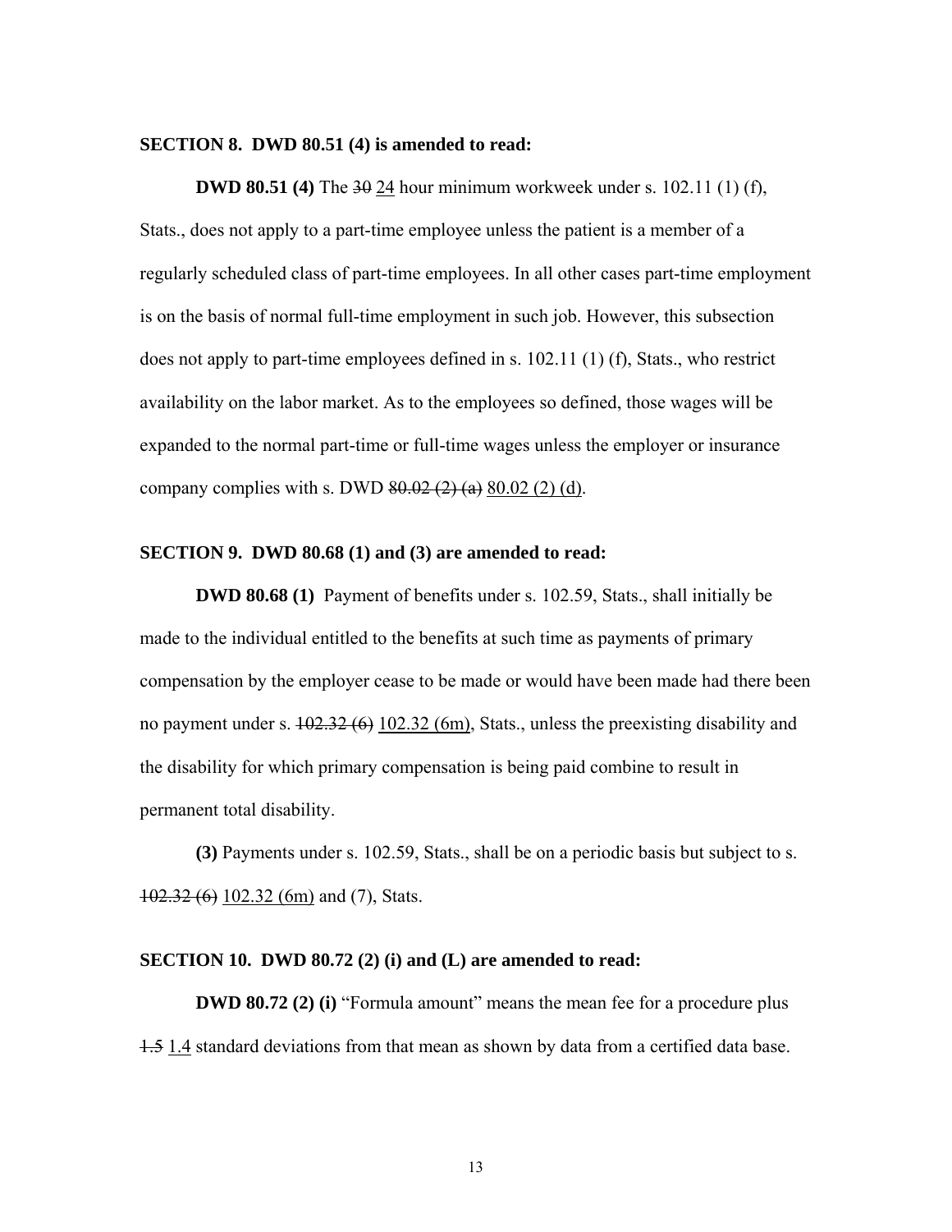**SECTION 8. DWD 80.51 (4) is amended to read:**

**DWD 80.51 (4)** The ~~30~~ <u>24</u> hour minimum workweek under s. 102.11 (1) (f), Stats., does not apply to a part-time employee unless the patient is a member of a regularly scheduled class of part-time employees. In all other cases part-time employment is on the basis of normal full-time employment in such job. However, this subsection does not apply to part-time employees defined in s. 102.11 (1) (f), Stats., who restrict availability on the labor market. As to the employees so defined, those wages will be expanded to the normal part-time or full-time wages unless the employer or insurance company complies with s. DWD ~~80.02 (2) (a)~~ <u>80.02 (2) (d)</u>.

**SECTION 9. DWD 80.68 (1) and (3) are amended to read:**

**DWD 80.68 (1)** Payment of benefits under s. 102.59, Stats., shall initially be made to the individual entitled to the benefits at such time as payments of primary compensation by the employer cease to be made or would have been made had there been no payment under s. ~~102.32 (6)~~ <u>102.32 (6m)</u>, Stats., unless the preexisting disability and the disability for which primary compensation is being paid combine to result in permanent total disability.

**(3)** Payments under s. 102.59, Stats., shall be on a periodic basis but subject to s. ~~102.32 (6)~~ <u>102.32 (6m)</u> and (7), Stats.

**SECTION 10. DWD 80.72 (2) (i) and (L) are amended to read:**

**DWD 80.72 (2) (i)** "Formula amount" means the mean fee for a procedure plus ~~1.5~~ <u>1.4</u> standard deviations from that mean as shown by data from a certified data base.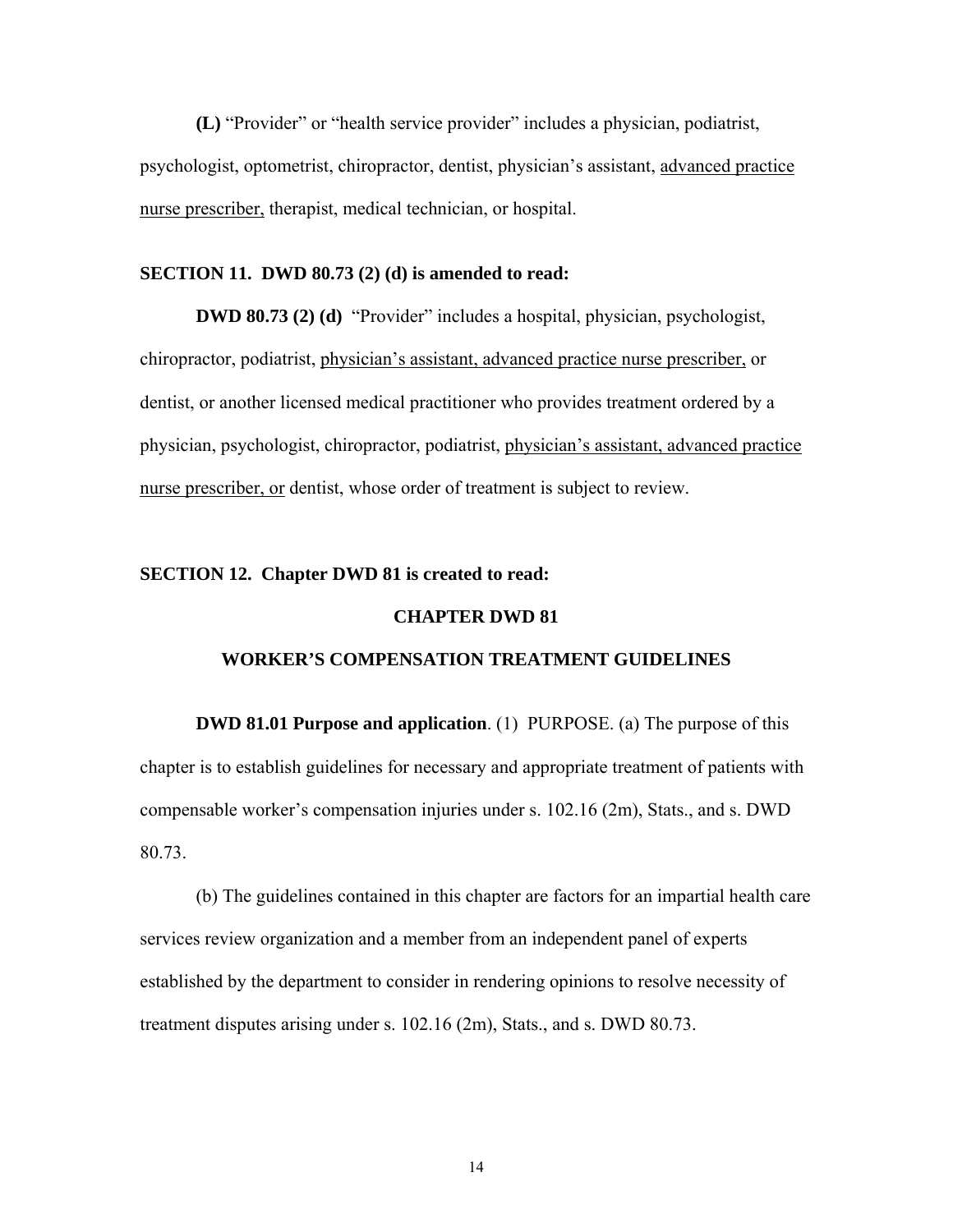**(L)** "Provider" or "health service provider" includes a physician, podiatrist, psychologist, optometrist, chiropractor, dentist, physician's assistant, <u>advanced practice nurse prescriber,</u> therapist, medical technician, or hospital.

**SECTION 11. DWD 80.73 (2) (d) is amended to read:**

**DWD 80.73 (2) (d)** "Provider" includes a hospital, physician, psychologist, chiropractor, podiatrist, <u>physician's assistant, advanced practice nurse prescriber,</u> or dentist, or another licensed medical practitioner who provides treatment ordered by a physician, psychologist, chiropractor, podiatrist, <u>physician's assistant, advanced practice nurse prescriber, or</u> dentist, whose order of treatment is subject to review.

**SECTION 12. Chapter DWD 81 is created to read:**

**CHAPTER DWD 81**

**WORKER'S COMPENSATION TREATMENT GUIDELINES**

**DWD 81.01 Purpose and application**. (1) PURPOSE. (a) The purpose of this chapter is to establish guidelines for necessary and appropriate treatment of patients with compensable worker's compensation injuries under s. 102.16 (2m), Stats., and s. DWD 80.73.

(b) The guidelines contained in this chapter are factors for an impartial health care services review organization and a member from an independent panel of experts established by the department to consider in rendering opinions to resolve necessity of treatment disputes arising under s. 102.16 (2m), Stats., and s. DWD 80.73.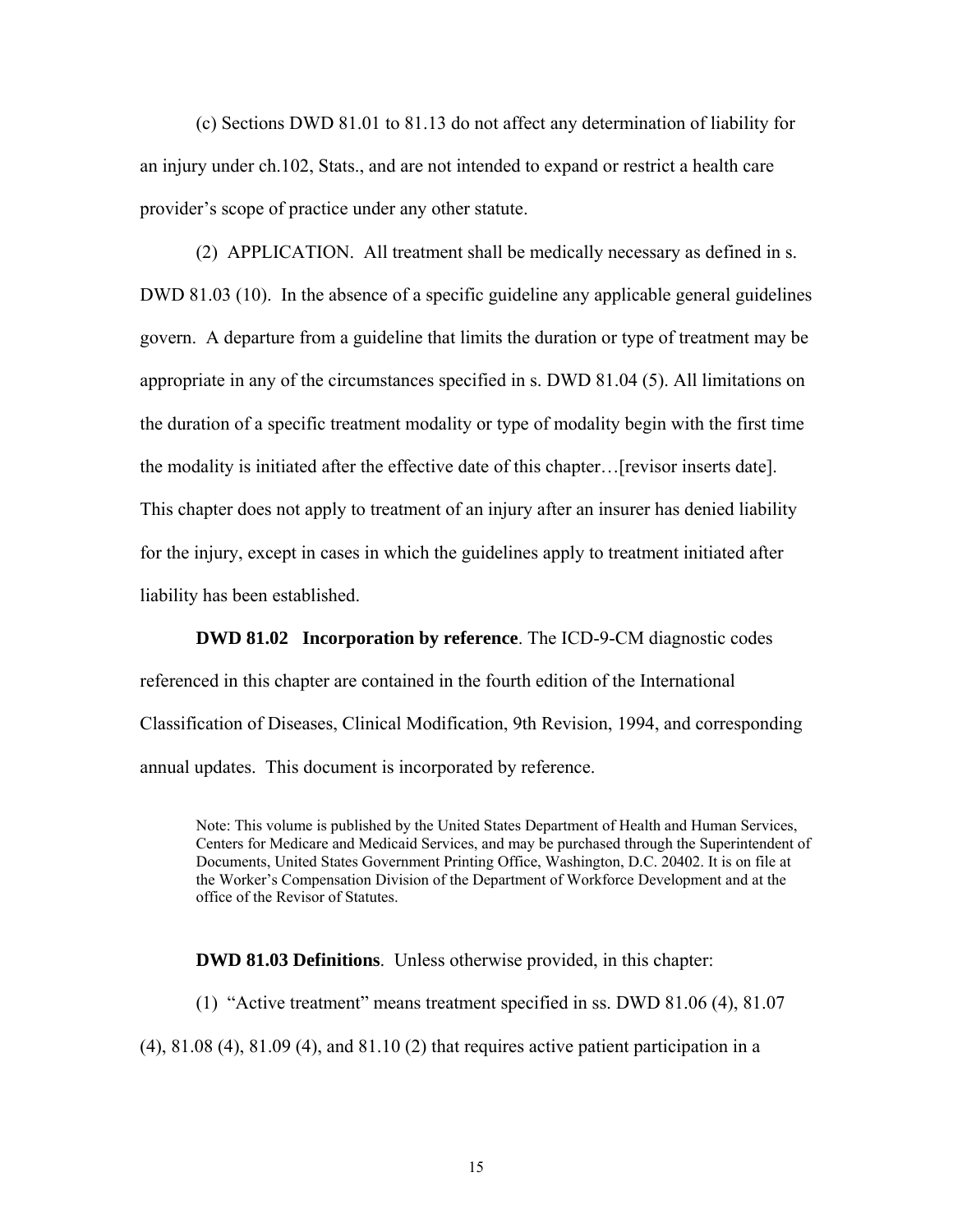(c) Sections DWD 81.01 to 81.13 do not affect any determination of liability for an injury under ch.102, Stats., and are not intended to expand or restrict a health care provider's scope of practice under any other statute.

(2) APPLICATION. All treatment shall be medically necessary as defined in s. DWD 81.03 (10). In the absence of a specific guideline any applicable general guidelines govern. A departure from a guideline that limits the duration or type of treatment may be appropriate in any of the circumstances specified in s. DWD 81.04 (5). All limitations on the duration of a specific treatment modality or type of modality begin with the first time the modality is initiated after the effective date of this chapter…[revisor inserts date]. This chapter does not apply to treatment of an injury after an insurer has denied liability for the injury, except in cases in which the guidelines apply to treatment initiated after liability has been established.

**DWD 81.02 Incorporation by reference**. The ICD-9-CM diagnostic codes referenced in this chapter are contained in the fourth edition of the International Classification of Diseases, Clinical Modification, 9th Revision, 1994, and corresponding annual updates. This document is incorporated by reference.

Note: This volume is published by the United States Department of Health and Human Services, Centers for Medicare and Medicaid Services, and may be purchased through the Superintendent of Documents, United States Government Printing Office, Washington, D.C. 20402. It is on file at the Worker's Compensation Division of the Department of Workforce Development and at the office of the Revisor of Statutes.

**DWD 81.03 Definitions**. Unless otherwise provided, in this chapter:

(1) "Active treatment" means treatment specified in ss. DWD 81.06 (4), 81.07 (4), 81.08 (4), 81.09 (4), and 81.10 (2) that requires active patient participation in a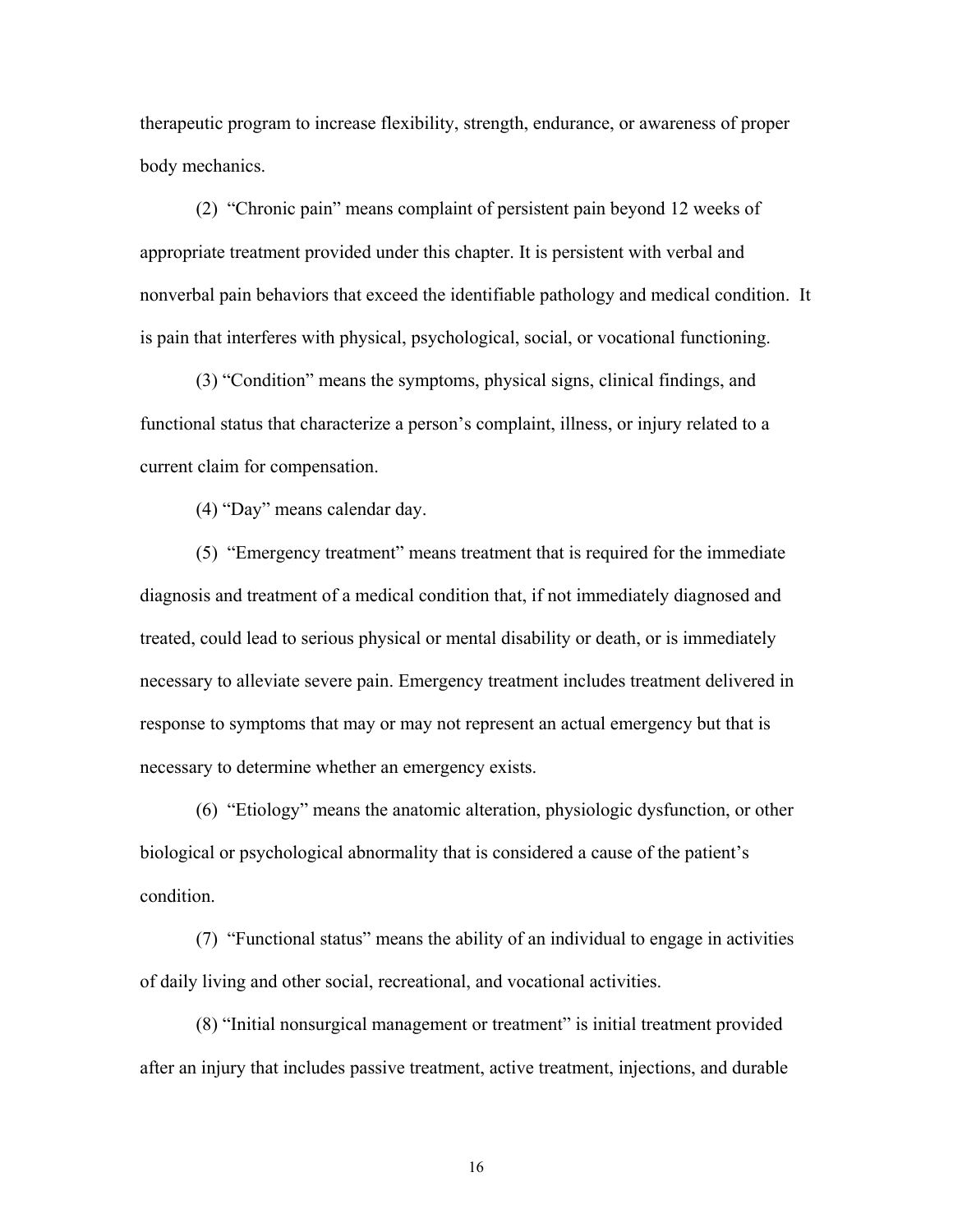therapeutic program to increase flexibility, strength, endurance, or awareness of proper body mechanics.

(2) "Chronic pain" means complaint of persistent pain beyond 12 weeks of appropriate treatment provided under this chapter. It is persistent with verbal and nonverbal pain behaviors that exceed the identifiable pathology and medical condition. It is pain that interferes with physical, psychological, social, or vocational functioning.

(3) "Condition" means the symptoms, physical signs, clinical findings, and functional status that characterize a person's complaint, illness, or injury related to a current claim for compensation.

(4) "Day" means calendar day.

(5) "Emergency treatment" means treatment that is required for the immediate diagnosis and treatment of a medical condition that, if not immediately diagnosed and treated, could lead to serious physical or mental disability or death, or is immediately necessary to alleviate severe pain. Emergency treatment includes treatment delivered in response to symptoms that may or may not represent an actual emergency but that is necessary to determine whether an emergency exists.

(6) "Etiology" means the anatomic alteration, physiologic dysfunction, or other biological or psychological abnormality that is considered a cause of the patient's condition.

(7) "Functional status" means the ability of an individual to engage in activities of daily living and other social, recreational, and vocational activities.

(8) "Initial nonsurgical management or treatment" is initial treatment provided after an injury that includes passive treatment, active treatment, injections, and durable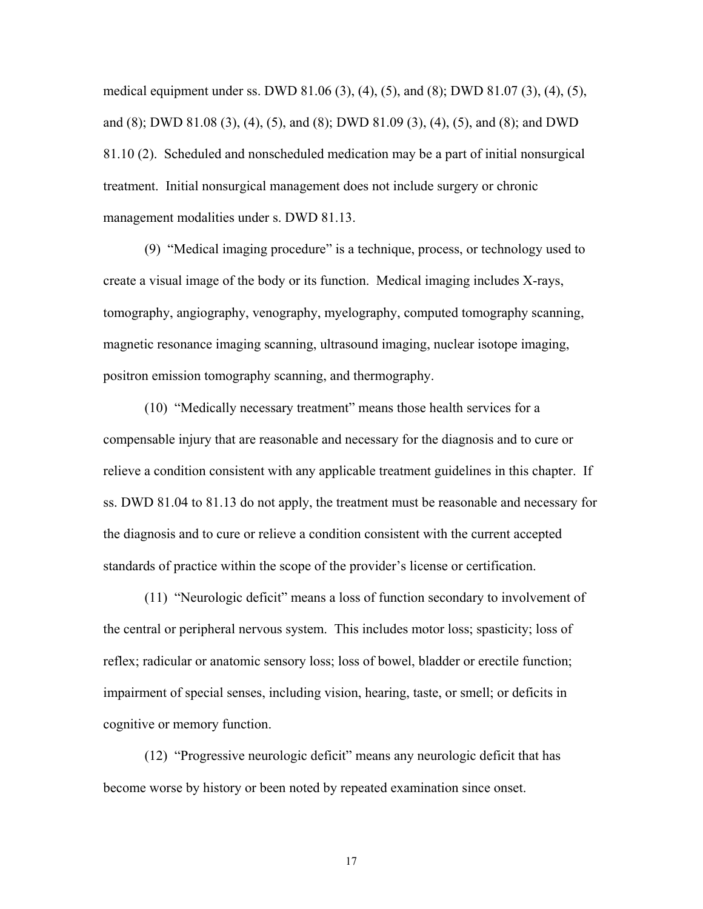medical equipment under ss. DWD 81.06 (3), (4), (5), and (8); DWD 81.07 (3), (4), (5), and (8); DWD 81.08 (3), (4), (5), and (8); DWD 81.09 (3), (4), (5), and (8); and DWD 81.10 (2). Scheduled and nonscheduled medication may be a part of initial nonsurgical treatment. Initial nonsurgical management does not include surgery or chronic management modalities under s. DWD 81.13.

(9) "Medical imaging procedure" is a technique, process, or technology used to create a visual image of the body or its function. Medical imaging includes X-rays, tomography, angiography, venography, myelography, computed tomography scanning, magnetic resonance imaging scanning, ultrasound imaging, nuclear isotope imaging, positron emission tomography scanning, and thermography.

(10) "Medically necessary treatment" means those health services for a compensable injury that are reasonable and necessary for the diagnosis and to cure or relieve a condition consistent with any applicable treatment guidelines in this chapter. If ss. DWD 81.04 to 81.13 do not apply, the treatment must be reasonable and necessary for the diagnosis and to cure or relieve a condition consistent with the current accepted standards of practice within the scope of the provider's license or certification.

(11) "Neurologic deficit" means a loss of function secondary to involvement of the central or peripheral nervous system. This includes motor loss; spasticity; loss of reflex; radicular or anatomic sensory loss; loss of bowel, bladder or erectile function; impairment of special senses, including vision, hearing, taste, or smell; or deficits in cognitive or memory function.

(12) "Progressive neurologic deficit" means any neurologic deficit that has become worse by history or been noted by repeated examination since onset.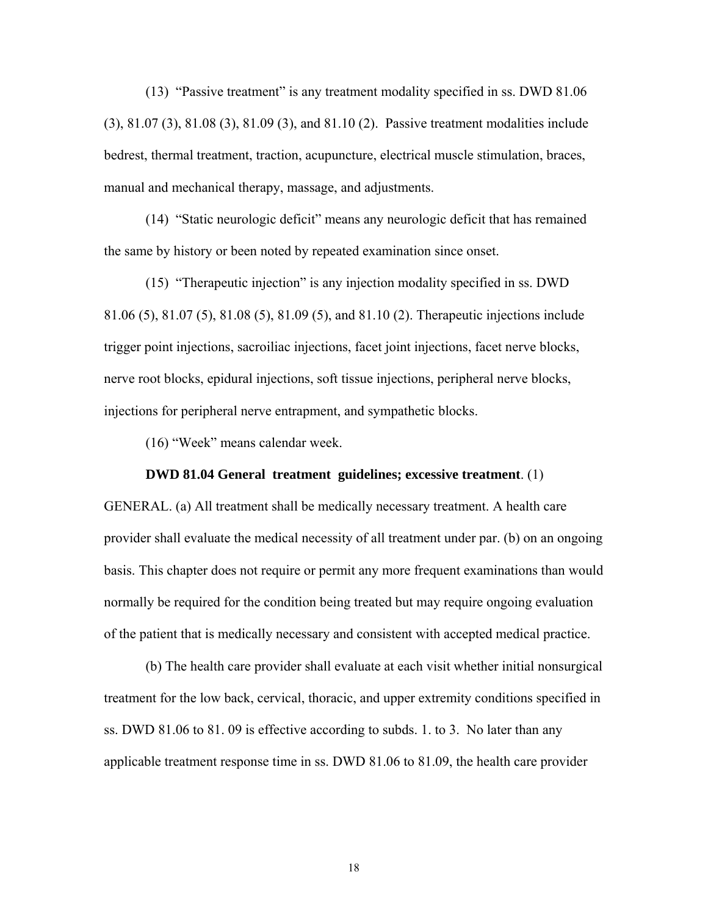(13) "Passive treatment" is any treatment modality specified in ss. DWD 81.06 (3), 81.07 (3), 81.08 (3), 81.09 (3), and 81.10 (2). Passive treatment modalities include bedrest, thermal treatment, traction, acupuncture, electrical muscle stimulation, braces, manual and mechanical therapy, massage, and adjustments.

(14) "Static neurologic deficit" means any neurologic deficit that has remained the same by history or been noted by repeated examination since onset.

(15) "Therapeutic injection" is any injection modality specified in ss. DWD 81.06 (5), 81.07 (5), 81.08 (5), 81.09 (5), and 81.10 (2). Therapeutic injections include trigger point injections, sacroiliac injections, facet joint injections, facet nerve blocks, nerve root blocks, epidural injections, soft tissue injections, peripheral nerve blocks, injections for peripheral nerve entrapment, and sympathetic blocks.

(16) "Week" means calendar week.

**DWD 81.04 General treatment guidelines; excessive treatment**. (1) GENERAL. (a) All treatment shall be medically necessary treatment. A health care provider shall evaluate the medical necessity of all treatment under par. (b) on an ongoing basis. This chapter does not require or permit any more frequent examinations than would normally be required for the condition being treated but may require ongoing evaluation of the patient that is medically necessary and consistent with accepted medical practice.

(b) The health care provider shall evaluate at each visit whether initial nonsurgical treatment for the low back, cervical, thoracic, and upper extremity conditions specified in ss. DWD 81.06 to 81. 09 is effective according to subds. 1. to 3. No later than any applicable treatment response time in ss. DWD 81.06 to 81.09, the health care provider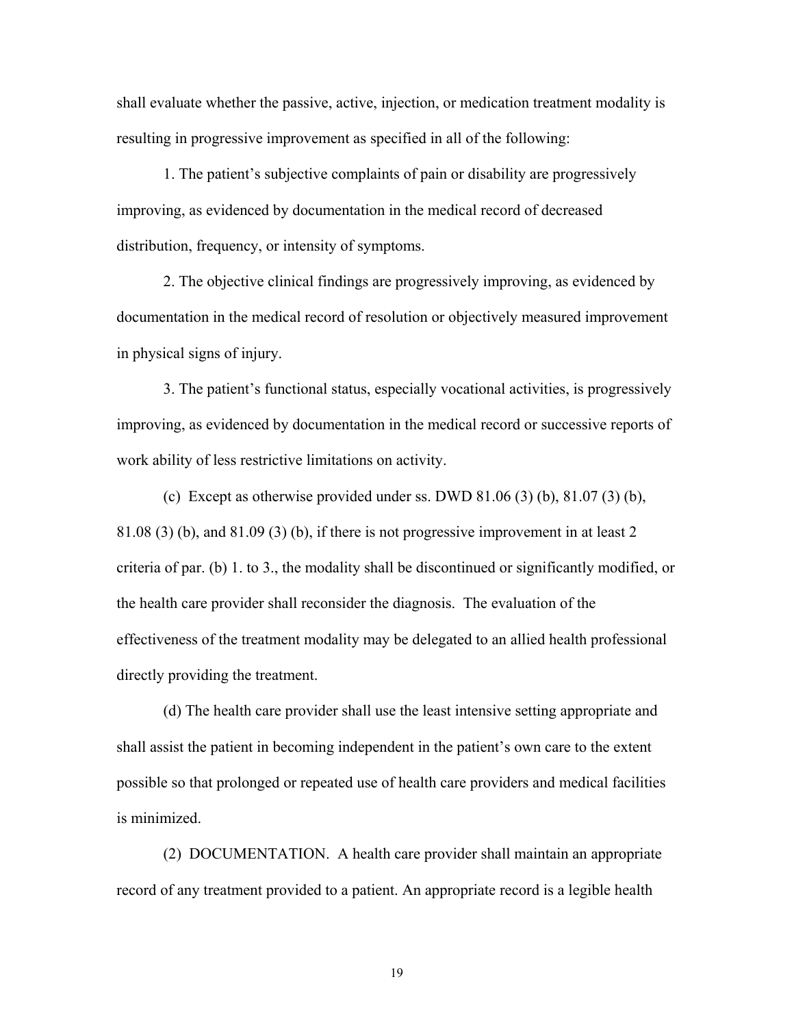shall evaluate whether the passive, active, injection, or medication treatment modality is resulting in progressive improvement as specified in all of the following:

1. The patient's subjective complaints of pain or disability are progressively improving, as evidenced by documentation in the medical record of decreased distribution, frequency, or intensity of symptoms.

2. The objective clinical findings are progressively improving, as evidenced by documentation in the medical record of resolution or objectively measured improvement in physical signs of injury.

3. The patient's functional status, especially vocational activities, is progressively improving, as evidenced by documentation in the medical record or successive reports of work ability of less restrictive limitations on activity.

(c) Except as otherwise provided under ss. DWD 81.06 (3) (b), 81.07 (3) (b), 81.08 (3) (b), and 81.09 (3) (b), if there is not progressive improvement in at least 2 criteria of par. (b) 1. to 3., the modality shall be discontinued or significantly modified, or the health care provider shall reconsider the diagnosis. The evaluation of the effectiveness of the treatment modality may be delegated to an allied health professional directly providing the treatment.

(d) The health care provider shall use the least intensive setting appropriate and shall assist the patient in becoming independent in the patient's own care to the extent possible so that prolonged or repeated use of health care providers and medical facilities is minimized.

(2) DOCUMENTATION. A health care provider shall maintain an appropriate record of any treatment provided to a patient. An appropriate record is a legible health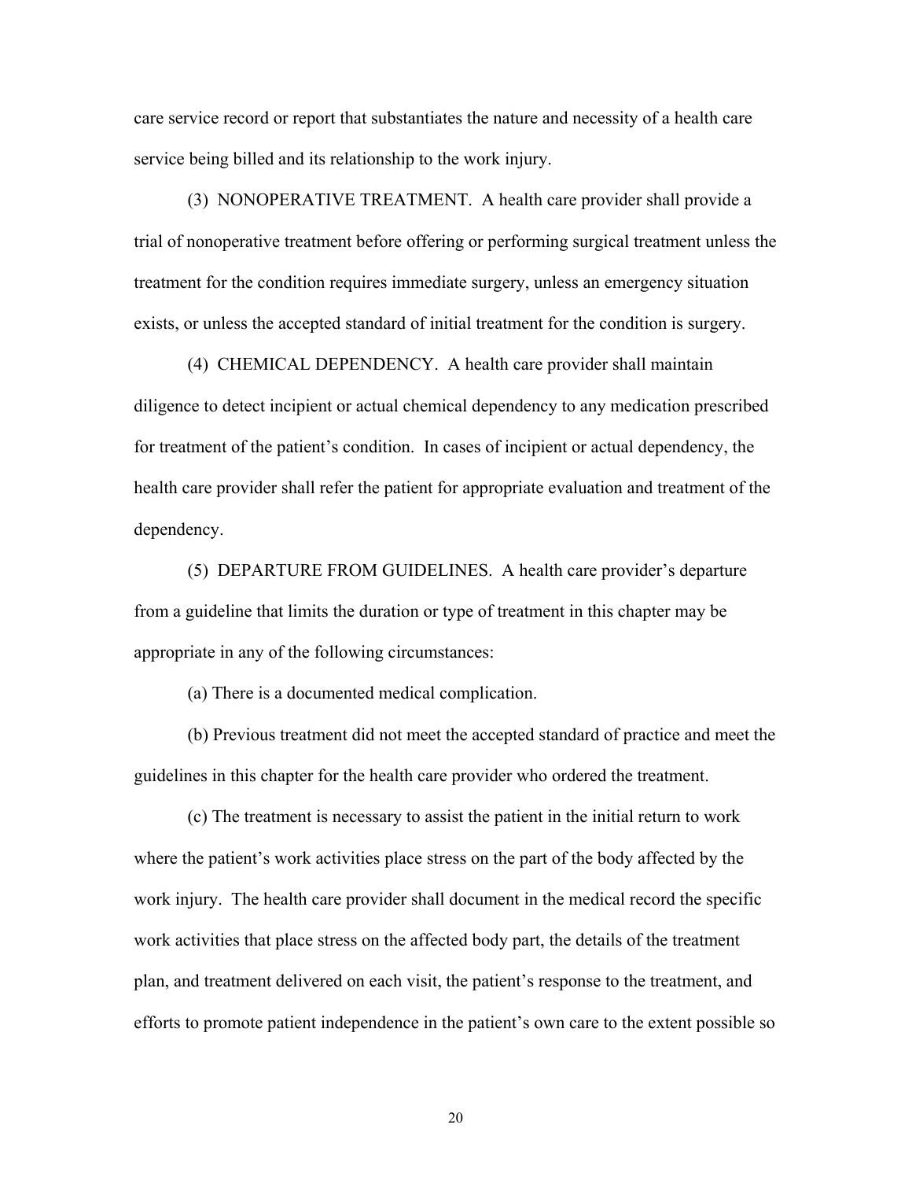care service record or report that substantiates the nature and necessity of a health care service being billed and its relationship to the work injury.

(3) NONOPERATIVE TREATMENT. A health care provider shall provide a trial of nonoperative treatment before offering or performing surgical treatment unless the treatment for the condition requires immediate surgery, unless an emergency situation exists, or unless the accepted standard of initial treatment for the condition is surgery.

(4) CHEMICAL DEPENDENCY. A health care provider shall maintain diligence to detect incipient or actual chemical dependency to any medication prescribed for treatment of the patient's condition. In cases of incipient or actual dependency, the health care provider shall refer the patient for appropriate evaluation and treatment of the dependency.

(5) DEPARTURE FROM GUIDELINES. A health care provider's departure from a guideline that limits the duration or type of treatment in this chapter may be appropriate in any of the following circumstances:

(a) There is a documented medical complication.

(b) Previous treatment did not meet the accepted standard of practice and meet the guidelines in this chapter for the health care provider who ordered the treatment.

(c) The treatment is necessary to assist the patient in the initial return to work where the patient's work activities place stress on the part of the body affected by the work injury. The health care provider shall document in the medical record the specific work activities that place stress on the affected body part, the details of the treatment plan, and treatment delivered on each visit, the patient's response to the treatment, and efforts to promote patient independence in the patient's own care to the extent possible so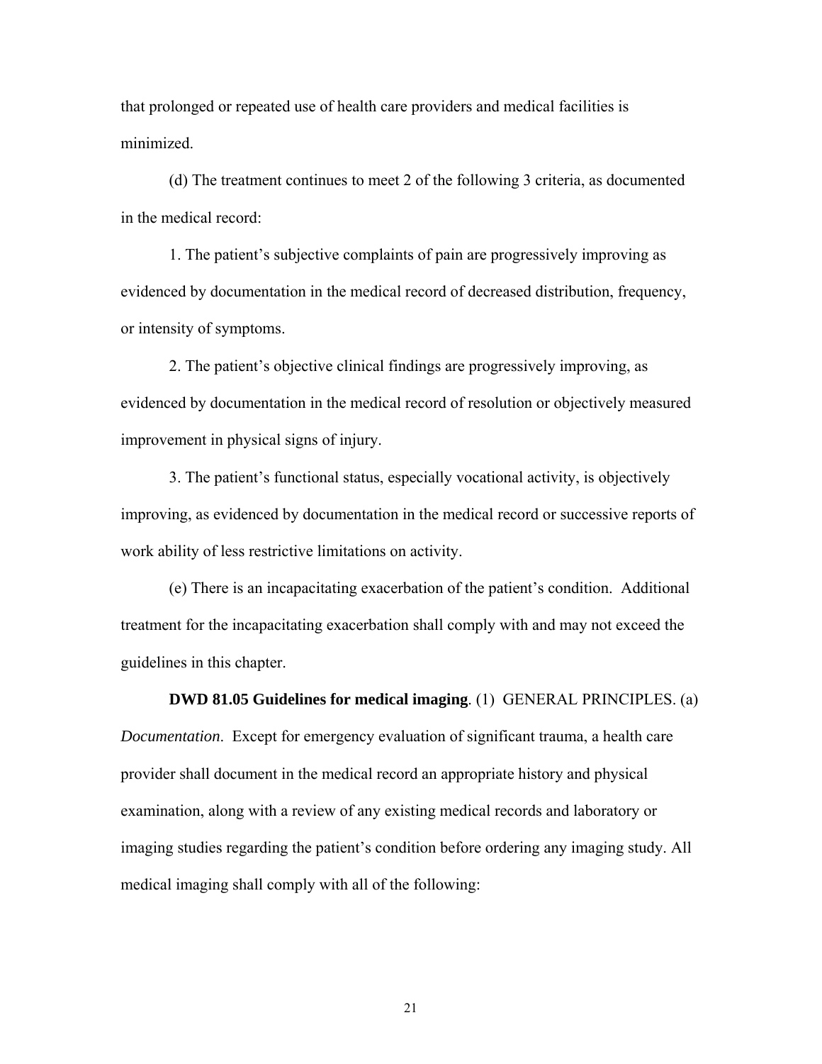that prolonged or repeated use of health care providers and medical facilities is minimized.

(d) The treatment continues to meet 2 of the following 3 criteria, as documented in the medical record:

1. The patient's subjective complaints of pain are progressively improving as evidenced by documentation in the medical record of decreased distribution, frequency, or intensity of symptoms.

2. The patient's objective clinical findings are progressively improving, as evidenced by documentation in the medical record of resolution or objectively measured improvement in physical signs of injury.

3. The patient's functional status, especially vocational activity, is objectively improving, as evidenced by documentation in the medical record or successive reports of work ability of less restrictive limitations on activity.

(e) There is an incapacitating exacerbation of the patient's condition. Additional treatment for the incapacitating exacerbation shall comply with and may not exceed the guidelines in this chapter.

**DWD 81.05 Guidelines for medical imaging**. (1) GENERAL PRINCIPLES. (a) *Documentation*. Except for emergency evaluation of significant trauma, a health care provider shall document in the medical record an appropriate history and physical examination, along with a review of any existing medical records and laboratory or imaging studies regarding the patient's condition before ordering any imaging study. All medical imaging shall comply with all of the following: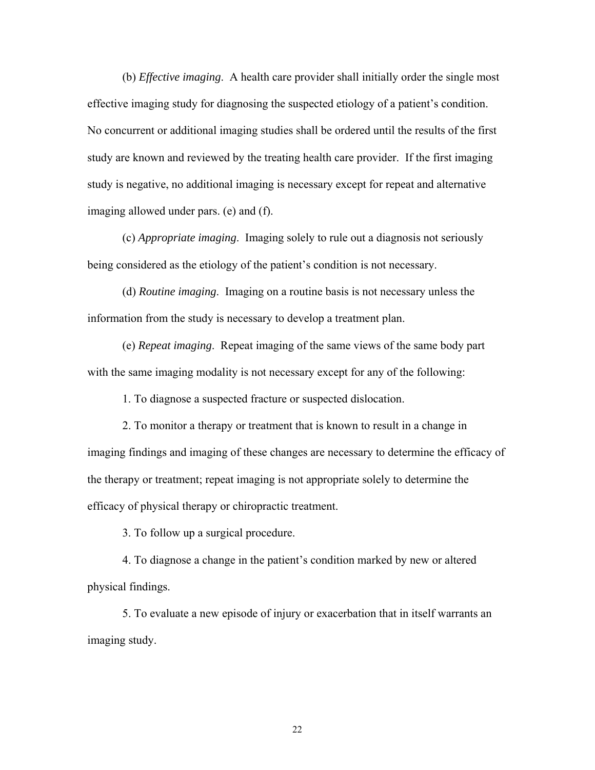(b) *Effective imaging*. A health care provider shall initially order the single most effective imaging study for diagnosing the suspected etiology of a patient's condition. No concurrent or additional imaging studies shall be ordered until the results of the first study are known and reviewed by the treating health care provider. If the first imaging study is negative, no additional imaging is necessary except for repeat and alternative imaging allowed under pars. (e) and (f).

(c) *Appropriate imaging*. Imaging solely to rule out a diagnosis not seriously being considered as the etiology of the patient's condition is not necessary.

(d) *Routine imaging*. Imaging on a routine basis is not necessary unless the information from the study is necessary to develop a treatment plan.

(e) *Repeat imaging*. Repeat imaging of the same views of the same body part with the same imaging modality is not necessary except for any of the following:

1. To diagnose a suspected fracture or suspected dislocation.

2. To monitor a therapy or treatment that is known to result in a change in imaging findings and imaging of these changes are necessary to determine the efficacy of the therapy or treatment; repeat imaging is not appropriate solely to determine the efficacy of physical therapy or chiropractic treatment.

3. To follow up a surgical procedure.

4. To diagnose a change in the patient's condition marked by new or altered physical findings.

5. To evaluate a new episode of injury or exacerbation that in itself warrants an imaging study.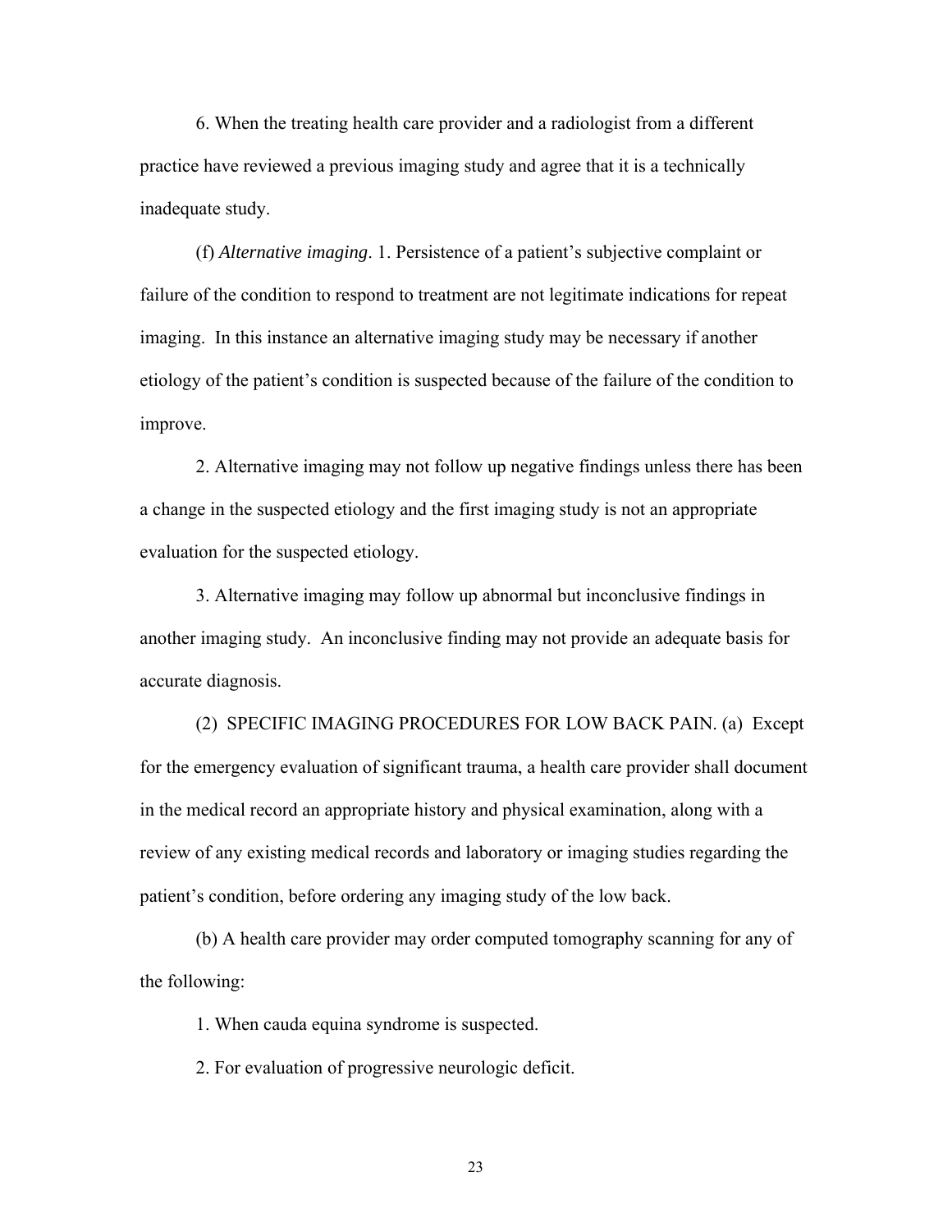6. When the treating health care provider and a radiologist from a different practice have reviewed a previous imaging study and agree that it is a technically inadequate study.

(f) *Alternative imaging*. 1. Persistence of a patient's subjective complaint or failure of the condition to respond to treatment are not legitimate indications for repeat imaging. In this instance an alternative imaging study may be necessary if another etiology of the patient's condition is suspected because of the failure of the condition to improve.

2. Alternative imaging may not follow up negative findings unless there has been a change in the suspected etiology and the first imaging study is not an appropriate evaluation for the suspected etiology.

3. Alternative imaging may follow up abnormal but inconclusive findings in another imaging study. An inconclusive finding may not provide an adequate basis for accurate diagnosis.

(2) SPECIFIC IMAGING PROCEDURES FOR LOW BACK PAIN. (a) Except for the emergency evaluation of significant trauma, a health care provider shall document in the medical record an appropriate history and physical examination, along with a review of any existing medical records and laboratory or imaging studies regarding the patient's condition, before ordering any imaging study of the low back.

(b) A health care provider may order computed tomography scanning for any of the following:

1. When cauda equina syndrome is suspected.

2. For evaluation of progressive neurologic deficit.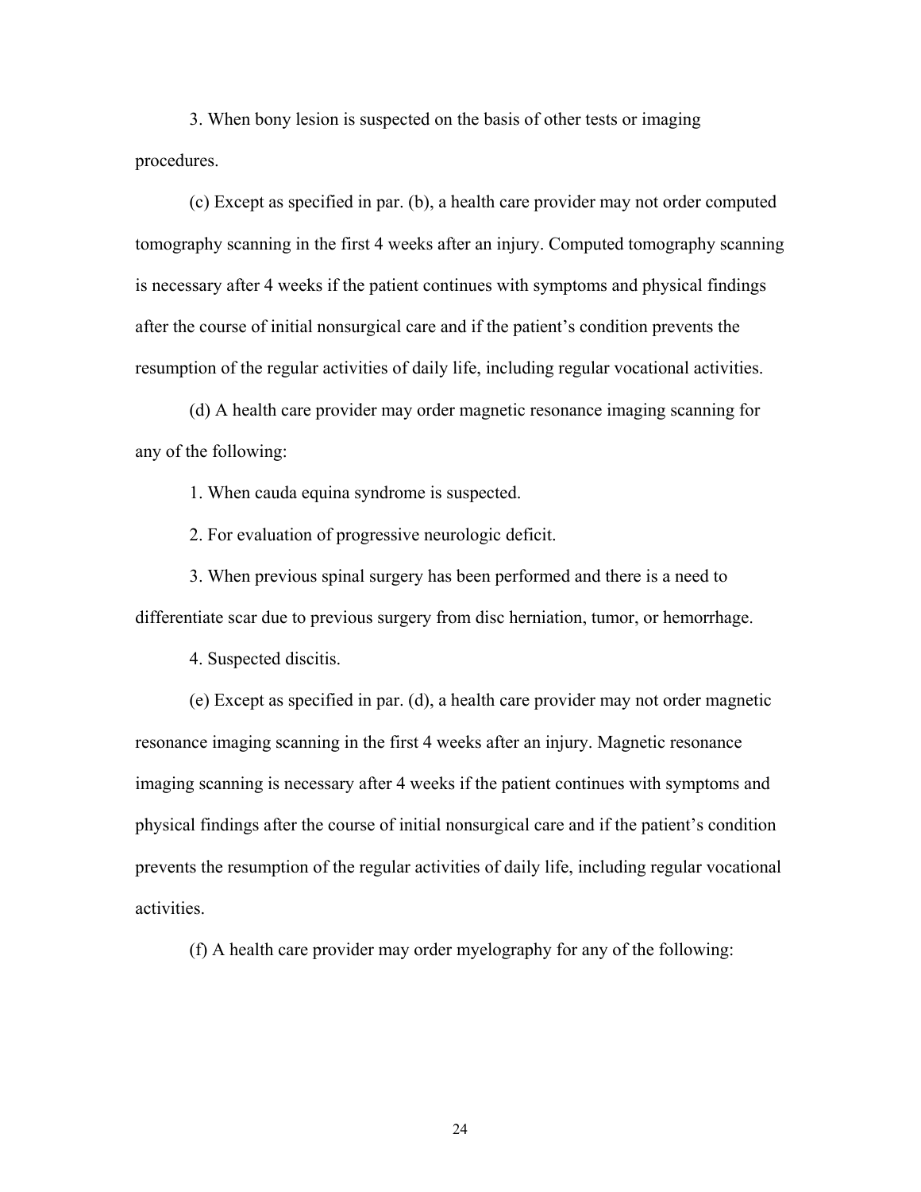3. When bony lesion is suspected on the basis of other tests or imaging procedures.

(c) Except as specified in par. (b), a health care provider may not order computed tomography scanning in the first 4 weeks after an injury. Computed tomography scanning is necessary after 4 weeks if the patient continues with symptoms and physical findings after the course of initial nonsurgical care and if the patient's condition prevents the resumption of the regular activities of daily life, including regular vocational activities.

(d) A health care provider may order magnetic resonance imaging scanning for any of the following:

1. When cauda equina syndrome is suspected.

2. For evaluation of progressive neurologic deficit.

3. When previous spinal surgery has been performed and there is a need to differentiate scar due to previous surgery from disc herniation, tumor, or hemorrhage.

4. Suspected discitis.

(e) Except as specified in par. (d), a health care provider may not order magnetic resonance imaging scanning in the first 4 weeks after an injury. Magnetic resonance imaging scanning is necessary after 4 weeks if the patient continues with symptoms and physical findings after the course of initial nonsurgical care and if the patient's condition prevents the resumption of the regular activities of daily life, including regular vocational activities.

(f) A health care provider may order myelography for any of the following: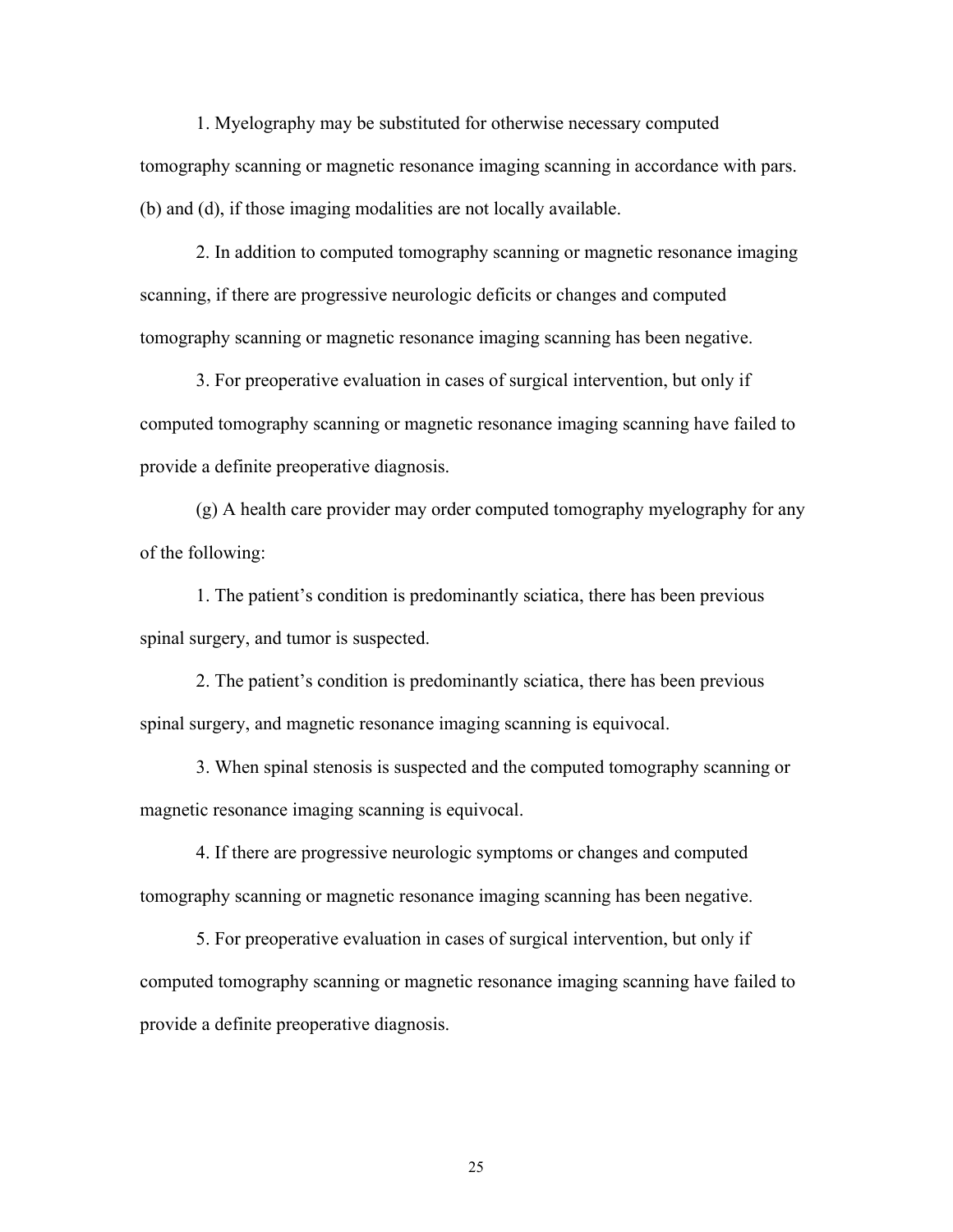1. Myelography may be substituted for otherwise necessary computed tomography scanning or magnetic resonance imaging scanning in accordance with pars. (b) and (d), if those imaging modalities are not locally available.

2. In addition to computed tomography scanning or magnetic resonance imaging scanning, if there are progressive neurologic deficits or changes and computed tomography scanning or magnetic resonance imaging scanning has been negative.

3. For preoperative evaluation in cases of surgical intervention, but only if computed tomography scanning or magnetic resonance imaging scanning have failed to provide a definite preoperative diagnosis.

(g) A health care provider may order computed tomography myelography for any of the following:

1. The patient's condition is predominantly sciatica, there has been previous spinal surgery, and tumor is suspected.

2. The patient's condition is predominantly sciatica, there has been previous spinal surgery, and magnetic resonance imaging scanning is equivocal.

3. When spinal stenosis is suspected and the computed tomography scanning or magnetic resonance imaging scanning is equivocal.

4. If there are progressive neurologic symptoms or changes and computed tomography scanning or magnetic resonance imaging scanning has been negative.

5. For preoperative evaluation in cases of surgical intervention, but only if computed tomography scanning or magnetic resonance imaging scanning have failed to provide a definite preoperative diagnosis.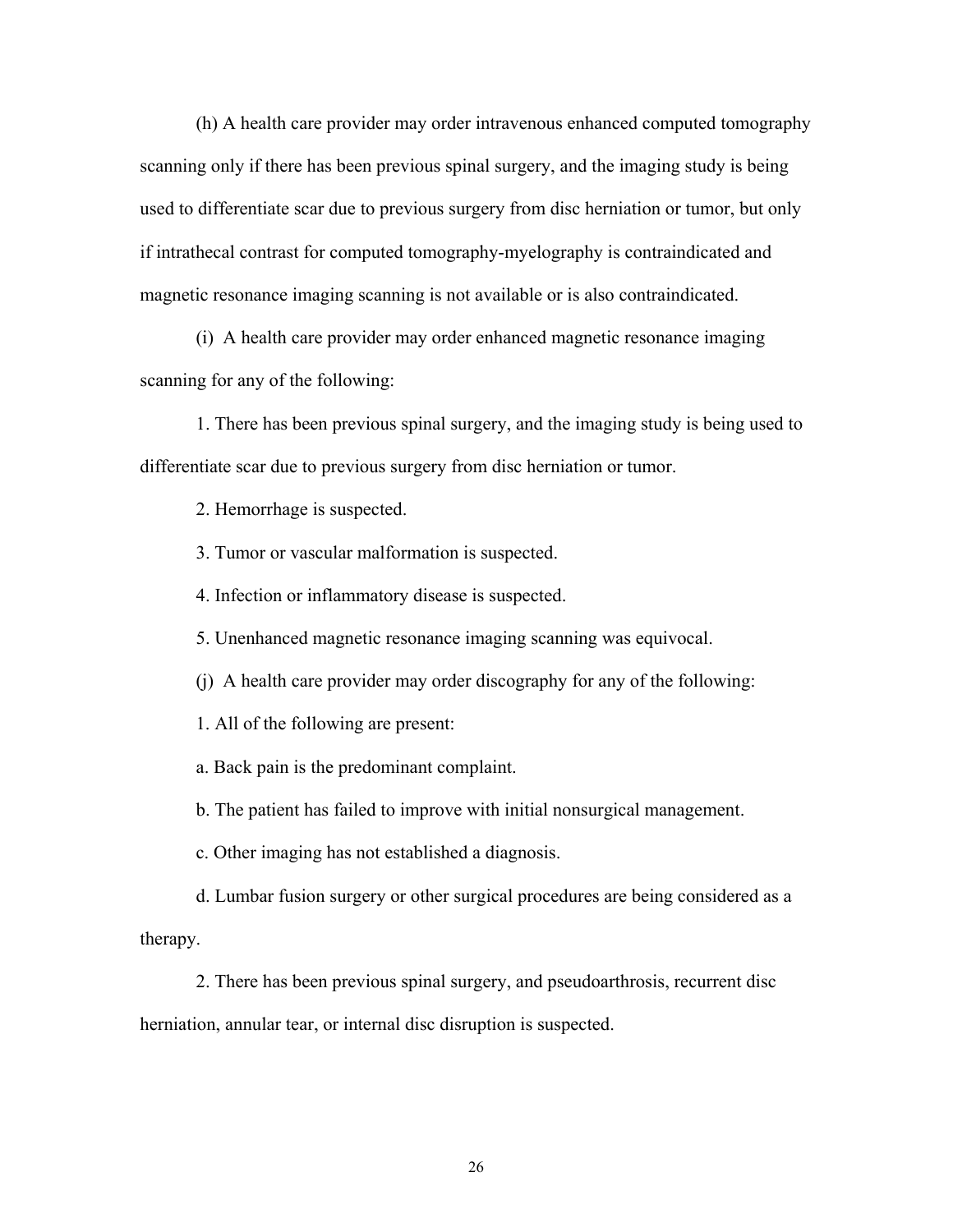(h) A health care provider may order intravenous enhanced computed tomography scanning only if there has been previous spinal surgery, and the imaging study is being used to differentiate scar due to previous surgery from disc herniation or tumor, but only if intrathecal contrast for computed tomography-myelography is contraindicated and magnetic resonance imaging scanning is not available or is also contraindicated.

(i) A health care provider may order enhanced magnetic resonance imaging scanning for any of the following:

1. There has been previous spinal surgery, and the imaging study is being used to differentiate scar due to previous surgery from disc herniation or tumor.

2. Hemorrhage is suspected.

3. Tumor or vascular malformation is suspected.

4. Infection or inflammatory disease is suspected.

5. Unenhanced magnetic resonance imaging scanning was equivocal.

(j) A health care provider may order discography for any of the following:

1. All of the following are present:

a. Back pain is the predominant complaint.

b. The patient has failed to improve with initial nonsurgical management.

c. Other imaging has not established a diagnosis.

d. Lumbar fusion surgery or other surgical procedures are being considered as a therapy.

2. There has been previous spinal surgery, and pseudoarthrosis, recurrent disc herniation, annular tear, or internal disc disruption is suspected.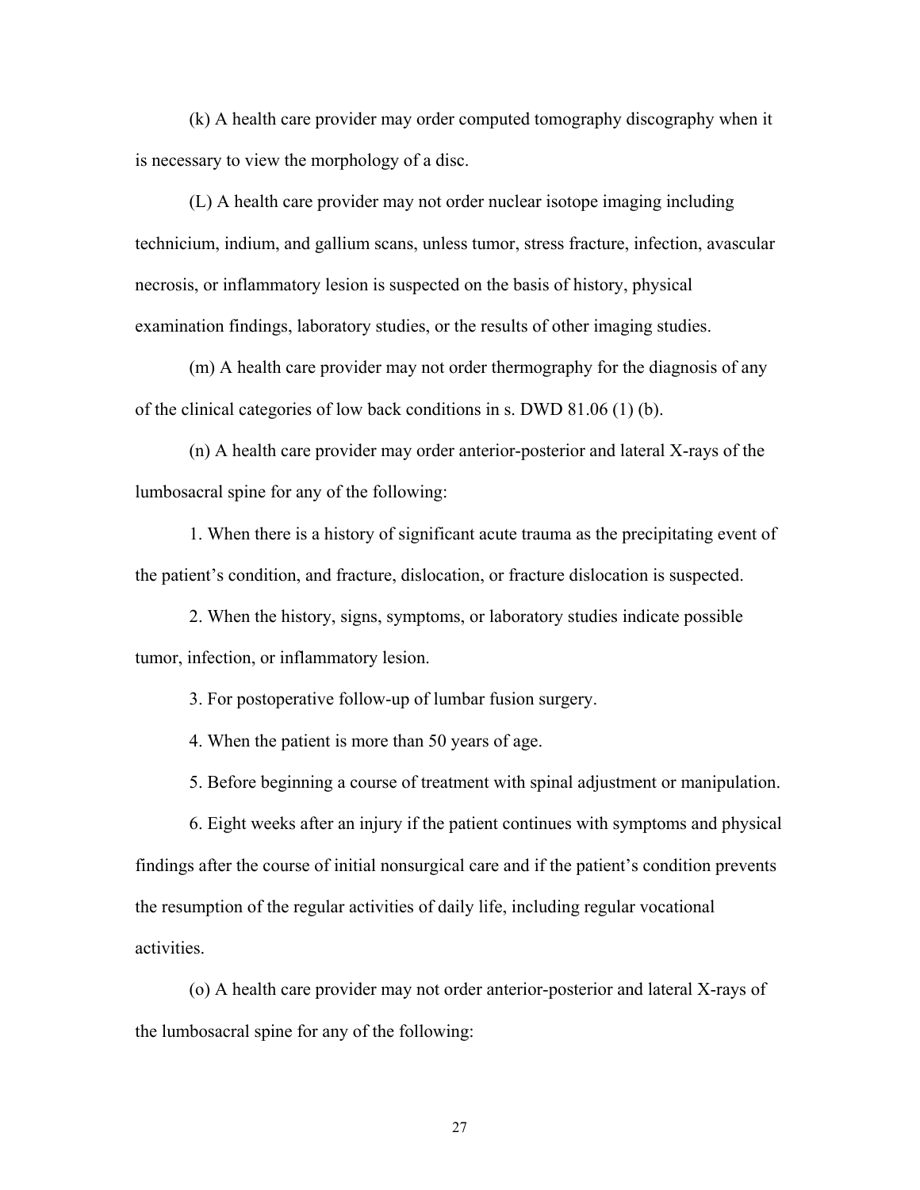(k) A health care provider may order computed tomography discography when it is necessary to view the morphology of a disc.

(L) A health care provider may not order nuclear isotope imaging including technicium, indium, and gallium scans, unless tumor, stress fracture, infection, avascular necrosis, or inflammatory lesion is suspected on the basis of history, physical examination findings, laboratory studies, or the results of other imaging studies.

(m) A health care provider may not order thermography for the diagnosis of any of the clinical categories of low back conditions in s. DWD 81.06 (1) (b).

(n) A health care provider may order anterior-posterior and lateral X-rays of the lumbosacral spine for any of the following:

1. When there is a history of significant acute trauma as the precipitating event of the patient's condition, and fracture, dislocation, or fracture dislocation is suspected.

2. When the history, signs, symptoms, or laboratory studies indicate possible tumor, infection, or inflammatory lesion.

3. For postoperative follow-up of lumbar fusion surgery.

4. When the patient is more than 50 years of age.

5. Before beginning a course of treatment with spinal adjustment or manipulation.

6. Eight weeks after an injury if the patient continues with symptoms and physical findings after the course of initial nonsurgical care and if the patient's condition prevents the resumption of the regular activities of daily life, including regular vocational activities.

(o) A health care provider may not order anterior-posterior and lateral X-rays of the lumbosacral spine for any of the following: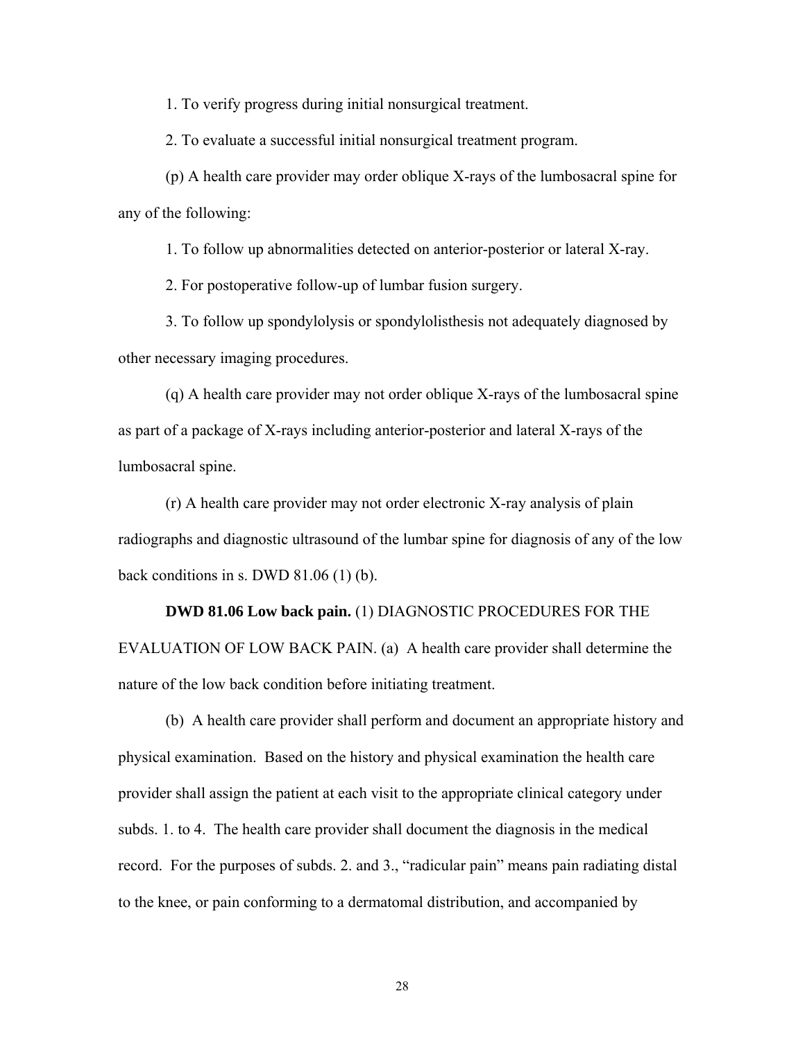1. To verify progress during initial nonsurgical treatment.

2. To evaluate a successful initial nonsurgical treatment program.

(p) A health care provider may order oblique X-rays of the lumbosacral spine for any of the following:

1. To follow up abnormalities detected on anterior-posterior or lateral X-ray.

2. For postoperative follow-up of lumbar fusion surgery.

3. To follow up spondylolysis or spondylolisthesis not adequately diagnosed by other necessary imaging procedures.

(q) A health care provider may not order oblique X-rays of the lumbosacral spine as part of a package of X-rays including anterior-posterior and lateral X-rays of the lumbosacral spine.

(r) A health care provider may not order electronic X-ray analysis of plain radiographs and diagnostic ultrasound of the lumbar spine for diagnosis of any of the low back conditions in s. DWD 81.06 (1) (b).

**DWD 81.06 Low back pain.** (1) DIAGNOSTIC PROCEDURES FOR THE EVALUATION OF LOW BACK PAIN. (a) A health care provider shall determine the nature of the low back condition before initiating treatment.

(b) A health care provider shall perform and document an appropriate history and physical examination. Based on the history and physical examination the health care provider shall assign the patient at each visit to the appropriate clinical category under subds. 1. to 4. The health care provider shall document the diagnosis in the medical record. For the purposes of subds. 2. and 3., "radicular pain" means pain radiating distal to the knee, or pain conforming to a dermatomal distribution, and accompanied by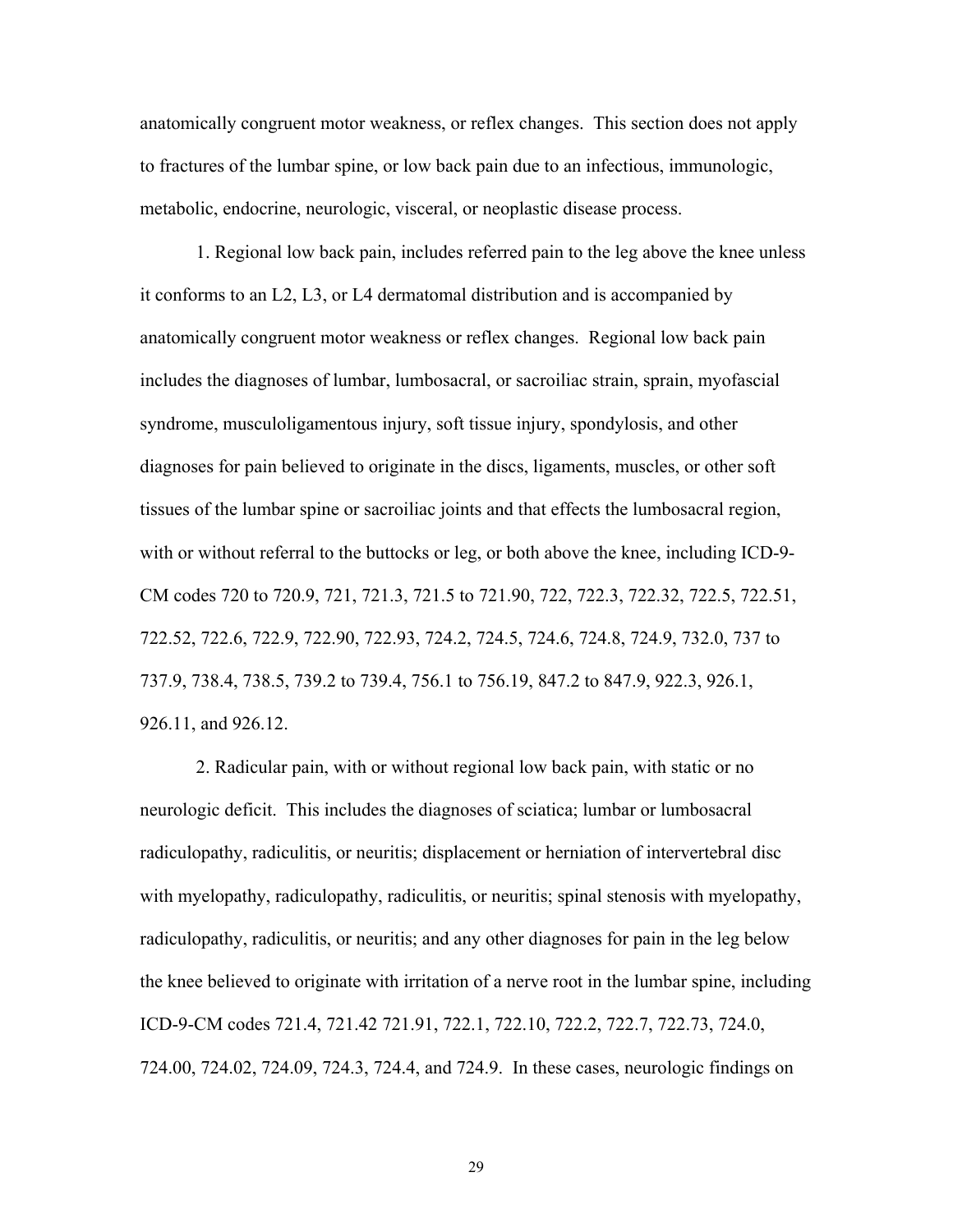anatomically congruent motor weakness, or reflex changes. This section does not apply to fractures of the lumbar spine, or low back pain due to an infectious, immunologic, metabolic, endocrine, neurologic, visceral, or neoplastic disease process.

1. Regional low back pain, includes referred pain to the leg above the knee unless it conforms to an L2, L3, or L4 dermatomal distribution and is accompanied by anatomically congruent motor weakness or reflex changes. Regional low back pain includes the diagnoses of lumbar, lumbosacral, or sacroiliac strain, sprain, myofascial syndrome, musculoligamentous injury, soft tissue injury, spondylosis, and other diagnoses for pain believed to originate in the discs, ligaments, muscles, or other soft tissues of the lumbar spine or sacroiliac joints and that effects the lumbosacral region, with or without referral to the buttocks or leg, or both above the knee, including ICD-9-CM codes 720 to 720.9, 721, 721.3, 721.5 to 721.90, 722, 722.3, 722.32, 722.5, 722.51, 722.52, 722.6, 722.9, 722.90, 722.93, 724.2, 724.5, 724.6, 724.8, 724.9, 732.0, 737 to 737.9, 738.4, 738.5, 739.2 to 739.4, 756.1 to 756.19, 847.2 to 847.9, 922.3, 926.1, 926.11, and 926.12.

2. Radicular pain, with or without regional low back pain, with static or no neurologic deficit. This includes the diagnoses of sciatica; lumbar or lumbosacral radiculopathy, radiculitis, or neuritis; displacement or herniation of intervertebral disc with myelopathy, radiculopathy, radiculitis, or neuritis; spinal stenosis with myelopathy, radiculopathy, radiculitis, or neuritis; and any other diagnoses for pain in the leg below the knee believed to originate with irritation of a nerve root in the lumbar spine, including ICD-9-CM codes 721.4, 721.42 721.91, 722.1, 722.10, 722.2, 722.7, 722.73, 724.0, 724.00, 724.02, 724.09, 724.3, 724.4, and 724.9. In these cases, neurologic findings on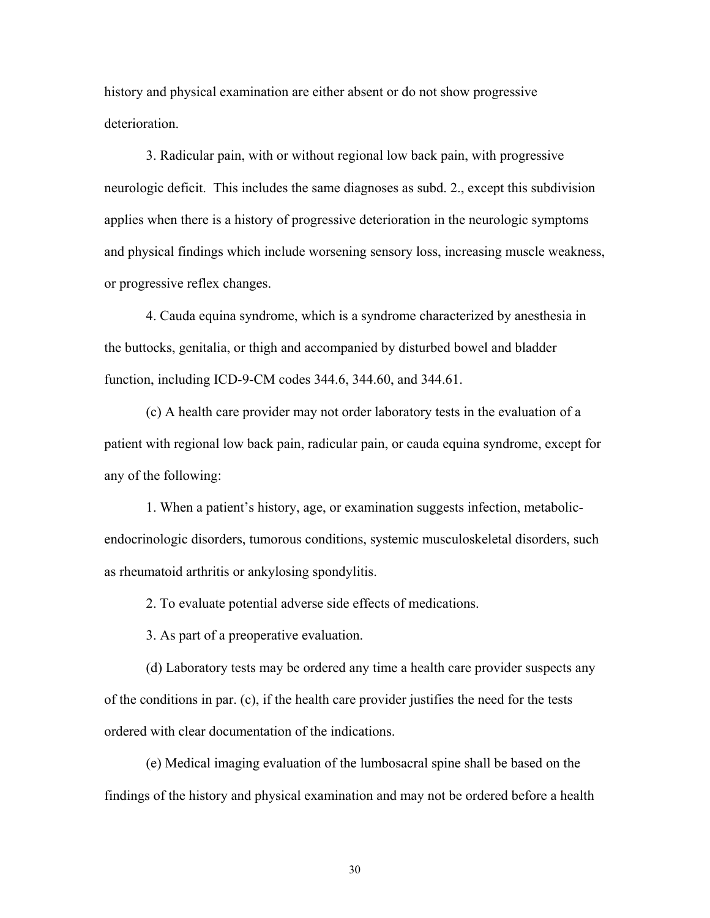history and physical examination are either absent or do not show progressive deterioration.

3. Radicular pain, with or without regional low back pain, with progressive neurologic deficit. This includes the same diagnoses as subd. 2., except this subdivision applies when there is a history of progressive deterioration in the neurologic symptoms and physical findings which include worsening sensory loss, increasing muscle weakness, or progressive reflex changes.

4. Cauda equina syndrome, which is a syndrome characterized by anesthesia in the buttocks, genitalia, or thigh and accompanied by disturbed bowel and bladder function, including ICD-9-CM codes 344.6, 344.60, and 344.61.

(c) A health care provider may not order laboratory tests in the evaluation of a patient with regional low back pain, radicular pain, or cauda equina syndrome, except for any of the following:

1. When a patient's history, age, or examination suggests infection, metabolic-endocrinologic disorders, tumorous conditions, systemic musculoskeletal disorders, such as rheumatoid arthritis or ankylosing spondylitis.

2. To evaluate potential adverse side effects of medications.

3. As part of a preoperative evaluation.

(d) Laboratory tests may be ordered any time a health care provider suspects any of the conditions in par. (c), if the health care provider justifies the need for the tests ordered with clear documentation of the indications.

(e) Medical imaging evaluation of the lumbosacral spine shall be based on the findings of the history and physical examination and may not be ordered before a health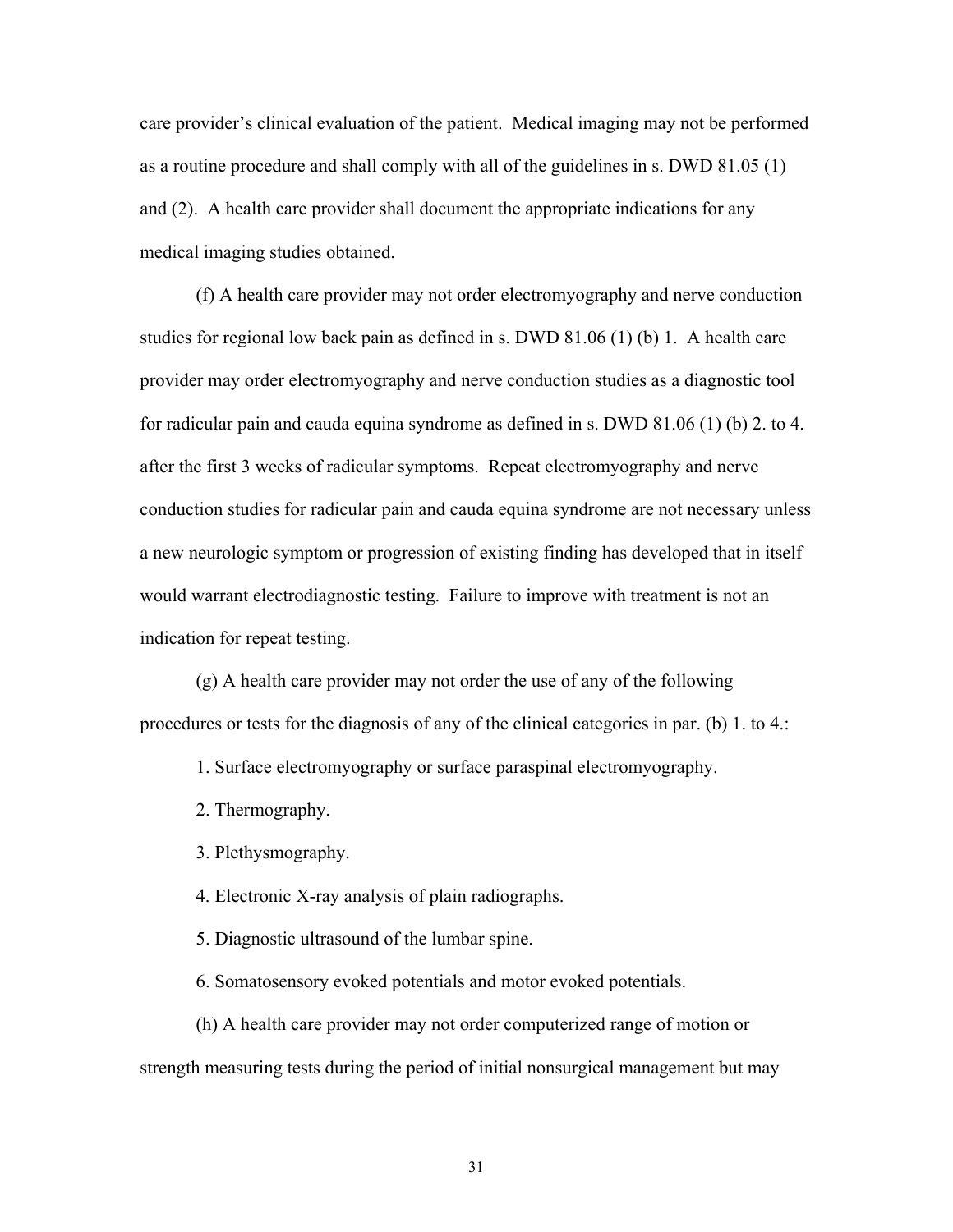care provider's clinical evaluation of the patient. Medical imaging may not be performed as a routine procedure and shall comply with all of the guidelines in s. DWD 81.05 (1) and (2). A health care provider shall document the appropriate indications for any medical imaging studies obtained.

(f) A health care provider may not order electromyography and nerve conduction studies for regional low back pain as defined in s. DWD 81.06 (1) (b) 1. A health care provider may order electromyography and nerve conduction studies as a diagnostic tool for radicular pain and cauda equina syndrome as defined in s. DWD 81.06 (1) (b) 2. to 4. after the first 3 weeks of radicular symptoms. Repeat electromyography and nerve conduction studies for radicular pain and cauda equina syndrome are not necessary unless a new neurologic symptom or progression of existing finding has developed that in itself would warrant electrodiagnostic testing. Failure to improve with treatment is not an indication for repeat testing.

(g) A health care provider may not order the use of any of the following procedures or tests for the diagnosis of any of the clinical categories in par. (b) 1. to 4.:

1. Surface electromyography or surface paraspinal electromyography.

2. Thermography.

3. Plethysmography.

4. Electronic X-ray analysis of plain radiographs.

5. Diagnostic ultrasound of the lumbar spine.

6. Somatosensory evoked potentials and motor evoked potentials.

(h) A health care provider may not order computerized range of motion or strength measuring tests during the period of initial nonsurgical management but may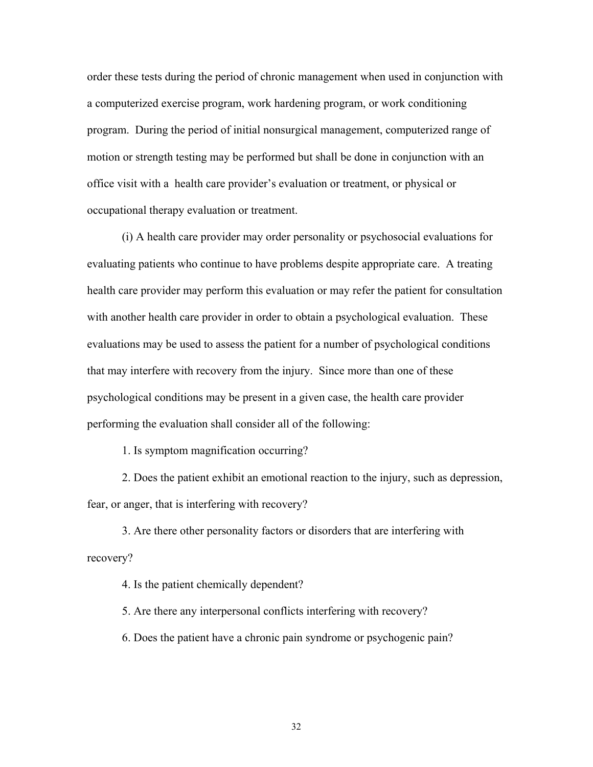order these tests during the period of chronic management when used in conjunction with a computerized exercise program, work hardening program, or work conditioning program. During the period of initial nonsurgical management, computerized range of motion or strength testing may be performed but shall be done in conjunction with an office visit with a health care provider's evaluation or treatment, or physical or occupational therapy evaluation or treatment.

(i) A health care provider may order personality or psychosocial evaluations for evaluating patients who continue to have problems despite appropriate care. A treating health care provider may perform this evaluation or may refer the patient for consultation with another health care provider in order to obtain a psychological evaluation. These evaluations may be used to assess the patient for a number of psychological conditions that may interfere with recovery from the injury. Since more than one of these psychological conditions may be present in a given case, the health care provider performing the evaluation shall consider all of the following:

1. Is symptom magnification occurring?

2. Does the patient exhibit an emotional reaction to the injury, such as depression, fear, or anger, that is interfering with recovery?

3. Are there other personality factors or disorders that are interfering with recovery?

4. Is the patient chemically dependent?

5. Are there any interpersonal conflicts interfering with recovery?

6. Does the patient have a chronic pain syndrome or psychogenic pain?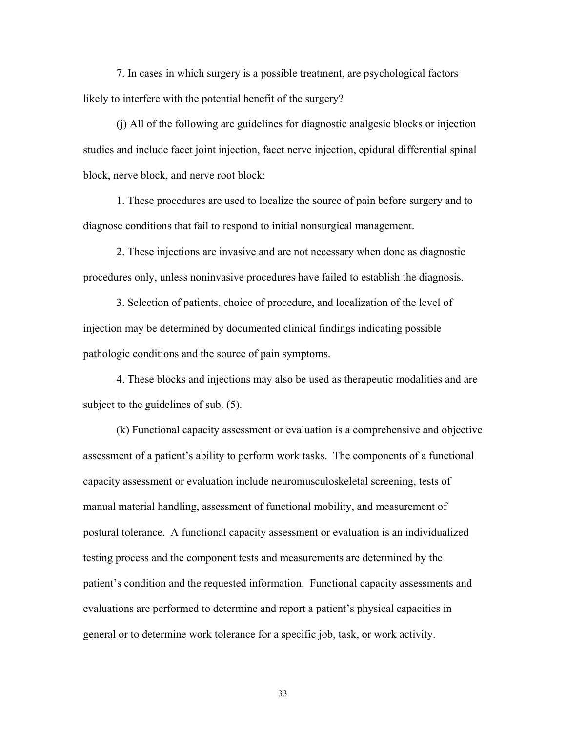7. In cases in which surgery is a possible treatment, are psychological factors likely to interfere with the potential benefit of the surgery?

(j) All of the following are guidelines for diagnostic analgesic blocks or injection studies and include facet joint injection, facet nerve injection, epidural differential spinal block, nerve block, and nerve root block:

1. These procedures are used to localize the source of pain before surgery and to diagnose conditions that fail to respond to initial nonsurgical management.

2. These injections are invasive and are not necessary when done as diagnostic procedures only, unless noninvasive procedures have failed to establish the diagnosis.

3. Selection of patients, choice of procedure, and localization of the level of injection may be determined by documented clinical findings indicating possible pathologic conditions and the source of pain symptoms.

4. These blocks and injections may also be used as therapeutic modalities and are subject to the guidelines of sub. (5).

(k) Functional capacity assessment or evaluation is a comprehensive and objective assessment of a patient's ability to perform work tasks. The components of a functional capacity assessment or evaluation include neuromusculoskeletal screening, tests of manual material handling, assessment of functional mobility, and measurement of postural tolerance. A functional capacity assessment or evaluation is an individualized testing process and the component tests and measurements are determined by the patient's condition and the requested information. Functional capacity assessments and evaluations are performed to determine and report a patient's physical capacities in general or to determine work tolerance for a specific job, task, or work activity.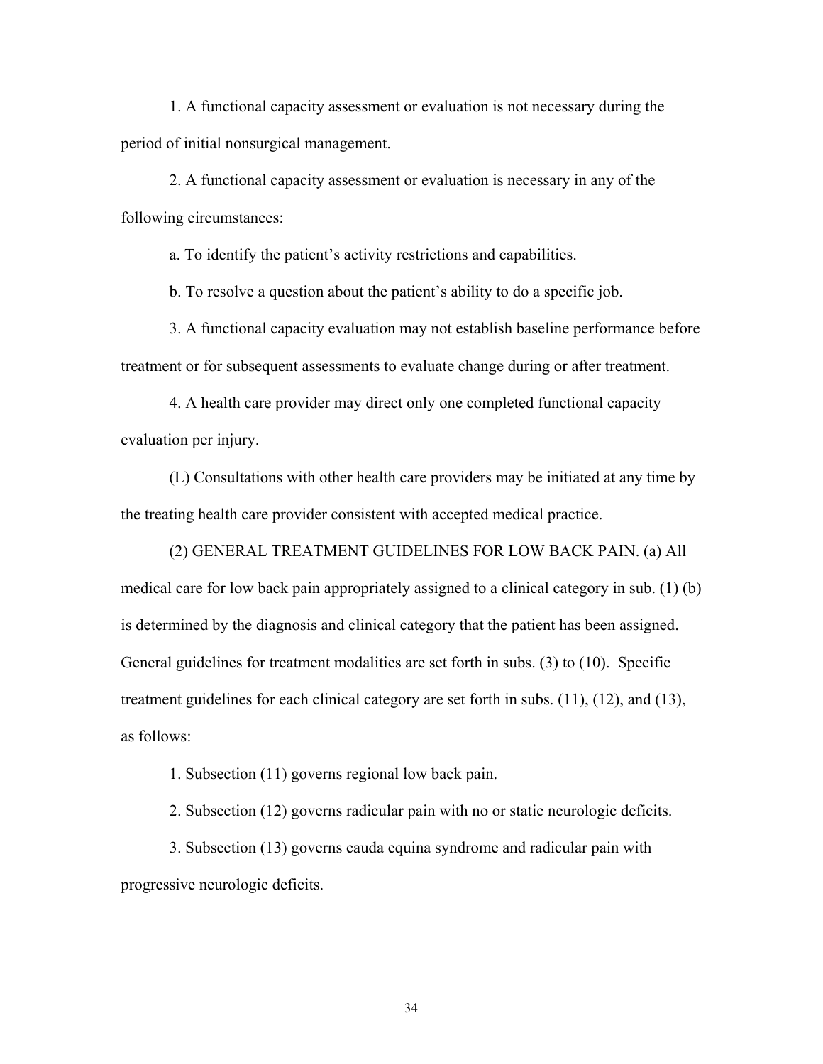1. A functional capacity assessment or evaluation is not necessary during the period of initial nonsurgical management.

2. A functional capacity assessment or evaluation is necessary in any of the following circumstances:

a. To identify the patient's activity restrictions and capabilities.

b. To resolve a question about the patient's ability to do a specific job.

3. A functional capacity evaluation may not establish baseline performance before treatment or for subsequent assessments to evaluate change during or after treatment.

4. A health care provider may direct only one completed functional capacity evaluation per injury.

(L) Consultations with other health care providers may be initiated at any time by the treating health care provider consistent with accepted medical practice.

(2) GENERAL TREATMENT GUIDELINES FOR LOW BACK PAIN. (a) All medical care for low back pain appropriately assigned to a clinical category in sub. (1) (b) is determined by the diagnosis and clinical category that the patient has been assigned. General guidelines for treatment modalities are set forth in subs. (3) to (10). Specific treatment guidelines for each clinical category are set forth in subs. (11), (12), and (13), as follows:

1. Subsection (11) governs regional low back pain.

2. Subsection (12) governs radicular pain with no or static neurologic deficits.

3. Subsection (13) governs cauda equina syndrome and radicular pain with progressive neurologic deficits.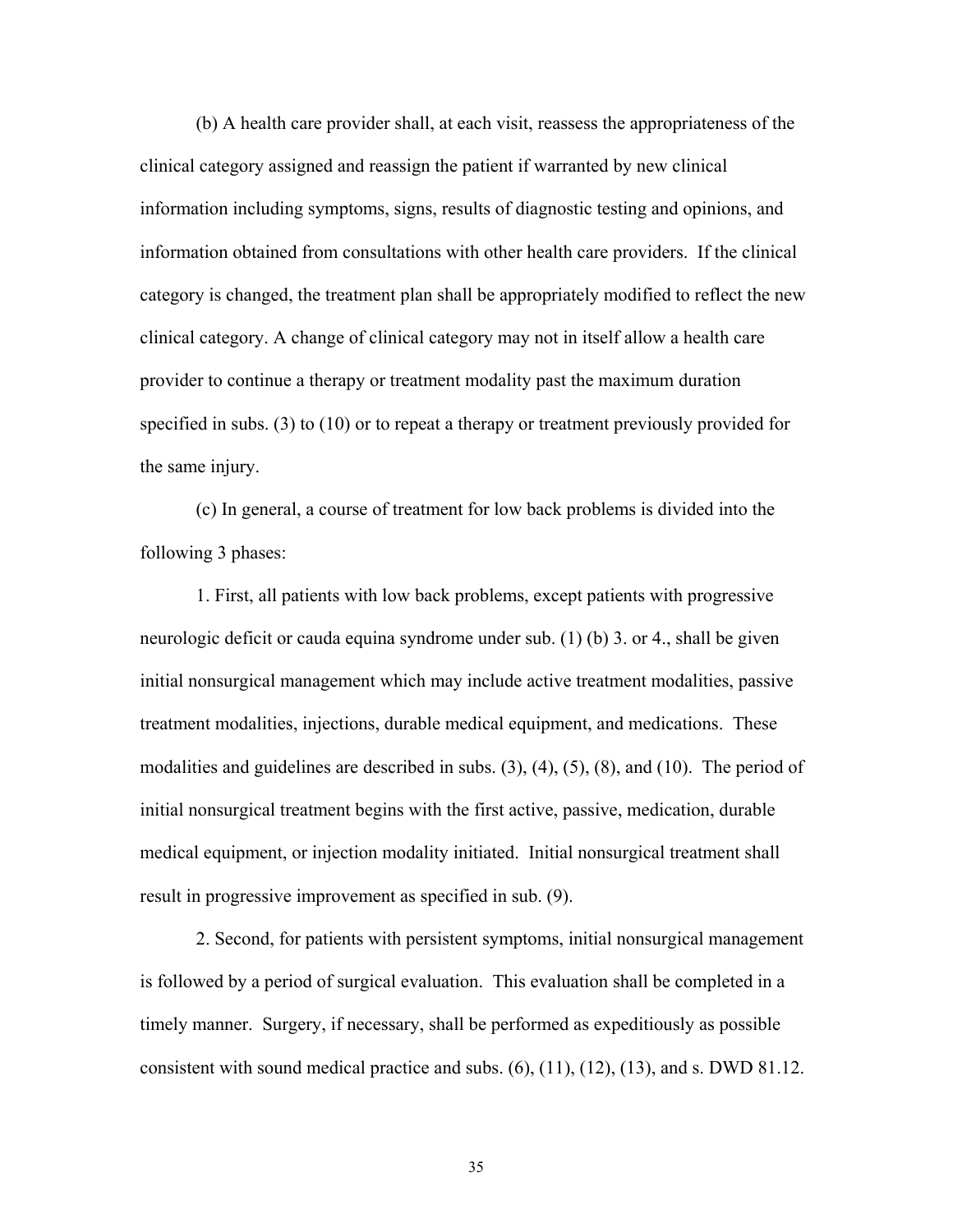(b) A health care provider shall, at each visit, reassess the appropriateness of the clinical category assigned and reassign the patient if warranted by new clinical information including symptoms, signs, results of diagnostic testing and opinions, and information obtained from consultations with other health care providers. If the clinical category is changed, the treatment plan shall be appropriately modified to reflect the new clinical category. A change of clinical category may not in itself allow a health care provider to continue a therapy or treatment modality past the maximum duration specified in subs. (3) to (10) or to repeat a therapy or treatment previously provided for the same injury.

(c) In general, a course of treatment for low back problems is divided into the following 3 phases:

1. First, all patients with low back problems, except patients with progressive neurologic deficit or cauda equina syndrome under sub. (1) (b) 3. or 4., shall be given initial nonsurgical management which may include active treatment modalities, passive treatment modalities, injections, durable medical equipment, and medications. These modalities and guidelines are described in subs. (3), (4), (5), (8), and (10). The period of initial nonsurgical treatment begins with the first active, passive, medication, durable medical equipment, or injection modality initiated. Initial nonsurgical treatment shall result in progressive improvement as specified in sub. (9).

2. Second, for patients with persistent symptoms, initial nonsurgical management is followed by a period of surgical evaluation. This evaluation shall be completed in a timely manner. Surgery, if necessary, shall be performed as expeditiously as possible consistent with sound medical practice and subs. (6), (11), (12), (13), and s. DWD 81.12.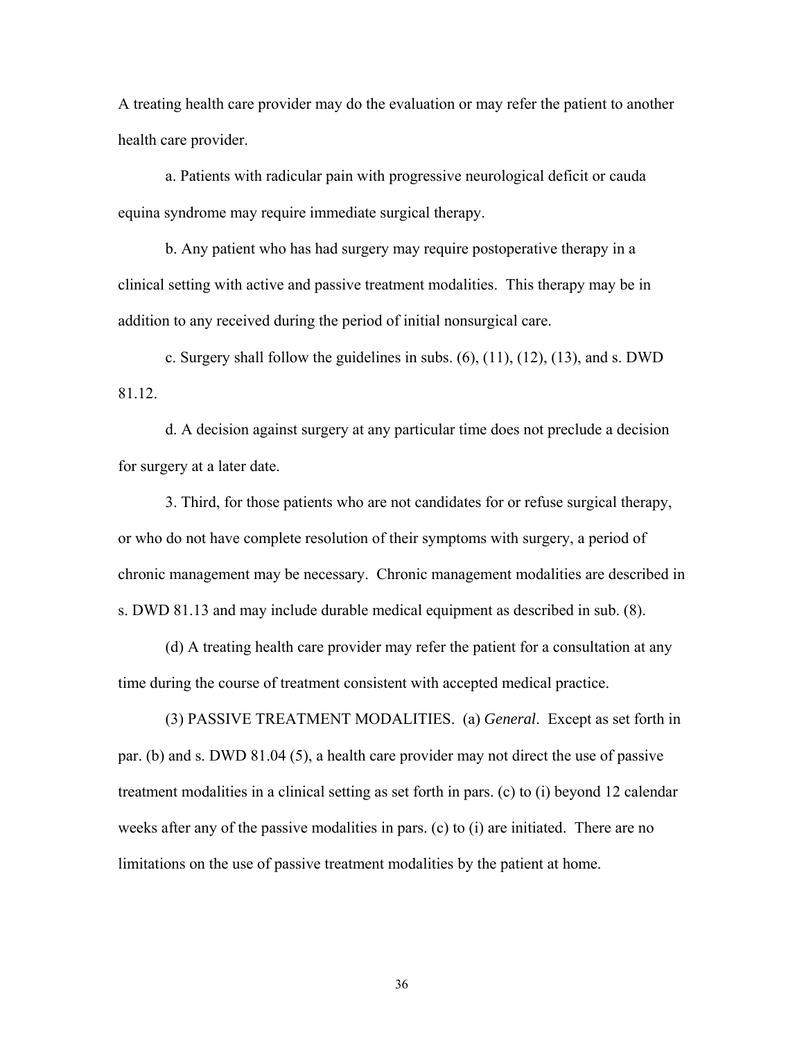A treating health care provider may do the evaluation or may refer the patient to another health care provider.

a. Patients with radicular pain with progressive neurological deficit or cauda equina syndrome may require immediate surgical therapy.

b. Any patient who has had surgery may require postoperative therapy in a clinical setting with active and passive treatment modalities. This therapy may be in addition to any received during the period of initial nonsurgical care.

c. Surgery shall follow the guidelines in subs. (6), (11), (12), (13), and s. DWD 81.12.

d. A decision against surgery at any particular time does not preclude a decision for surgery at a later date.

3. Third, for those patients who are not candidates for or refuse surgical therapy, or who do not have complete resolution of their symptoms with surgery, a period of chronic management may be necessary. Chronic management modalities are described in s. DWD 81.13 and may include durable medical equipment as described in sub. (8).

(d) A treating health care provider may refer the patient for a consultation at any time during the course of treatment consistent with accepted medical practice.

(3) PASSIVE TREATMENT MODALITIES. (a) *General*. Except as set forth in par. (b) and s. DWD 81.04 (5), a health care provider may not direct the use of passive treatment modalities in a clinical setting as set forth in pars. (c) to (i) beyond 12 calendar weeks after any of the passive modalities in pars. (c) to (i) are initiated. There are no limitations on the use of passive treatment modalities by the patient at home.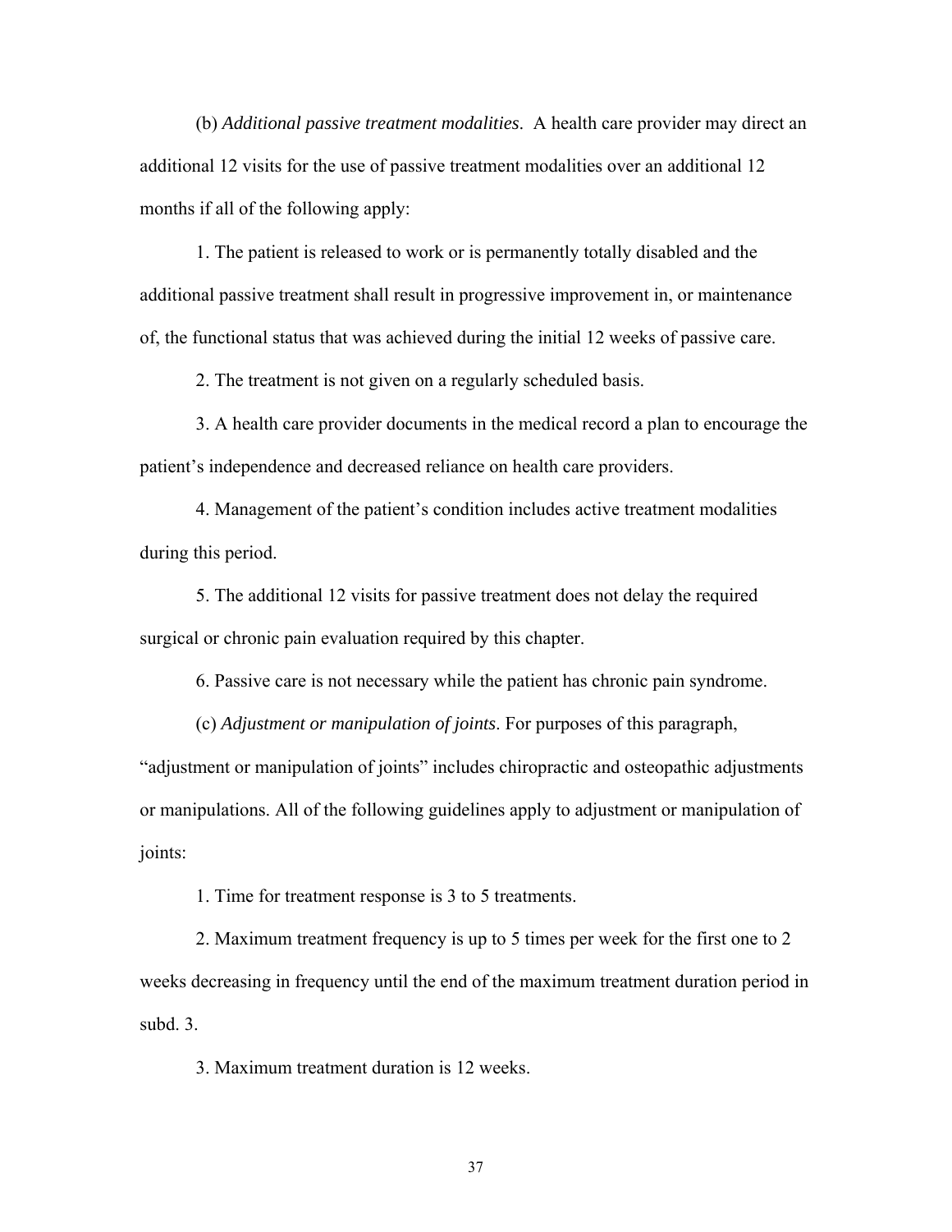(b) *Additional passive treatment modalities*. A health care provider may direct an additional 12 visits for the use of passive treatment modalities over an additional 12 months if all of the following apply:

1. The patient is released to work or is permanently totally disabled and the additional passive treatment shall result in progressive improvement in, or maintenance of, the functional status that was achieved during the initial 12 weeks of passive care.

2. The treatment is not given on a regularly scheduled basis.

3. A health care provider documents in the medical record a plan to encourage the patient's independence and decreased reliance on health care providers.

4. Management of the patient's condition includes active treatment modalities during this period.

5. The additional 12 visits for passive treatment does not delay the required surgical or chronic pain evaluation required by this chapter.

6. Passive care is not necessary while the patient has chronic pain syndrome.

(c) *Adjustment or manipulation of joints*. For purposes of this paragraph, "adjustment or manipulation of joints" includes chiropractic and osteopathic adjustments or manipulations. All of the following guidelines apply to adjustment or manipulation of joints:

1. Time for treatment response is 3 to 5 treatments.

2. Maximum treatment frequency is up to 5 times per week for the first one to 2 weeks decreasing in frequency until the end of the maximum treatment duration period in subd. 3.

3. Maximum treatment duration is 12 weeks.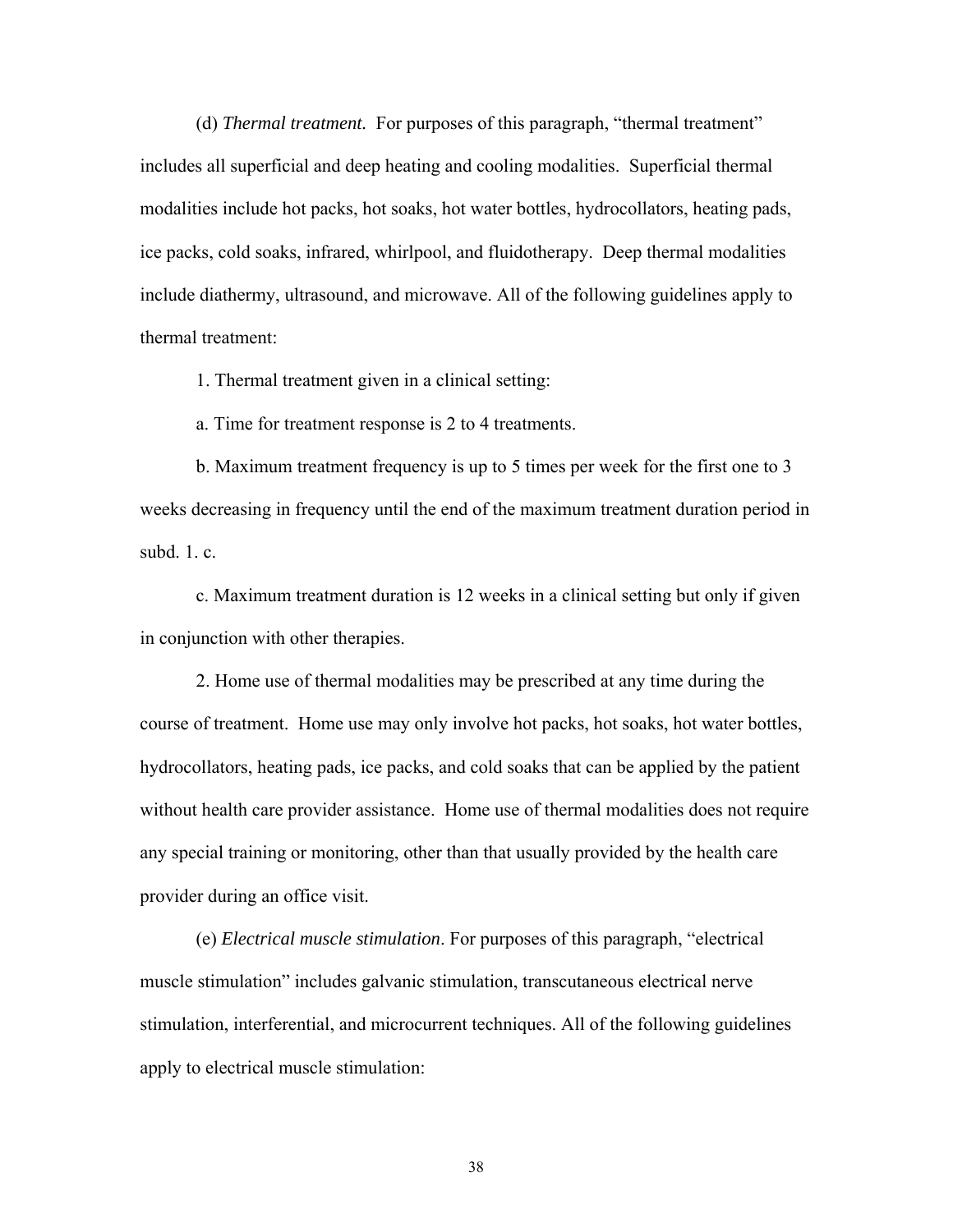(d) *Thermal treatment.* For purposes of this paragraph, "thermal treatment" includes all superficial and deep heating and cooling modalities. Superficial thermal modalities include hot packs, hot soaks, hot water bottles, hydrocollators, heating pads, ice packs, cold soaks, infrared, whirlpool, and fluidotherapy. Deep thermal modalities include diathermy, ultrasound, and microwave. All of the following guidelines apply to thermal treatment:

1. Thermal treatment given in a clinical setting:

a. Time for treatment response is 2 to 4 treatments.

b. Maximum treatment frequency is up to 5 times per week for the first one to 3 weeks decreasing in frequency until the end of the maximum treatment duration period in subd. 1. c.

c. Maximum treatment duration is 12 weeks in a clinical setting but only if given in conjunction with other therapies.

2. Home use of thermal modalities may be prescribed at any time during the course of treatment. Home use may only involve hot packs, hot soaks, hot water bottles, hydrocollators, heating pads, ice packs, and cold soaks that can be applied by the patient without health care provider assistance. Home use of thermal modalities does not require any special training or monitoring, other than that usually provided by the health care provider during an office visit.

(e) *Electrical muscle stimulation*. For purposes of this paragraph, "electrical muscle stimulation" includes galvanic stimulation, transcutaneous electrical nerve stimulation, interferential, and microcurrent techniques. All of the following guidelines apply to electrical muscle stimulation: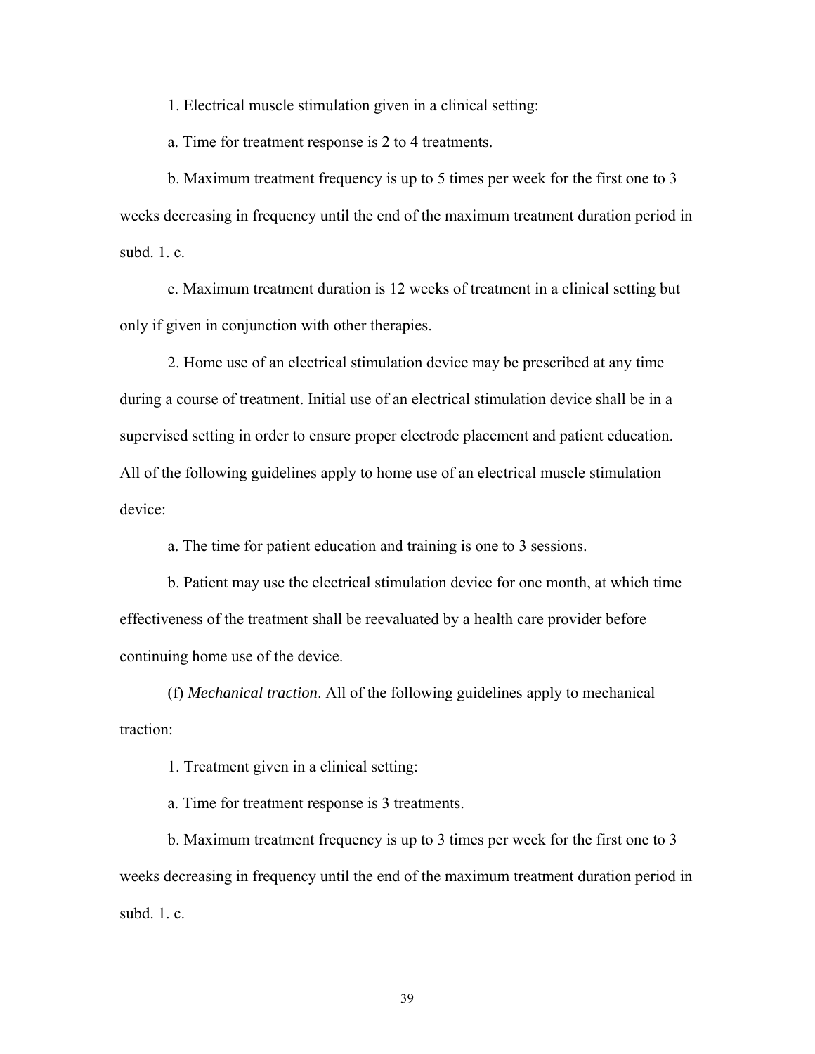1. Electrical muscle stimulation given in a clinical setting:

a. Time for treatment response is 2 to 4 treatments.

b. Maximum treatment frequency is up to 5 times per week for the first one to 3 weeks decreasing in frequency until the end of the maximum treatment duration period in subd. 1. c.

c. Maximum treatment duration is 12 weeks of treatment in a clinical setting but only if given in conjunction with other therapies.

2. Home use of an electrical stimulation device may be prescribed at any time during a course of treatment. Initial use of an electrical stimulation device shall be in a supervised setting in order to ensure proper electrode placement and patient education. All of the following guidelines apply to home use of an electrical muscle stimulation device:

a. The time for patient education and training is one to 3 sessions.

b. Patient may use the electrical stimulation device for one month, at which time effectiveness of the treatment shall be reevaluated by a health care provider before continuing home use of the device.

(f) *Mechanical traction*. All of the following guidelines apply to mechanical traction:

1. Treatment given in a clinical setting:

a. Time for treatment response is 3 treatments.

b. Maximum treatment frequency is up to 3 times per week for the first one to 3 weeks decreasing in frequency until the end of the maximum treatment duration period in subd. 1. c.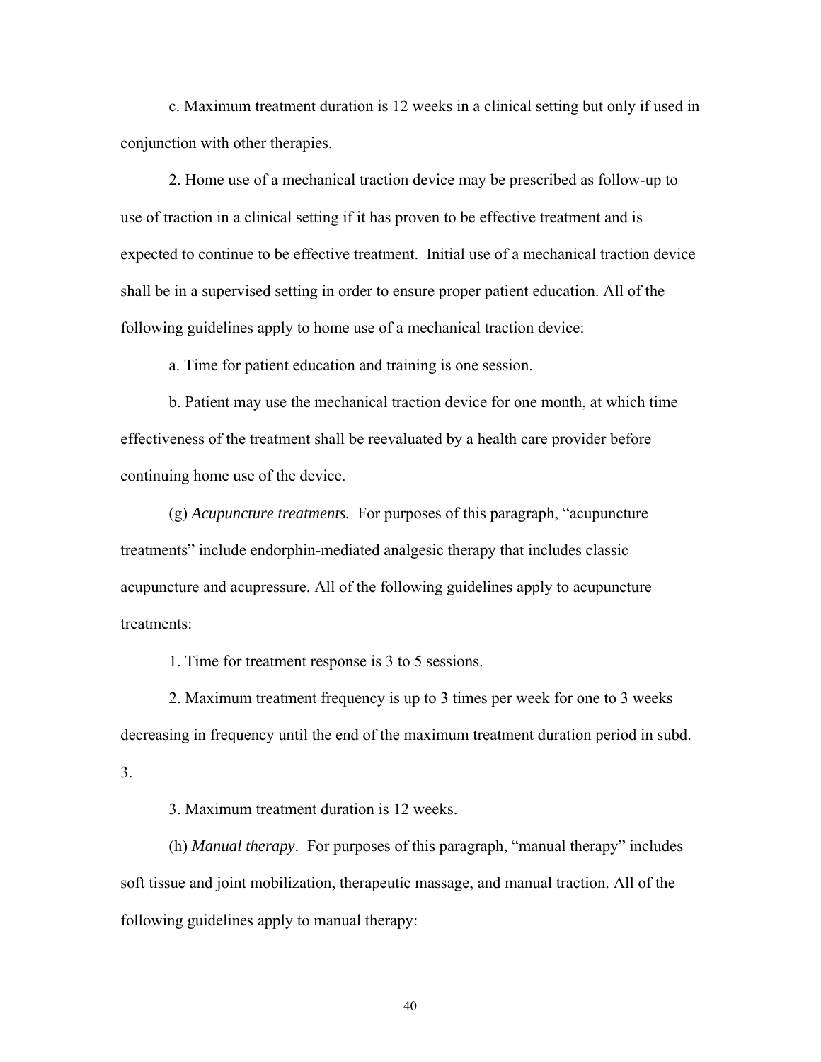c. Maximum treatment duration is 12 weeks in a clinical setting but only if used in conjunction with other therapies.

2. Home use of a mechanical traction device may be prescribed as follow-up to use of traction in a clinical setting if it has proven to be effective treatment and is expected to continue to be effective treatment. Initial use of a mechanical traction device shall be in a supervised setting in order to ensure proper patient education. All of the following guidelines apply to home use of a mechanical traction device:

a. Time for patient education and training is one session.

b. Patient may use the mechanical traction device for one month, at which time effectiveness of the treatment shall be reevaluated by a health care provider before continuing home use of the device.

(g) *Acupuncture treatments.* For purposes of this paragraph, "acupuncture treatments" include endorphin-mediated analgesic therapy that includes classic acupuncture and acupressure. All of the following guidelines apply to acupuncture treatments:

1. Time for treatment response is 3 to 5 sessions.

2. Maximum treatment frequency is up to 3 times per week for one to 3 weeks decreasing in frequency until the end of the maximum treatment duration period in subd. 3.

3. Maximum treatment duration is 12 weeks.

(h) *Manual therapy*. For purposes of this paragraph, "manual therapy" includes soft tissue and joint mobilization, therapeutic massage, and manual traction. All of the following guidelines apply to manual therapy: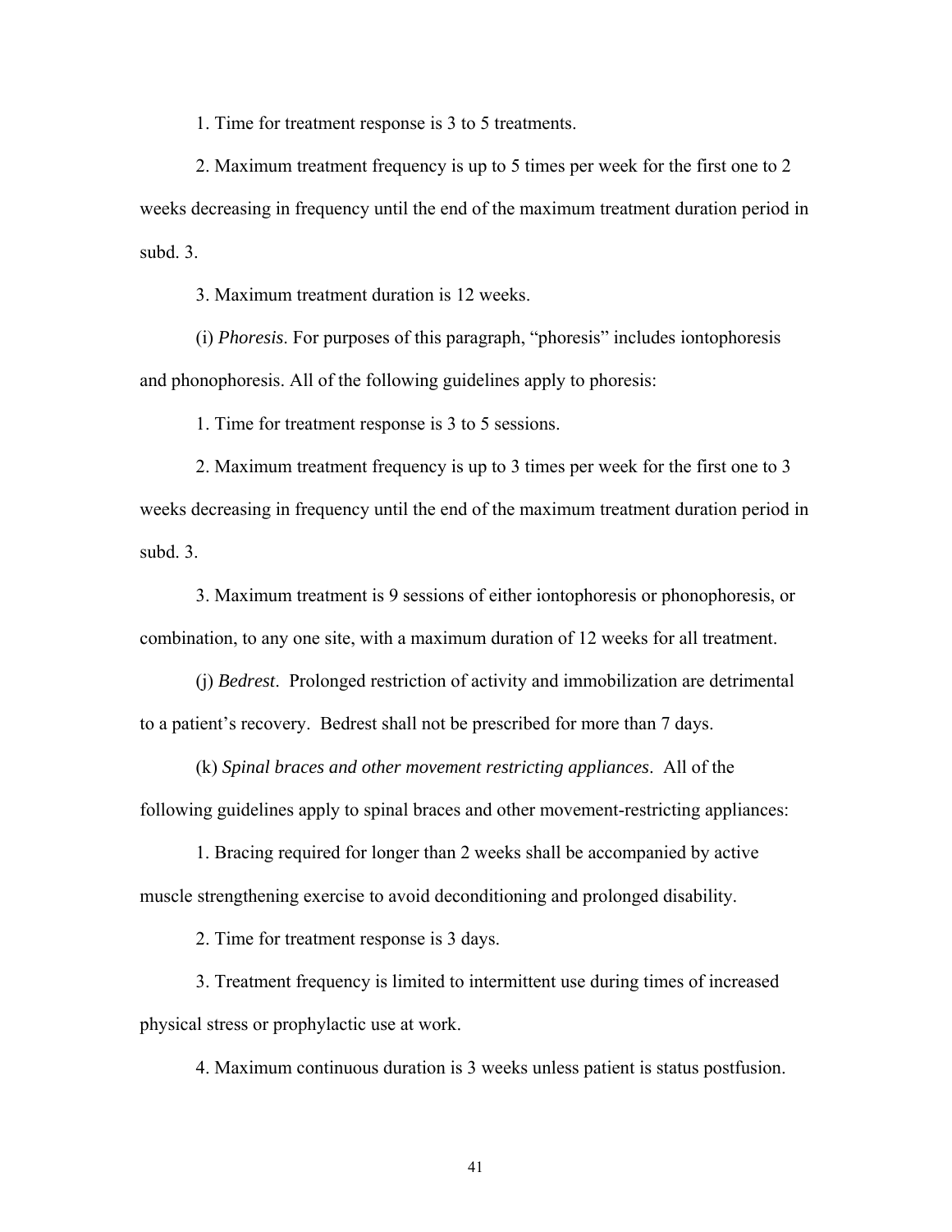1. Time for treatment response is 3 to 5 treatments.

2. Maximum treatment frequency is up to 5 times per week for the first one to 2 weeks decreasing in frequency until the end of the maximum treatment duration period in subd. 3.

3. Maximum treatment duration is 12 weeks.

(i) *Phoresis*. For purposes of this paragraph, "phoresis" includes iontophoresis and phonophoresis. All of the following guidelines apply to phoresis:

1. Time for treatment response is 3 to 5 sessions.

2. Maximum treatment frequency is up to 3 times per week for the first one to 3 weeks decreasing in frequency until the end of the maximum treatment duration period in subd. 3.

3. Maximum treatment is 9 sessions of either iontophoresis or phonophoresis, or combination, to any one site, with a maximum duration of 12 weeks for all treatment.

(j) *Bedrest*. Prolonged restriction of activity and immobilization are detrimental to a patient's recovery. Bedrest shall not be prescribed for more than 7 days.

(k) *Spinal braces and other movement restricting appliances*. All of the following guidelines apply to spinal braces and other movement-restricting appliances:

1. Bracing required for longer than 2 weeks shall be accompanied by active muscle strengthening exercise to avoid deconditioning and prolonged disability.

2. Time for treatment response is 3 days.

3. Treatment frequency is limited to intermittent use during times of increased physical stress or prophylactic use at work.

4. Maximum continuous duration is 3 weeks unless patient is status postfusion.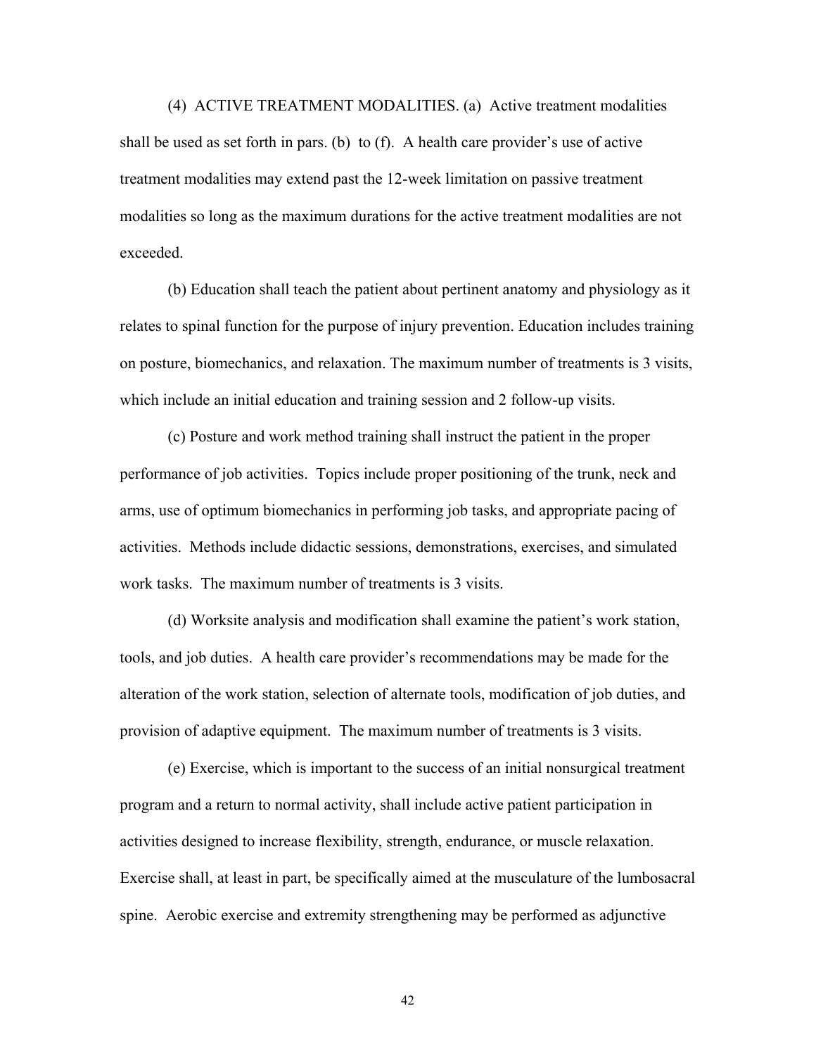(4) ACTIVE TREATMENT MODALITIES. (a) Active treatment modalities shall be used as set forth in pars. (b) to (f). A health care provider's use of active treatment modalities may extend past the 12-week limitation on passive treatment modalities so long as the maximum durations for the active treatment modalities are not exceeded.

(b) Education shall teach the patient about pertinent anatomy and physiology as it relates to spinal function for the purpose of injury prevention. Education includes training on posture, biomechanics, and relaxation. The maximum number of treatments is 3 visits, which include an initial education and training session and 2 follow-up visits.

(c) Posture and work method training shall instruct the patient in the proper performance of job activities. Topics include proper positioning of the trunk, neck and arms, use of optimum biomechanics in performing job tasks, and appropriate pacing of activities. Methods include didactic sessions, demonstrations, exercises, and simulated work tasks. The maximum number of treatments is 3 visits.

(d) Worksite analysis and modification shall examine the patient's work station, tools, and job duties. A health care provider's recommendations may be made for the alteration of the work station, selection of alternate tools, modification of job duties, and provision of adaptive equipment. The maximum number of treatments is 3 visits.

(e) Exercise, which is important to the success of an initial nonsurgical treatment program and a return to normal activity, shall include active patient participation in activities designed to increase flexibility, strength, endurance, or muscle relaxation. Exercise shall, at least in part, be specifically aimed at the musculature of the lumbosacral spine. Aerobic exercise and extremity strengthening may be performed as adjunctive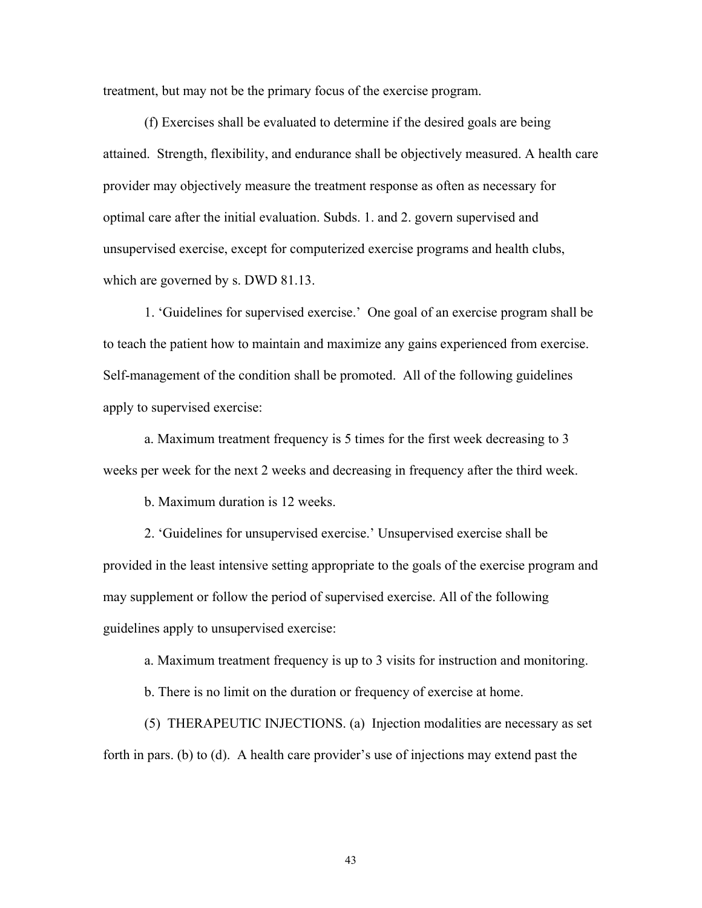treatment, but may not be the primary focus of the exercise program.

(f) Exercises shall be evaluated to determine if the desired goals are being attained. Strength, flexibility, and endurance shall be objectively measured. A health care provider may objectively measure the treatment response as often as necessary for optimal care after the initial evaluation. Subds. 1. and 2. govern supervised and unsupervised exercise, except for computerized exercise programs and health clubs, which are governed by s. DWD 81.13.

1. 'Guidelines for supervised exercise.' One goal of an exercise program shall be to teach the patient how to maintain and maximize any gains experienced from exercise. Self-management of the condition shall be promoted. All of the following guidelines apply to supervised exercise:

a. Maximum treatment frequency is 5 times for the first week decreasing to 3 weeks per week for the next 2 weeks and decreasing in frequency after the third week.

b. Maximum duration is 12 weeks.

2. 'Guidelines for unsupervised exercise.' Unsupervised exercise shall be provided in the least intensive setting appropriate to the goals of the exercise program and may supplement or follow the period of supervised exercise. All of the following guidelines apply to unsupervised exercise:

a. Maximum treatment frequency is up to 3 visits for instruction and monitoring.

b. There is no limit on the duration or frequency of exercise at home.

(5) THERAPEUTIC INJECTIONS. (a) Injection modalities are necessary as set forth in pars. (b) to (d). A health care provider's use of injections may extend past the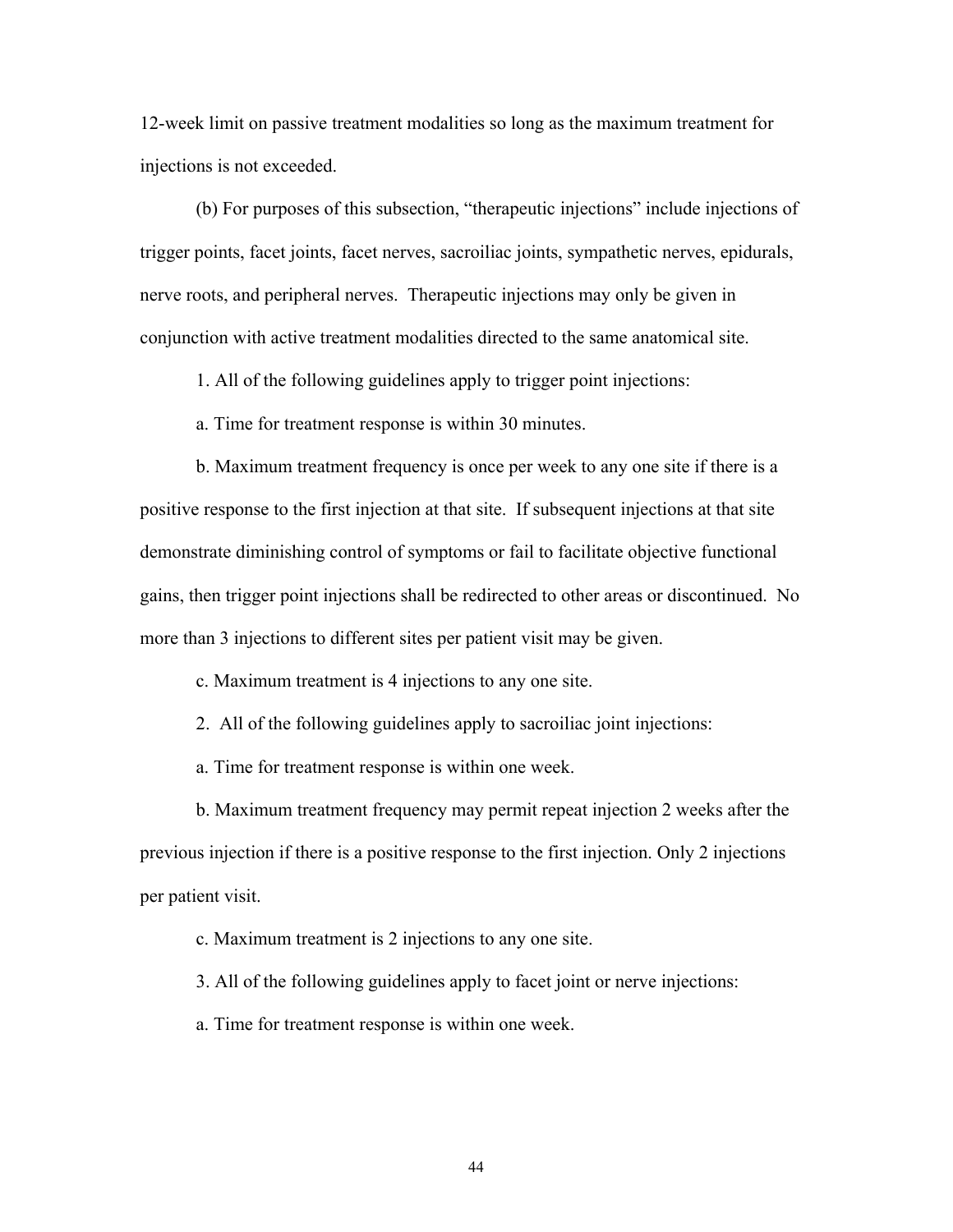12-week limit on passive treatment modalities so long as the maximum treatment for injections is not exceeded.

(b) For purposes of this subsection, "therapeutic injections" include injections of trigger points, facet joints, facet nerves, sacroiliac joints, sympathetic nerves, epidurals, nerve roots, and peripheral nerves. Therapeutic injections may only be given in conjunction with active treatment modalities directed to the same anatomical site.

1. All of the following guidelines apply to trigger point injections:

a. Time for treatment response is within 30 minutes.

b. Maximum treatment frequency is once per week to any one site if there is a positive response to the first injection at that site. If subsequent injections at that site demonstrate diminishing control of symptoms or fail to facilitate objective functional gains, then trigger point injections shall be redirected to other areas or discontinued. No more than 3 injections to different sites per patient visit may be given.

c. Maximum treatment is 4 injections to any one site.

2. All of the following guidelines apply to sacroiliac joint injections:

a. Time for treatment response is within one week.

b. Maximum treatment frequency may permit repeat injection 2 weeks after the previous injection if there is a positive response to the first injection. Only 2 injections per patient visit.

c. Maximum treatment is 2 injections to any one site.

3. All of the following guidelines apply to facet joint or nerve injections:

a. Time for treatment response is within one week.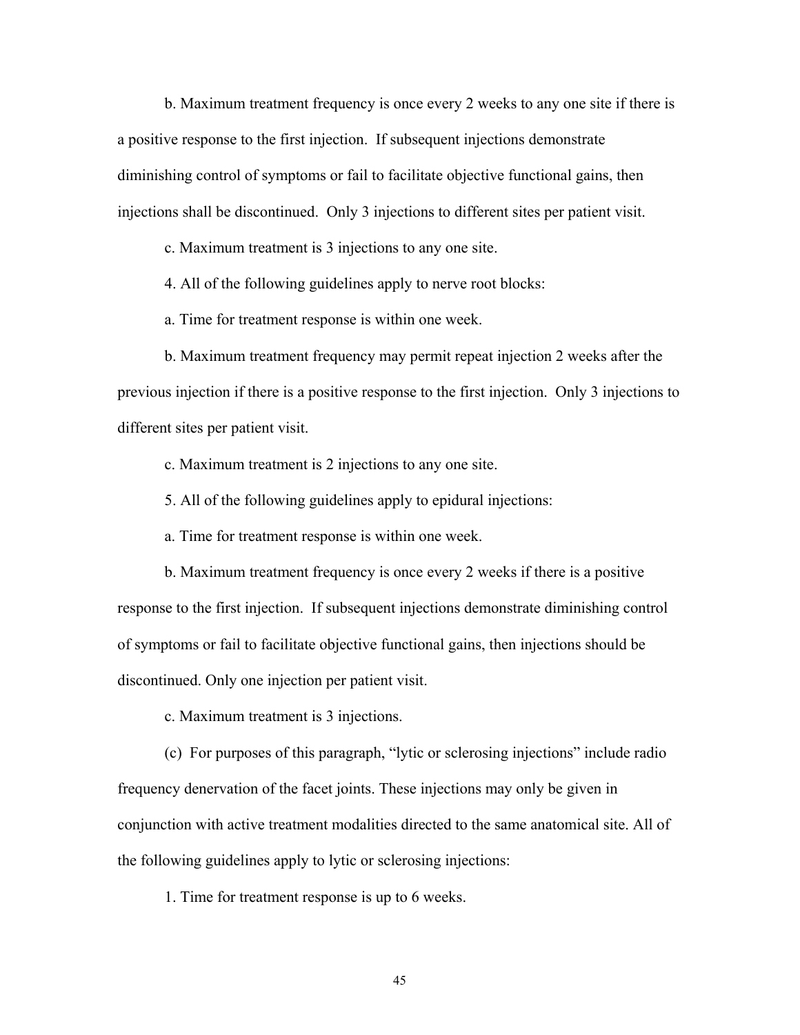b. Maximum treatment frequency is once every 2 weeks to any one site if there is a positive response to the first injection. If subsequent injections demonstrate diminishing control of symptoms or fail to facilitate objective functional gains, then injections shall be discontinued. Only 3 injections to different sites per patient visit.

c. Maximum treatment is 3 injections to any one site.

4. All of the following guidelines apply to nerve root blocks:

a. Time for treatment response is within one week.

b. Maximum treatment frequency may permit repeat injection 2 weeks after the previous injection if there is a positive response to the first injection. Only 3 injections to different sites per patient visit.

c. Maximum treatment is 2 injections to any one site.

5. All of the following guidelines apply to epidural injections:

a. Time for treatment response is within one week.

b. Maximum treatment frequency is once every 2 weeks if there is a positive response to the first injection. If subsequent injections demonstrate diminishing control of symptoms or fail to facilitate objective functional gains, then injections should be discontinued. Only one injection per patient visit.

c. Maximum treatment is 3 injections.

(c) For purposes of this paragraph, "lytic or sclerosing injections" include radio frequency denervation of the facet joints. These injections may only be given in conjunction with active treatment modalities directed to the same anatomical site. All of the following guidelines apply to lytic or sclerosing injections:

1. Time for treatment response is up to 6 weeks.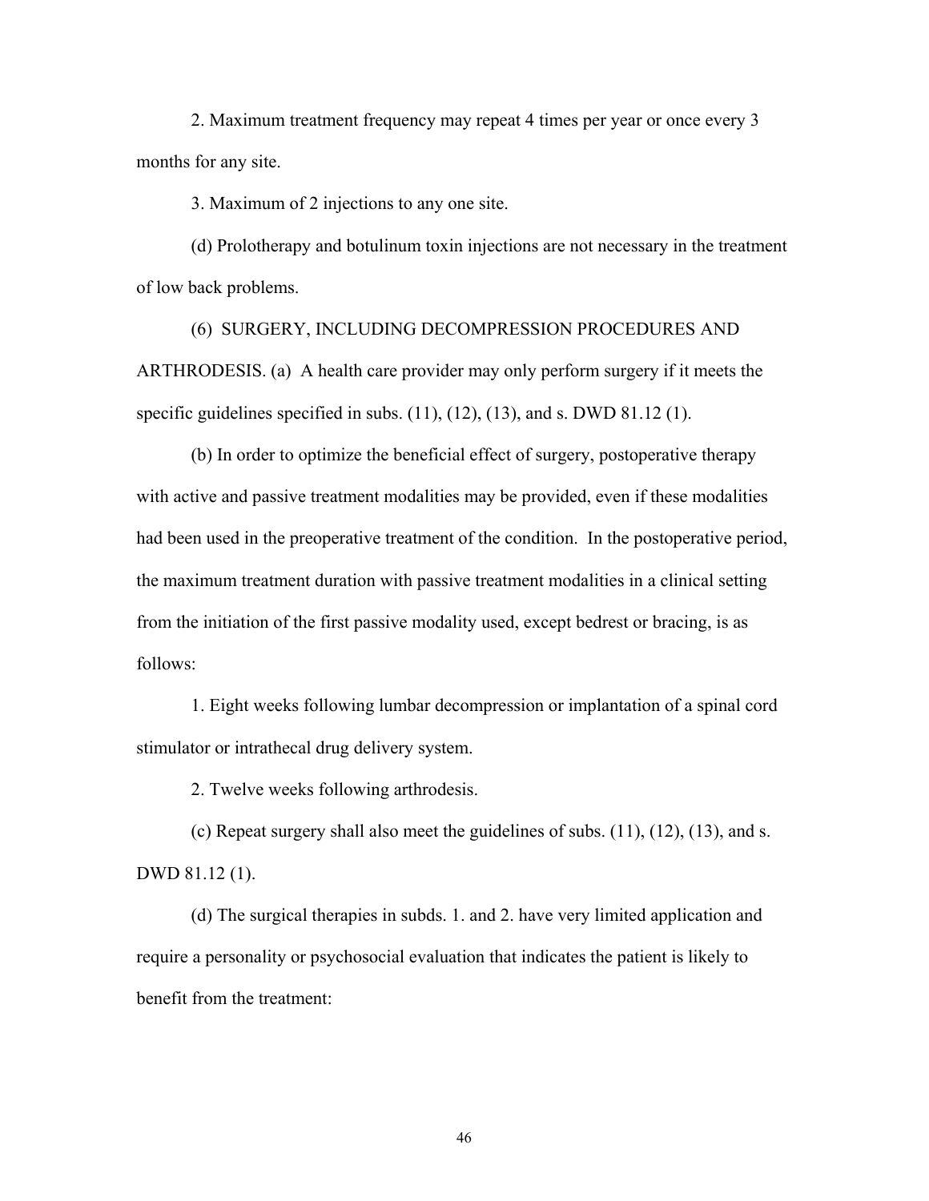2. Maximum treatment frequency may repeat 4 times per year or once every 3 months for any site.

3. Maximum of 2 injections to any one site.

(d) Prolotherapy and botulinum toxin injections are not necessary in the treatment of low back problems.

(6) SURGERY, INCLUDING DECOMPRESSION PROCEDURES AND ARTHRODESIS. (a) A health care provider may only perform surgery if it meets the specific guidelines specified in subs. (11), (12), (13), and s. DWD 81.12 (1).

(b) In order to optimize the beneficial effect of surgery, postoperative therapy with active and passive treatment modalities may be provided, even if these modalities had been used in the preoperative treatment of the condition. In the postoperative period, the maximum treatment duration with passive treatment modalities in a clinical setting from the initiation of the first passive modality used, except bedrest or bracing, is as follows:

1. Eight weeks following lumbar decompression or implantation of a spinal cord stimulator or intrathecal drug delivery system.

2. Twelve weeks following arthrodesis.

(c) Repeat surgery shall also meet the guidelines of subs. (11), (12), (13), and s. DWD 81.12 (1).

(d) The surgical therapies in subds. 1. and 2. have very limited application and require a personality or psychosocial evaluation that indicates the patient is likely to benefit from the treatment: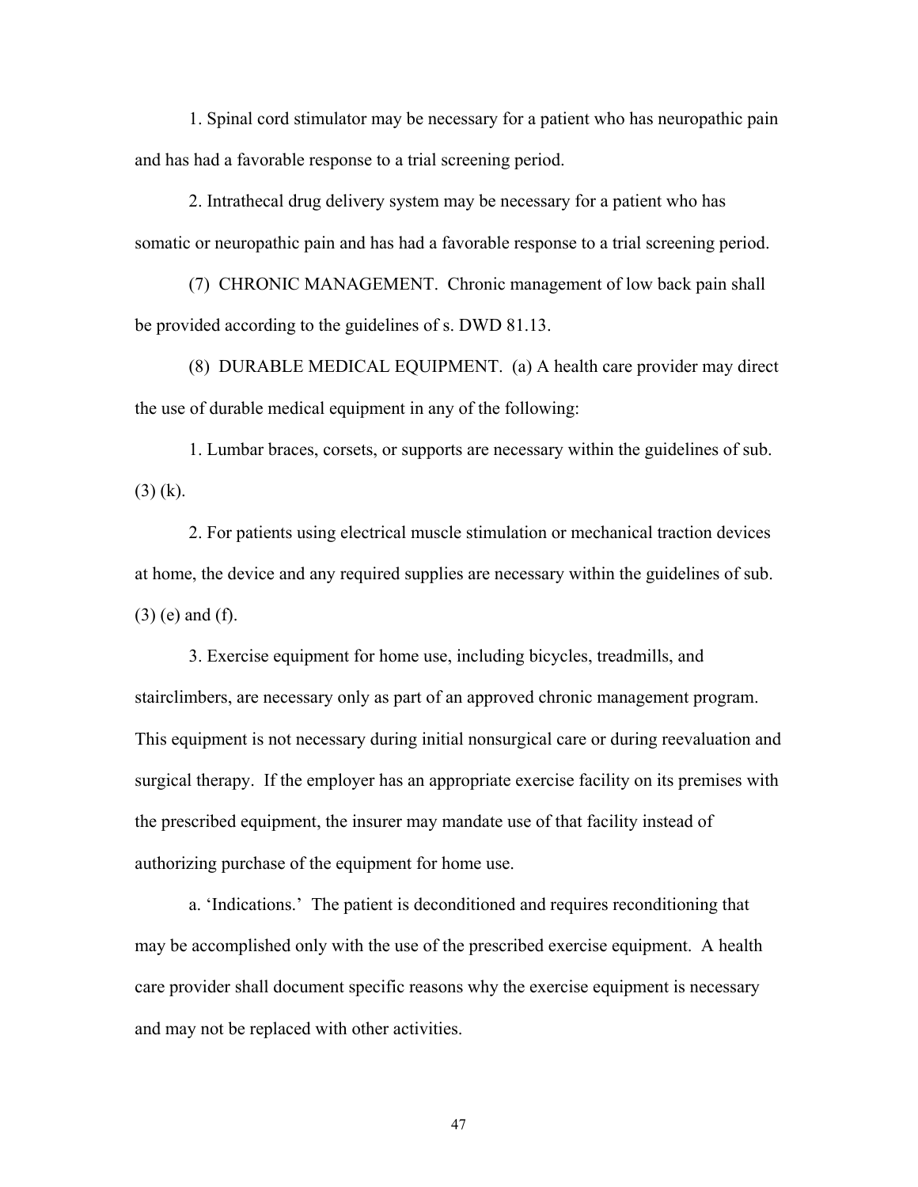1. Spinal cord stimulator may be necessary for a patient who has neuropathic pain and has had a favorable response to a trial screening period.

2. Intrathecal drug delivery system may be necessary for a patient who has somatic or neuropathic pain and has had a favorable response to a trial screening period.

(7) CHRONIC MANAGEMENT. Chronic management of low back pain shall be provided according to the guidelines of s. DWD 81.13.

(8) DURABLE MEDICAL EQUIPMENT. (a) A health care provider may direct the use of durable medical equipment in any of the following:

1. Lumbar braces, corsets, or supports are necessary within the guidelines of sub. (3) (k).

2. For patients using electrical muscle stimulation or mechanical traction devices at home, the device and any required supplies are necessary within the guidelines of sub. (3) (e) and (f).

3. Exercise equipment for home use, including bicycles, treadmills, and stairclimbers, are necessary only as part of an approved chronic management program. This equipment is not necessary during initial nonsurgical care or during reevaluation and surgical therapy. If the employer has an appropriate exercise facility on its premises with the prescribed equipment, the insurer may mandate use of that facility instead of authorizing purchase of the equipment for home use.

a. 'Indications.' The patient is deconditioned and requires reconditioning that may be accomplished only with the use of the prescribed exercise equipment. A health care provider shall document specific reasons why the exercise equipment is necessary and may not be replaced with other activities.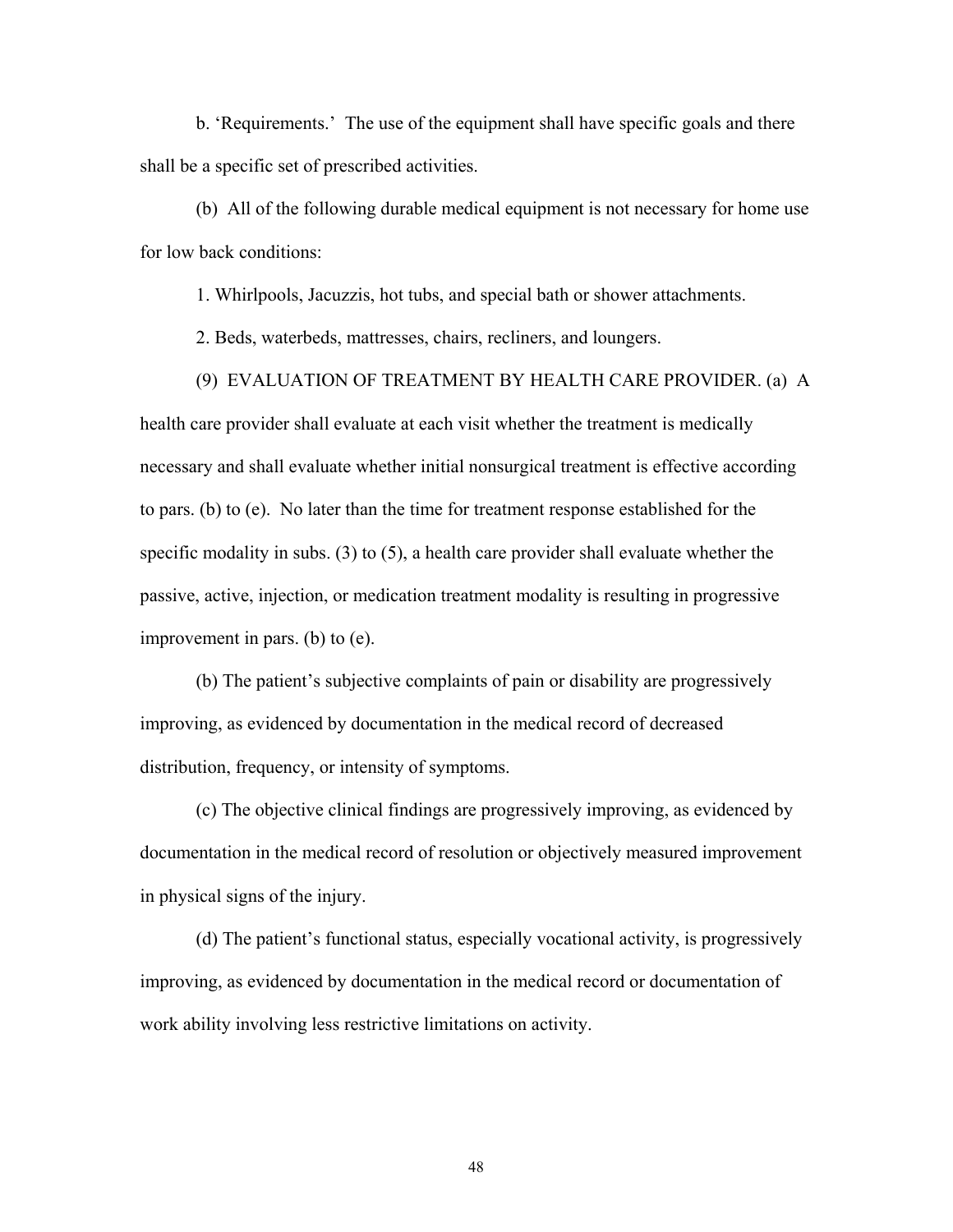b. 'Requirements.' The use of the equipment shall have specific goals and there shall be a specific set of prescribed activities.

(b) All of the following durable medical equipment is not necessary for home use for low back conditions:

1. Whirlpools, Jacuzzis, hot tubs, and special bath or shower attachments.

2. Beds, waterbeds, mattresses, chairs, recliners, and loungers.

(9) EVALUATION OF TREATMENT BY HEALTH CARE PROVIDER. (a) A health care provider shall evaluate at each visit whether the treatment is medically necessary and shall evaluate whether initial nonsurgical treatment is effective according to pars. (b) to (e). No later than the time for treatment response established for the specific modality in subs. (3) to (5), a health care provider shall evaluate whether the passive, active, injection, or medication treatment modality is resulting in progressive improvement in pars. (b) to (e).

(b) The patient's subjective complaints of pain or disability are progressively improving, as evidenced by documentation in the medical record of decreased distribution, frequency, or intensity of symptoms.

(c) The objective clinical findings are progressively improving, as evidenced by documentation in the medical record of resolution or objectively measured improvement in physical signs of the injury.

(d) The patient's functional status, especially vocational activity, is progressively improving, as evidenced by documentation in the medical record or documentation of work ability involving less restrictive limitations on activity.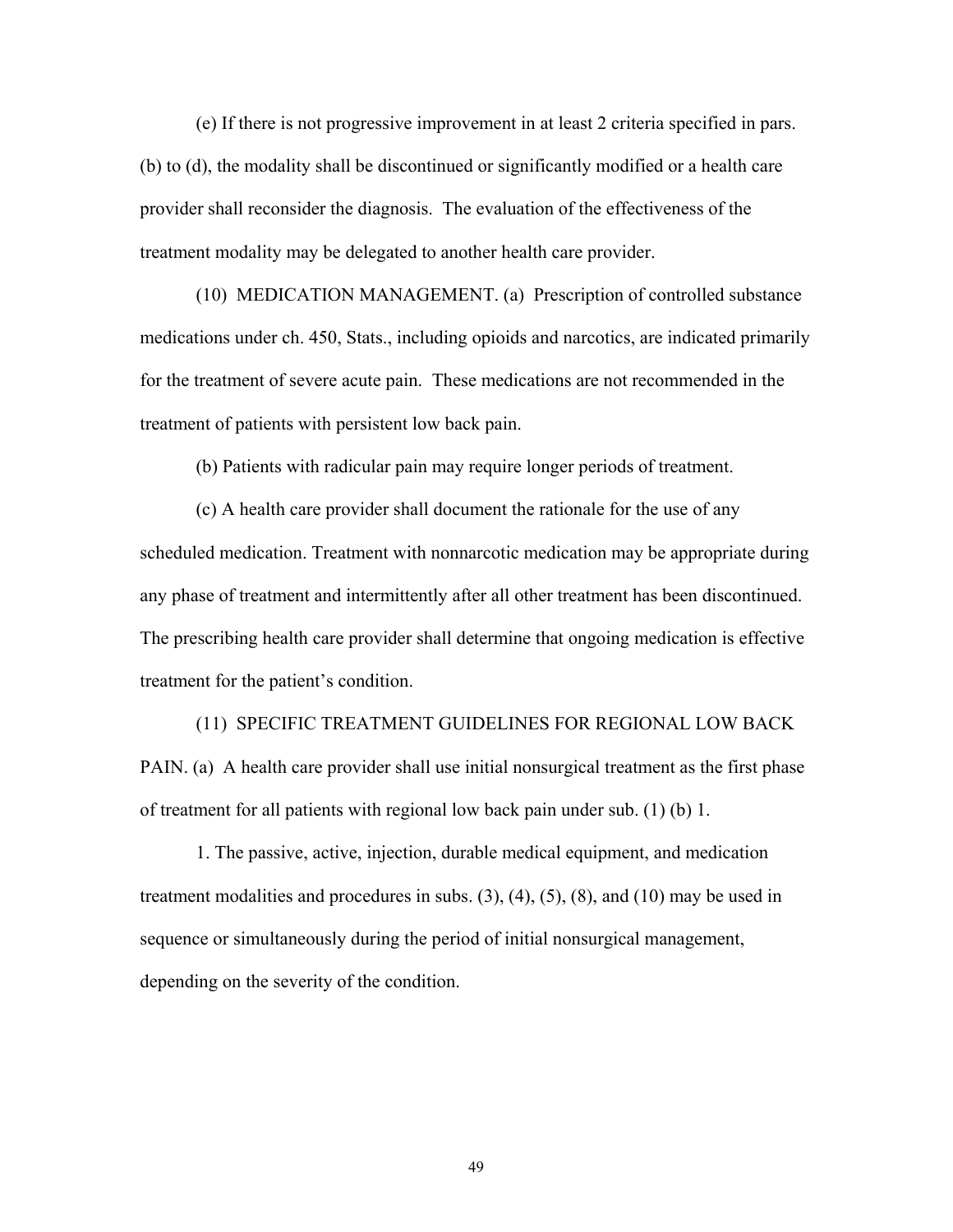(e) If there is not progressive improvement in at least 2 criteria specified in pars. (b) to (d), the modality shall be discontinued or significantly modified or a health care provider shall reconsider the diagnosis. The evaluation of the effectiveness of the treatment modality may be delegated to another health care provider.

(10) MEDICATION MANAGEMENT. (a) Prescription of controlled substance medications under ch. 450, Stats., including opioids and narcotics, are indicated primarily for the treatment of severe acute pain. These medications are not recommended in the treatment of patients with persistent low back pain.

(b) Patients with radicular pain may require longer periods of treatment.

(c) A health care provider shall document the rationale for the use of any scheduled medication. Treatment with nonnarcotic medication may be appropriate during any phase of treatment and intermittently after all other treatment has been discontinued. The prescribing health care provider shall determine that ongoing medication is effective treatment for the patient's condition.

(11) SPECIFIC TREATMENT GUIDELINES FOR REGIONAL LOW BACK PAIN. (a) A health care provider shall use initial nonsurgical treatment as the first phase of treatment for all patients with regional low back pain under sub. (1) (b) 1.

1. The passive, active, injection, durable medical equipment, and medication treatment modalities and procedures in subs. (3), (4), (5), (8), and (10) may be used in sequence or simultaneously during the period of initial nonsurgical management, depending on the severity of the condition.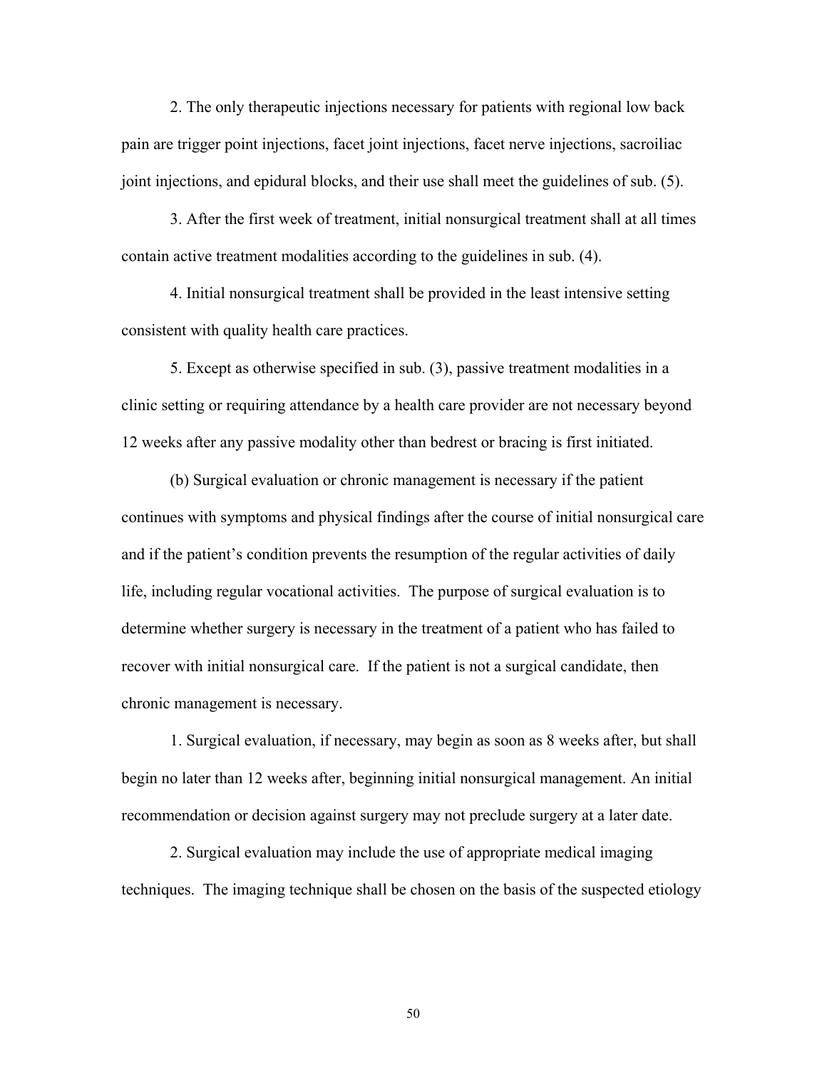2. The only therapeutic injections necessary for patients with regional low back pain are trigger point injections, facet joint injections, facet nerve injections, sacroiliac joint injections, and epidural blocks, and their use shall meet the guidelines of sub. (5).

3. After the first week of treatment, initial nonsurgical treatment shall at all times contain active treatment modalities according to the guidelines in sub. (4).

4. Initial nonsurgical treatment shall be provided in the least intensive setting consistent with quality health care practices.

5. Except as otherwise specified in sub. (3), passive treatment modalities in a clinic setting or requiring attendance by a health care provider are not necessary beyond 12 weeks after any passive modality other than bedrest or bracing is first initiated.

(b) Surgical evaluation or chronic management is necessary if the patient continues with symptoms and physical findings after the course of initial nonsurgical care and if the patient's condition prevents the resumption of the regular activities of daily life, including regular vocational activities. The purpose of surgical evaluation is to determine whether surgery is necessary in the treatment of a patient who has failed to recover with initial nonsurgical care. If the patient is not a surgical candidate, then chronic management is necessary.

1. Surgical evaluation, if necessary, may begin as soon as 8 weeks after, but shall begin no later than 12 weeks after, beginning initial nonsurgical management. An initial recommendation or decision against surgery may not preclude surgery at a later date.

2. Surgical evaluation may include the use of appropriate medical imaging techniques. The imaging technique shall be chosen on the basis of the suspected etiology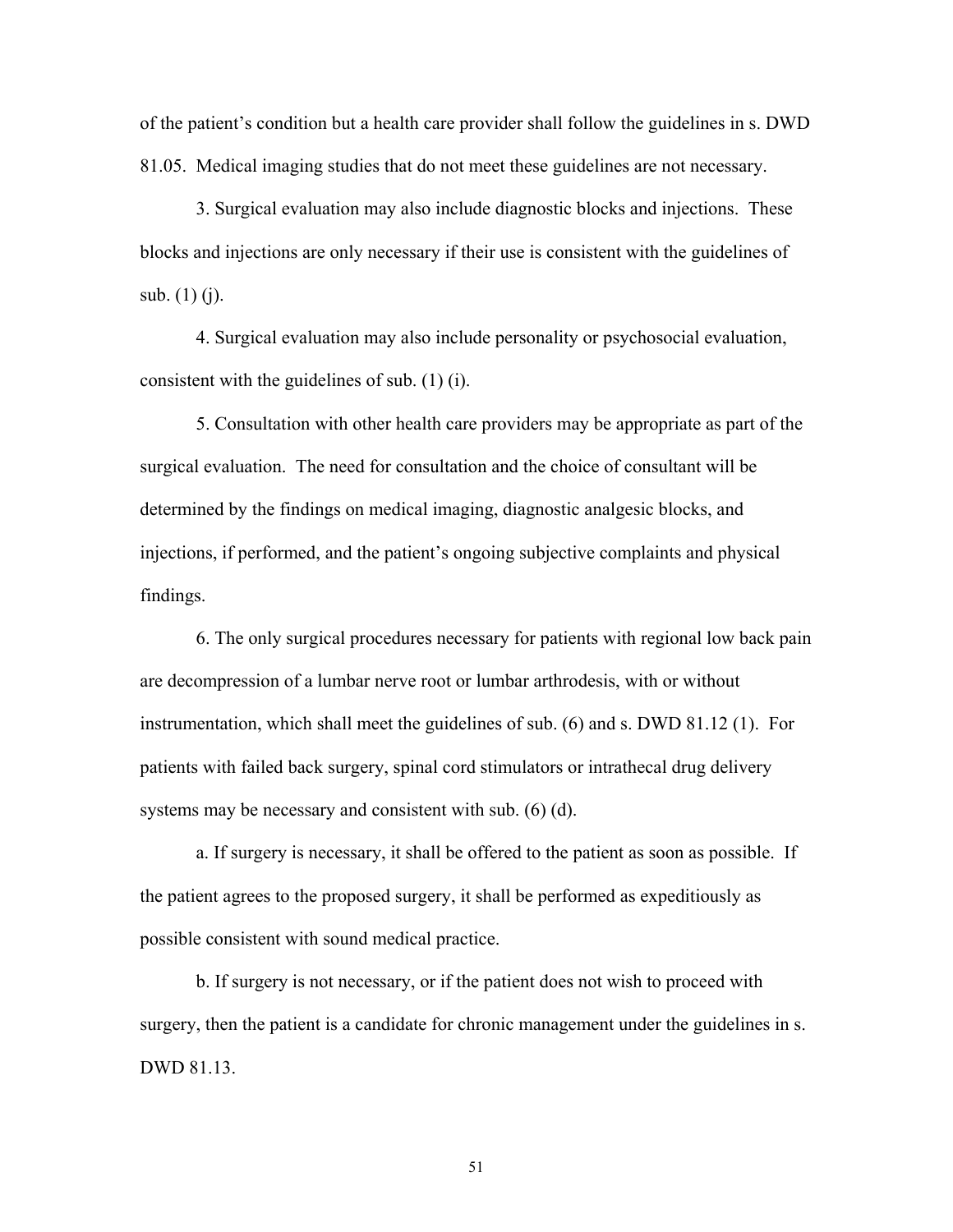of the patient's condition but a health care provider shall follow the guidelines in s. DWD 81.05. Medical imaging studies that do not meet these guidelines are not necessary.

3. Surgical evaluation may also include diagnostic blocks and injections. These blocks and injections are only necessary if their use is consistent with the guidelines of sub. (1) (j).

4. Surgical evaluation may also include personality or psychosocial evaluation, consistent with the guidelines of sub. (1) (i).

5. Consultation with other health care providers may be appropriate as part of the surgical evaluation. The need for consultation and the choice of consultant will be determined by the findings on medical imaging, diagnostic analgesic blocks, and injections, if performed, and the patient's ongoing subjective complaints and physical findings.

6. The only surgical procedures necessary for patients with regional low back pain are decompression of a lumbar nerve root or lumbar arthrodesis, with or without instrumentation, which shall meet the guidelines of sub. (6) and s. DWD 81.12 (1). For patients with failed back surgery, spinal cord stimulators or intrathecal drug delivery systems may be necessary and consistent with sub. (6) (d).

a. If surgery is necessary, it shall be offered to the patient as soon as possible. If the patient agrees to the proposed surgery, it shall be performed as expeditiously as possible consistent with sound medical practice.

b. If surgery is not necessary, or if the patient does not wish to proceed with surgery, then the patient is a candidate for chronic management under the guidelines in s. DWD 81.13.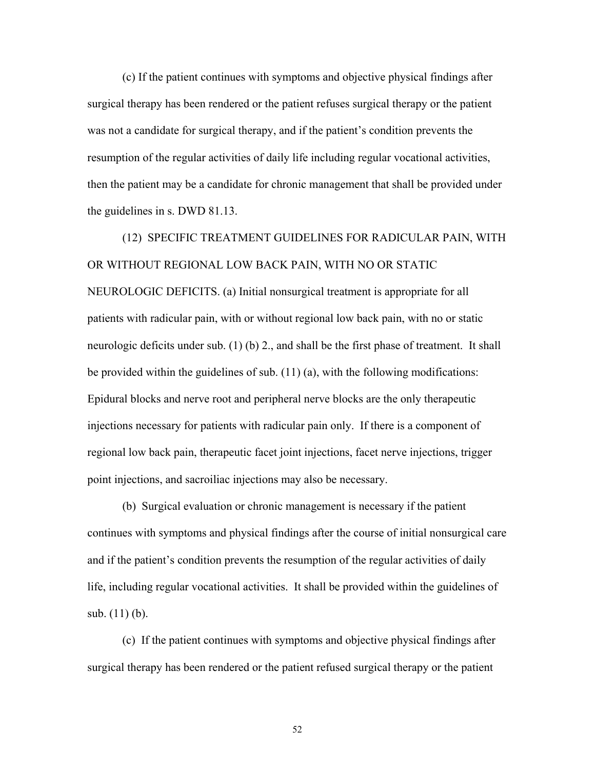(c) If the patient continues with symptoms and objective physical findings after surgical therapy has been rendered or the patient refuses surgical therapy or the patient was not a candidate for surgical therapy, and if the patient's condition prevents the resumption of the regular activities of daily life including regular vocational activities, then the patient may be a candidate for chronic management that shall be provided under the guidelines in s. DWD 81.13.

(12) SPECIFIC TREATMENT GUIDELINES FOR RADICULAR PAIN, WITH OR WITHOUT REGIONAL LOW BACK PAIN, WITH NO OR STATIC NEUROLOGIC DEFICITS. (a) Initial nonsurgical treatment is appropriate for all patients with radicular pain, with or without regional low back pain, with no or static neurologic deficits under sub. (1) (b) 2., and shall be the first phase of treatment. It shall be provided within the guidelines of sub. (11) (a), with the following modifications: Epidural blocks and nerve root and peripheral nerve blocks are the only therapeutic injections necessary for patients with radicular pain only. If there is a component of regional low back pain, therapeutic facet joint injections, facet nerve injections, trigger point injections, and sacroiliac injections may also be necessary.

(b) Surgical evaluation or chronic management is necessary if the patient continues with symptoms and physical findings after the course of initial nonsurgical care and if the patient's condition prevents the resumption of the regular activities of daily life, including regular vocational activities. It shall be provided within the guidelines of sub. (11) (b).

(c) If the patient continues with symptoms and objective physical findings after surgical therapy has been rendered or the patient refused surgical therapy or the patient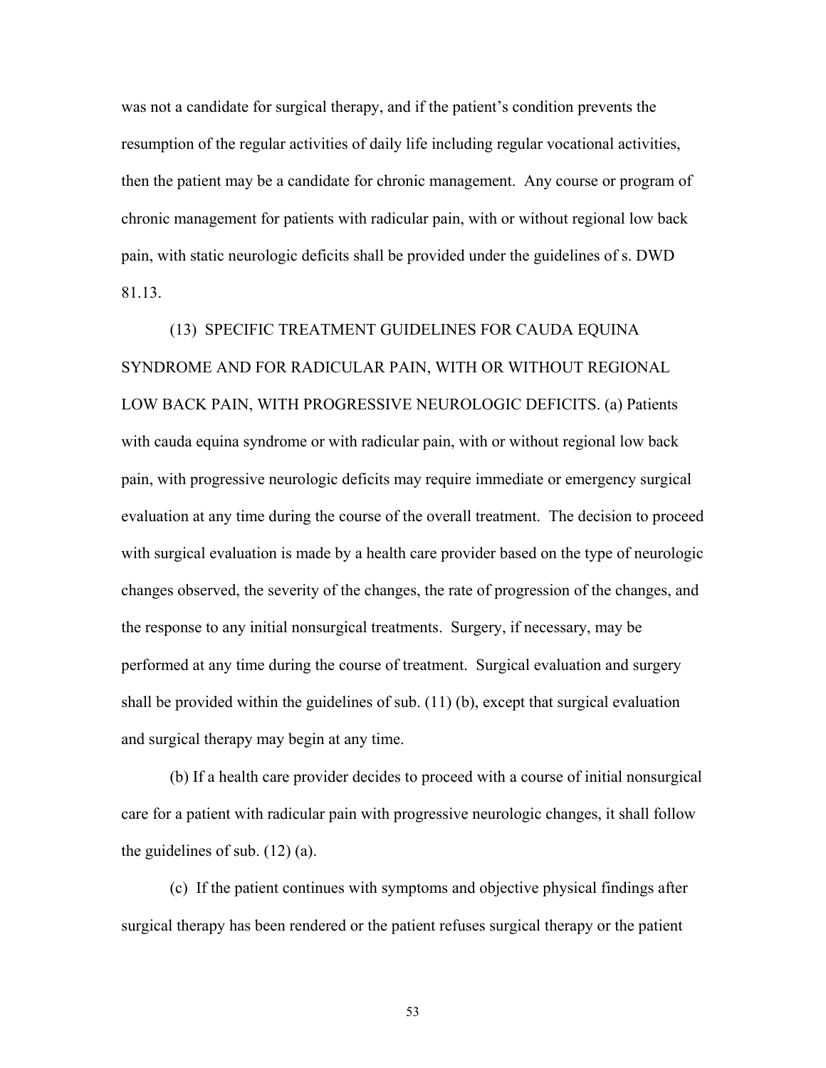was not a candidate for surgical therapy, and if the patient's condition prevents the resumption of the regular activities of daily life including regular vocational activities, then the patient may be a candidate for chronic management. Any course or program of chronic management for patients with radicular pain, with or without regional low back pain, with static neurologic deficits shall be provided under the guidelines of s. DWD 81.13.

(13) SPECIFIC TREATMENT GUIDELINES FOR CAUDA EQUINA SYNDROME AND FOR RADICULAR PAIN, WITH OR WITHOUT REGIONAL LOW BACK PAIN, WITH PROGRESSIVE NEUROLOGIC DEFICITS. (a) Patients with cauda equina syndrome or with radicular pain, with or without regional low back pain, with progressive neurologic deficits may require immediate or emergency surgical evaluation at any time during the course of the overall treatment. The decision to proceed with surgical evaluation is made by a health care provider based on the type of neurologic changes observed, the severity of the changes, the rate of progression of the changes, and the response to any initial nonsurgical treatments. Surgery, if necessary, may be performed at any time during the course of treatment. Surgical evaluation and surgery shall be provided within the guidelines of sub. (11) (b), except that surgical evaluation and surgical therapy may begin at any time.

(b) If a health care provider decides to proceed with a course of initial nonsurgical care for a patient with radicular pain with progressive neurologic changes, it shall follow the guidelines of sub. (12) (a).

(c) If the patient continues with symptoms and objective physical findings after surgical therapy has been rendered or the patient refuses surgical therapy or the patient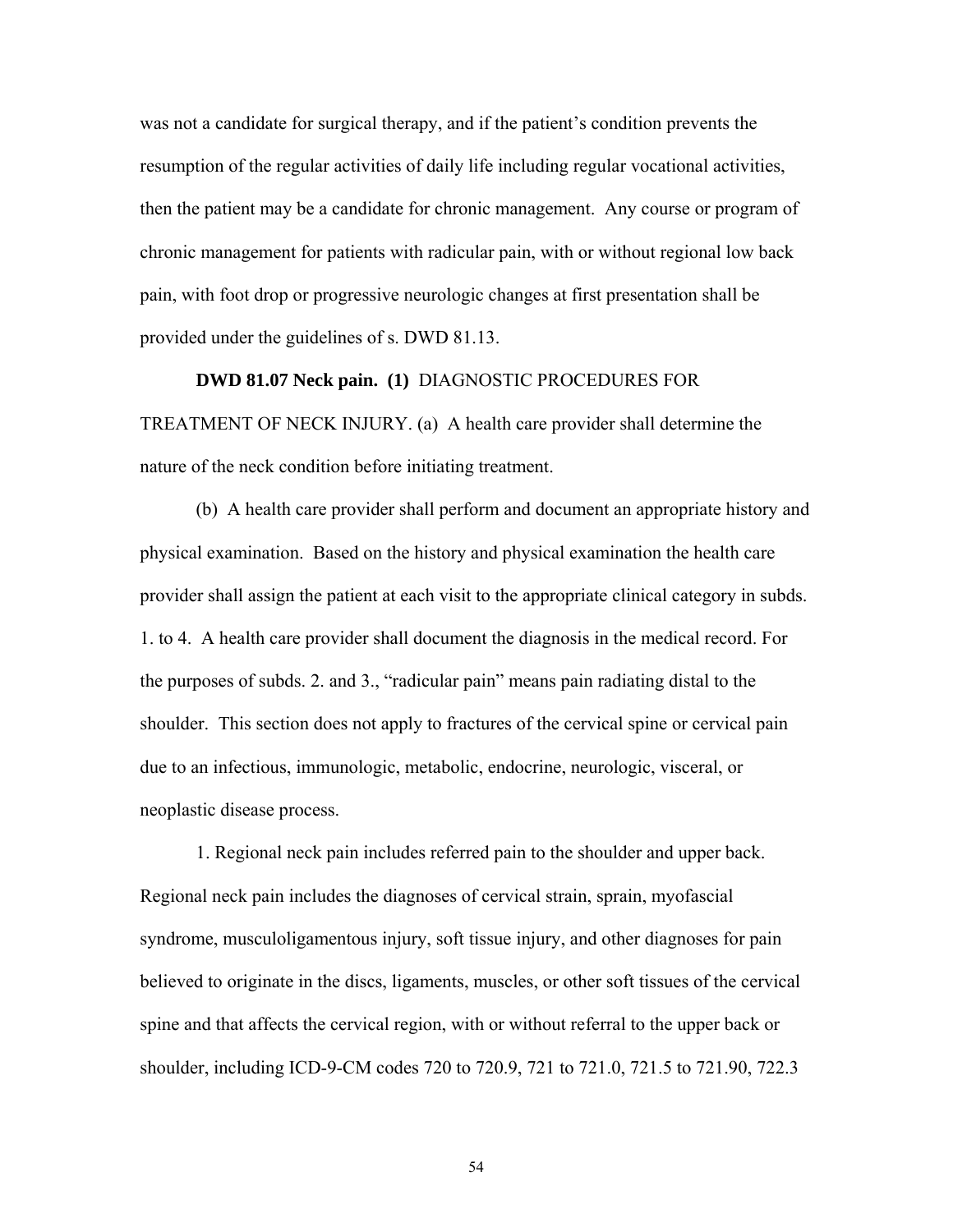was not a candidate for surgical therapy, and if the patient's condition prevents the resumption of the regular activities of daily life including regular vocational activities, then the patient may be a candidate for chronic management. Any course or program of chronic management for patients with radicular pain, with or without regional low back pain, with foot drop or progressive neurologic changes at first presentation shall be provided under the guidelines of s. DWD 81.13.

**DWD 81.07 Neck pain. (1)** DIAGNOSTIC PROCEDURES FOR TREATMENT OF NECK INJURY. (a) A health care provider shall determine the nature of the neck condition before initiating treatment.

(b) A health care provider shall perform and document an appropriate history and physical examination. Based on the history and physical examination the health care provider shall assign the patient at each visit to the appropriate clinical category in subds. 1. to 4. A health care provider shall document the diagnosis in the medical record. For the purposes of subds. 2. and 3., "radicular pain" means pain radiating distal to the shoulder. This section does not apply to fractures of the cervical spine or cervical pain due to an infectious, immunologic, metabolic, endocrine, neurologic, visceral, or neoplastic disease process.

1. Regional neck pain includes referred pain to the shoulder and upper back. Regional neck pain includes the diagnoses of cervical strain, sprain, myofascial syndrome, musculoligamentous injury, soft tissue injury, and other diagnoses for pain believed to originate in the discs, ligaments, muscles, or other soft tissues of the cervical spine and that affects the cervical region, with or without referral to the upper back or shoulder, including ICD-9-CM codes 720 to 720.9, 721 to 721.0, 721.5 to 721.90, 722.3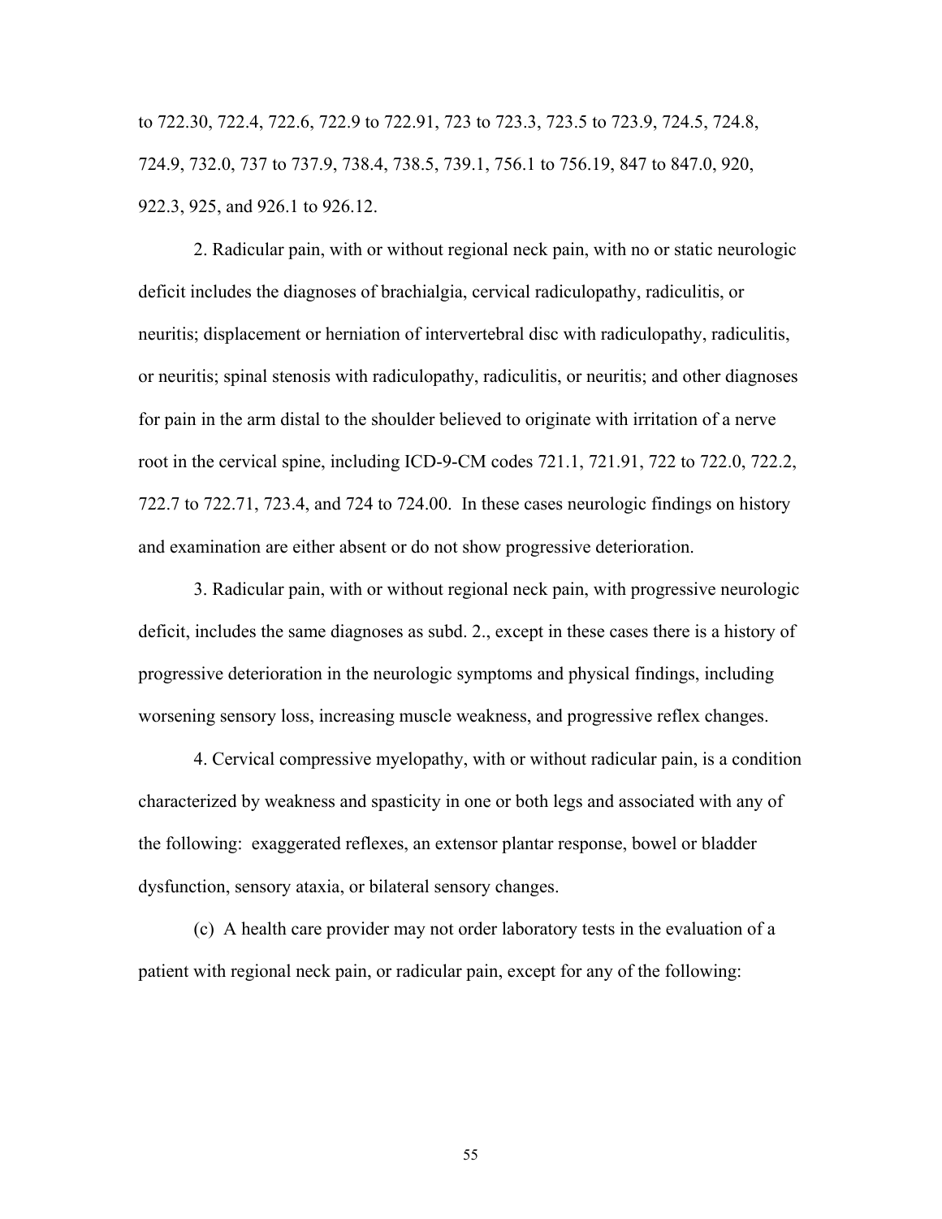to 722.30, 722.4, 722.6, 722.9 to 722.91, 723 to 723.3, 723.5 to 723.9, 724.5, 724.8, 724.9, 732.0, 737 to 737.9, 738.4, 738.5, 739.1, 756.1 to 756.19, 847 to 847.0, 920, 922.3, 925, and 926.1 to 926.12.

2. Radicular pain, with or without regional neck pain, with no or static neurologic deficit includes the diagnoses of brachialgia, cervical radiculopathy, radiculitis, or neuritis; displacement or herniation of intervertebral disc with radiculopathy, radiculitis, or neuritis; spinal stenosis with radiculopathy, radiculitis, or neuritis; and other diagnoses for pain in the arm distal to the shoulder believed to originate with irritation of a nerve root in the cervical spine, including ICD-9-CM codes 721.1, 721.91, 722 to 722.0, 722.2, 722.7 to 722.71, 723.4, and 724 to 724.00. In these cases neurologic findings on history and examination are either absent or do not show progressive deterioration.

3. Radicular pain, with or without regional neck pain, with progressive neurologic deficit, includes the same diagnoses as subd. 2., except in these cases there is a history of progressive deterioration in the neurologic symptoms and physical findings, including worsening sensory loss, increasing muscle weakness, and progressive reflex changes.

4. Cervical compressive myelopathy, with or without radicular pain, is a condition characterized by weakness and spasticity in one or both legs and associated with any of the following: exaggerated reflexes, an extensor plantar response, bowel or bladder dysfunction, sensory ataxia, or bilateral sensory changes.

(c) A health care provider may not order laboratory tests in the evaluation of a patient with regional neck pain, or radicular pain, except for any of the following: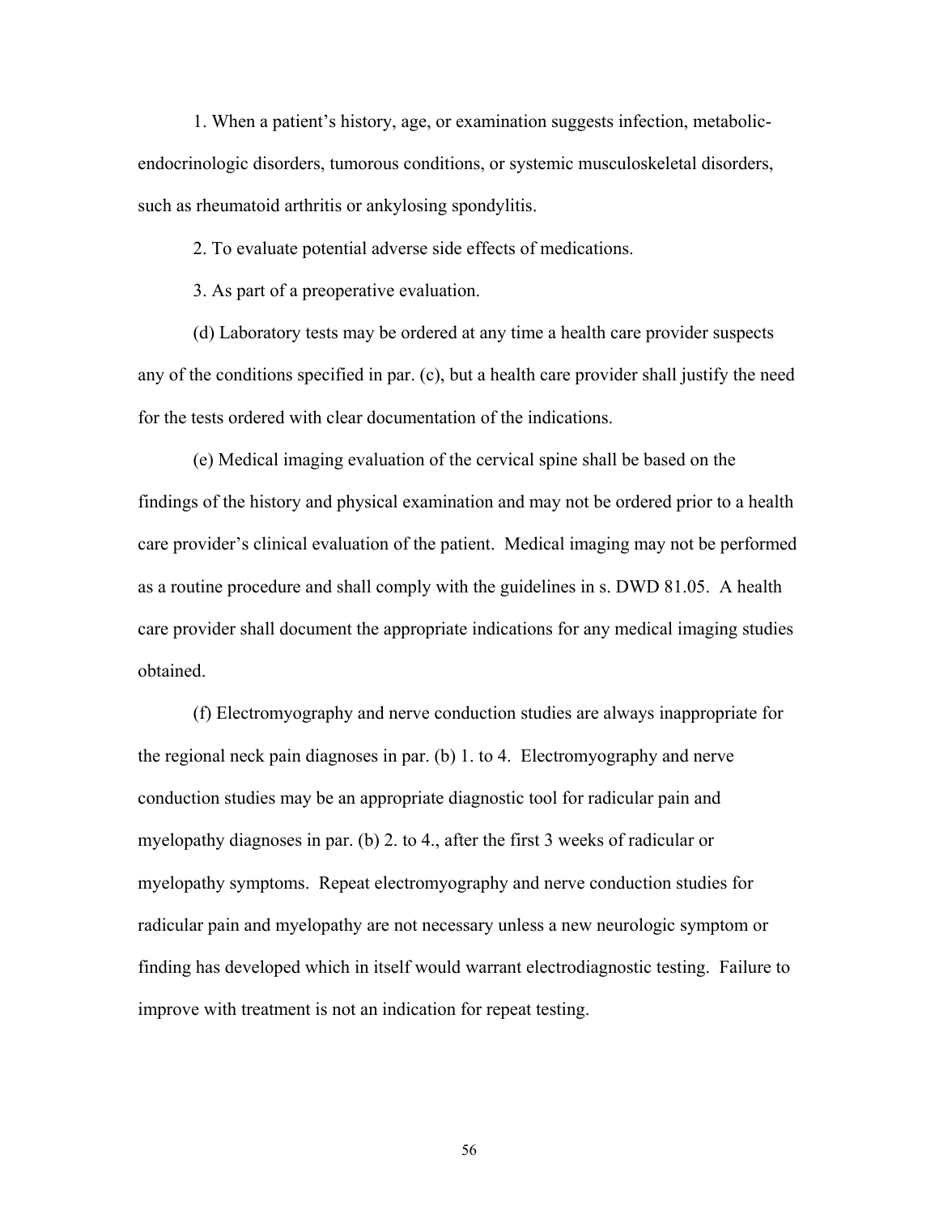1. When a patient's history, age, or examination suggests infection, metabolic-endocrinologic disorders, tumorous conditions, or systemic musculoskeletal disorders, such as rheumatoid arthritis or ankylosing spondylitis.

2. To evaluate potential adverse side effects of medications.

3. As part of a preoperative evaluation.

(d) Laboratory tests may be ordered at any time a health care provider suspects any of the conditions specified in par. (c), but a health care provider shall justify the need for the tests ordered with clear documentation of the indications.

(e) Medical imaging evaluation of the cervical spine shall be based on the findings of the history and physical examination and may not be ordered prior to a health care provider's clinical evaluation of the patient. Medical imaging may not be performed as a routine procedure and shall comply with the guidelines in s. DWD 81.05. A health care provider shall document the appropriate indications for any medical imaging studies obtained.

(f) Electromyography and nerve conduction studies are always inappropriate for the regional neck pain diagnoses in par. (b) 1. to 4. Electromyography and nerve conduction studies may be an appropriate diagnostic tool for radicular pain and myelopathy diagnoses in par. (b) 2. to 4., after the first 3 weeks of radicular or myelopathy symptoms. Repeat electromyography and nerve conduction studies for radicular pain and myelopathy are not necessary unless a new neurologic symptom or finding has developed which in itself would warrant electrodiagnostic testing. Failure to improve with treatment is not an indication for repeat testing.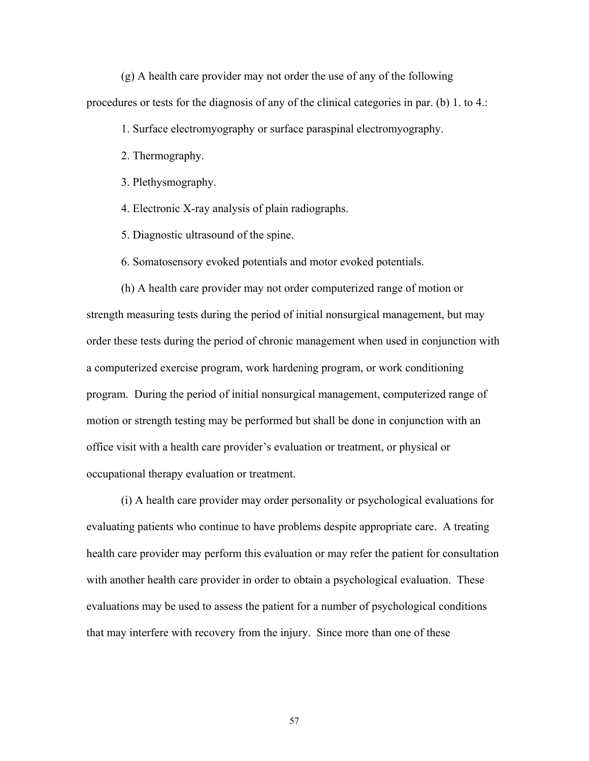(g) A health care provider may not order the use of any of the following procedures or tests for the diagnosis of any of the clinical categories in par. (b) 1. to 4.:

1. Surface electromyography or surface paraspinal electromyography.

2. Thermography.

3. Plethysmography.

4. Electronic X-ray analysis of plain radiographs.

5. Diagnostic ultrasound of the spine.

6. Somatosensory evoked potentials and motor evoked potentials.

(h) A health care provider may not order computerized range of motion or strength measuring tests during the period of initial nonsurgical management, but may order these tests during the period of chronic management when used in conjunction with a computerized exercise program, work hardening program, or work conditioning program. During the period of initial nonsurgical management, computerized range of motion or strength testing may be performed but shall be done in conjunction with an office visit with a health care provider's evaluation or treatment, or physical or occupational therapy evaluation or treatment.

(i) A health care provider may order personality or psychological evaluations for evaluating patients who continue to have problems despite appropriate care. A treating health care provider may perform this evaluation or may refer the patient for consultation with another health care provider in order to obtain a psychological evaluation. These evaluations may be used to assess the patient for a number of psychological conditions that may interfere with recovery from the injury. Since more than one of these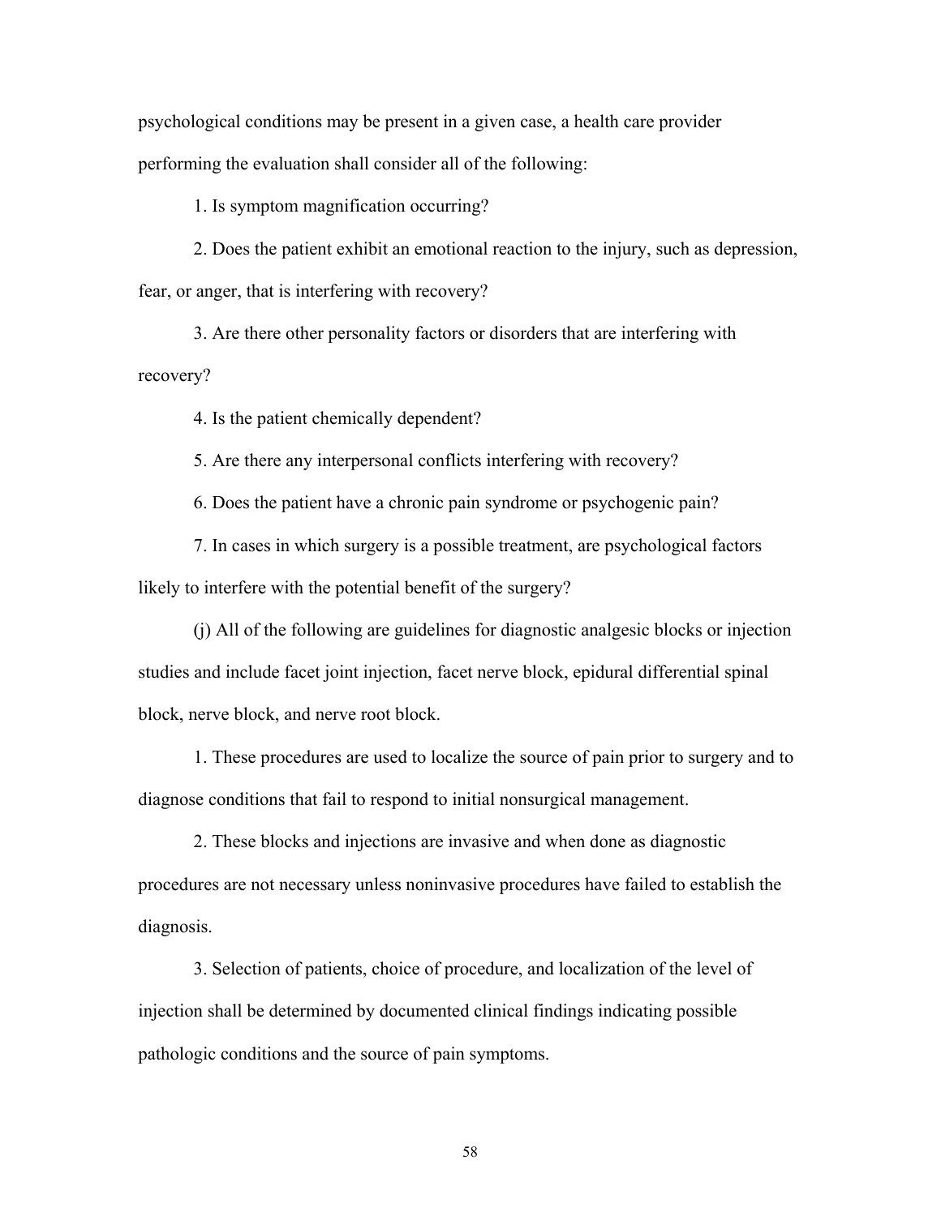psychological conditions may be present in a given case, a health care provider performing the evaluation shall consider all of the following:

1. Is symptom magnification occurring?

2. Does the patient exhibit an emotional reaction to the injury, such as depression, fear, or anger, that is interfering with recovery?

3. Are there other personality factors or disorders that are interfering with recovery?

4. Is the patient chemically dependent?

5. Are there any interpersonal conflicts interfering with recovery?

6. Does the patient have a chronic pain syndrome or psychogenic pain?

7. In cases in which surgery is a possible treatment, are psychological factors likely to interfere with the potential benefit of the surgery?

(j) All of the following are guidelines for diagnostic analgesic blocks or injection studies and include facet joint injection, facet nerve block, epidural differential spinal block, nerve block, and nerve root block.

1. These procedures are used to localize the source of pain prior to surgery and to diagnose conditions that fail to respond to initial nonsurgical management.

2. These blocks and injections are invasive and when done as diagnostic procedures are not necessary unless noninvasive procedures have failed to establish the diagnosis.

3. Selection of patients, choice of procedure, and localization of the level of injection shall be determined by documented clinical findings indicating possible pathologic conditions and the source of pain symptoms.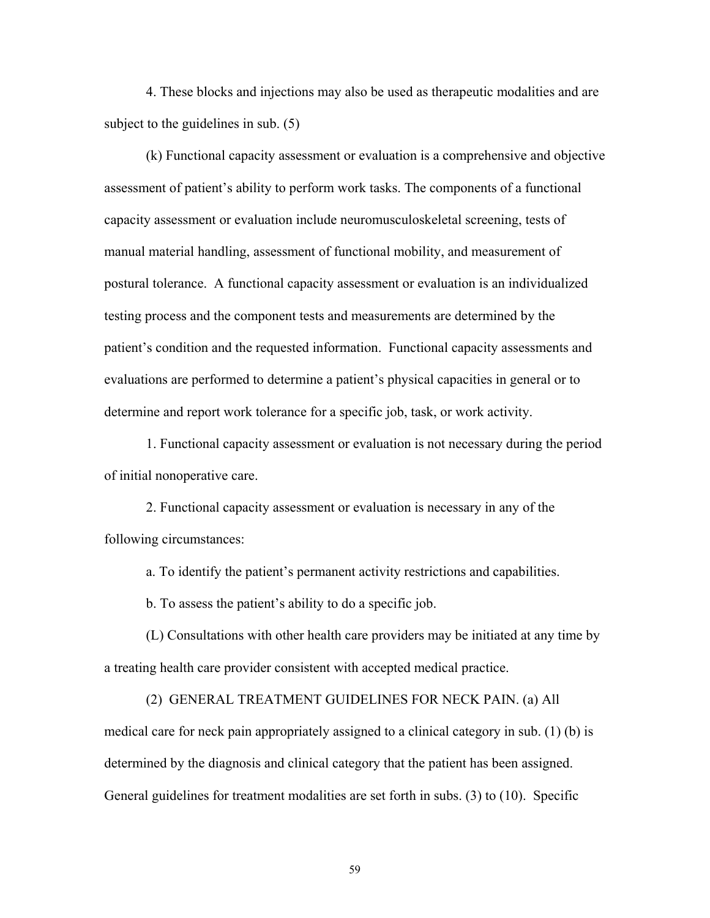4. These blocks and injections may also be used as therapeutic modalities and are subject to the guidelines in sub. (5)

(k) Functional capacity assessment or evaluation is a comprehensive and objective assessment of patient's ability to perform work tasks. The components of a functional capacity assessment or evaluation include neuromusculoskeletal screening, tests of manual material handling, assessment of functional mobility, and measurement of postural tolerance. A functional capacity assessment or evaluation is an individualized testing process and the component tests and measurements are determined by the patient's condition and the requested information. Functional capacity assessments and evaluations are performed to determine a patient's physical capacities in general or to determine and report work tolerance for a specific job, task, or work activity.

1. Functional capacity assessment or evaluation is not necessary during the period of initial nonoperative care.

2. Functional capacity assessment or evaluation is necessary in any of the following circumstances:

a. To identify the patient's permanent activity restrictions and capabilities.

b. To assess the patient's ability to do a specific job.

(L) Consultations with other health care providers may be initiated at any time by a treating health care provider consistent with accepted medical practice.

(2) GENERAL TREATMENT GUIDELINES FOR NECK PAIN. (a) All medical care for neck pain appropriately assigned to a clinical category in sub. (1) (b) is determined by the diagnosis and clinical category that the patient has been assigned. General guidelines for treatment modalities are set forth in subs. (3) to (10). Specific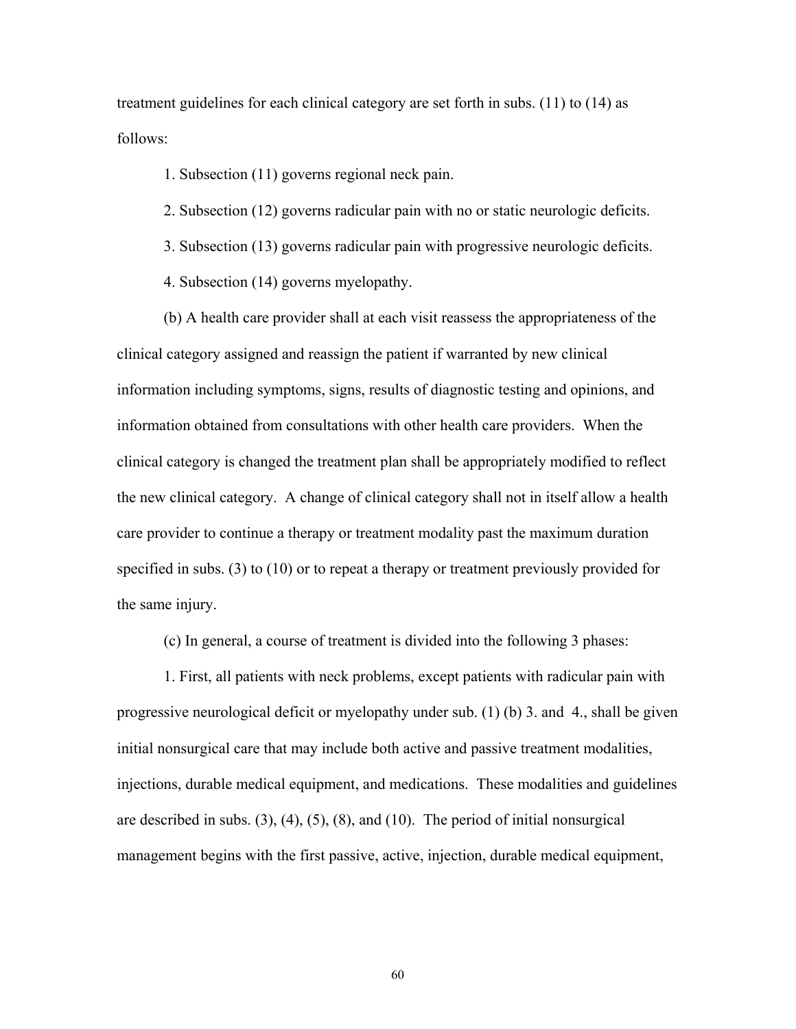treatment guidelines for each clinical category are set forth in subs. (11) to (14) as follows:

1. Subsection (11) governs regional neck pain.

2. Subsection (12) governs radicular pain with no or static neurologic deficits.

3. Subsection (13) governs radicular pain with progressive neurologic deficits.

4. Subsection (14) governs myelopathy.

(b) A health care provider shall at each visit reassess the appropriateness of the clinical category assigned and reassign the patient if warranted by new clinical information including symptoms, signs, results of diagnostic testing and opinions, and information obtained from consultations with other health care providers. When the clinical category is changed the treatment plan shall be appropriately modified to reflect the new clinical category. A change of clinical category shall not in itself allow a health care provider to continue a therapy or treatment modality past the maximum duration specified in subs. (3) to (10) or to repeat a therapy or treatment previously provided for the same injury.

(c) In general, a course of treatment is divided into the following 3 phases:

1. First, all patients with neck problems, except patients with radicular pain with progressive neurological deficit or myelopathy under sub. (1) (b) 3. and 4., shall be given initial nonsurgical care that may include both active and passive treatment modalities, injections, durable medical equipment, and medications. These modalities and guidelines are described in subs. (3), (4), (5), (8), and (10). The period of initial nonsurgical management begins with the first passive, active, injection, durable medical equipment,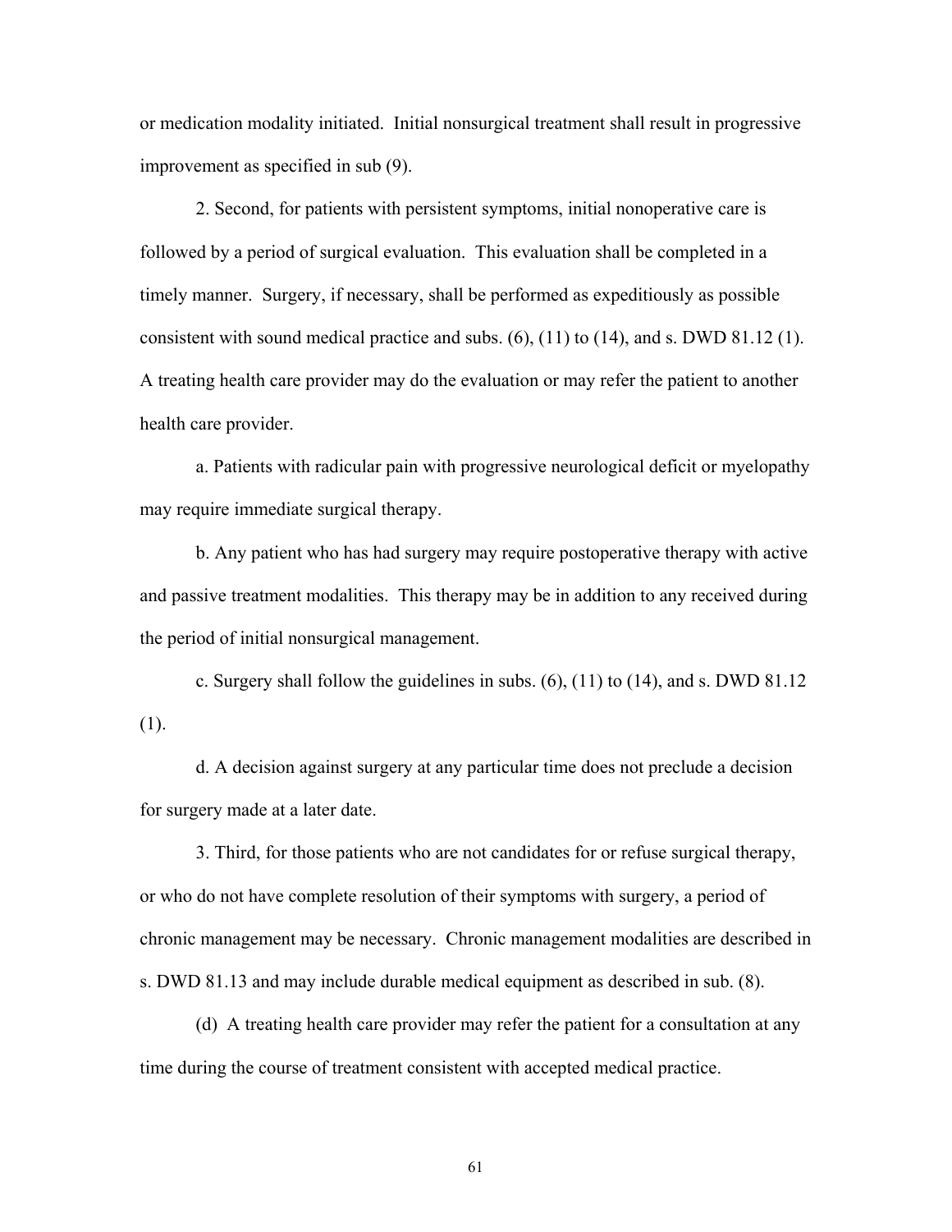or medication modality initiated. Initial nonsurgical treatment shall result in progressive improvement as specified in sub (9).

2. Second, for patients with persistent symptoms, initial nonoperative care is followed by a period of surgical evaluation. This evaluation shall be completed in a timely manner. Surgery, if necessary, shall be performed as expeditiously as possible consistent with sound medical practice and subs. (6), (11) to (14), and s. DWD 81.12 (1). A treating health care provider may do the evaluation or may refer the patient to another health care provider.

a. Patients with radicular pain with progressive neurological deficit or myelopathy may require immediate surgical therapy.

b. Any patient who has had surgery may require postoperative therapy with active and passive treatment modalities. This therapy may be in addition to any received during the period of initial nonsurgical management.

c. Surgery shall follow the guidelines in subs. (6), (11) to (14), and s. DWD 81.12 (1).

d. A decision against surgery at any particular time does not preclude a decision for surgery made at a later date.

3. Third, for those patients who are not candidates for or refuse surgical therapy, or who do not have complete resolution of their symptoms with surgery, a period of chronic management may be necessary. Chronic management modalities are described in s. DWD 81.13 and may include durable medical equipment as described in sub. (8).

(d) A treating health care provider may refer the patient for a consultation at any time during the course of treatment consistent with accepted medical practice.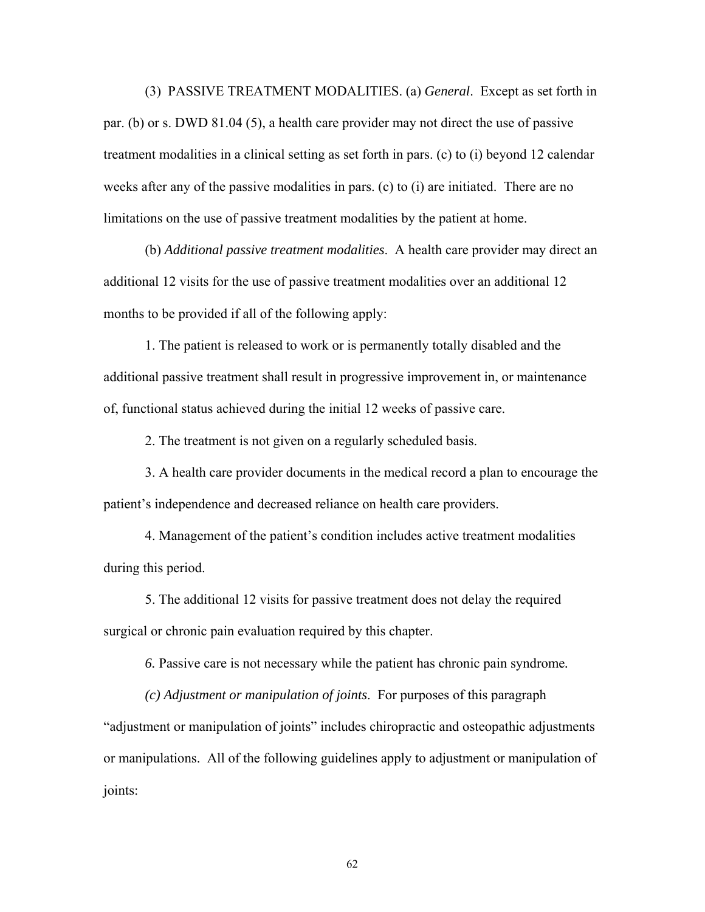(3) PASSIVE TREATMENT MODALITIES. (a) *General*. Except as set forth in par. (b) or s. DWD 81.04 (5), a health care provider may not direct the use of passive treatment modalities in a clinical setting as set forth in pars. (c) to (i) beyond 12 calendar weeks after any of the passive modalities in pars. (c) to (i) are initiated. There are no limitations on the use of passive treatment modalities by the patient at home.

(b) *Additional passive treatment modalities*. A health care provider may direct an additional 12 visits for the use of passive treatment modalities over an additional 12 months to be provided if all of the following apply:

1. The patient is released to work or is permanently totally disabled and the additional passive treatment shall result in progressive improvement in, or maintenance of, functional status achieved during the initial 12 weeks of passive care.

2. The treatment is not given on a regularly scheduled basis.

3. A health care provider documents in the medical record a plan to encourage the patient's independence and decreased reliance on health care providers.

4. Management of the patient's condition includes active treatment modalities during this period.

5. The additional 12 visits for passive treatment does not delay the required surgical or chronic pain evaluation required by this chapter.

*6.* Passive care is not necessary while the patient has chronic pain syndrome*.*

*(c) Adjustment or manipulation of joints*. For purposes of this paragraph "adjustment or manipulation of joints" includes chiropractic and osteopathic adjustments or manipulations. All of the following guidelines apply to adjustment or manipulation of joints: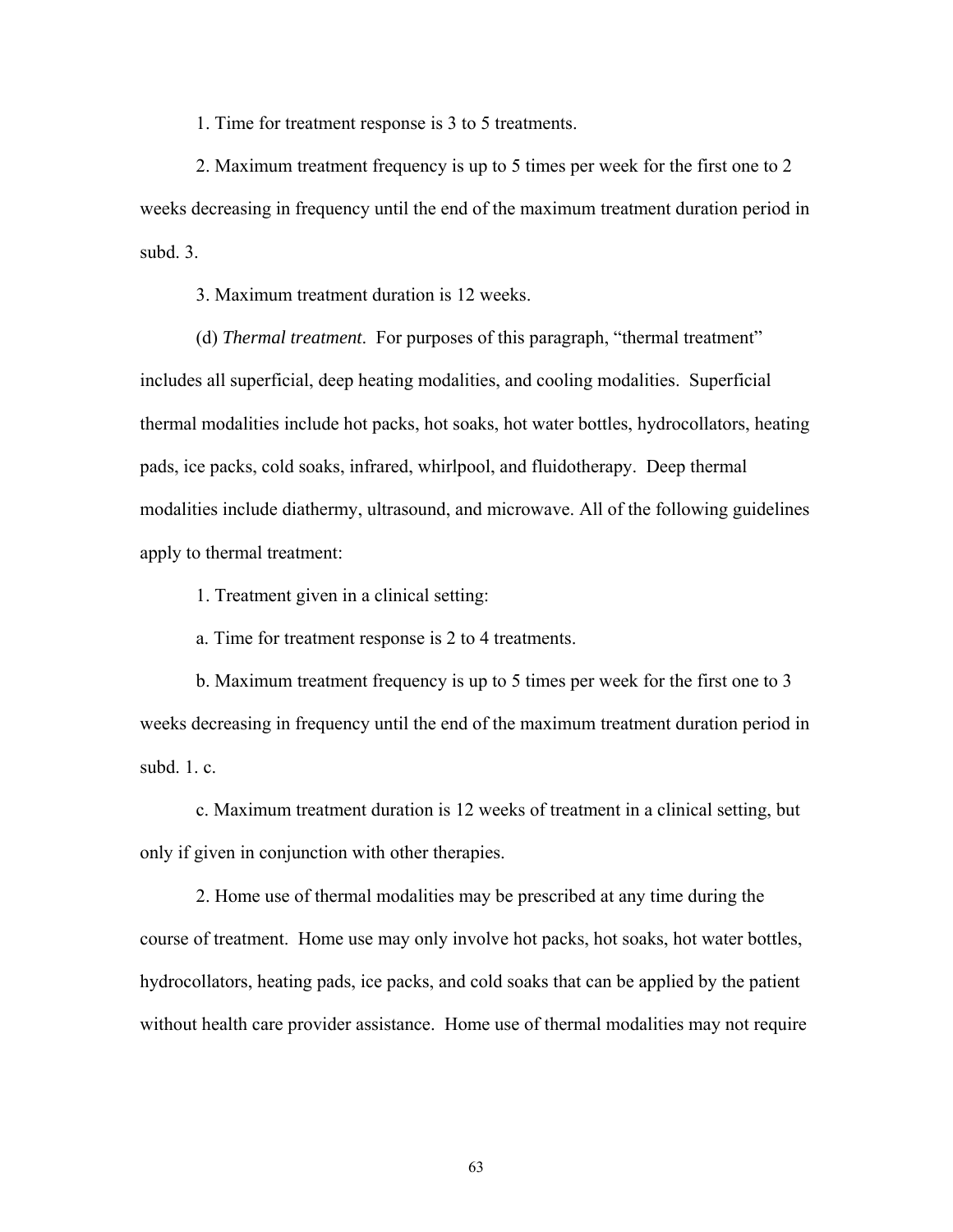1. Time for treatment response is 3 to 5 treatments.

2. Maximum treatment frequency is up to 5 times per week for the first one to 2 weeks decreasing in frequency until the end of the maximum treatment duration period in subd. 3.

3. Maximum treatment duration is 12 weeks.

(d) *Thermal treatment*. For purposes of this paragraph, "thermal treatment" includes all superficial, deep heating modalities, and cooling modalities. Superficial thermal modalities include hot packs, hot soaks, hot water bottles, hydrocollators, heating pads, ice packs, cold soaks, infrared, whirlpool, and fluidotherapy. Deep thermal modalities include diathermy, ultrasound, and microwave. All of the following guidelines apply to thermal treatment:

1. Treatment given in a clinical setting:

a. Time for treatment response is 2 to 4 treatments.

b. Maximum treatment frequency is up to 5 times per week for the first one to 3 weeks decreasing in frequency until the end of the maximum treatment duration period in subd. 1. c.

c. Maximum treatment duration is 12 weeks of treatment in a clinical setting, but only if given in conjunction with other therapies.

2. Home use of thermal modalities may be prescribed at any time during the course of treatment. Home use may only involve hot packs, hot soaks, hot water bottles, hydrocollators, heating pads, ice packs, and cold soaks that can be applied by the patient without health care provider assistance. Home use of thermal modalities may not require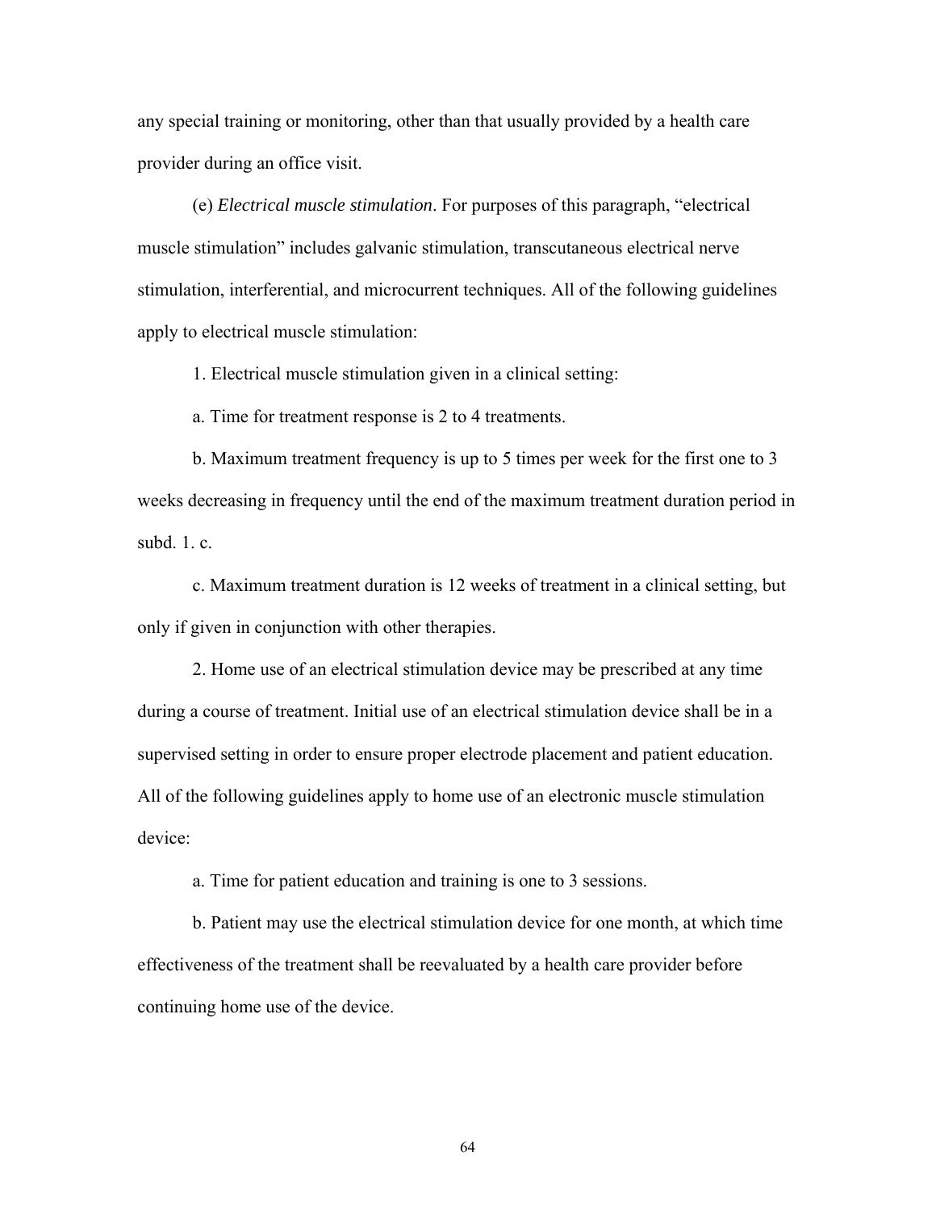any special training or monitoring, other than that usually provided by a health care provider during an office visit.

(e) *Electrical muscle stimulation*. For purposes of this paragraph, "electrical muscle stimulation" includes galvanic stimulation, transcutaneous electrical nerve stimulation, interferential, and microcurrent techniques. All of the following guidelines apply to electrical muscle stimulation:

1. Electrical muscle stimulation given in a clinical setting:

a. Time for treatment response is 2 to 4 treatments.

b. Maximum treatment frequency is up to 5 times per week for the first one to 3 weeks decreasing in frequency until the end of the maximum treatment duration period in subd. 1. c.

c. Maximum treatment duration is 12 weeks of treatment in a clinical setting, but only if given in conjunction with other therapies.

2. Home use of an electrical stimulation device may be prescribed at any time during a course of treatment. Initial use of an electrical stimulation device shall be in a supervised setting in order to ensure proper electrode placement and patient education. All of the following guidelines apply to home use of an electronic muscle stimulation device:

a. Time for patient education and training is one to 3 sessions.

b. Patient may use the electrical stimulation device for one month, at which time effectiveness of the treatment shall be reevaluated by a health care provider before continuing home use of the device.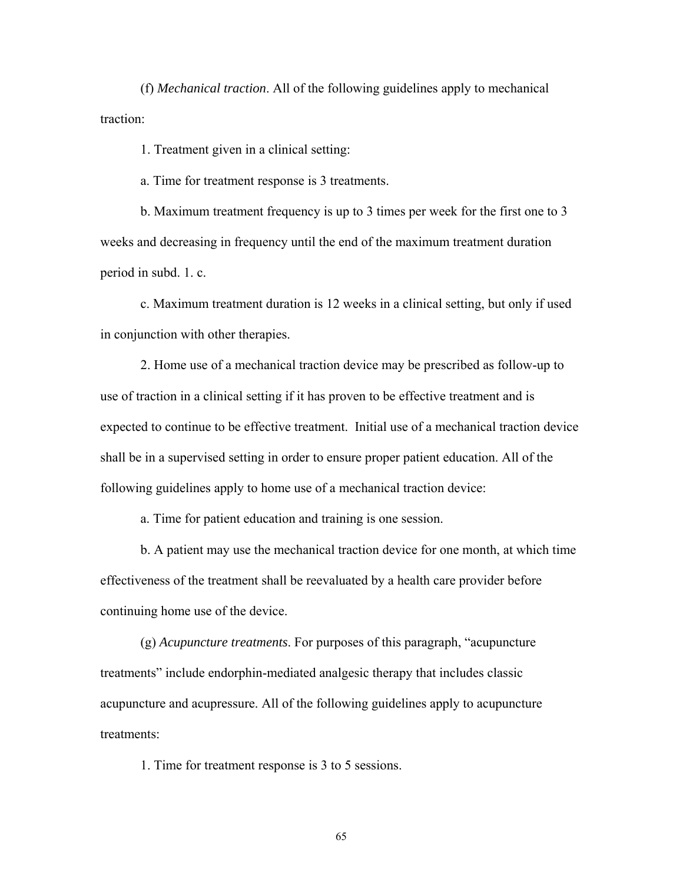(f) *Mechanical traction*. All of the following guidelines apply to mechanical traction:

1. Treatment given in a clinical setting:

a. Time for treatment response is 3 treatments.

b. Maximum treatment frequency is up to 3 times per week for the first one to 3 weeks and decreasing in frequency until the end of the maximum treatment duration period in subd. 1. c.

c. Maximum treatment duration is 12 weeks in a clinical setting, but only if used in conjunction with other therapies.

2. Home use of a mechanical traction device may be prescribed as follow-up to use of traction in a clinical setting if it has proven to be effective treatment and is expected to continue to be effective treatment. Initial use of a mechanical traction device shall be in a supervised setting in order to ensure proper patient education. All of the following guidelines apply to home use of a mechanical traction device:

a. Time for patient education and training is one session.

b. A patient may use the mechanical traction device for one month, at which time effectiveness of the treatment shall be reevaluated by a health care provider before continuing home use of the device.

(g) *Acupuncture treatments*. For purposes of this paragraph, "acupuncture treatments" include endorphin-mediated analgesic therapy that includes classic acupuncture and acupressure. All of the following guidelines apply to acupuncture treatments:

1. Time for treatment response is 3 to 5 sessions.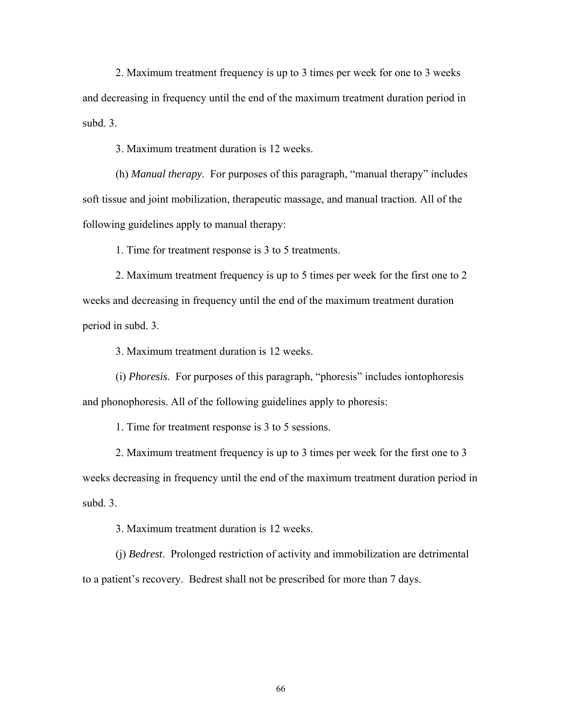2. Maximum treatment frequency is up to 3 times per week for one to 3 weeks and decreasing in frequency until the end of the maximum treatment duration period in subd. 3.

3. Maximum treatment duration is 12 weeks.

(h) *Manual therapy*. For purposes of this paragraph, "manual therapy" includes soft tissue and joint mobilization, therapeutic massage, and manual traction. All of the following guidelines apply to manual therapy:

1. Time for treatment response is 3 to 5 treatments.

2. Maximum treatment frequency is up to 5 times per week for the first one to 2 weeks and decreasing in frequency until the end of the maximum treatment duration period in subd. 3.

3. Maximum treatment duration is 12 weeks.

(i) *Phoresis*. For purposes of this paragraph, "phoresis" includes iontophoresis and phonophoresis. All of the following guidelines apply to phoresis:

1. Time for treatment response is 3 to 5 sessions.

2. Maximum treatment frequency is up to 3 times per week for the first one to 3 weeks decreasing in frequency until the end of the maximum treatment duration period in subd. 3.

3. Maximum treatment duration is 12 weeks.

(j) *Bedrest*. Prolonged restriction of activity and immobilization are detrimental to a patient's recovery. Bedrest shall not be prescribed for more than 7 days.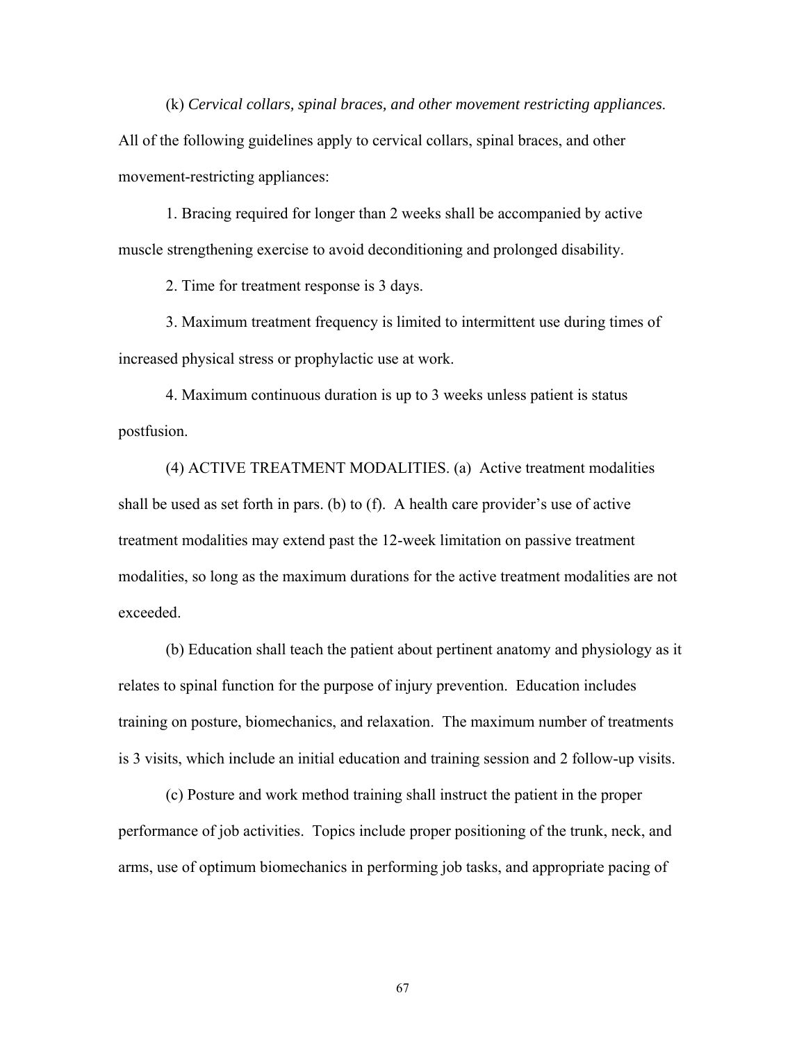(k) *Cervical collars, spinal braces, and other movement restricting appliances.* All of the following guidelines apply to cervical collars, spinal braces, and other movement-restricting appliances:

1. Bracing required for longer than 2 weeks shall be accompanied by active muscle strengthening exercise to avoid deconditioning and prolonged disability.

2. Time for treatment response is 3 days.

3. Maximum treatment frequency is limited to intermittent use during times of increased physical stress or prophylactic use at work.

4. Maximum continuous duration is up to 3 weeks unless patient is status postfusion.

(4) ACTIVE TREATMENT MODALITIES. (a) Active treatment modalities shall be used as set forth in pars. (b) to (f). A health care provider's use of active treatment modalities may extend past the 12-week limitation on passive treatment modalities, so long as the maximum durations for the active treatment modalities are not exceeded.

(b) Education shall teach the patient about pertinent anatomy and physiology as it relates to spinal function for the purpose of injury prevention. Education includes training on posture, biomechanics, and relaxation. The maximum number of treatments is 3 visits, which include an initial education and training session and 2 follow-up visits.

(c) Posture and work method training shall instruct the patient in the proper performance of job activities. Topics include proper positioning of the trunk, neck, and arms, use of optimum biomechanics in performing job tasks, and appropriate pacing of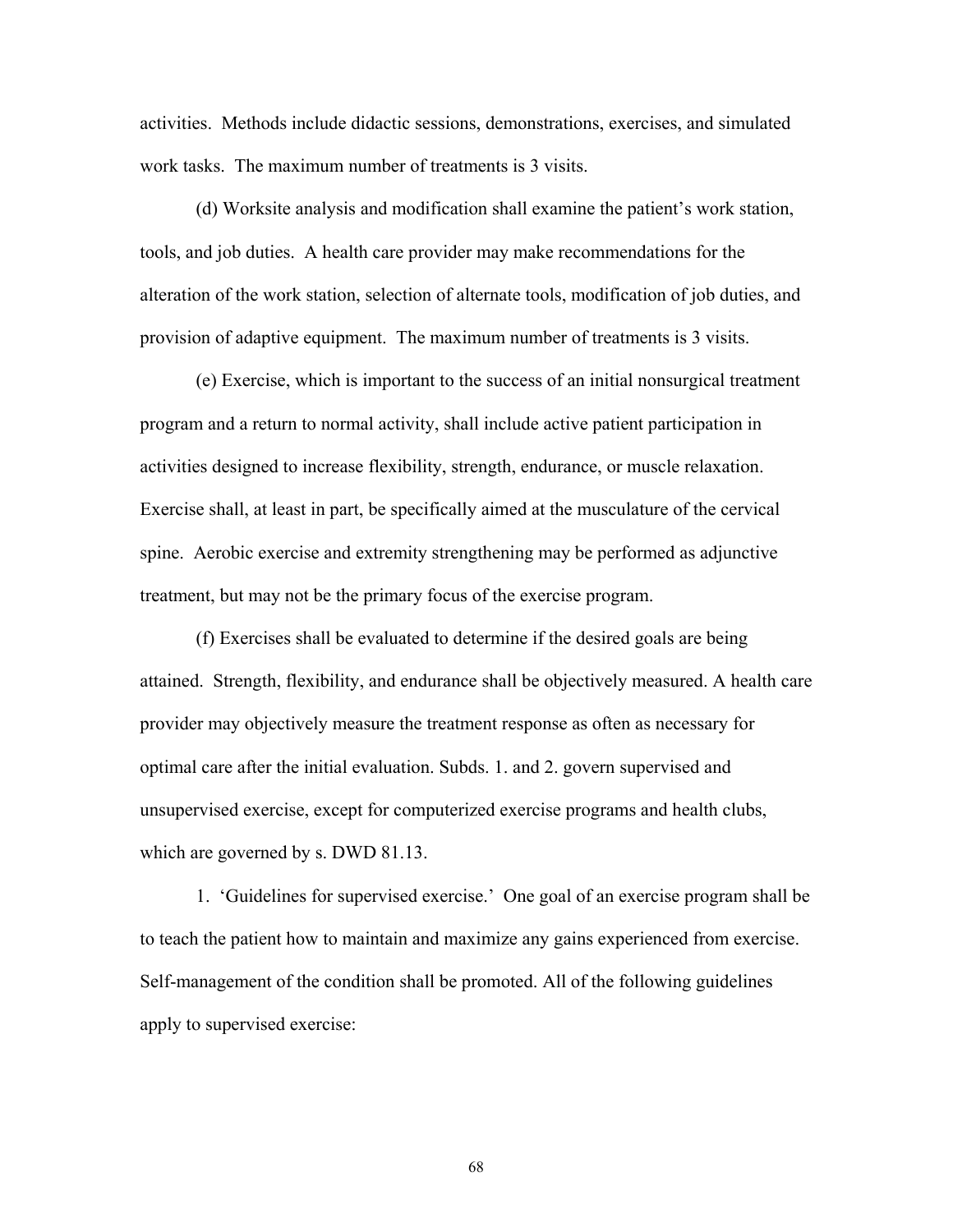activities. Methods include didactic sessions, demonstrations, exercises, and simulated work tasks. The maximum number of treatments is 3 visits.

(d) Worksite analysis and modification shall examine the patient's work station, tools, and job duties. A health care provider may make recommendations for the alteration of the work station, selection of alternate tools, modification of job duties, and provision of adaptive equipment. The maximum number of treatments is 3 visits.

(e) Exercise, which is important to the success of an initial nonsurgical treatment program and a return to normal activity, shall include active patient participation in activities designed to increase flexibility, strength, endurance, or muscle relaxation. Exercise shall, at least in part, be specifically aimed at the musculature of the cervical spine. Aerobic exercise and extremity strengthening may be performed as adjunctive treatment, but may not be the primary focus of the exercise program.

(f) Exercises shall be evaluated to determine if the desired goals are being attained. Strength, flexibility, and endurance shall be objectively measured. A health care provider may objectively measure the treatment response as often as necessary for optimal care after the initial evaluation. Subds. 1. and 2. govern supervised and unsupervised exercise, except for computerized exercise programs and health clubs, which are governed by s. DWD 81.13.

1. 'Guidelines for supervised exercise.' One goal of an exercise program shall be to teach the patient how to maintain and maximize any gains experienced from exercise. Self-management of the condition shall be promoted. All of the following guidelines apply to supervised exercise: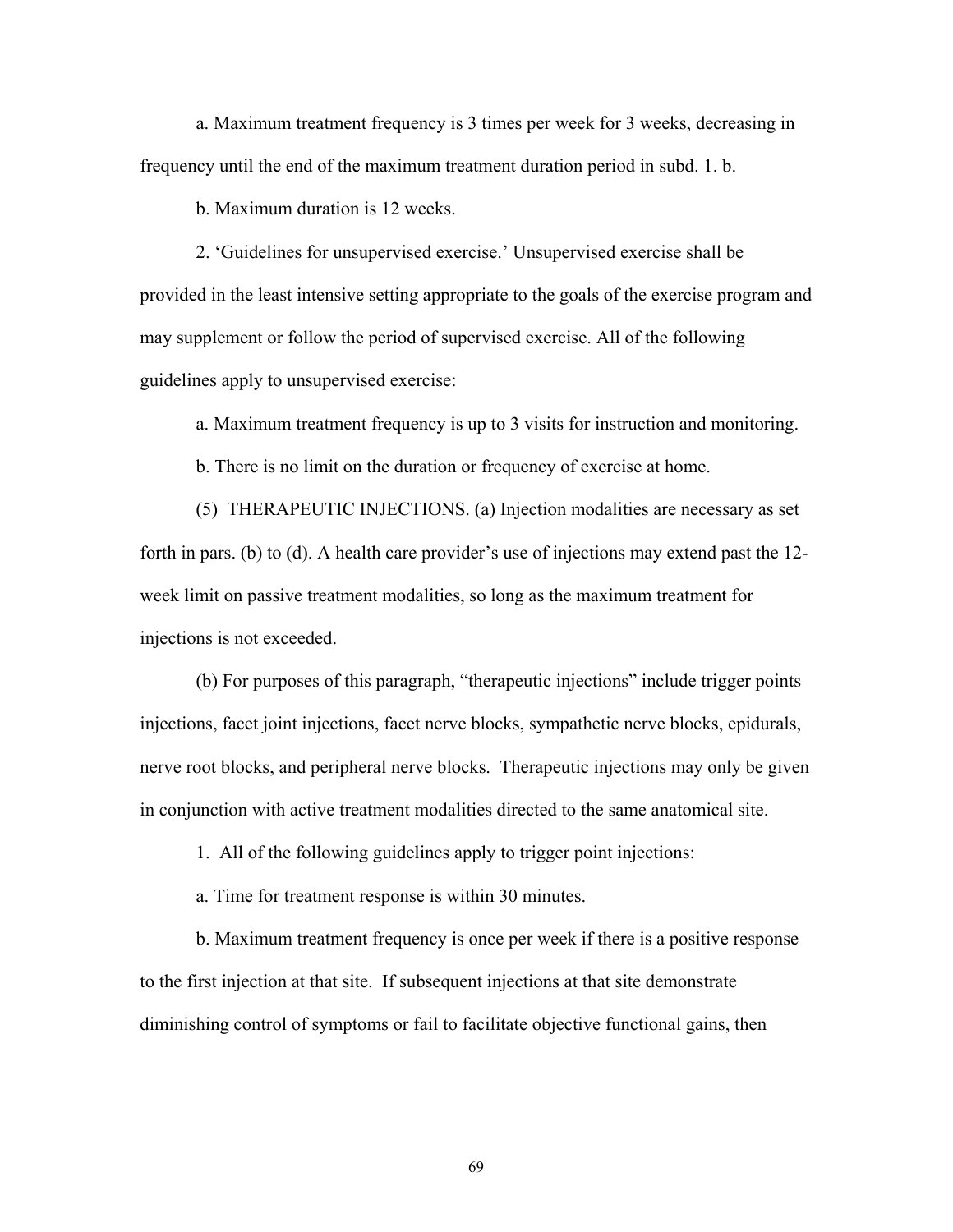a. Maximum treatment frequency is 3 times per week for 3 weeks, decreasing in frequency until the end of the maximum treatment duration period in subd. 1. b.

b. Maximum duration is 12 weeks.

2. 'Guidelines for unsupervised exercise.' Unsupervised exercise shall be provided in the least intensive setting appropriate to the goals of the exercise program and may supplement or follow the period of supervised exercise. All of the following guidelines apply to unsupervised exercise:

a. Maximum treatment frequency is up to 3 visits for instruction and monitoring.

b. There is no limit on the duration or frequency of exercise at home.

(5) THERAPEUTIC INJECTIONS. (a) Injection modalities are necessary as set forth in pars. (b) to (d). A health care provider's use of injections may extend past the 12-week limit on passive treatment modalities, so long as the maximum treatment for injections is not exceeded.

(b) For purposes of this paragraph, "therapeutic injections" include trigger points injections, facet joint injections, facet nerve blocks, sympathetic nerve blocks, epidurals, nerve root blocks, and peripheral nerve blocks. Therapeutic injections may only be given in conjunction with active treatment modalities directed to the same anatomical site.

1. All of the following guidelines apply to trigger point injections:

a. Time for treatment response is within 30 minutes.

b. Maximum treatment frequency is once per week if there is a positive response to the first injection at that site. If subsequent injections at that site demonstrate diminishing control of symptoms or fail to facilitate objective functional gains, then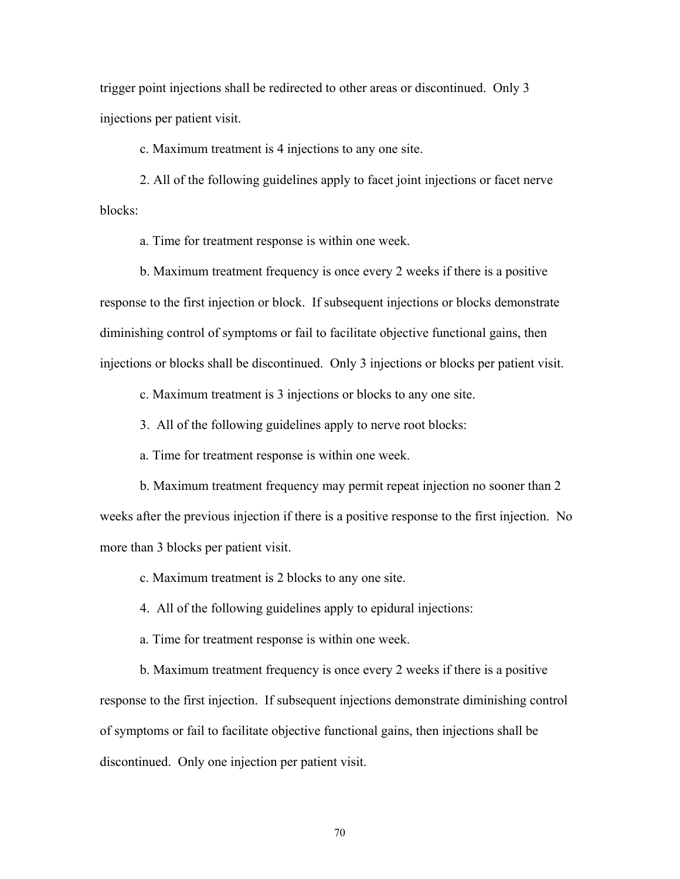trigger point injections shall be redirected to other areas or discontinued. Only 3 injections per patient visit.

c. Maximum treatment is 4 injections to any one site.

2. All of the following guidelines apply to facet joint injections or facet nerve blocks:

a. Time for treatment response is within one week.

b. Maximum treatment frequency is once every 2 weeks if there is a positive response to the first injection or block. If subsequent injections or blocks demonstrate diminishing control of symptoms or fail to facilitate objective functional gains, then injections or blocks shall be discontinued. Only 3 injections or blocks per patient visit.

c. Maximum treatment is 3 injections or blocks to any one site.

3. All of the following guidelines apply to nerve root blocks:

a. Time for treatment response is within one week.

b. Maximum treatment frequency may permit repeat injection no sooner than 2 weeks after the previous injection if there is a positive response to the first injection. No more than 3 blocks per patient visit.

c. Maximum treatment is 2 blocks to any one site.

4. All of the following guidelines apply to epidural injections:

a. Time for treatment response is within one week.

b. Maximum treatment frequency is once every 2 weeks if there is a positive response to the first injection. If subsequent injections demonstrate diminishing control of symptoms or fail to facilitate objective functional gains, then injections shall be discontinued. Only one injection per patient visit.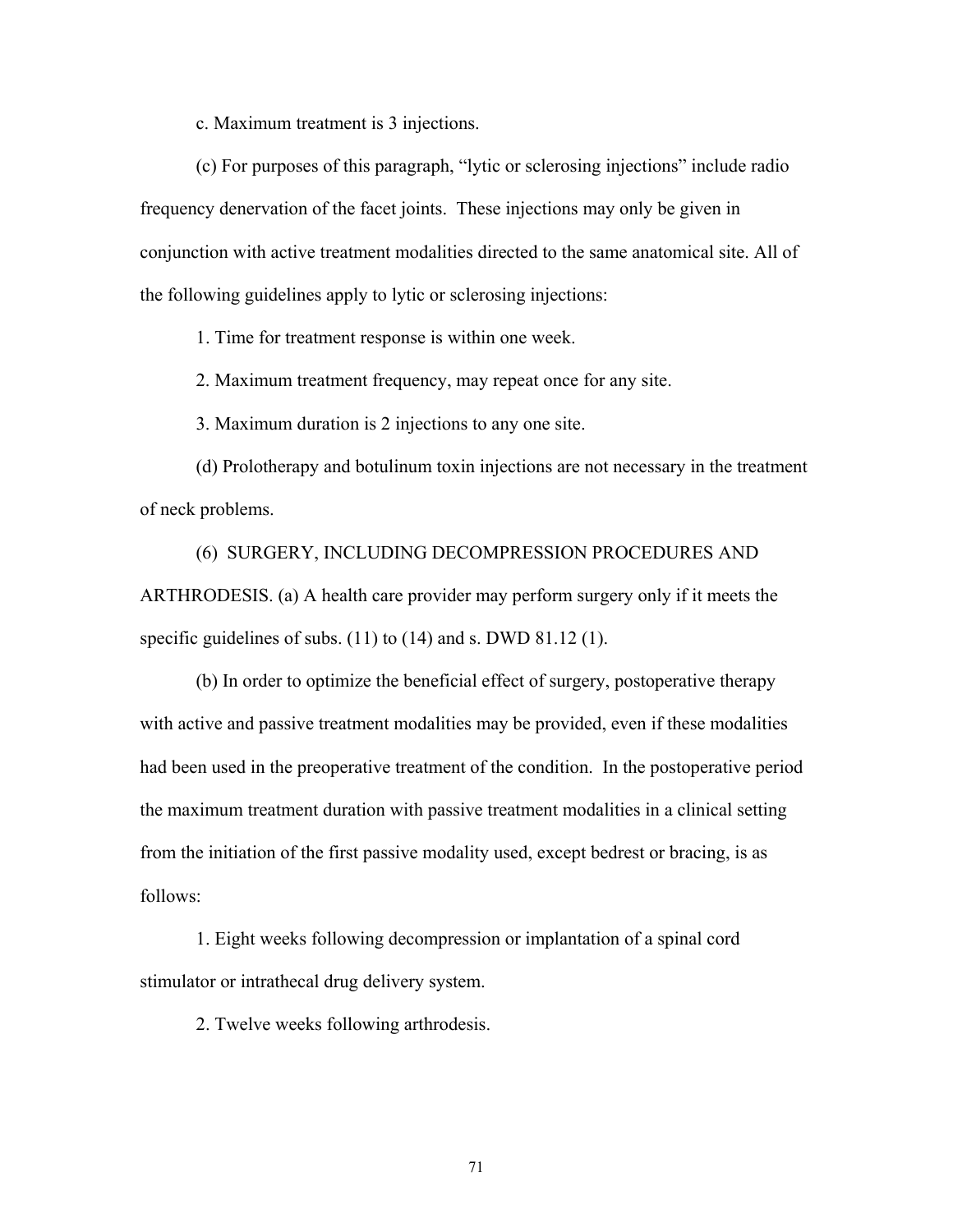c. Maximum treatment is 3 injections.

(c) For purposes of this paragraph, "lytic or sclerosing injections" include radio frequency denervation of the facet joints. These injections may only be given in conjunction with active treatment modalities directed to the same anatomical site. All of the following guidelines apply to lytic or sclerosing injections:

1. Time for treatment response is within one week.

2. Maximum treatment frequency, may repeat once for any site.

3. Maximum duration is 2 injections to any one site.

(d) Prolotherapy and botulinum toxin injections are not necessary in the treatment of neck problems.

(6) SURGERY, INCLUDING DECOMPRESSION PROCEDURES AND ARTHRODESIS. (a) A health care provider may perform surgery only if it meets the specific guidelines of subs. (11) to (14) and s. DWD 81.12 (1).

(b) In order to optimize the beneficial effect of surgery, postoperative therapy with active and passive treatment modalities may be provided, even if these modalities had been used in the preoperative treatment of the condition. In the postoperative period the maximum treatment duration with passive treatment modalities in a clinical setting from the initiation of the first passive modality used, except bedrest or bracing, is as follows:

1. Eight weeks following decompression or implantation of a spinal cord stimulator or intrathecal drug delivery system.

2. Twelve weeks following arthrodesis.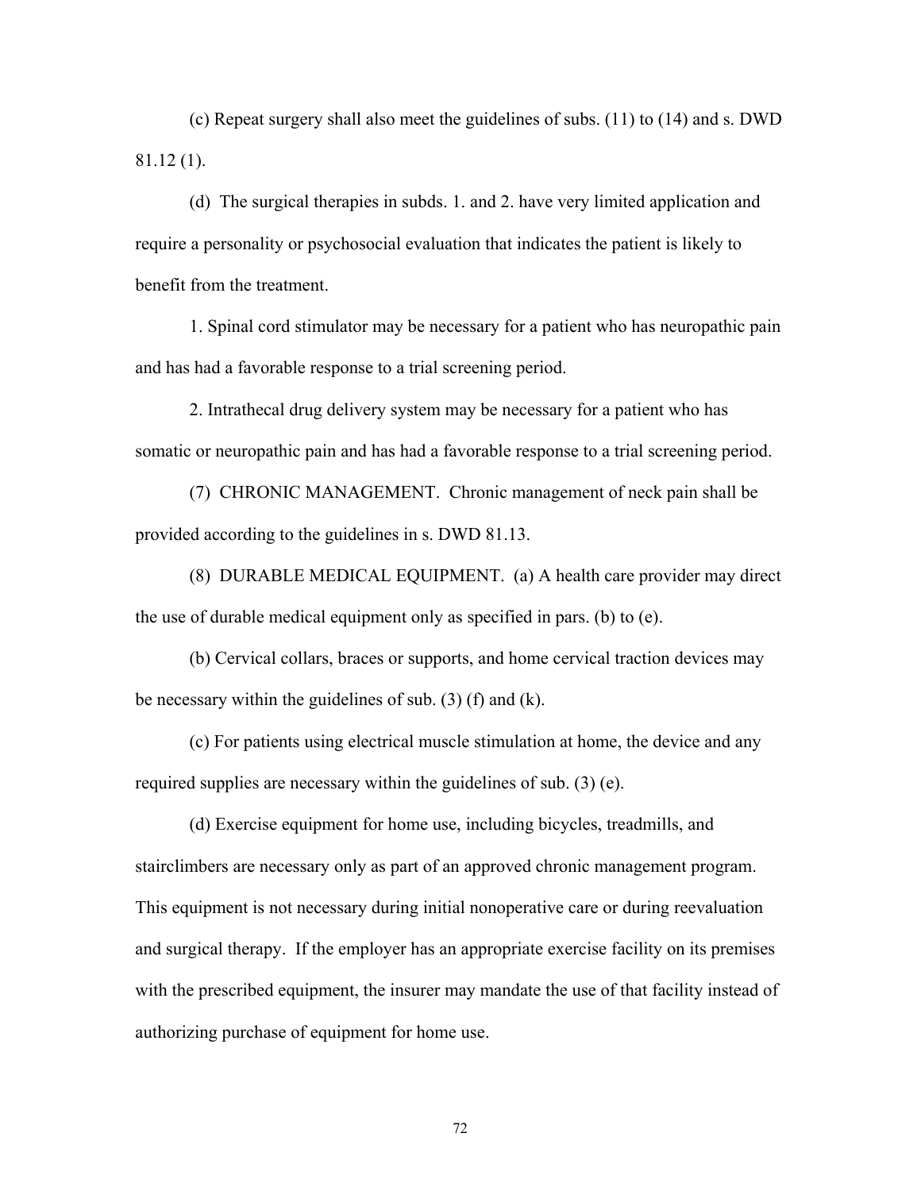(c) Repeat surgery shall also meet the guidelines of subs. (11) to (14) and s. DWD 81.12 (1).

(d) The surgical therapies in subds. 1. and 2. have very limited application and require a personality or psychosocial evaluation that indicates the patient is likely to benefit from the treatment.

1. Spinal cord stimulator may be necessary for a patient who has neuropathic pain and has had a favorable response to a trial screening period.

2. Intrathecal drug delivery system may be necessary for a patient who has somatic or neuropathic pain and has had a favorable response to a trial screening period.

(7) CHRONIC MANAGEMENT. Chronic management of neck pain shall be provided according to the guidelines in s. DWD 81.13.

(8) DURABLE MEDICAL EQUIPMENT. (a) A health care provider may direct the use of durable medical equipment only as specified in pars. (b) to (e).

(b) Cervical collars, braces or supports, and home cervical traction devices may be necessary within the guidelines of sub. (3) (f) and (k).

(c) For patients using electrical muscle stimulation at home, the device and any required supplies are necessary within the guidelines of sub. (3) (e).

(d) Exercise equipment for home use, including bicycles, treadmills, and stairclimbers are necessary only as part of an approved chronic management program. This equipment is not necessary during initial nonoperative care or during reevaluation and surgical therapy. If the employer has an appropriate exercise facility on its premises with the prescribed equipment, the insurer may mandate the use of that facility instead of authorizing purchase of equipment for home use.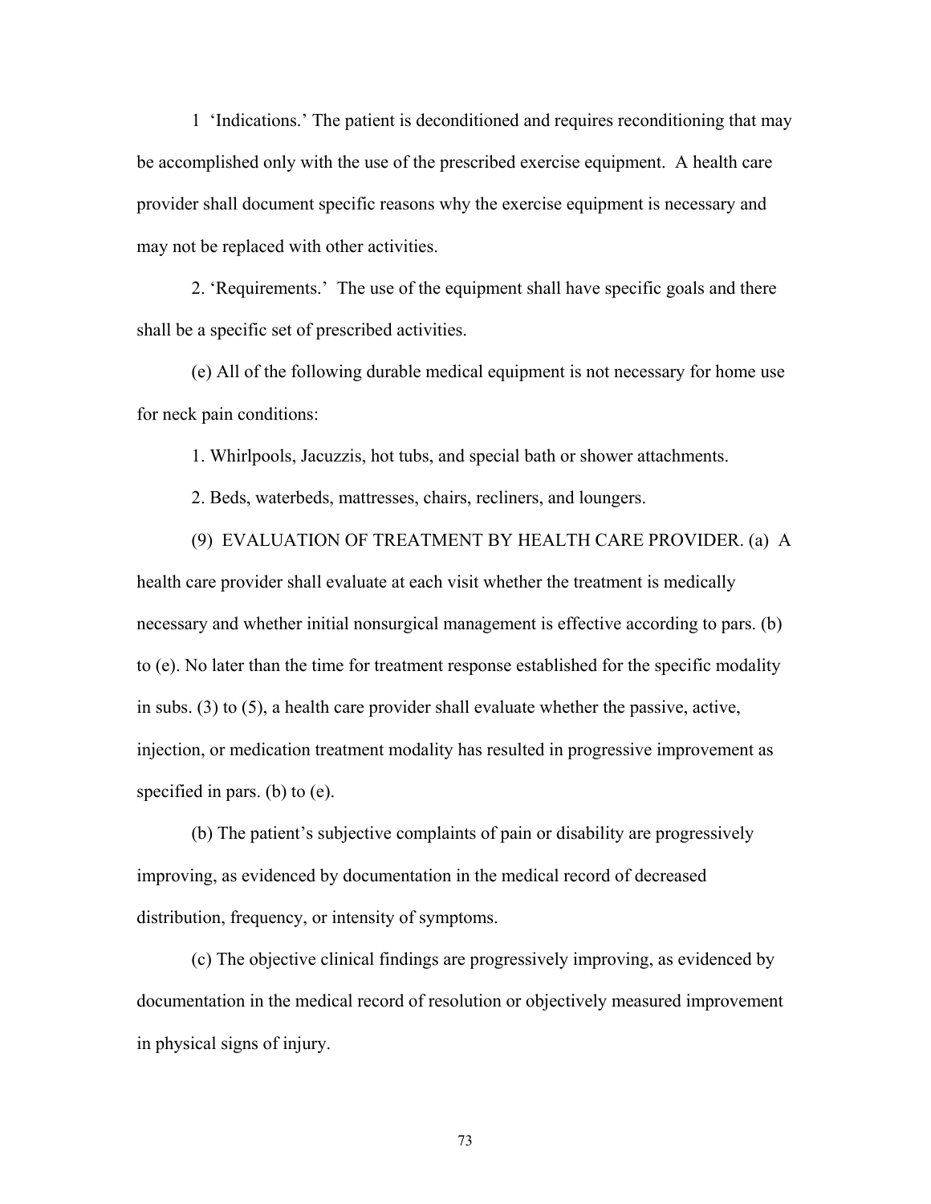1 'Indications.' The patient is deconditioned and requires reconditioning that may be accomplished only with the use of the prescribed exercise equipment. A health care provider shall document specific reasons why the exercise equipment is necessary and may not be replaced with other activities.

2. 'Requirements.' The use of the equipment shall have specific goals and there shall be a specific set of prescribed activities.

(e) All of the following durable medical equipment is not necessary for home use for neck pain conditions:

1. Whirlpools, Jacuzzis, hot tubs, and special bath or shower attachments.

2. Beds, waterbeds, mattresses, chairs, recliners, and loungers.

(9) EVALUATION OF TREATMENT BY HEALTH CARE PROVIDER. (a) A health care provider shall evaluate at each visit whether the treatment is medically necessary and whether initial nonsurgical management is effective according to pars. (b) to (e). No later than the time for treatment response established for the specific modality in subs. (3) to (5), a health care provider shall evaluate whether the passive, active, injection, or medication treatment modality has resulted in progressive improvement as specified in pars. (b) to (e).

(b) The patient's subjective complaints of pain or disability are progressively improving, as evidenced by documentation in the medical record of decreased distribution, frequency, or intensity of symptoms.

(c) The objective clinical findings are progressively improving, as evidenced by documentation in the medical record of resolution or objectively measured improvement in physical signs of injury.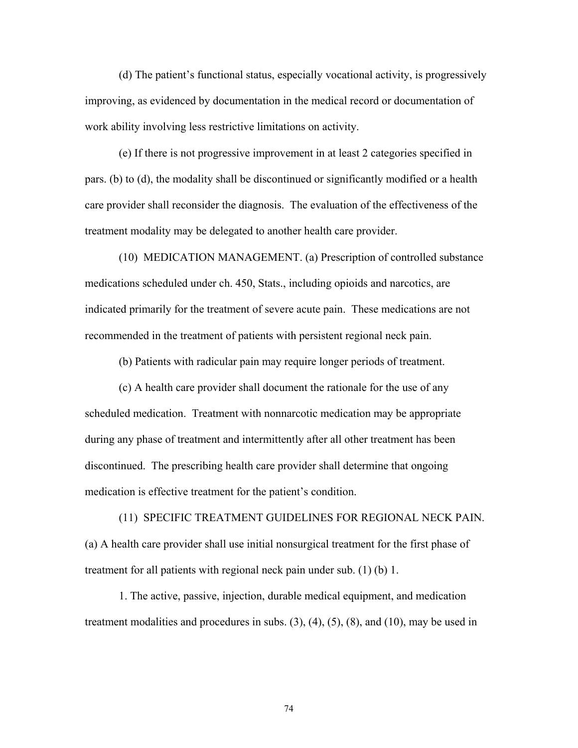(d) The patient's functional status, especially vocational activity, is progressively improving, as evidenced by documentation in the medical record or documentation of work ability involving less restrictive limitations on activity.

(e) If there is not progressive improvement in at least 2 categories specified in pars. (b) to (d), the modality shall be discontinued or significantly modified or a health care provider shall reconsider the diagnosis. The evaluation of the effectiveness of the treatment modality may be delegated to another health care provider.

(10) MEDICATION MANAGEMENT. (a) Prescription of controlled substance medications scheduled under ch. 450, Stats., including opioids and narcotics, are indicated primarily for the treatment of severe acute pain. These medications are not recommended in the treatment of patients with persistent regional neck pain.

(b) Patients with radicular pain may require longer periods of treatment.

(c) A health care provider shall document the rationale for the use of any scheduled medication. Treatment with nonnarcotic medication may be appropriate during any phase of treatment and intermittently after all other treatment has been discontinued. The prescribing health care provider shall determine that ongoing medication is effective treatment for the patient's condition.

(11) SPECIFIC TREATMENT GUIDELINES FOR REGIONAL NECK PAIN. (a) A health care provider shall use initial nonsurgical treatment for the first phase of treatment for all patients with regional neck pain under sub. (1) (b) 1.

1. The active, passive, injection, durable medical equipment, and medication treatment modalities and procedures in subs. (3), (4), (5), (8), and (10), may be used in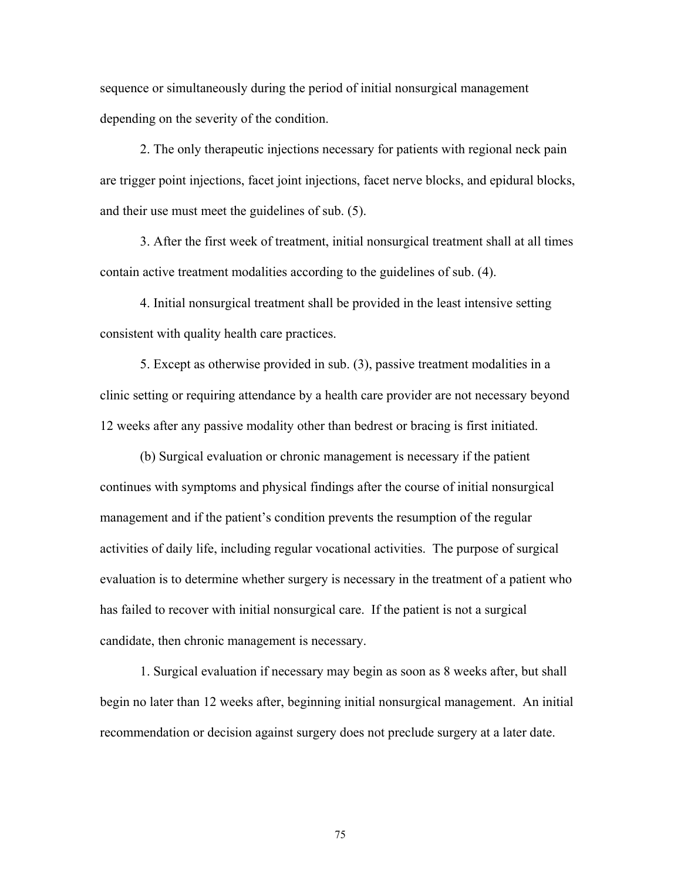sequence or simultaneously during the period of initial nonsurgical management depending on the severity of the condition.

2. The only therapeutic injections necessary for patients with regional neck pain are trigger point injections, facet joint injections, facet nerve blocks, and epidural blocks, and their use must meet the guidelines of sub. (5).

3. After the first week of treatment, initial nonsurgical treatment shall at all times contain active treatment modalities according to the guidelines of sub. (4).

4. Initial nonsurgical treatment shall be provided in the least intensive setting consistent with quality health care practices.

5. Except as otherwise provided in sub. (3), passive treatment modalities in a clinic setting or requiring attendance by a health care provider are not necessary beyond 12 weeks after any passive modality other than bedrest or bracing is first initiated.

(b) Surgical evaluation or chronic management is necessary if the patient continues with symptoms and physical findings after the course of initial nonsurgical management and if the patient's condition prevents the resumption of the regular activities of daily life, including regular vocational activities. The purpose of surgical evaluation is to determine whether surgery is necessary in the treatment of a patient who has failed to recover with initial nonsurgical care. If the patient is not a surgical candidate, then chronic management is necessary.

1. Surgical evaluation if necessary may begin as soon as 8 weeks after, but shall begin no later than 12 weeks after, beginning initial nonsurgical management. An initial recommendation or decision against surgery does not preclude surgery at a later date.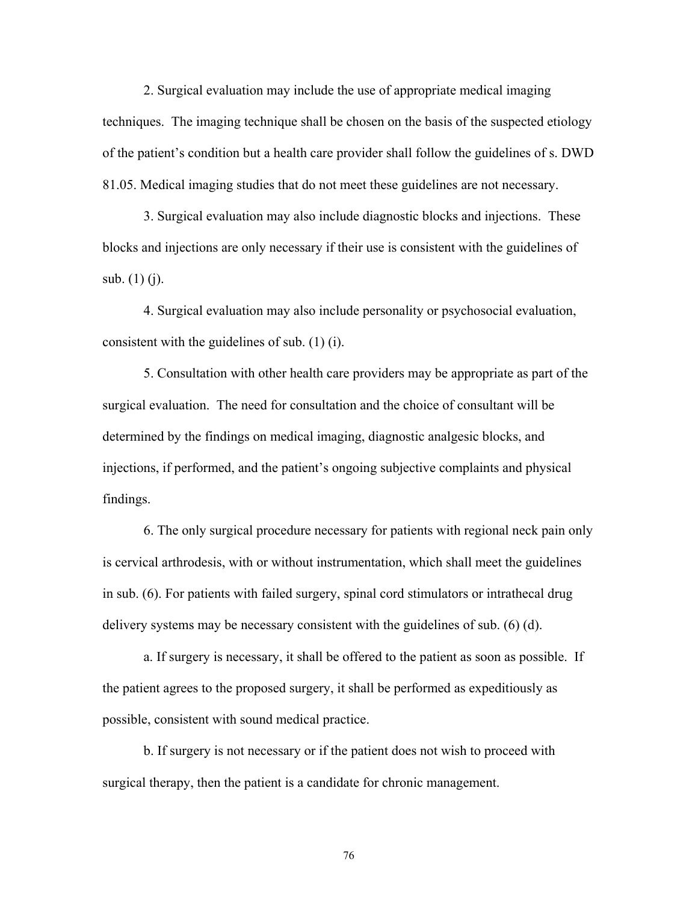2. Surgical evaluation may include the use of appropriate medical imaging techniques. The imaging technique shall be chosen on the basis of the suspected etiology of the patient's condition but a health care provider shall follow the guidelines of s. DWD 81.05. Medical imaging studies that do not meet these guidelines are not necessary.

3. Surgical evaluation may also include diagnostic blocks and injections. These blocks and injections are only necessary if their use is consistent with the guidelines of sub. (1) (j).

4. Surgical evaluation may also include personality or psychosocial evaluation, consistent with the guidelines of sub. (1) (i).

5. Consultation with other health care providers may be appropriate as part of the surgical evaluation. The need for consultation and the choice of consultant will be determined by the findings on medical imaging, diagnostic analgesic blocks, and injections, if performed, and the patient's ongoing subjective complaints and physical findings.

6. The only surgical procedure necessary for patients with regional neck pain only is cervical arthrodesis, with or without instrumentation, which shall meet the guidelines in sub. (6). For patients with failed surgery, spinal cord stimulators or intrathecal drug delivery systems may be necessary consistent with the guidelines of sub. (6) (d).

a. If surgery is necessary, it shall be offered to the patient as soon as possible. If the patient agrees to the proposed surgery, it shall be performed as expeditiously as possible, consistent with sound medical practice.

b. If surgery is not necessary or if the patient does not wish to proceed with surgical therapy, then the patient is a candidate for chronic management.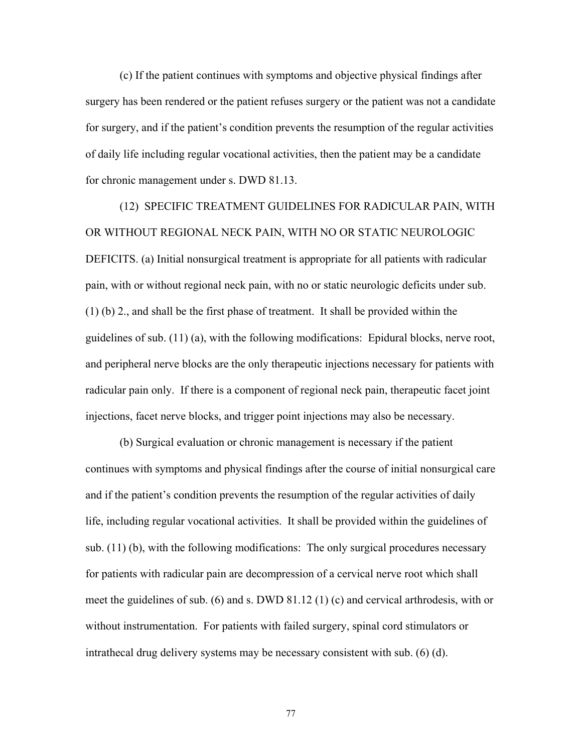(c) If the patient continues with symptoms and objective physical findings after surgery has been rendered or the patient refuses surgery or the patient was not a candidate for surgery, and if the patient's condition prevents the resumption of the regular activities of daily life including regular vocational activities, then the patient may be a candidate for chronic management under s. DWD 81.13.

(12) SPECIFIC TREATMENT GUIDELINES FOR RADICULAR PAIN, WITH OR WITHOUT REGIONAL NECK PAIN, WITH NO OR STATIC NEUROLOGIC DEFICITS. (a) Initial nonsurgical treatment is appropriate for all patients with radicular pain, with or without regional neck pain, with no or static neurologic deficits under sub. (1) (b) 2., and shall be the first phase of treatment. It shall be provided within the guidelines of sub. (11) (a), with the following modifications: Epidural blocks, nerve root, and peripheral nerve blocks are the only therapeutic injections necessary for patients with radicular pain only. If there is a component of regional neck pain, therapeutic facet joint injections, facet nerve blocks, and trigger point injections may also be necessary.

(b) Surgical evaluation or chronic management is necessary if the patient continues with symptoms and physical findings after the course of initial nonsurgical care and if the patient's condition prevents the resumption of the regular activities of daily life, including regular vocational activities. It shall be provided within the guidelines of sub. (11) (b), with the following modifications: The only surgical procedures necessary for patients with radicular pain are decompression of a cervical nerve root which shall meet the guidelines of sub. (6) and s. DWD 81.12 (1) (c) and cervical arthrodesis, with or without instrumentation. For patients with failed surgery, spinal cord stimulators or intrathecal drug delivery systems may be necessary consistent with sub. (6) (d).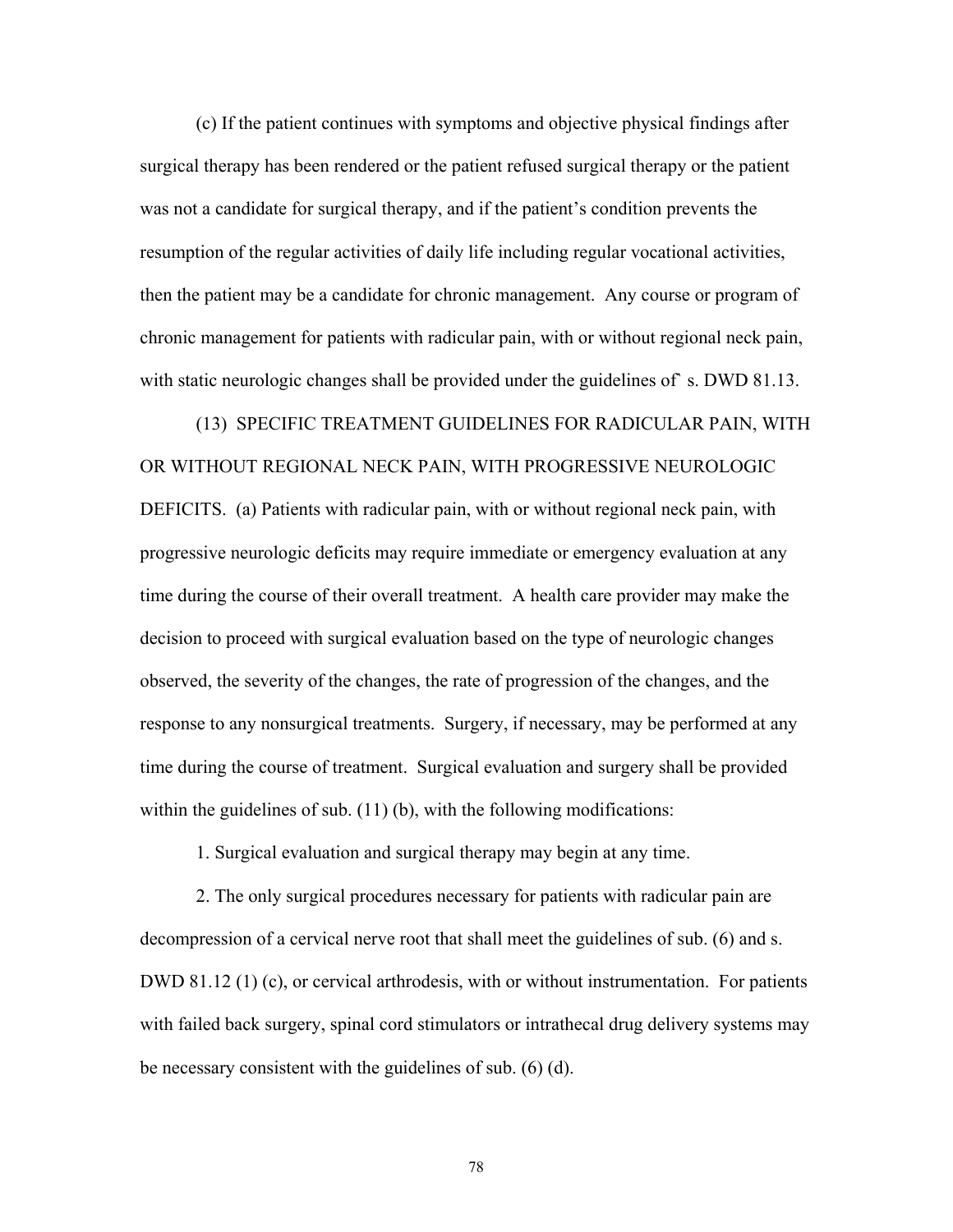(c) If the patient continues with symptoms and objective physical findings after surgical therapy has been rendered or the patient refused surgical therapy or the patient was not a candidate for surgical therapy, and if the patient's condition prevents the resumption of the regular activities of daily life including regular vocational activities, then the patient may be a candidate for chronic management. Any course or program of chronic management for patients with radicular pain, with or without regional neck pain, with static neurologic changes shall be provided under the guidelines of` s. DWD 81.13.

(13) SPECIFIC TREATMENT GUIDELINES FOR RADICULAR PAIN, WITH OR WITHOUT REGIONAL NECK PAIN, WITH PROGRESSIVE NEUROLOGIC DEFICITS. (a) Patients with radicular pain, with or without regional neck pain, with progressive neurologic deficits may require immediate or emergency evaluation at any time during the course of their overall treatment. A health care provider may make the decision to proceed with surgical evaluation based on the type of neurologic changes observed, the severity of the changes, the rate of progression of the changes, and the response to any nonsurgical treatments. Surgery, if necessary, may be performed at any time during the course of treatment. Surgical evaluation and surgery shall be provided within the guidelines of sub. (11) (b), with the following modifications:

1. Surgical evaluation and surgical therapy may begin at any time.

2. The only surgical procedures necessary for patients with radicular pain are decompression of a cervical nerve root that shall meet the guidelines of sub. (6) and s. DWD 81.12 (1) (c), or cervical arthrodesis, with or without instrumentation. For patients with failed back surgery, spinal cord stimulators or intrathecal drug delivery systems may be necessary consistent with the guidelines of sub. (6) (d).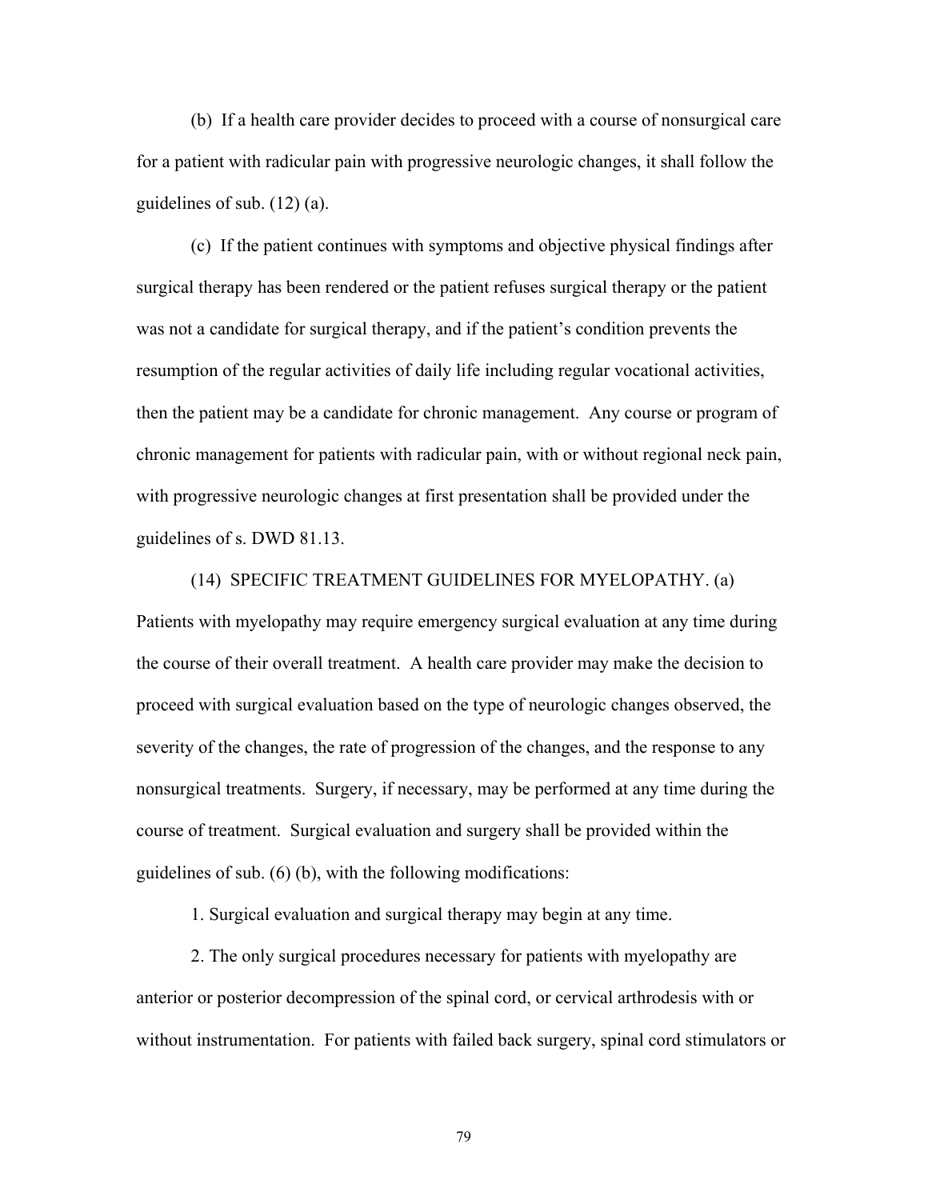(b) If a health care provider decides to proceed with a course of nonsurgical care for a patient with radicular pain with progressive neurologic changes, it shall follow the guidelines of sub. (12) (a).

(c) If the patient continues with symptoms and objective physical findings after surgical therapy has been rendered or the patient refuses surgical therapy or the patient was not a candidate for surgical therapy, and if the patient's condition prevents the resumption of the regular activities of daily life including regular vocational activities, then the patient may be a candidate for chronic management. Any course or program of chronic management for patients with radicular pain, with or without regional neck pain, with progressive neurologic changes at first presentation shall be provided under the guidelines of s. DWD 81.13.

(14) SPECIFIC TREATMENT GUIDELINES FOR MYELOPATHY. (a) Patients with myelopathy may require emergency surgical evaluation at any time during the course of their overall treatment. A health care provider may make the decision to proceed with surgical evaluation based on the type of neurologic changes observed, the severity of the changes, the rate of progression of the changes, and the response to any nonsurgical treatments. Surgery, if necessary, may be performed at any time during the course of treatment. Surgical evaluation and surgery shall be provided within the guidelines of sub. (6) (b), with the following modifications:

1. Surgical evaluation and surgical therapy may begin at any time.

2. The only surgical procedures necessary for patients with myelopathy are anterior or posterior decompression of the spinal cord, or cervical arthrodesis with or without instrumentation. For patients with failed back surgery, spinal cord stimulators or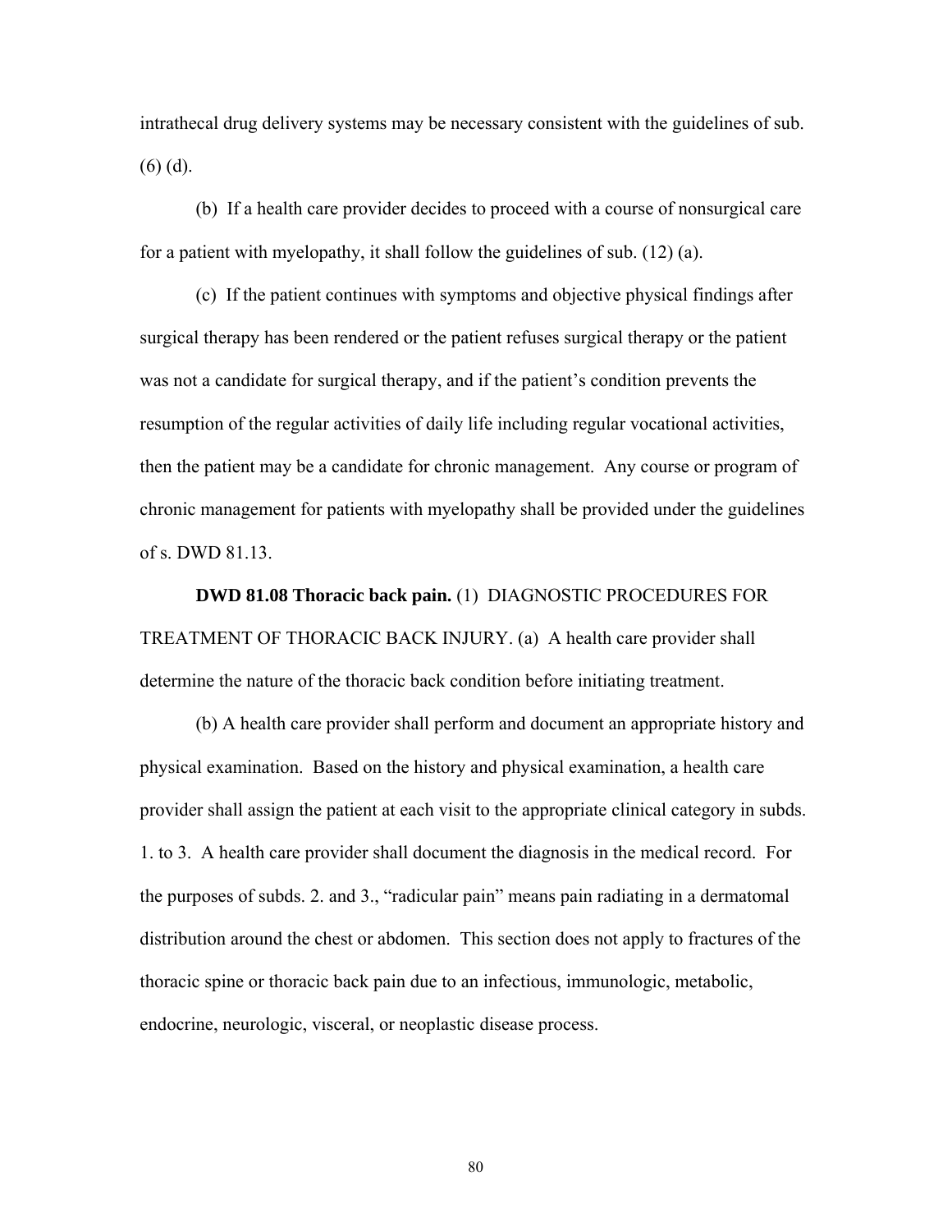intrathecal drug delivery systems may be necessary consistent with the guidelines of sub. (6) (d).

(b) If a health care provider decides to proceed with a course of nonsurgical care for a patient with myelopathy, it shall follow the guidelines of sub. (12) (a).

(c) If the patient continues with symptoms and objective physical findings after surgical therapy has been rendered or the patient refuses surgical therapy or the patient was not a candidate for surgical therapy, and if the patient's condition prevents the resumption of the regular activities of daily life including regular vocational activities, then the patient may be a candidate for chronic management. Any course or program of chronic management for patients with myelopathy shall be provided under the guidelines of s. DWD 81.13.

**DWD 81.08 Thoracic back pain.** (1) DIAGNOSTIC PROCEDURES FOR TREATMENT OF THORACIC BACK INJURY. (a) A health care provider shall determine the nature of the thoracic back condition before initiating treatment.

(b) A health care provider shall perform and document an appropriate history and physical examination. Based on the history and physical examination, a health care provider shall assign the patient at each visit to the appropriate clinical category in subds. 1. to 3. A health care provider shall document the diagnosis in the medical record. For the purposes of subds. 2. and 3., "radicular pain" means pain radiating in a dermatomal distribution around the chest or abdomen. This section does not apply to fractures of the thoracic spine or thoracic back pain due to an infectious, immunologic, metabolic, endocrine, neurologic, visceral, or neoplastic disease process.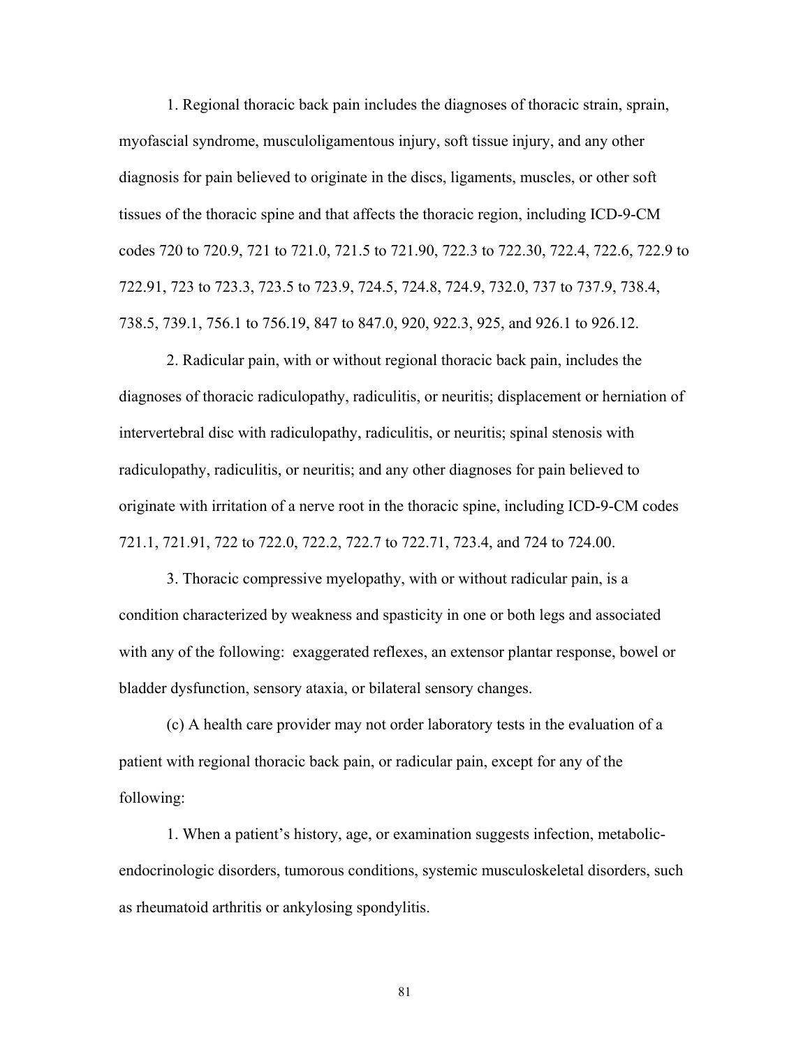1. Regional thoracic back pain includes the diagnoses of thoracic strain, sprain, myofascial syndrome, musculoligamentous injury, soft tissue injury, and any other diagnosis for pain believed to originate in the discs, ligaments, muscles, or other soft tissues of the thoracic spine and that affects the thoracic region, including ICD-9-CM codes 720 to 720.9, 721 to 721.0, 721.5 to 721.90, 722.3 to 722.30, 722.4, 722.6, 722.9 to 722.91, 723 to 723.3, 723.5 to 723.9, 724.5, 724.8, 724.9, 732.0, 737 to 737.9, 738.4, 738.5, 739.1, 756.1 to 756.19, 847 to 847.0, 920, 922.3, 925, and 926.1 to 926.12.

2. Radicular pain, with or without regional thoracic back pain, includes the diagnoses of thoracic radiculopathy, radiculitis, or neuritis; displacement or herniation of intervertebral disc with radiculopathy, radiculitis, or neuritis; spinal stenosis with radiculopathy, radiculitis, or neuritis; and any other diagnoses for pain believed to originate with irritation of a nerve root in the thoracic spine, including ICD-9-CM codes 721.1, 721.91, 722 to 722.0, 722.2, 722.7 to 722.71, 723.4, and 724 to 724.00.

3. Thoracic compressive myelopathy, with or without radicular pain, is a condition characterized by weakness and spasticity in one or both legs and associated with any of the following: exaggerated reflexes, an extensor plantar response, bowel or bladder dysfunction, sensory ataxia, or bilateral sensory changes.

(c) A health care provider may not order laboratory tests in the evaluation of a patient with regional thoracic back pain, or radicular pain, except for any of the following:

1. When a patient's history, age, or examination suggests infection, metabolic-endocrinologic disorders, tumorous conditions, systemic musculoskeletal disorders, such as rheumatoid arthritis or ankylosing spondylitis.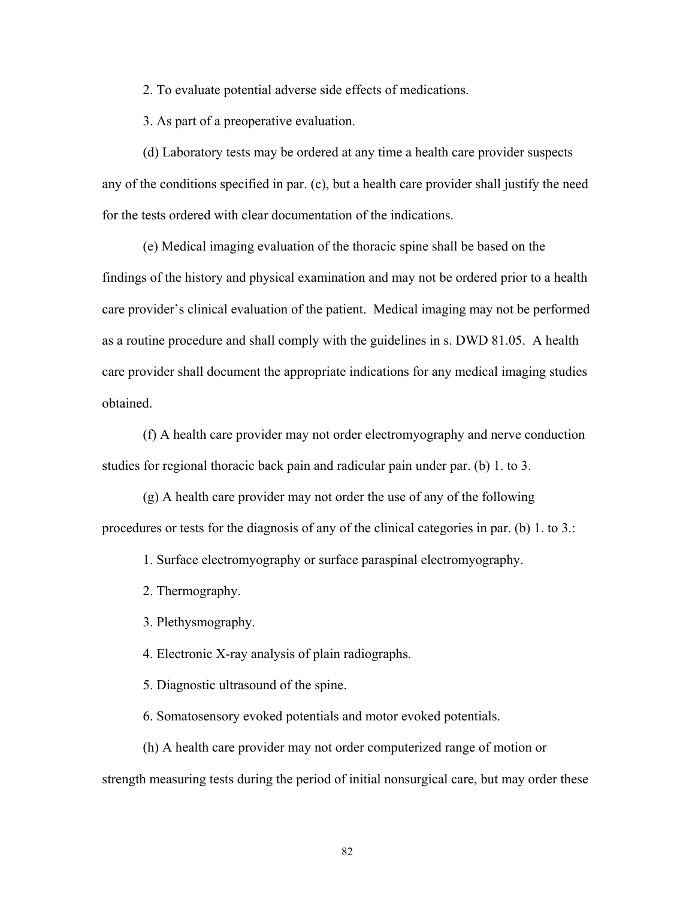2. To evaluate potential adverse side effects of medications.

3. As part of a preoperative evaluation.

(d) Laboratory tests may be ordered at any time a health care provider suspects any of the conditions specified in par. (c), but a health care provider shall justify the need for the tests ordered with clear documentation of the indications.

(e) Medical imaging evaluation of the thoracic spine shall be based on the findings of the history and physical examination and may not be ordered prior to a health care provider's clinical evaluation of the patient. Medical imaging may not be performed as a routine procedure and shall comply with the guidelines in s. DWD 81.05. A health care provider shall document the appropriate indications for any medical imaging studies obtained.

(f) A health care provider may not order electromyography and nerve conduction studies for regional thoracic back pain and radicular pain under par. (b) 1. to 3.

(g) A health care provider may not order the use of any of the following procedures or tests for the diagnosis of any of the clinical categories in par. (b) 1. to 3.:

1. Surface electromyography or surface paraspinal electromyography.

2. Thermography.

3. Plethysmography.

4. Electronic X-ray analysis of plain radiographs.

5. Diagnostic ultrasound of the spine.

6. Somatosensory evoked potentials and motor evoked potentials.

(h) A health care provider may not order computerized range of motion or strength measuring tests during the period of initial nonsurgical care, but may order these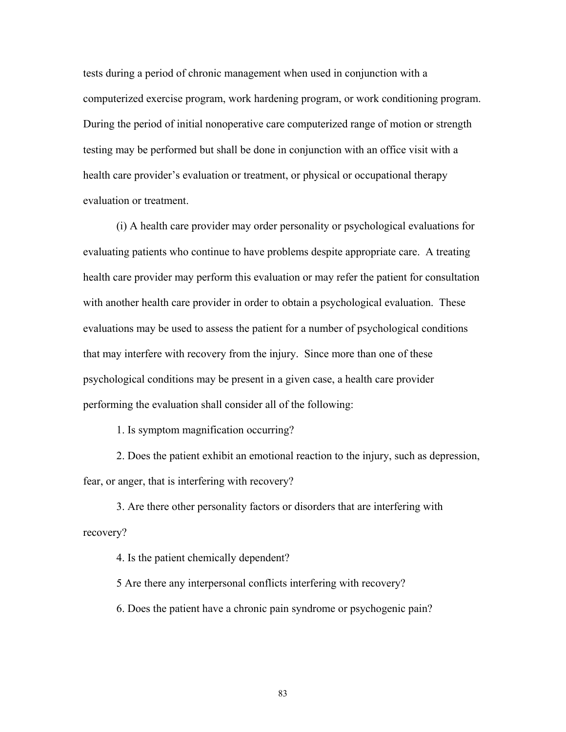tests during a period of chronic management when used in conjunction with a computerized exercise program, work hardening program, or work conditioning program. During the period of initial nonoperative care computerized range of motion or strength testing may be performed but shall be done in conjunction with an office visit with a health care provider's evaluation or treatment, or physical or occupational therapy evaluation or treatment.

(i) A health care provider may order personality or psychological evaluations for evaluating patients who continue to have problems despite appropriate care. A treating health care provider may perform this evaluation or may refer the patient for consultation with another health care provider in order to obtain a psychological evaluation. These evaluations may be used to assess the patient for a number of psychological conditions that may interfere with recovery from the injury. Since more than one of these psychological conditions may be present in a given case, a health care provider performing the evaluation shall consider all of the following:

1. Is symptom magnification occurring?

2. Does the patient exhibit an emotional reaction to the injury, such as depression, fear, or anger, that is interfering with recovery?

3. Are there other personality factors or disorders that are interfering with recovery?

4. Is the patient chemically dependent?

5 Are there any interpersonal conflicts interfering with recovery?

6. Does the patient have a chronic pain syndrome or psychogenic pain?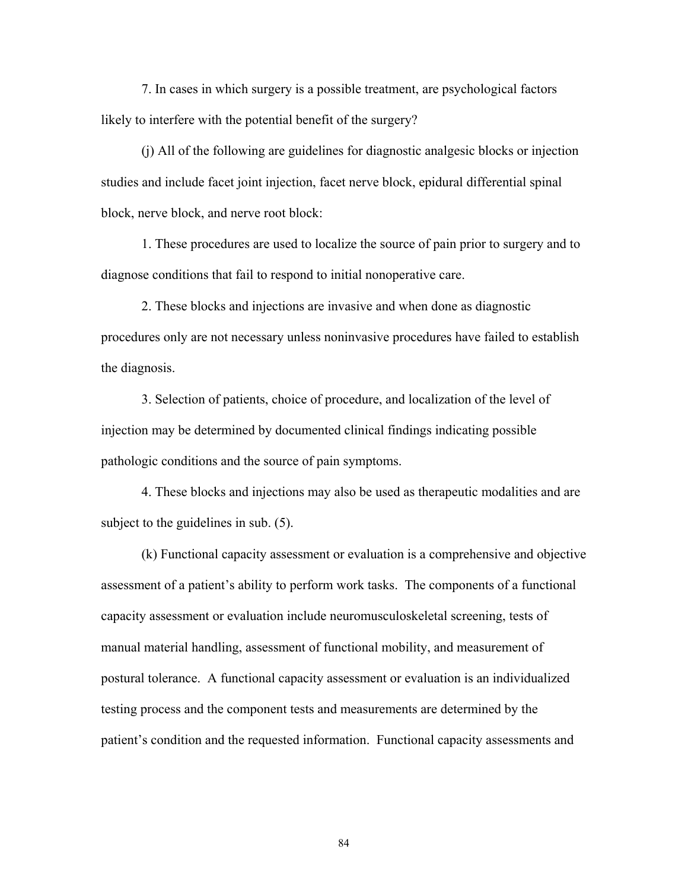7. In cases in which surgery is a possible treatment, are psychological factors likely to interfere with the potential benefit of the surgery?

(j) All of the following are guidelines for diagnostic analgesic blocks or injection studies and include facet joint injection, facet nerve block, epidural differential spinal block, nerve block, and nerve root block:

1. These procedures are used to localize the source of pain prior to surgery and to diagnose conditions that fail to respond to initial nonoperative care.

2. These blocks and injections are invasive and when done as diagnostic procedures only are not necessary unless noninvasive procedures have failed to establish the diagnosis.

3. Selection of patients, choice of procedure, and localization of the level of injection may be determined by documented clinical findings indicating possible pathologic conditions and the source of pain symptoms.

4. These blocks and injections may also be used as therapeutic modalities and are subject to the guidelines in sub. (5).

(k) Functional capacity assessment or evaluation is a comprehensive and objective assessment of a patient's ability to perform work tasks. The components of a functional capacity assessment or evaluation include neuromusculoskeletal screening, tests of manual material handling, assessment of functional mobility, and measurement of postural tolerance. A functional capacity assessment or evaluation is an individualized testing process and the component tests and measurements are determined by the patient's condition and the requested information. Functional capacity assessments and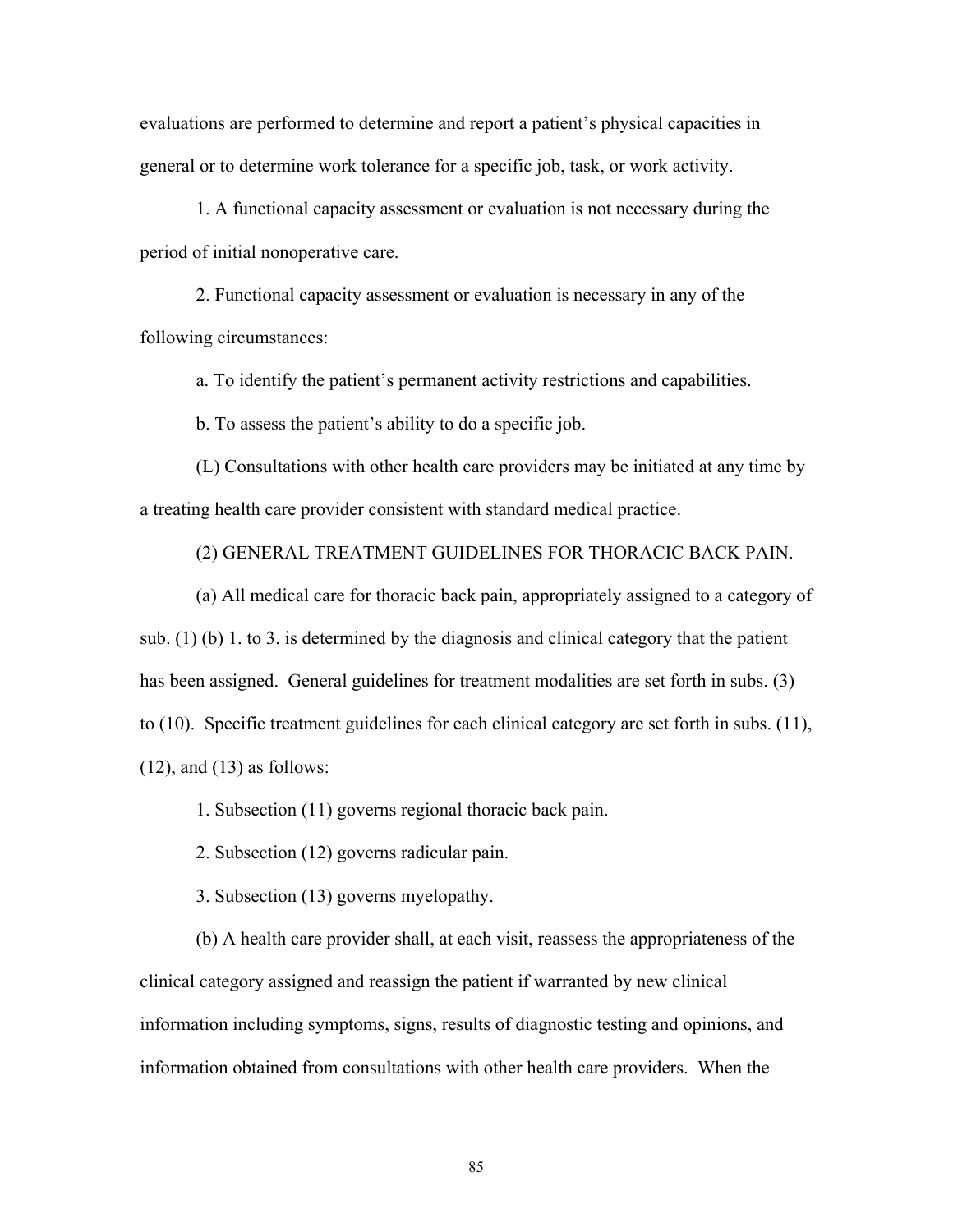evaluations are performed to determine and report a patient's physical capacities in general or to determine work tolerance for a specific job, task, or work activity.

1. A functional capacity assessment or evaluation is not necessary during the period of initial nonoperative care.

2. Functional capacity assessment or evaluation is necessary in any of the following circumstances:

a. To identify the patient's permanent activity restrictions and capabilities.

b. To assess the patient's ability to do a specific job.

(L) Consultations with other health care providers may be initiated at any time by a treating health care provider consistent with standard medical practice.

(2) GENERAL TREATMENT GUIDELINES FOR THORACIC BACK PAIN.

(a) All medical care for thoracic back pain, appropriately assigned to a category of sub. (1) (b) 1. to 3. is determined by the diagnosis and clinical category that the patient has been assigned. General guidelines for treatment modalities are set forth in subs. (3) to (10). Specific treatment guidelines for each clinical category are set forth in subs. (11), (12), and (13) as follows:

1. Subsection (11) governs regional thoracic back pain.

2. Subsection (12) governs radicular pain.

3. Subsection (13) governs myelopathy.

(b) A health care provider shall, at each visit, reassess the appropriateness of the clinical category assigned and reassign the patient if warranted by new clinical information including symptoms, signs, results of diagnostic testing and opinions, and information obtained from consultations with other health care providers. When the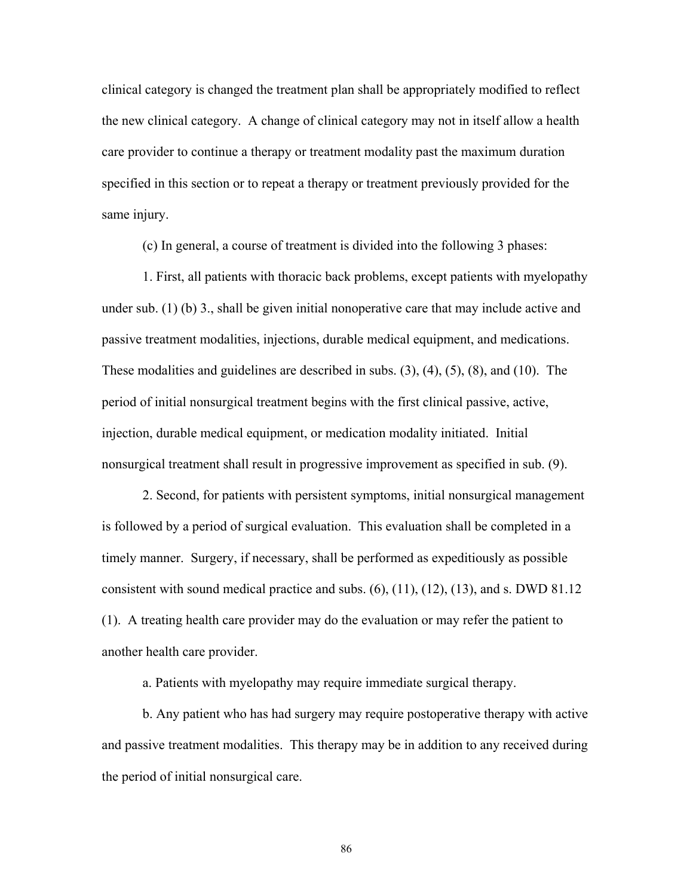clinical category is changed the treatment plan shall be appropriately modified to reflect the new clinical category. A change of clinical category may not in itself allow a health care provider to continue a therapy or treatment modality past the maximum duration specified in this section or to repeat a therapy or treatment previously provided for the same injury.

(c) In general, a course of treatment is divided into the following 3 phases:

1. First, all patients with thoracic back problems, except patients with myelopathy under sub. (1) (b) 3., shall be given initial nonoperative care that may include active and passive treatment modalities, injections, durable medical equipment, and medications. These modalities and guidelines are described in subs. (3), (4), (5), (8), and (10). The period of initial nonsurgical treatment begins with the first clinical passive, active, injection, durable medical equipment, or medication modality initiated. Initial nonsurgical treatment shall result in progressive improvement as specified in sub. (9).

2. Second, for patients with persistent symptoms, initial nonsurgical management is followed by a period of surgical evaluation. This evaluation shall be completed in a timely manner. Surgery, if necessary, shall be performed as expeditiously as possible consistent with sound medical practice and subs. (6), (11), (12), (13), and s. DWD 81.12 (1). A treating health care provider may do the evaluation or may refer the patient to another health care provider.

a. Patients with myelopathy may require immediate surgical therapy.

b. Any patient who has had surgery may require postoperative therapy with active and passive treatment modalities. This therapy may be in addition to any received during the period of initial nonsurgical care.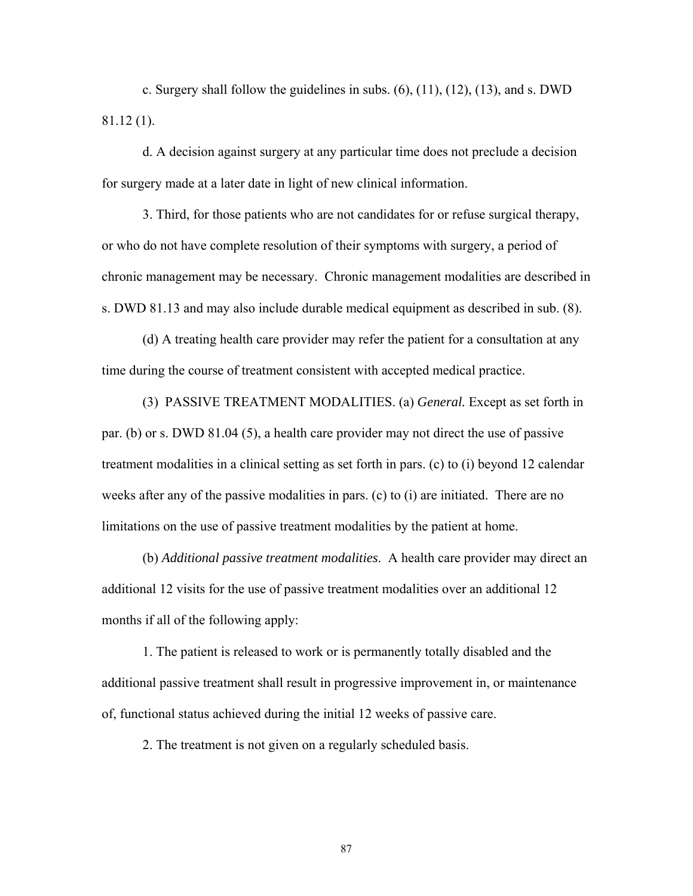c. Surgery shall follow the guidelines in subs. (6), (11), (12), (13), and s. DWD 81.12 (1).

d. A decision against surgery at any particular time does not preclude a decision for surgery made at a later date in light of new clinical information.

3. Third, for those patients who are not candidates for or refuse surgical therapy, or who do not have complete resolution of their symptoms with surgery, a period of chronic management may be necessary. Chronic management modalities are described in s. DWD 81.13 and may also include durable medical equipment as described in sub. (8).

(d) A treating health care provider may refer the patient for a consultation at any time during the course of treatment consistent with accepted medical practice.

(3) PASSIVE TREATMENT MODALITIES. (a) *General.* Except as set forth in par. (b) or s. DWD 81.04 (5), a health care provider may not direct the use of passive treatment modalities in a clinical setting as set forth in pars. (c) to (i) beyond 12 calendar weeks after any of the passive modalities in pars. (c) to (i) are initiated. There are no limitations on the use of passive treatment modalities by the patient at home.

(b) *Additional passive treatment modalities*. A health care provider may direct an additional 12 visits for the use of passive treatment modalities over an additional 12 months if all of the following apply:

1. The patient is released to work or is permanently totally disabled and the additional passive treatment shall result in progressive improvement in, or maintenance of, functional status achieved during the initial 12 weeks of passive care.

2. The treatment is not given on a regularly scheduled basis.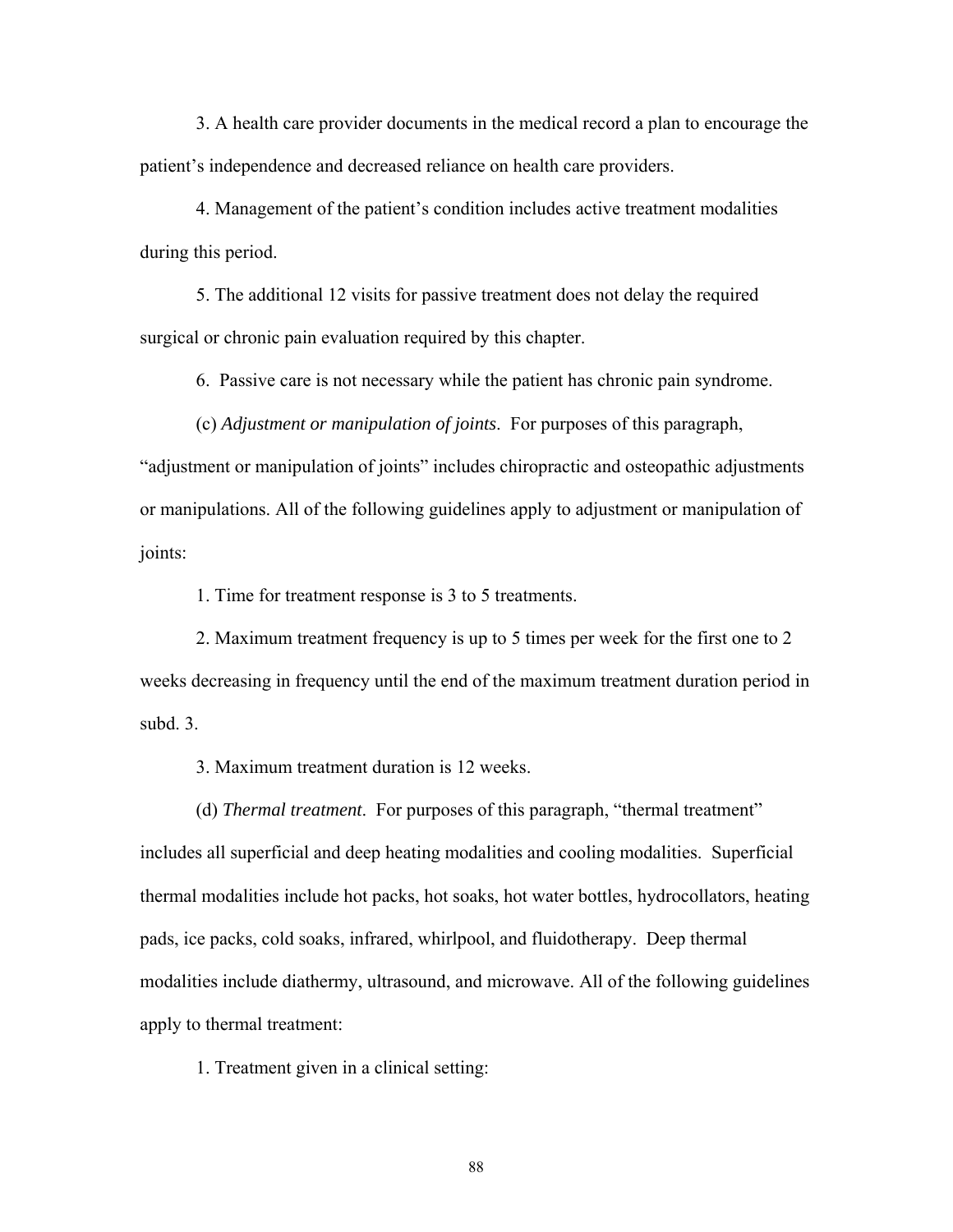3. A health care provider documents in the medical record a plan to encourage the patient's independence and decreased reliance on health care providers.

4. Management of the patient's condition includes active treatment modalities during this period.

5. The additional 12 visits for passive treatment does not delay the required surgical or chronic pain evaluation required by this chapter.

6. Passive care is not necessary while the patient has chronic pain syndrome.

(c) *Adjustment or manipulation of joints*. For purposes of this paragraph, "adjustment or manipulation of joints" includes chiropractic and osteopathic adjustments or manipulations. All of the following guidelines apply to adjustment or manipulation of joints:

1. Time for treatment response is 3 to 5 treatments.

2. Maximum treatment frequency is up to 5 times per week for the first one to 2 weeks decreasing in frequency until the end of the maximum treatment duration period in subd. 3.

3. Maximum treatment duration is 12 weeks.

(d) *Thermal treatment*. For purposes of this paragraph, "thermal treatment" includes all superficial and deep heating modalities and cooling modalities. Superficial thermal modalities include hot packs, hot soaks, hot water bottles, hydrocollators, heating pads, ice packs, cold soaks, infrared, whirlpool, and fluidotherapy. Deep thermal modalities include diathermy, ultrasound, and microwave. All of the following guidelines apply to thermal treatment:

1. Treatment given in a clinical setting: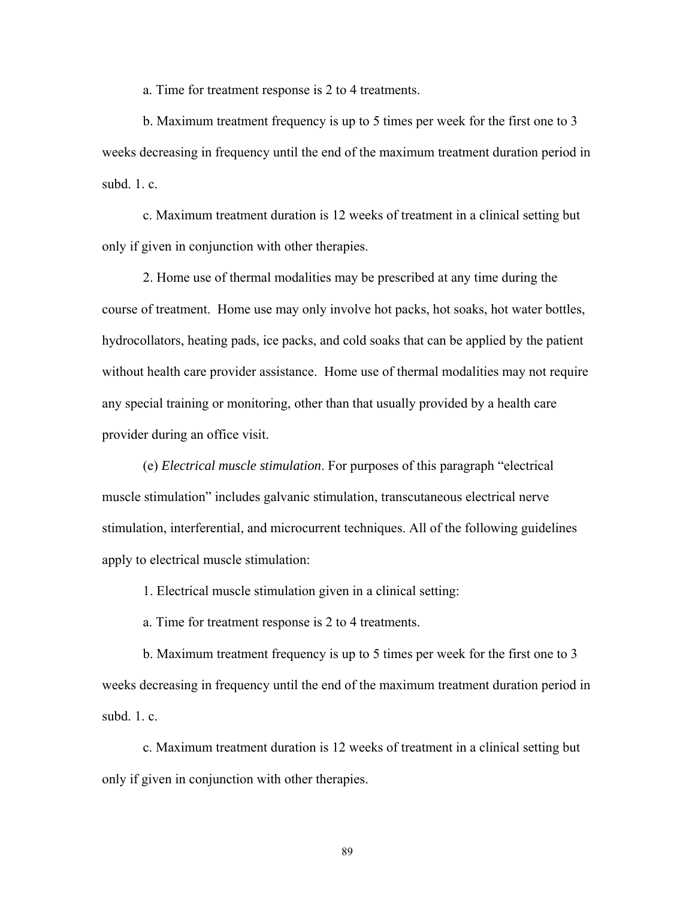a. Time for treatment response is 2 to 4 treatments.

b. Maximum treatment frequency is up to 5 times per week for the first one to 3 weeks decreasing in frequency until the end of the maximum treatment duration period in subd. 1. c.

c. Maximum treatment duration is 12 weeks of treatment in a clinical setting but only if given in conjunction with other therapies.

2. Home use of thermal modalities may be prescribed at any time during the course of treatment. Home use may only involve hot packs, hot soaks, hot water bottles, hydrocollators, heating pads, ice packs, and cold soaks that can be applied by the patient without health care provider assistance. Home use of thermal modalities may not require any special training or monitoring, other than that usually provided by a health care provider during an office visit.

(e) *Electrical muscle stimulation*. For purposes of this paragraph "electrical muscle stimulation" includes galvanic stimulation, transcutaneous electrical nerve stimulation, interferential, and microcurrent techniques. All of the following guidelines apply to electrical muscle stimulation:

1. Electrical muscle stimulation given in a clinical setting:

a. Time for treatment response is 2 to 4 treatments.

b. Maximum treatment frequency is up to 5 times per week for the first one to 3 weeks decreasing in frequency until the end of the maximum treatment duration period in subd. 1. c.

c. Maximum treatment duration is 12 weeks of treatment in a clinical setting but only if given in conjunction with other therapies.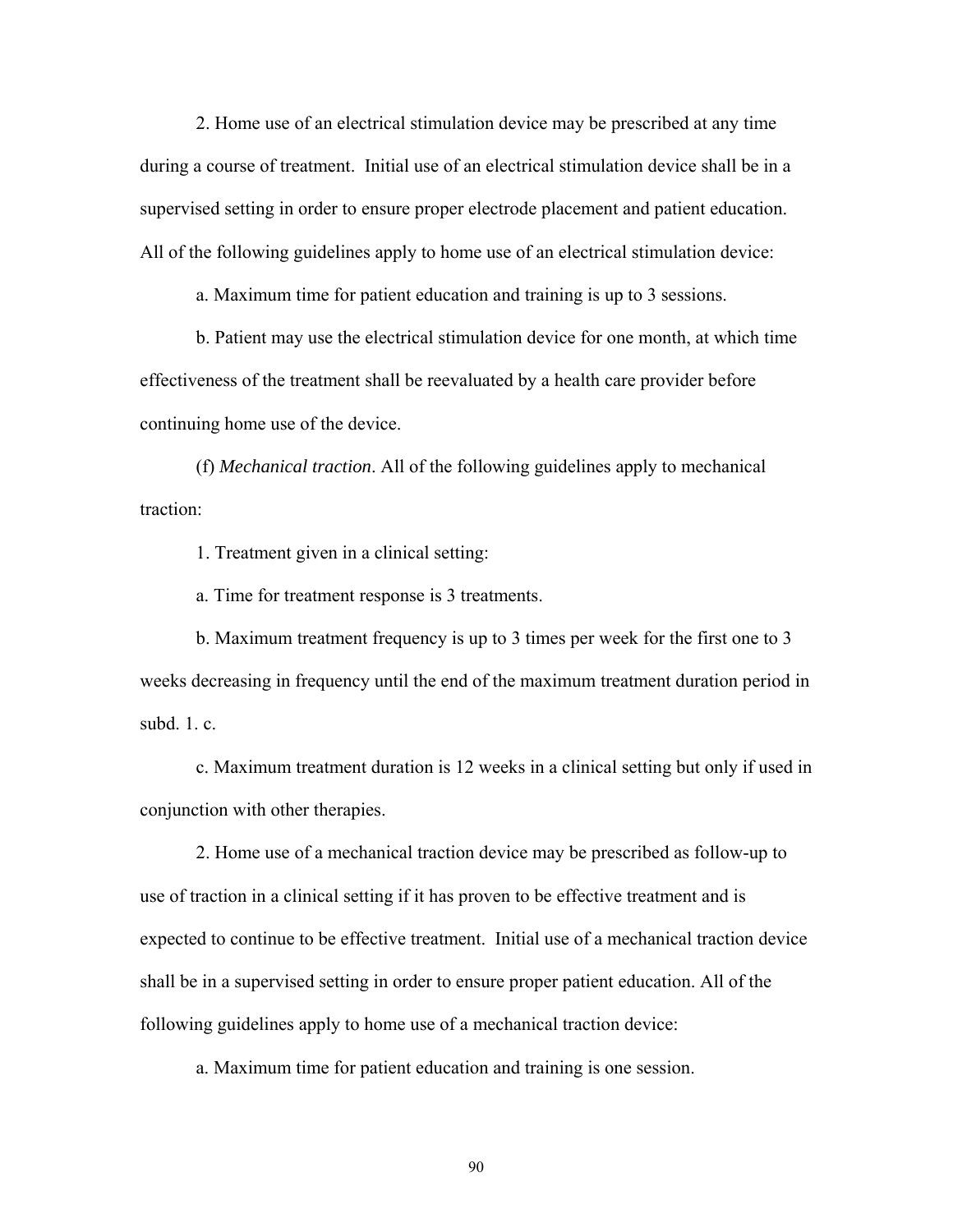2. Home use of an electrical stimulation device may be prescribed at any time during a course of treatment. Initial use of an electrical stimulation device shall be in a supervised setting in order to ensure proper electrode placement and patient education. All of the following guidelines apply to home use of an electrical stimulation device:

a. Maximum time for patient education and training is up to 3 sessions.

b. Patient may use the electrical stimulation device for one month, at which time effectiveness of the treatment shall be reevaluated by a health care provider before continuing home use of the device.

(f) *Mechanical traction*. All of the following guidelines apply to mechanical traction:

1. Treatment given in a clinical setting:

a. Time for treatment response is 3 treatments.

b. Maximum treatment frequency is up to 3 times per week for the first one to 3 weeks decreasing in frequency until the end of the maximum treatment duration period in subd. 1. c.

c. Maximum treatment duration is 12 weeks in a clinical setting but only if used in conjunction with other therapies.

2. Home use of a mechanical traction device may be prescribed as follow-up to use of traction in a clinical setting if it has proven to be effective treatment and is expected to continue to be effective treatment. Initial use of a mechanical traction device shall be in a supervised setting in order to ensure proper patient education. All of the following guidelines apply to home use of a mechanical traction device:

a. Maximum time for patient education and training is one session.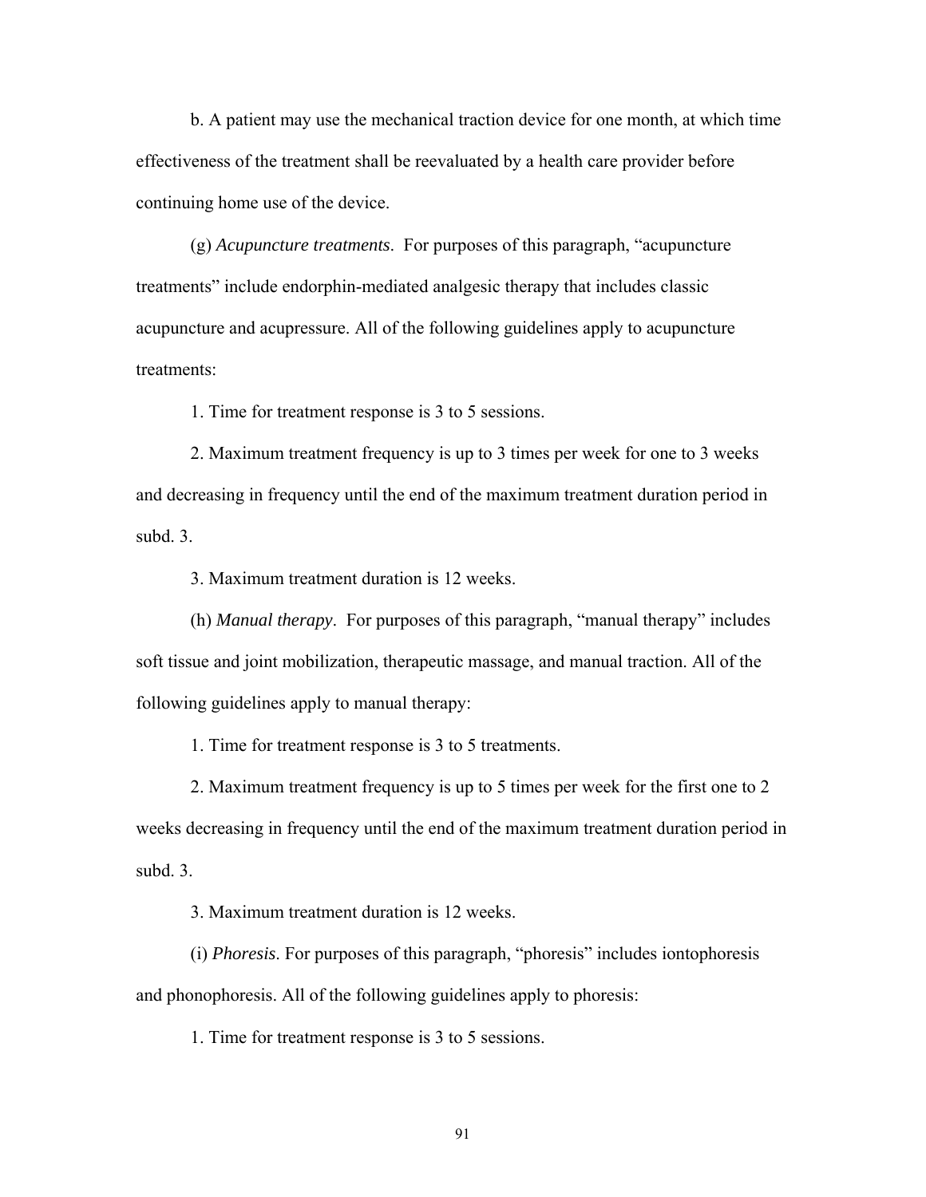b. A patient may use the mechanical traction device for one month, at which time effectiveness of the treatment shall be reevaluated by a health care provider before continuing home use of the device.

(g) *Acupuncture treatments*. For purposes of this paragraph, "acupuncture treatments" include endorphin-mediated analgesic therapy that includes classic acupuncture and acupressure. All of the following guidelines apply to acupuncture treatments:

1. Time for treatment response is 3 to 5 sessions.

2. Maximum treatment frequency is up to 3 times per week for one to 3 weeks and decreasing in frequency until the end of the maximum treatment duration period in subd. 3.

3. Maximum treatment duration is 12 weeks.

(h) *Manual therapy*. For purposes of this paragraph, "manual therapy" includes soft tissue and joint mobilization, therapeutic massage, and manual traction. All of the following guidelines apply to manual therapy:

1. Time for treatment response is 3 to 5 treatments.

2. Maximum treatment frequency is up to 5 times per week for the first one to 2 weeks decreasing in frequency until the end of the maximum treatment duration period in subd. 3.

3. Maximum treatment duration is 12 weeks.

(i) *Phoresis*. For purposes of this paragraph, "phoresis" includes iontophoresis and phonophoresis. All of the following guidelines apply to phoresis:

1. Time for treatment response is 3 to 5 sessions.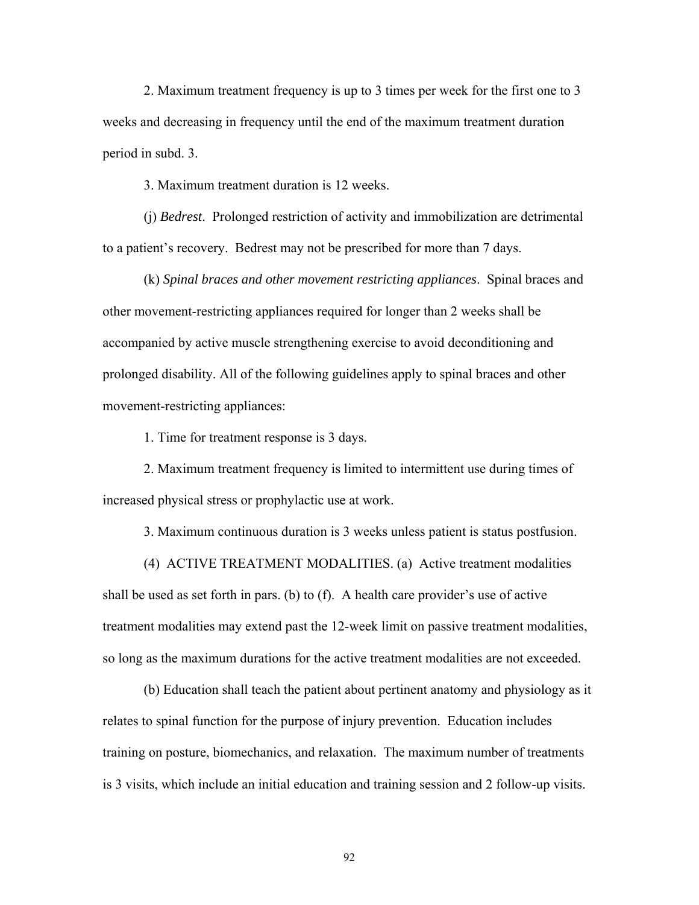2. Maximum treatment frequency is up to 3 times per week for the first one to 3 weeks and decreasing in frequency until the end of the maximum treatment duration period in subd. 3.

3. Maximum treatment duration is 12 weeks.

(j) *Bedrest*. Prolonged restriction of activity and immobilization are detrimental to a patient's recovery. Bedrest may not be prescribed for more than 7 days.

(k) *Spinal braces and other movement restricting appliances*. Spinal braces and other movement-restricting appliances required for longer than 2 weeks shall be accompanied by active muscle strengthening exercise to avoid deconditioning and prolonged disability. All of the following guidelines apply to spinal braces and other movement-restricting appliances:

1. Time for treatment response is 3 days.

2. Maximum treatment frequency is limited to intermittent use during times of increased physical stress or prophylactic use at work.

3. Maximum continuous duration is 3 weeks unless patient is status postfusion.

(4) ACTIVE TREATMENT MODALITIES. (a) Active treatment modalities shall be used as set forth in pars. (b) to (f). A health care provider's use of active treatment modalities may extend past the 12-week limit on passive treatment modalities, so long as the maximum durations for the active treatment modalities are not exceeded.

(b) Education shall teach the patient about pertinent anatomy and physiology as it relates to spinal function for the purpose of injury prevention. Education includes training on posture, biomechanics, and relaxation. The maximum number of treatments is 3 visits, which include an initial education and training session and 2 follow-up visits.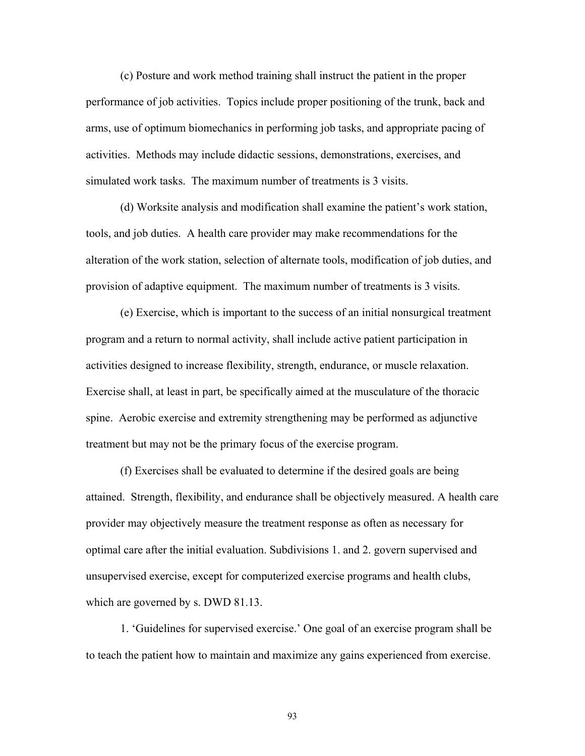(c) Posture and work method training shall instruct the patient in the proper performance of job activities. Topics include proper positioning of the trunk, back and arms, use of optimum biomechanics in performing job tasks, and appropriate pacing of activities. Methods may include didactic sessions, demonstrations, exercises, and simulated work tasks. The maximum number of treatments is 3 visits.

(d) Worksite analysis and modification shall examine the patient's work station, tools, and job duties. A health care provider may make recommendations for the alteration of the work station, selection of alternate tools, modification of job duties, and provision of adaptive equipment. The maximum number of treatments is 3 visits.

(e) Exercise, which is important to the success of an initial nonsurgical treatment program and a return to normal activity, shall include active patient participation in activities designed to increase flexibility, strength, endurance, or muscle relaxation. Exercise shall, at least in part, be specifically aimed at the musculature of the thoracic spine. Aerobic exercise and extremity strengthening may be performed as adjunctive treatment but may not be the primary focus of the exercise program.

(f) Exercises shall be evaluated to determine if the desired goals are being attained. Strength, flexibility, and endurance shall be objectively measured. A health care provider may objectively measure the treatment response as often as necessary for optimal care after the initial evaluation. Subdivisions 1. and 2. govern supervised and unsupervised exercise, except for computerized exercise programs and health clubs, which are governed by s. DWD 81.13.

1. 'Guidelines for supervised exercise.' One goal of an exercise program shall be to teach the patient how to maintain and maximize any gains experienced from exercise.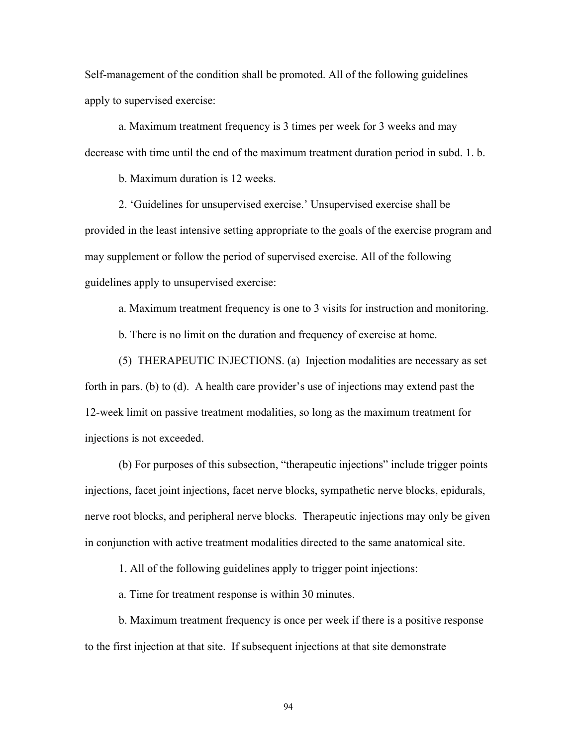Self-management of the condition shall be promoted. All of the following guidelines apply to supervised exercise:

a. Maximum treatment frequency is 3 times per week for 3 weeks and may decrease with time until the end of the maximum treatment duration period in subd. 1. b.

b. Maximum duration is 12 weeks.

2. 'Guidelines for unsupervised exercise.' Unsupervised exercise shall be provided in the least intensive setting appropriate to the goals of the exercise program and may supplement or follow the period of supervised exercise. All of the following guidelines apply to unsupervised exercise:

a. Maximum treatment frequency is one to 3 visits for instruction and monitoring.

b. There is no limit on the duration and frequency of exercise at home.

(5) THERAPEUTIC INJECTIONS. (a) Injection modalities are necessary as set forth in pars. (b) to (d). A health care provider's use of injections may extend past the 12-week limit on passive treatment modalities, so long as the maximum treatment for injections is not exceeded.

(b) For purposes of this subsection, "therapeutic injections" include trigger points injections, facet joint injections, facet nerve blocks, sympathetic nerve blocks, epidurals, nerve root blocks, and peripheral nerve blocks. Therapeutic injections may only be given in conjunction with active treatment modalities directed to the same anatomical site.

1. All of the following guidelines apply to trigger point injections:

a. Time for treatment response is within 30 minutes.

b. Maximum treatment frequency is once per week if there is a positive response to the first injection at that site. If subsequent injections at that site demonstrate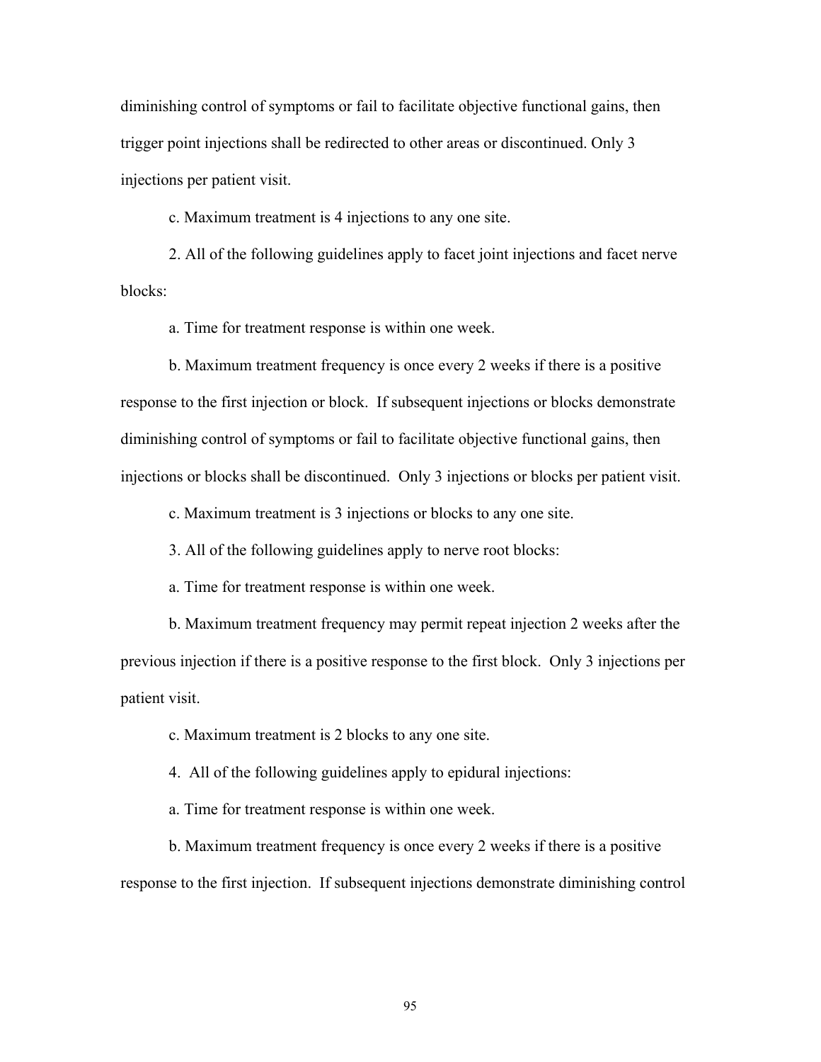diminishing control of symptoms or fail to facilitate objective functional gains, then trigger point injections shall be redirected to other areas or discontinued. Only 3 injections per patient visit.

c. Maximum treatment is 4 injections to any one site.

2. All of the following guidelines apply to facet joint injections and facet nerve blocks:

a. Time for treatment response is within one week.

b. Maximum treatment frequency is once every 2 weeks if there is a positive response to the first injection or block. If subsequent injections or blocks demonstrate diminishing control of symptoms or fail to facilitate objective functional gains, then injections or blocks shall be discontinued. Only 3 injections or blocks per patient visit.

c. Maximum treatment is 3 injections or blocks to any one site.

3. All of the following guidelines apply to nerve root blocks:

a. Time for treatment response is within one week.

b. Maximum treatment frequency may permit repeat injection 2 weeks after the previous injection if there is a positive response to the first block. Only 3 injections per patient visit.

c. Maximum treatment is 2 blocks to any one site.

4. All of the following guidelines apply to epidural injections:

a. Time for treatment response is within one week.

b. Maximum treatment frequency is once every 2 weeks if there is a positive response to the first injection. If subsequent injections demonstrate diminishing control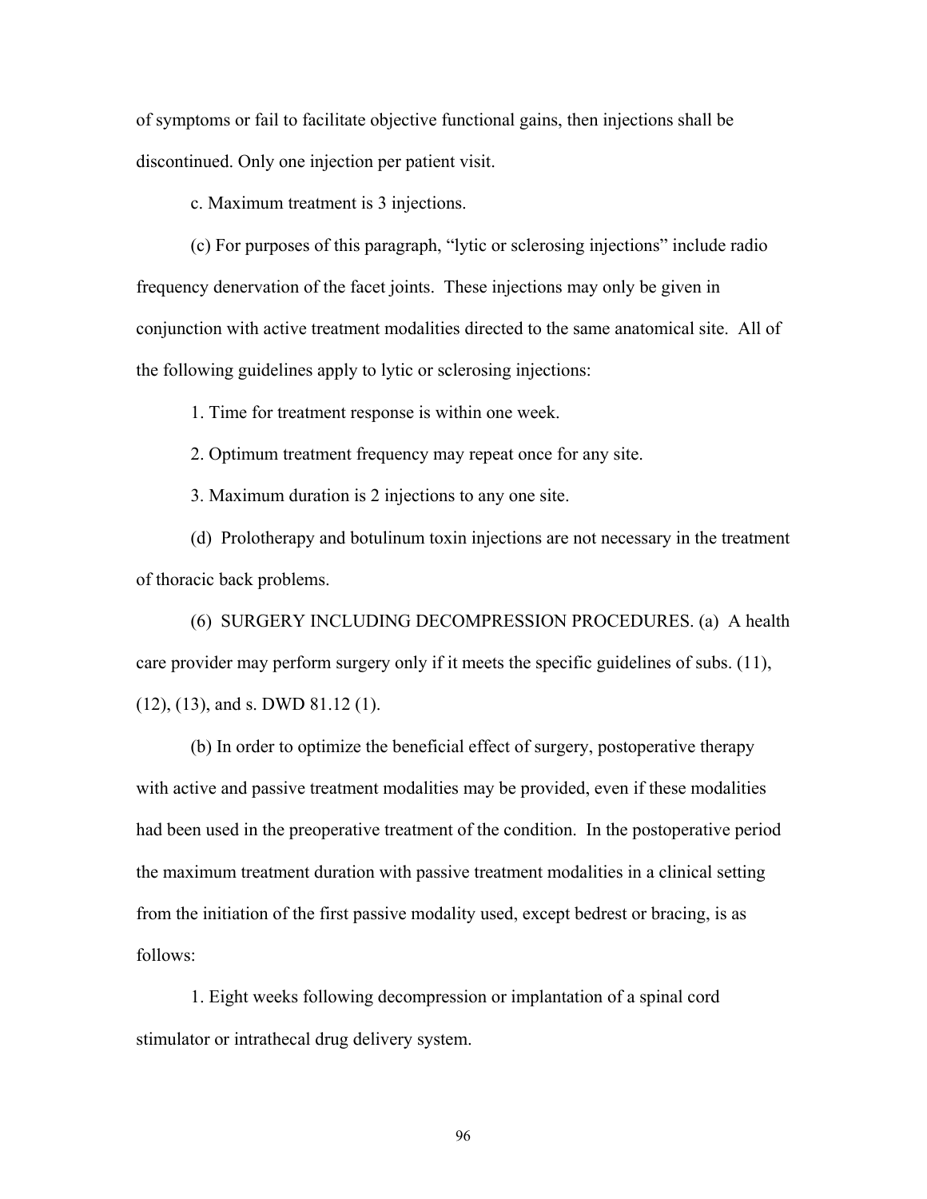of symptoms or fail to facilitate objective functional gains, then injections shall be discontinued. Only one injection per patient visit.

c. Maximum treatment is 3 injections.

(c) For purposes of this paragraph, "lytic or sclerosing injections" include radio frequency denervation of the facet joints. These injections may only be given in conjunction with active treatment modalities directed to the same anatomical site. All of the following guidelines apply to lytic or sclerosing injections:

1. Time for treatment response is within one week.

2. Optimum treatment frequency may repeat once for any site.

3. Maximum duration is 2 injections to any one site.

(d) Prolotherapy and botulinum toxin injections are not necessary in the treatment of thoracic back problems.

(6) SURGERY INCLUDING DECOMPRESSION PROCEDURES. (a) A health care provider may perform surgery only if it meets the specific guidelines of subs. (11), (12), (13), and s. DWD 81.12 (1).

(b) In order to optimize the beneficial effect of surgery, postoperative therapy with active and passive treatment modalities may be provided, even if these modalities had been used in the preoperative treatment of the condition. In the postoperative period the maximum treatment duration with passive treatment modalities in a clinical setting from the initiation of the first passive modality used, except bedrest or bracing, is as follows:

1. Eight weeks following decompression or implantation of a spinal cord stimulator or intrathecal drug delivery system.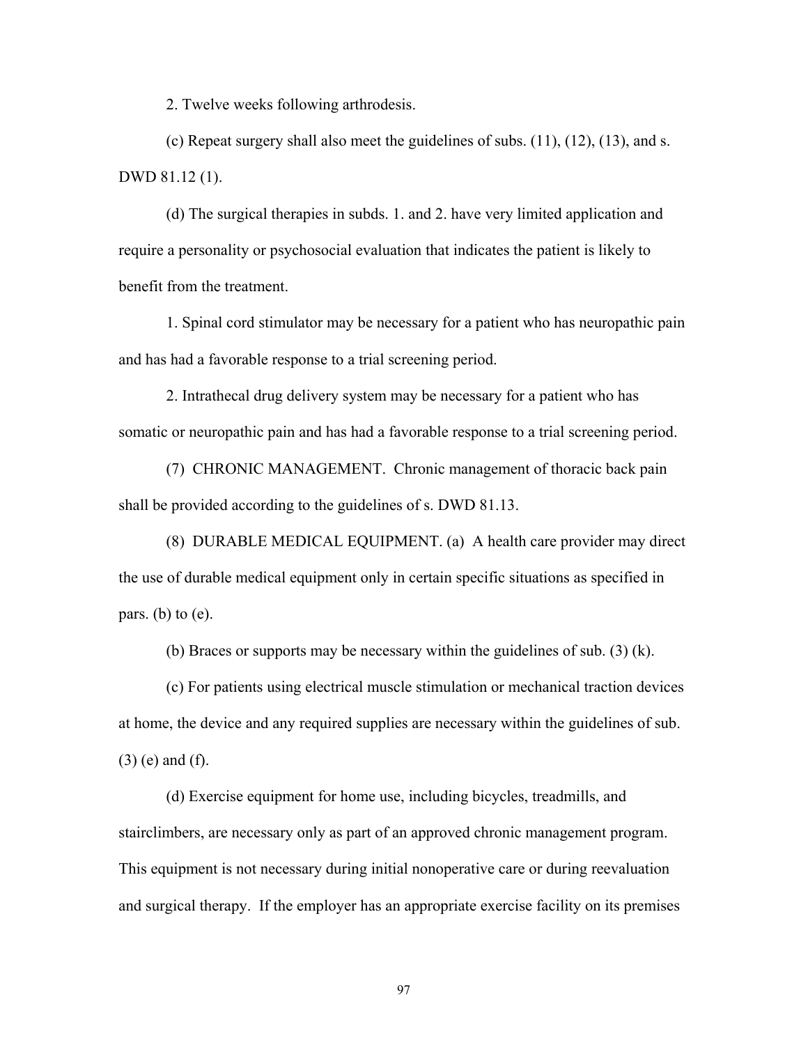2. Twelve weeks following arthrodesis.

(c) Repeat surgery shall also meet the guidelines of subs. (11), (12), (13), and s. DWD 81.12 (1).

(d) The surgical therapies in subds. 1. and 2. have very limited application and require a personality or psychosocial evaluation that indicates the patient is likely to benefit from the treatment.

1. Spinal cord stimulator may be necessary for a patient who has neuropathic pain and has had a favorable response to a trial screening period.

2. Intrathecal drug delivery system may be necessary for a patient who has somatic or neuropathic pain and has had a favorable response to a trial screening period.

(7) CHRONIC MANAGEMENT. Chronic management of thoracic back pain shall be provided according to the guidelines of s. DWD 81.13.

(8) DURABLE MEDICAL EQUIPMENT. (a) A health care provider may direct the use of durable medical equipment only in certain specific situations as specified in pars. (b) to (e).

(b) Braces or supports may be necessary within the guidelines of sub. (3) (k).

(c) For patients using electrical muscle stimulation or mechanical traction devices at home, the device and any required supplies are necessary within the guidelines of sub. (3) (e) and (f).

(d) Exercise equipment for home use, including bicycles, treadmills, and stairclimbers, are necessary only as part of an approved chronic management program. This equipment is not necessary during initial nonoperative care or during reevaluation and surgical therapy. If the employer has an appropriate exercise facility on its premises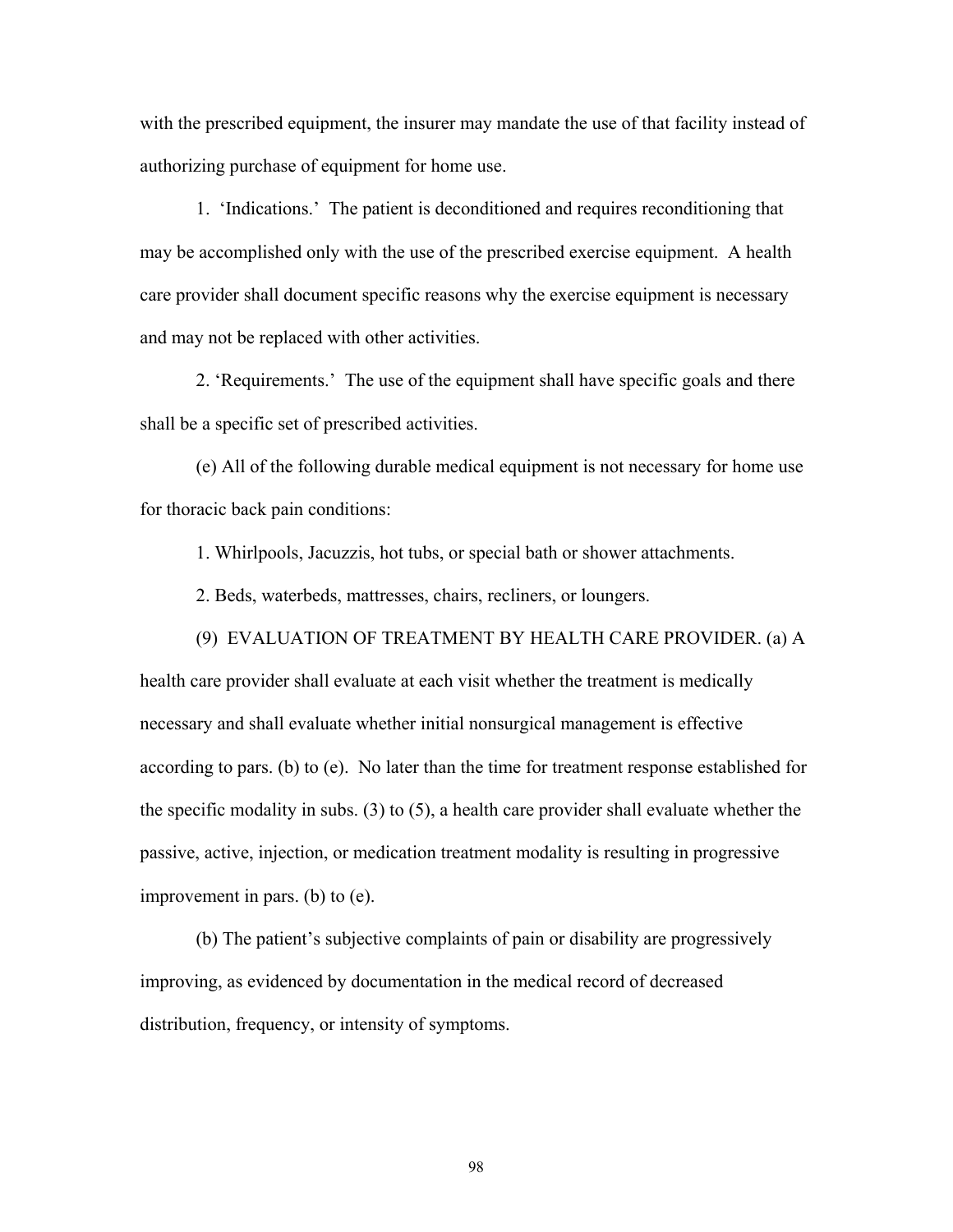with the prescribed equipment, the insurer may mandate the use of that facility instead of authorizing purchase of equipment for home use.

1. 'Indications.' The patient is deconditioned and requires reconditioning that may be accomplished only with the use of the prescribed exercise equipment. A health care provider shall document specific reasons why the exercise equipment is necessary and may not be replaced with other activities.

2. 'Requirements.' The use of the equipment shall have specific goals and there shall be a specific set of prescribed activities.

(e) All of the following durable medical equipment is not necessary for home use for thoracic back pain conditions:

1. Whirlpools, Jacuzzis, hot tubs, or special bath or shower attachments.

2. Beds, waterbeds, mattresses, chairs, recliners, or loungers.

(9) EVALUATION OF TREATMENT BY HEALTH CARE PROVIDER. (a) A health care provider shall evaluate at each visit whether the treatment is medically necessary and shall evaluate whether initial nonsurgical management is effective according to pars. (b) to (e). No later than the time for treatment response established for the specific modality in subs. (3) to (5), a health care provider shall evaluate whether the passive, active, injection, or medication treatment modality is resulting in progressive improvement in pars. (b) to (e).

(b) The patient's subjective complaints of pain or disability are progressively improving, as evidenced by documentation in the medical record of decreased distribution, frequency, or intensity of symptoms.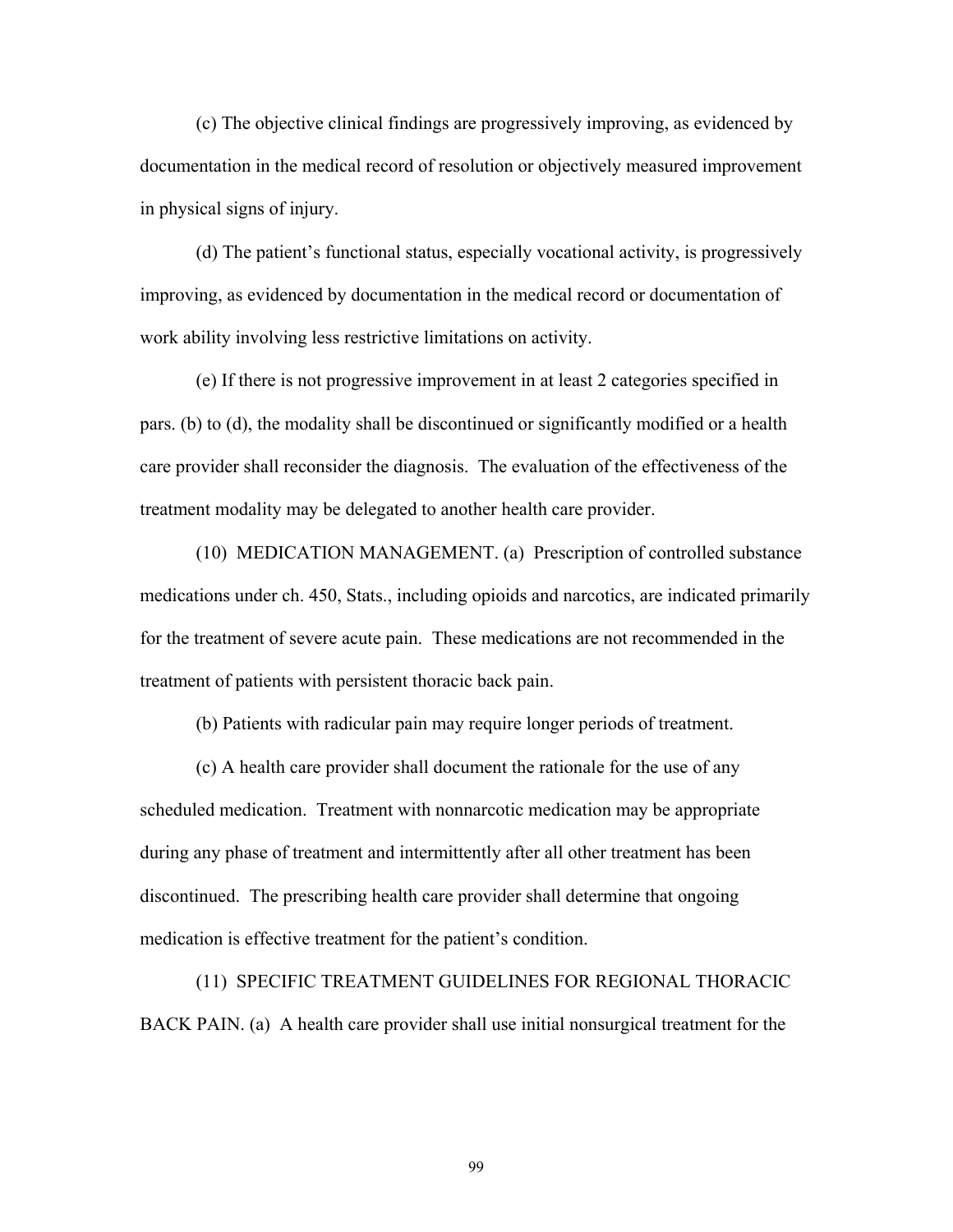(c) The objective clinical findings are progressively improving, as evidenced by documentation in the medical record of resolution or objectively measured improvement in physical signs of injury.

(d) The patient's functional status, especially vocational activity, is progressively improving, as evidenced by documentation in the medical record or documentation of work ability involving less restrictive limitations on activity.

(e) If there is not progressive improvement in at least 2 categories specified in pars. (b) to (d), the modality shall be discontinued or significantly modified or a health care provider shall reconsider the diagnosis. The evaluation of the effectiveness of the treatment modality may be delegated to another health care provider.

(10) MEDICATION MANAGEMENT. (a) Prescription of controlled substance medications under ch. 450, Stats., including opioids and narcotics, are indicated primarily for the treatment of severe acute pain. These medications are not recommended in the treatment of patients with persistent thoracic back pain.

(b) Patients with radicular pain may require longer periods of treatment.

(c) A health care provider shall document the rationale for the use of any scheduled medication. Treatment with nonnarcotic medication may be appropriate during any phase of treatment and intermittently after all other treatment has been discontinued. The prescribing health care provider shall determine that ongoing medication is effective treatment for the patient's condition.

(11) SPECIFIC TREATMENT GUIDELINES FOR REGIONAL THORACIC BACK PAIN. (a) A health care provider shall use initial nonsurgical treatment for the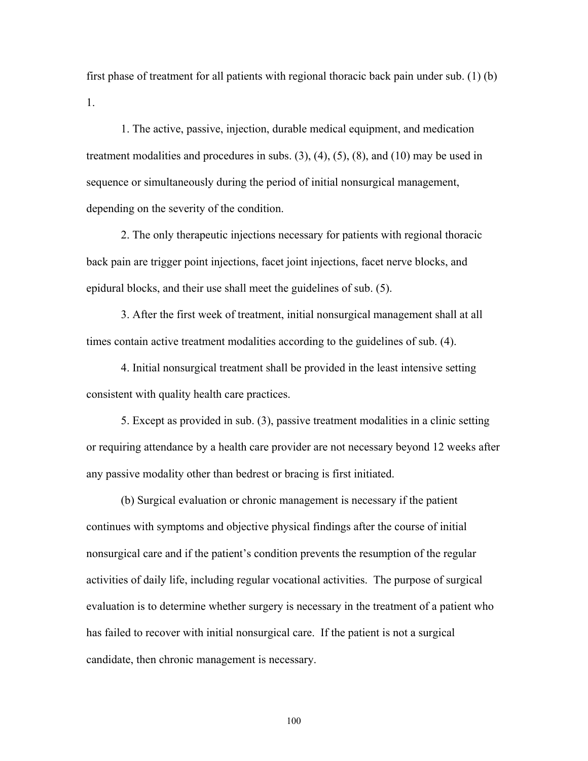first phase of treatment for all patients with regional thoracic back pain under sub. (1) (b) 1.

1. The active, passive, injection, durable medical equipment, and medication treatment modalities and procedures in subs. (3), (4), (5), (8), and (10) may be used in sequence or simultaneously during the period of initial nonsurgical management, depending on the severity of the condition.

2. The only therapeutic injections necessary for patients with regional thoracic back pain are trigger point injections, facet joint injections, facet nerve blocks, and epidural blocks, and their use shall meet the guidelines of sub. (5).

3. After the first week of treatment, initial nonsurgical management shall at all times contain active treatment modalities according to the guidelines of sub. (4).

4. Initial nonsurgical treatment shall be provided in the least intensive setting consistent with quality health care practices.

5. Except as provided in sub. (3), passive treatment modalities in a clinic setting or requiring attendance by a health care provider are not necessary beyond 12 weeks after any passive modality other than bedrest or bracing is first initiated.

(b) Surgical evaluation or chronic management is necessary if the patient continues with symptoms and objective physical findings after the course of initial nonsurgical care and if the patient's condition prevents the resumption of the regular activities of daily life, including regular vocational activities. The purpose of surgical evaluation is to determine whether surgery is necessary in the treatment of a patient who has failed to recover with initial nonsurgical care. If the patient is not a surgical candidate, then chronic management is necessary.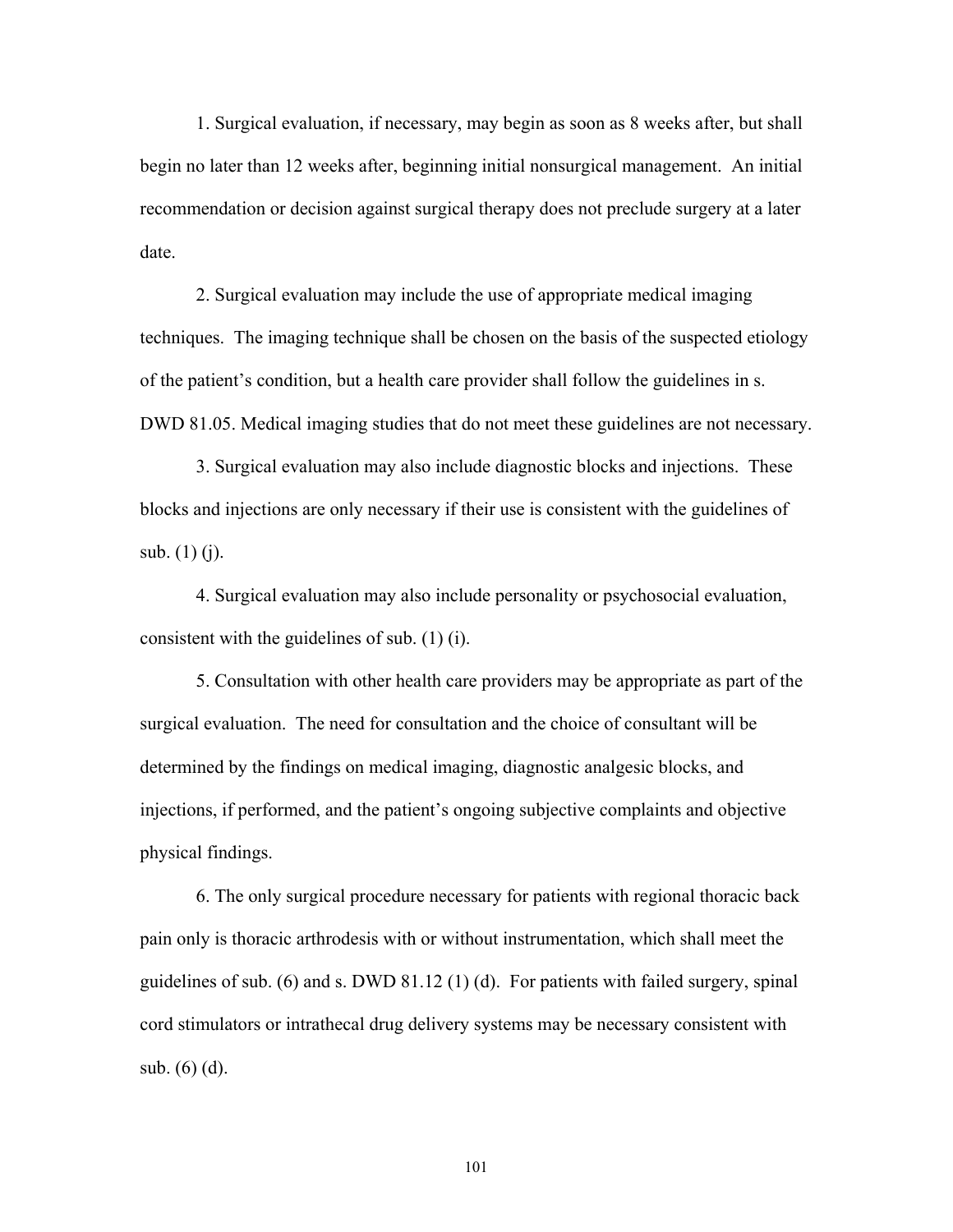1. Surgical evaluation, if necessary, may begin as soon as 8 weeks after, but shall begin no later than 12 weeks after, beginning initial nonsurgical management. An initial recommendation or decision against surgical therapy does not preclude surgery at a later date.

2. Surgical evaluation may include the use of appropriate medical imaging techniques. The imaging technique shall be chosen on the basis of the suspected etiology of the patient's condition, but a health care provider shall follow the guidelines in s. DWD 81.05. Medical imaging studies that do not meet these guidelines are not necessary.

3. Surgical evaluation may also include diagnostic blocks and injections. These blocks and injections are only necessary if their use is consistent with the guidelines of sub. (1) (j).

4. Surgical evaluation may also include personality or psychosocial evaluation, consistent with the guidelines of sub. (1) (i).

5. Consultation with other health care providers may be appropriate as part of the surgical evaluation. The need for consultation and the choice of consultant will be determined by the findings on medical imaging, diagnostic analgesic blocks, and injections, if performed, and the patient's ongoing subjective complaints and objective physical findings.

6. The only surgical procedure necessary for patients with regional thoracic back pain only is thoracic arthrodesis with or without instrumentation, which shall meet the guidelines of sub. (6) and s. DWD 81.12 (1) (d). For patients with failed surgery, spinal cord stimulators or intrathecal drug delivery systems may be necessary consistent with sub. (6) (d).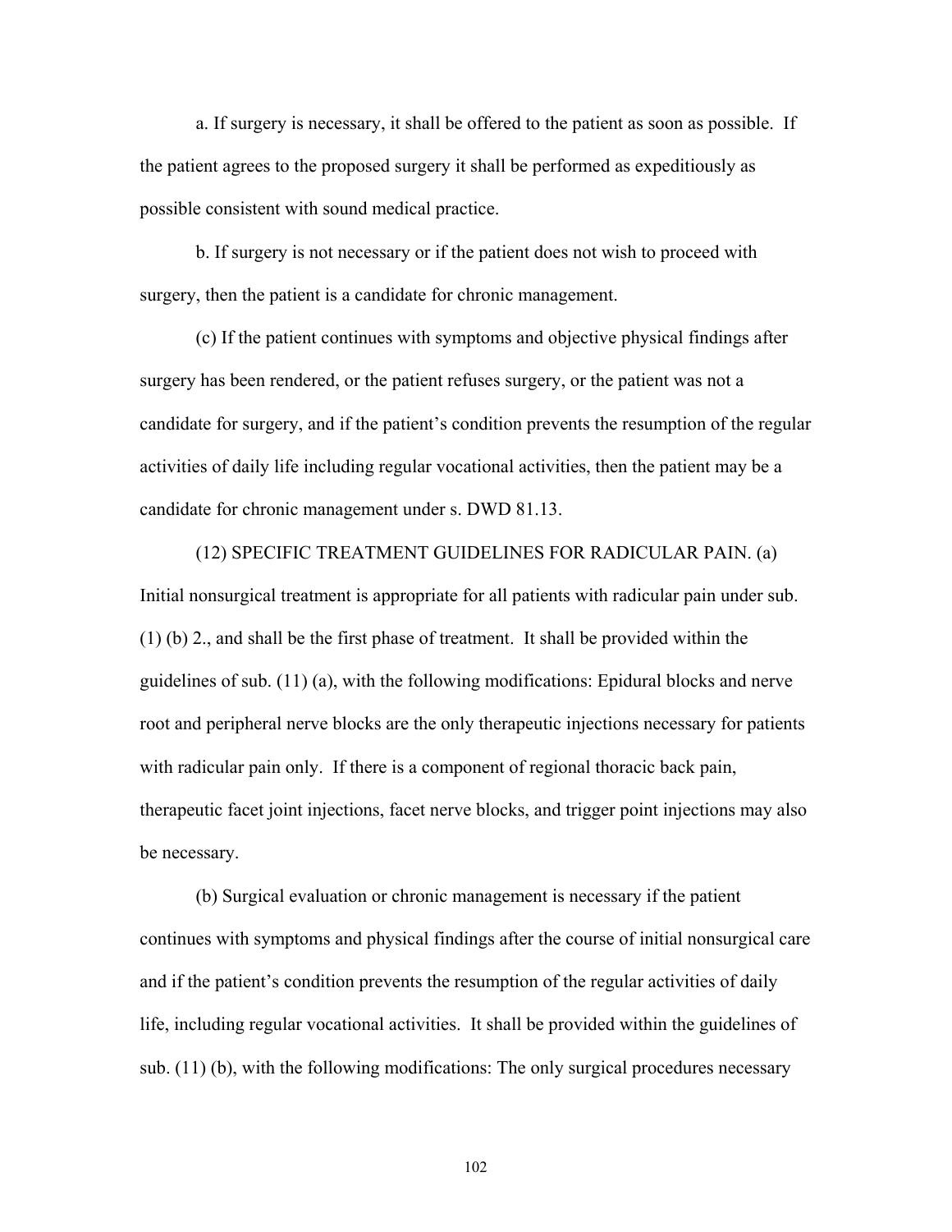a. If surgery is necessary, it shall be offered to the patient as soon as possible. If the patient agrees to the proposed surgery it shall be performed as expeditiously as possible consistent with sound medical practice.

b. If surgery is not necessary or if the patient does not wish to proceed with surgery, then the patient is a candidate for chronic management.

(c) If the patient continues with symptoms and objective physical findings after surgery has been rendered, or the patient refuses surgery, or the patient was not a candidate for surgery, and if the patient's condition prevents the resumption of the regular activities of daily life including regular vocational activities, then the patient may be a candidate for chronic management under s. DWD 81.13.

(12) SPECIFIC TREATMENT GUIDELINES FOR RADICULAR PAIN. (a) Initial nonsurgical treatment is appropriate for all patients with radicular pain under sub. (1) (b) 2., and shall be the first phase of treatment. It shall be provided within the guidelines of sub. (11) (a), with the following modifications: Epidural blocks and nerve root and peripheral nerve blocks are the only therapeutic injections necessary for patients with radicular pain only. If there is a component of regional thoracic back pain, therapeutic facet joint injections, facet nerve blocks, and trigger point injections may also be necessary.

(b) Surgical evaluation or chronic management is necessary if the patient continues with symptoms and physical findings after the course of initial nonsurgical care and if the patient's condition prevents the resumption of the regular activities of daily life, including regular vocational activities. It shall be provided within the guidelines of sub. (11) (b), with the following modifications: The only surgical procedures necessary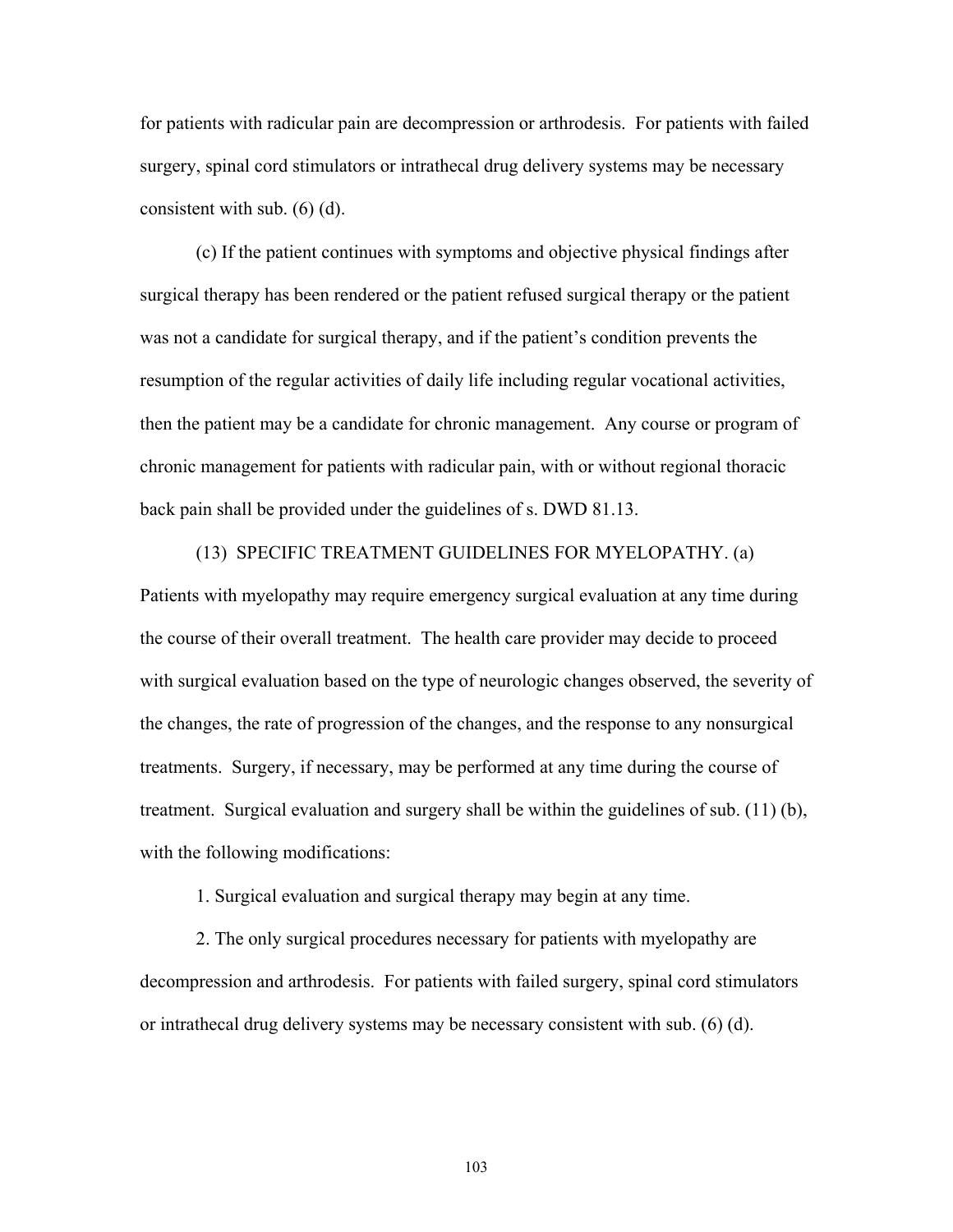for patients with radicular pain are decompression or arthrodesis. For patients with failed surgery, spinal cord stimulators or intrathecal drug delivery systems may be necessary consistent with sub. (6) (d).

(c) If the patient continues with symptoms and objective physical findings after surgical therapy has been rendered or the patient refused surgical therapy or the patient was not a candidate for surgical therapy, and if the patient's condition prevents the resumption of the regular activities of daily life including regular vocational activities, then the patient may be a candidate for chronic management. Any course or program of chronic management for patients with radicular pain, with or without regional thoracic back pain shall be provided under the guidelines of s. DWD 81.13.

(13) SPECIFIC TREATMENT GUIDELINES FOR MYELOPATHY. (a) Patients with myelopathy may require emergency surgical evaluation at any time during the course of their overall treatment. The health care provider may decide to proceed with surgical evaluation based on the type of neurologic changes observed, the severity of the changes, the rate of progression of the changes, and the response to any nonsurgical treatments. Surgery, if necessary, may be performed at any time during the course of treatment. Surgical evaluation and surgery shall be within the guidelines of sub. (11) (b), with the following modifications:

1. Surgical evaluation and surgical therapy may begin at any time.

2. The only surgical procedures necessary for patients with myelopathy are decompression and arthrodesis. For patients with failed surgery, spinal cord stimulators or intrathecal drug delivery systems may be necessary consistent with sub. (6) (d).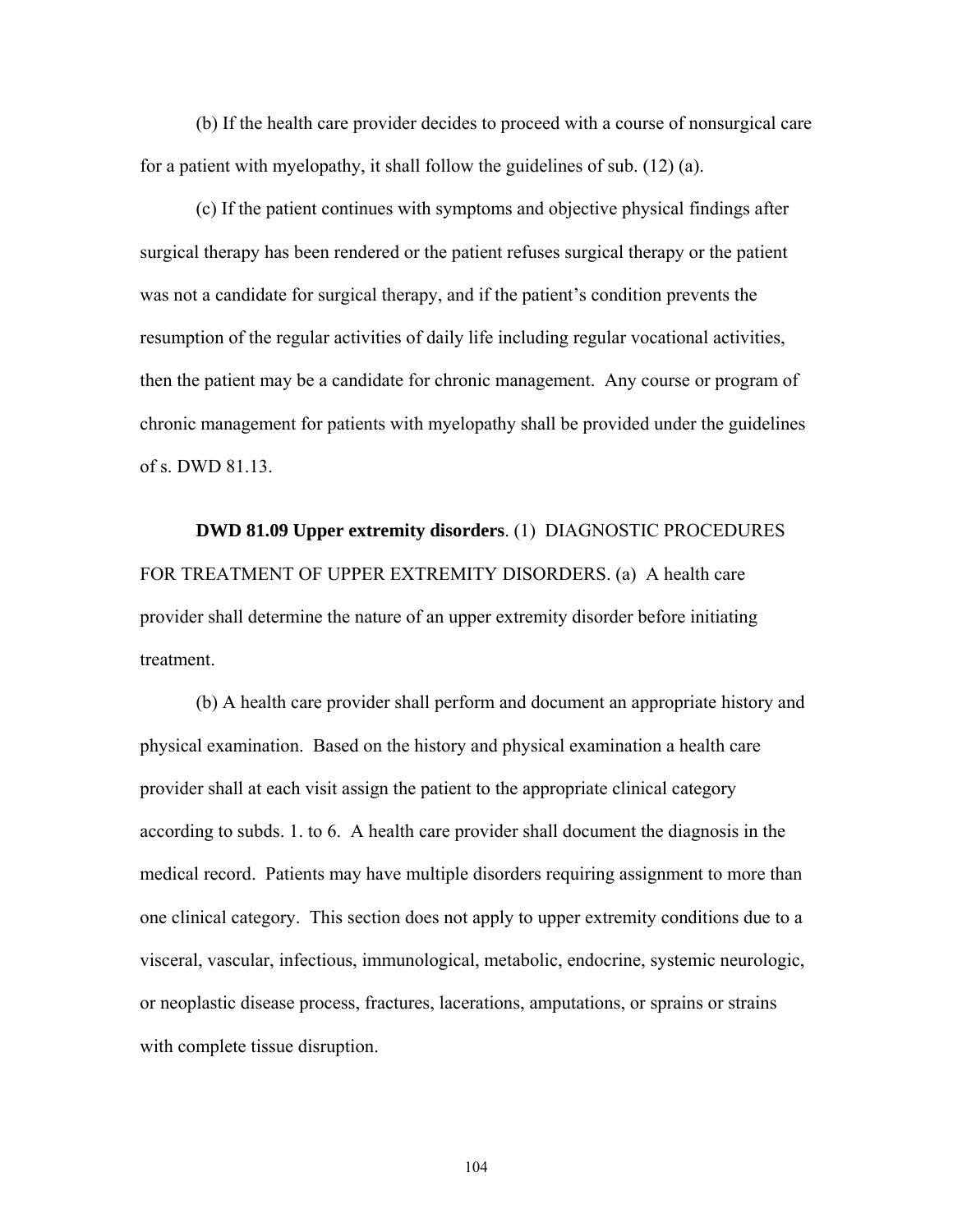(b) If the health care provider decides to proceed with a course of nonsurgical care for a patient with myelopathy, it shall follow the guidelines of sub. (12) (a).

(c) If the patient continues with symptoms and objective physical findings after surgical therapy has been rendered or the patient refuses surgical therapy or the patient was not a candidate for surgical therapy, and if the patient's condition prevents the resumption of the regular activities of daily life including regular vocational activities, then the patient may be a candidate for chronic management. Any course or program of chronic management for patients with myelopathy shall be provided under the guidelines of s. DWD 81.13.

**DWD 81.09 Upper extremity disorders**. (1) DIAGNOSTIC PROCEDURES FOR TREATMENT OF UPPER EXTREMITY DISORDERS. (a) A health care provider shall determine the nature of an upper extremity disorder before initiating treatment.

(b) A health care provider shall perform and document an appropriate history and physical examination. Based on the history and physical examination a health care provider shall at each visit assign the patient to the appropriate clinical category according to subds. 1. to 6. A health care provider shall document the diagnosis in the medical record. Patients may have multiple disorders requiring assignment to more than one clinical category. This section does not apply to upper extremity conditions due to a visceral, vascular, infectious, immunological, metabolic, endocrine, systemic neurologic, or neoplastic disease process, fractures, lacerations, amputations, or sprains or strains with complete tissue disruption.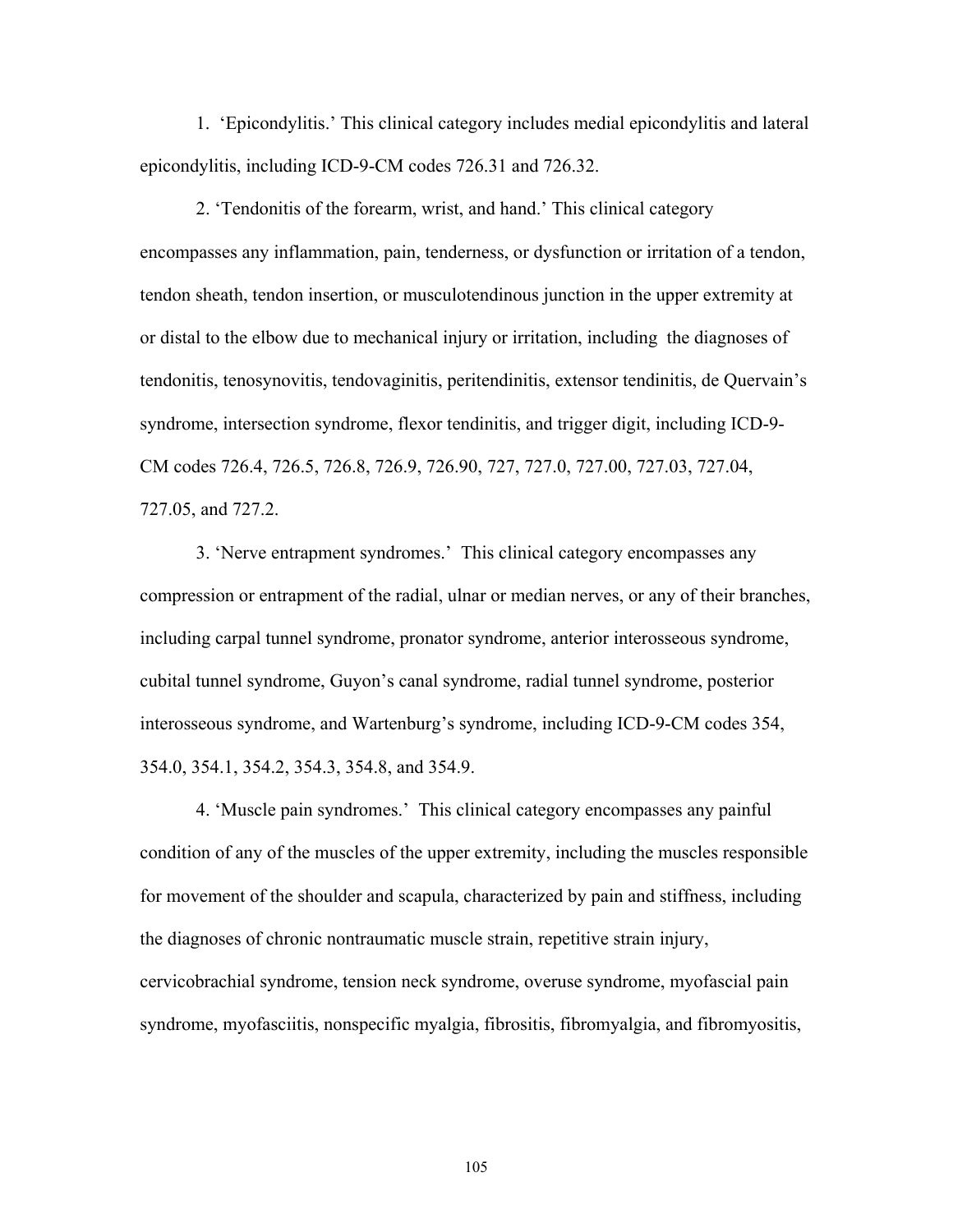1. 'Epicondylitis.' This clinical category includes medial epicondylitis and lateral epicondylitis, including ICD-9-CM codes 726.31 and 726.32.

2. 'Tendonitis of the forearm, wrist, and hand.' This clinical category encompasses any inflammation, pain, tenderness, or dysfunction or irritation of a tendon, tendon sheath, tendon insertion, or musculotendinous junction in the upper extremity at or distal to the elbow due to mechanical injury or irritation, including the diagnoses of tendonitis, tenosynovitis, tendovaginitis, peritendinitis, extensor tendinitis, de Quervain's syndrome, intersection syndrome, flexor tendinitis, and trigger digit, including ICD-9-CM codes 726.4, 726.5, 726.8, 726.9, 726.90, 727, 727.0, 727.00, 727.03, 727.04, 727.05, and 727.2.

3. 'Nerve entrapment syndromes.' This clinical category encompasses any compression or entrapment of the radial, ulnar or median nerves, or any of their branches, including carpal tunnel syndrome, pronator syndrome, anterior interosseous syndrome, cubital tunnel syndrome, Guyon's canal syndrome, radial tunnel syndrome, posterior interosseous syndrome, and Wartenburg's syndrome, including ICD-9-CM codes 354, 354.0, 354.1, 354.2, 354.3, 354.8, and 354.9.

4. 'Muscle pain syndromes.' This clinical category encompasses any painful condition of any of the muscles of the upper extremity, including the muscles responsible for movement of the shoulder and scapula, characterized by pain and stiffness, including the diagnoses of chronic nontraumatic muscle strain, repetitive strain injury, cervicobrachial syndrome, tension neck syndrome, overuse syndrome, myofascial pain syndrome, myofasciitis, nonspecific myalgia, fibrositis, fibromyalgia, and fibromyositis,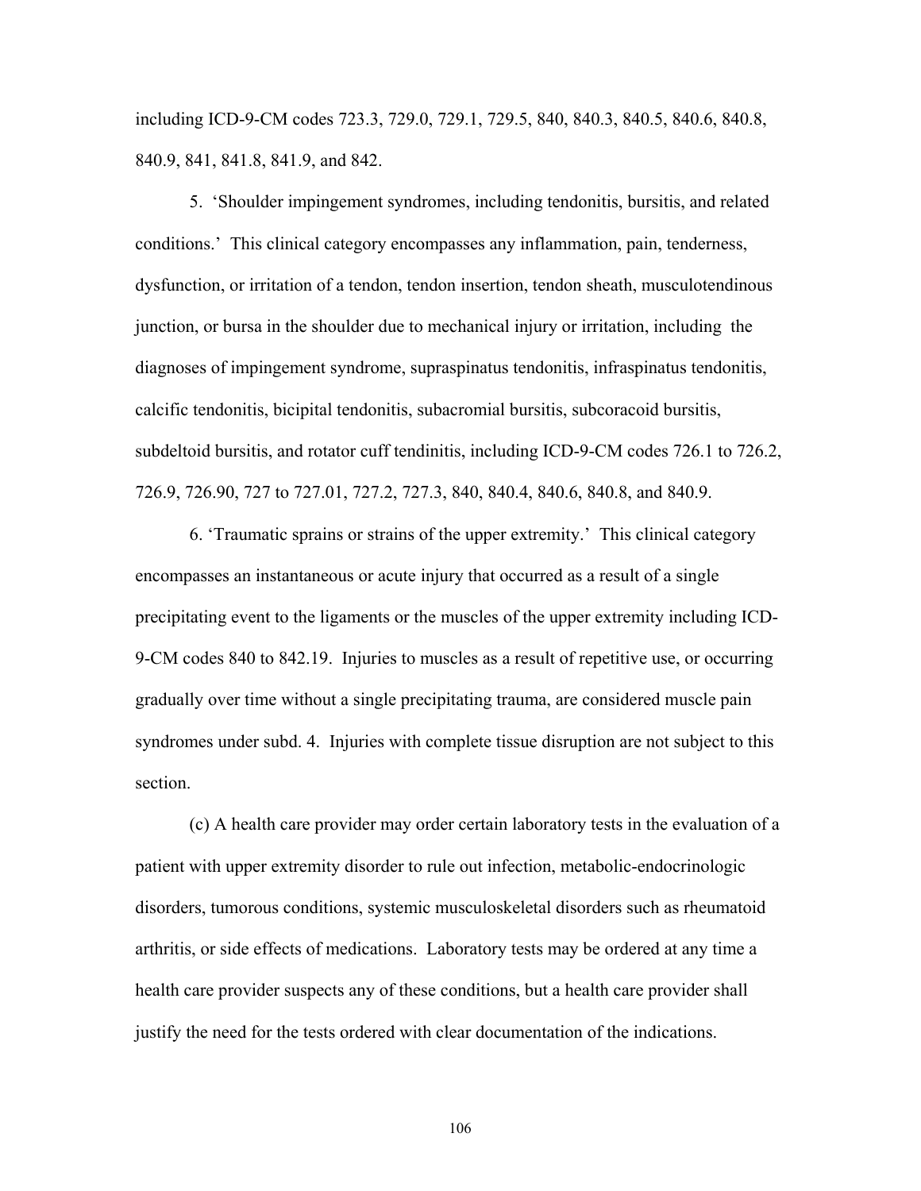including ICD-9-CM codes 723.3, 729.0, 729.1, 729.5, 840, 840.3, 840.5, 840.6, 840.8, 840.9, 841, 841.8, 841.9, and 842.

5. ‘Shoulder impingement syndromes, including tendonitis, bursitis, and related conditions.’ This clinical category encompasses any inflammation, pain, tenderness, dysfunction, or irritation of a tendon, tendon insertion, tendon sheath, musculotendinous junction, or bursa in the shoulder due to mechanical injury or irritation, including the diagnoses of impingement syndrome, supraspinatus tendonitis, infraspinatus tendonitis, calcific tendonitis, bicipital tendonitis, subacromial bursitis, subcoracoid bursitis, subdeltoid bursitis, and rotator cuff tendinitis, including ICD-9-CM codes 726.1 to 726.2, 726.9, 726.90, 727 to 727.01, 727.2, 727.3, 840, 840.4, 840.6, 840.8, and 840.9.

6. ‘Traumatic sprains or strains of the upper extremity.’ This clinical category encompasses an instantaneous or acute injury that occurred as a result of a single precipitating event to the ligaments or the muscles of the upper extremity including ICD-9-CM codes 840 to 842.19. Injuries to muscles as a result of repetitive use, or occurring gradually over time without a single precipitating trauma, are considered muscle pain syndromes under subd. 4. Injuries with complete tissue disruption are not subject to this section.

(c) A health care provider may order certain laboratory tests in the evaluation of a patient with upper extremity disorder to rule out infection, metabolic-endocrinologic disorders, tumorous conditions, systemic musculoskeletal disorders such as rheumatoid arthritis, or side effects of medications. Laboratory tests may be ordered at any time a health care provider suspects any of these conditions, but a health care provider shall justify the need for the tests ordered with clear documentation of the indications.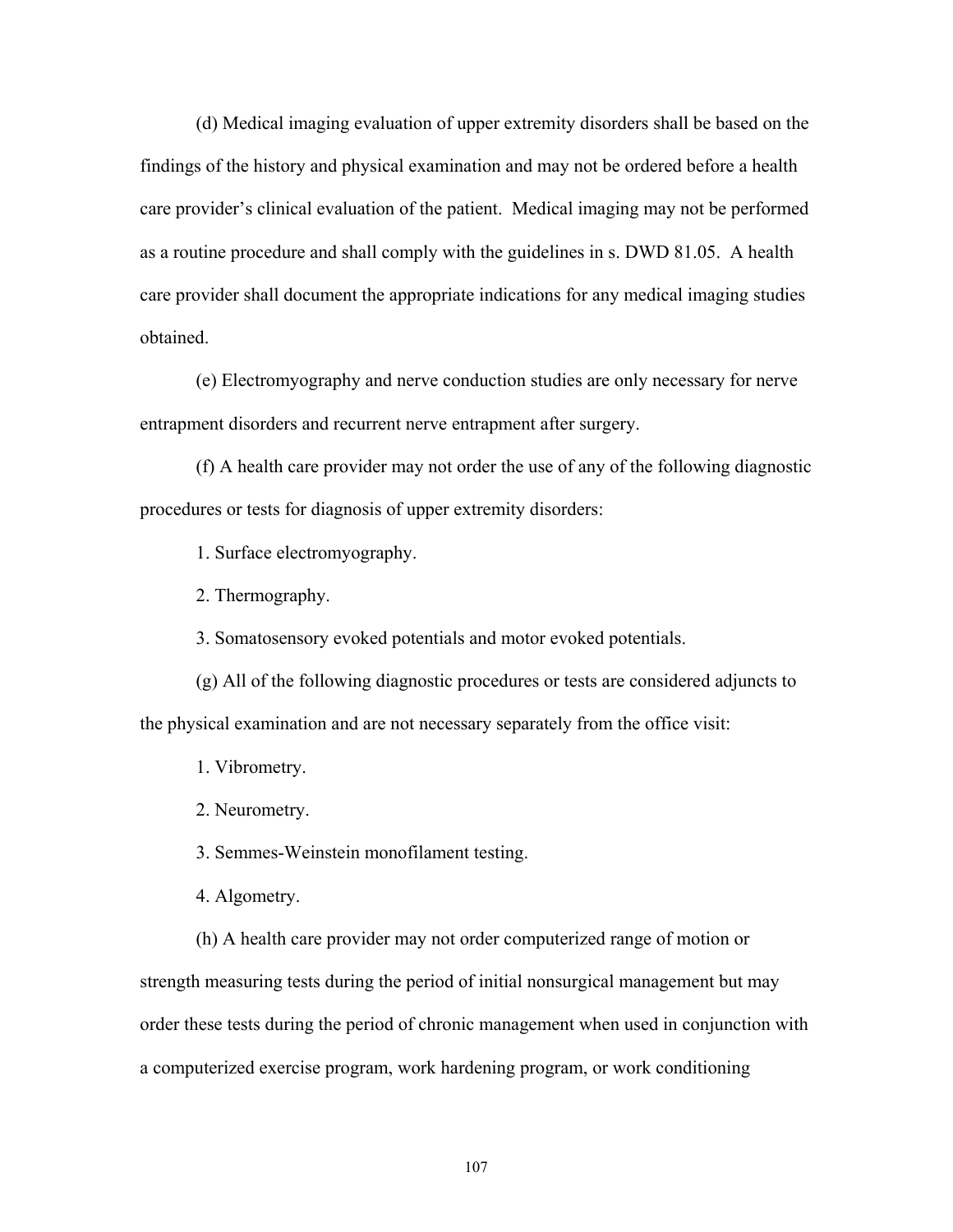(d) Medical imaging evaluation of upper extremity disorders shall be based on the findings of the history and physical examination and may not be ordered before a health care provider's clinical evaluation of the patient. Medical imaging may not be performed as a routine procedure and shall comply with the guidelines in s. DWD 81.05. A health care provider shall document the appropriate indications for any medical imaging studies obtained.

(e) Electromyography and nerve conduction studies are only necessary for nerve entrapment disorders and recurrent nerve entrapment after surgery.

(f) A health care provider may not order the use of any of the following diagnostic procedures or tests for diagnosis of upper extremity disorders:

1. Surface electromyography.

2. Thermography.

3. Somatosensory evoked potentials and motor evoked potentials.

(g) All of the following diagnostic procedures or tests are considered adjuncts to the physical examination and are not necessary separately from the office visit:

1. Vibrometry.

2. Neurometry.

3. Semmes-Weinstein monofilament testing.

4. Algometry.

(h) A health care provider may not order computerized range of motion or strength measuring tests during the period of initial nonsurgical management but may order these tests during the period of chronic management when used in conjunction with a computerized exercise program, work hardening program, or work conditioning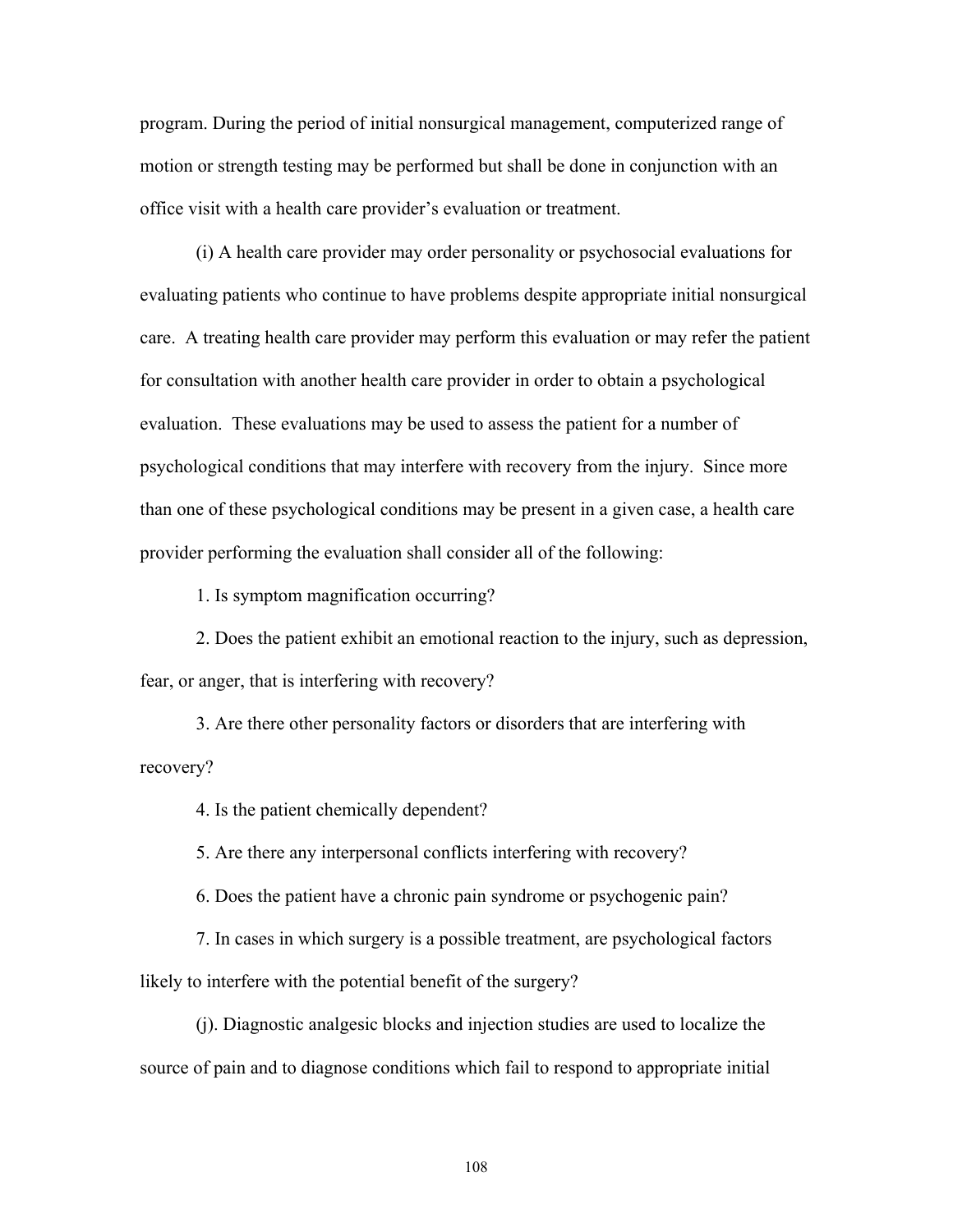program. During the period of initial nonsurgical management, computerized range of motion or strength testing may be performed but shall be done in conjunction with an office visit with a health care provider's evaluation or treatment.

(i) A health care provider may order personality or psychosocial evaluations for evaluating patients who continue to have problems despite appropriate initial nonsurgical care. A treating health care provider may perform this evaluation or may refer the patient for consultation with another health care provider in order to obtain a psychological evaluation. These evaluations may be used to assess the patient for a number of psychological conditions that may interfere with recovery from the injury. Since more than one of these psychological conditions may be present in a given case, a health care provider performing the evaluation shall consider all of the following:

1. Is symptom magnification occurring?

2. Does the patient exhibit an emotional reaction to the injury, such as depression, fear, or anger, that is interfering with recovery?

3. Are there other personality factors or disorders that are interfering with recovery?

4. Is the patient chemically dependent?

5. Are there any interpersonal conflicts interfering with recovery?

6. Does the patient have a chronic pain syndrome or psychogenic pain?

7. In cases in which surgery is a possible treatment, are psychological factors likely to interfere with the potential benefit of the surgery?

(j). Diagnostic analgesic blocks and injection studies are used to localize the source of pain and to diagnose conditions which fail to respond to appropriate initial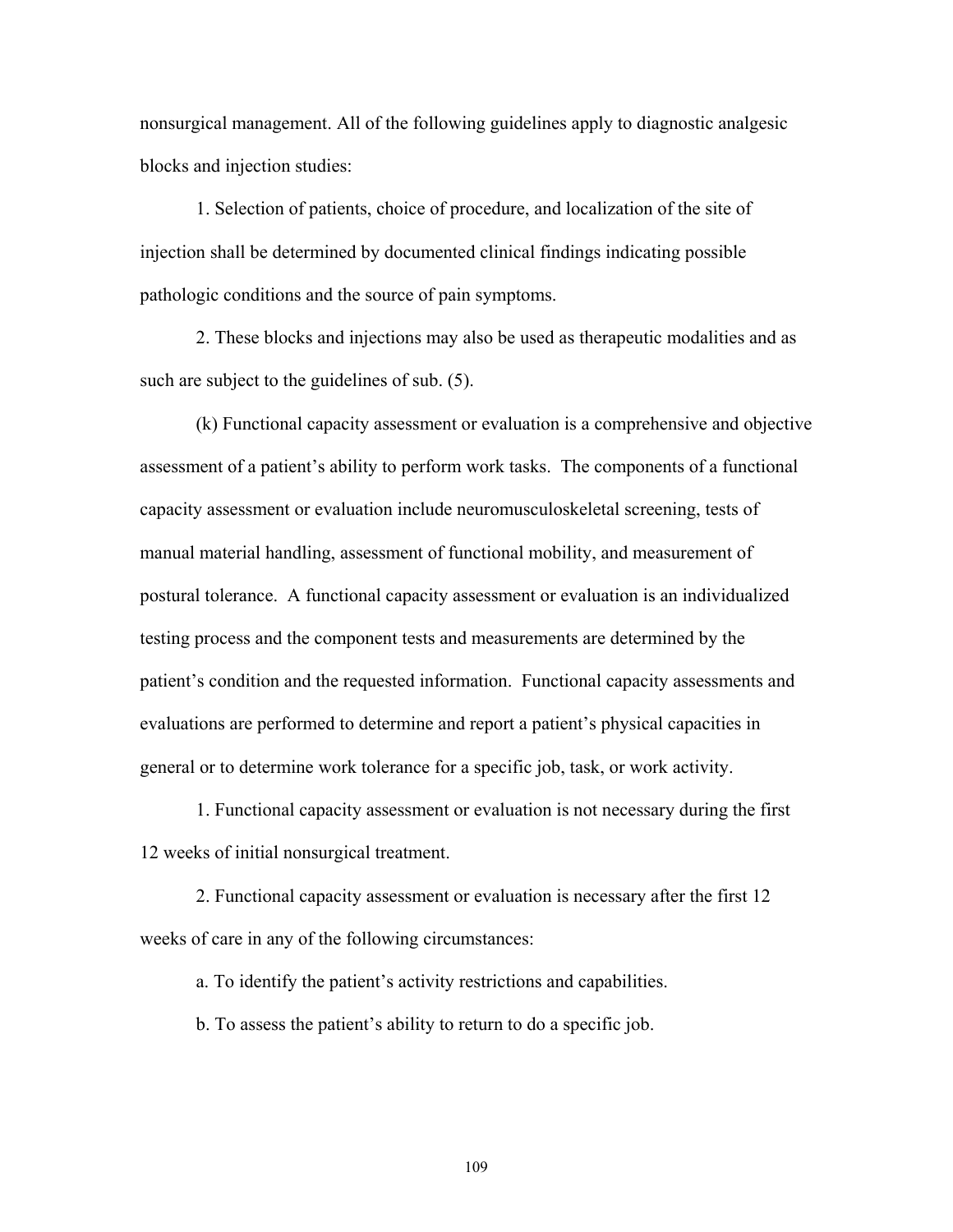nonsurgical management. All of the following guidelines apply to diagnostic analgesic blocks and injection studies:

1. Selection of patients, choice of procedure, and localization of the site of injection shall be determined by documented clinical findings indicating possible pathologic conditions and the source of pain symptoms.

2. These blocks and injections may also be used as therapeutic modalities and as such are subject to the guidelines of sub. (5).

(k) Functional capacity assessment or evaluation is a comprehensive and objective assessment of a patient's ability to perform work tasks. The components of a functional capacity assessment or evaluation include neuromusculoskeletal screening, tests of manual material handling, assessment of functional mobility, and measurement of postural tolerance. A functional capacity assessment or evaluation is an individualized testing process and the component tests and measurements are determined by the patient's condition and the requested information. Functional capacity assessments and evaluations are performed to determine and report a patient's physical capacities in general or to determine work tolerance for a specific job, task, or work activity.

1. Functional capacity assessment or evaluation is not necessary during the first 12 weeks of initial nonsurgical treatment.

2. Functional capacity assessment or evaluation is necessary after the first 12 weeks of care in any of the following circumstances:

a. To identify the patient's activity restrictions and capabilities.

b. To assess the patient's ability to return to do a specific job.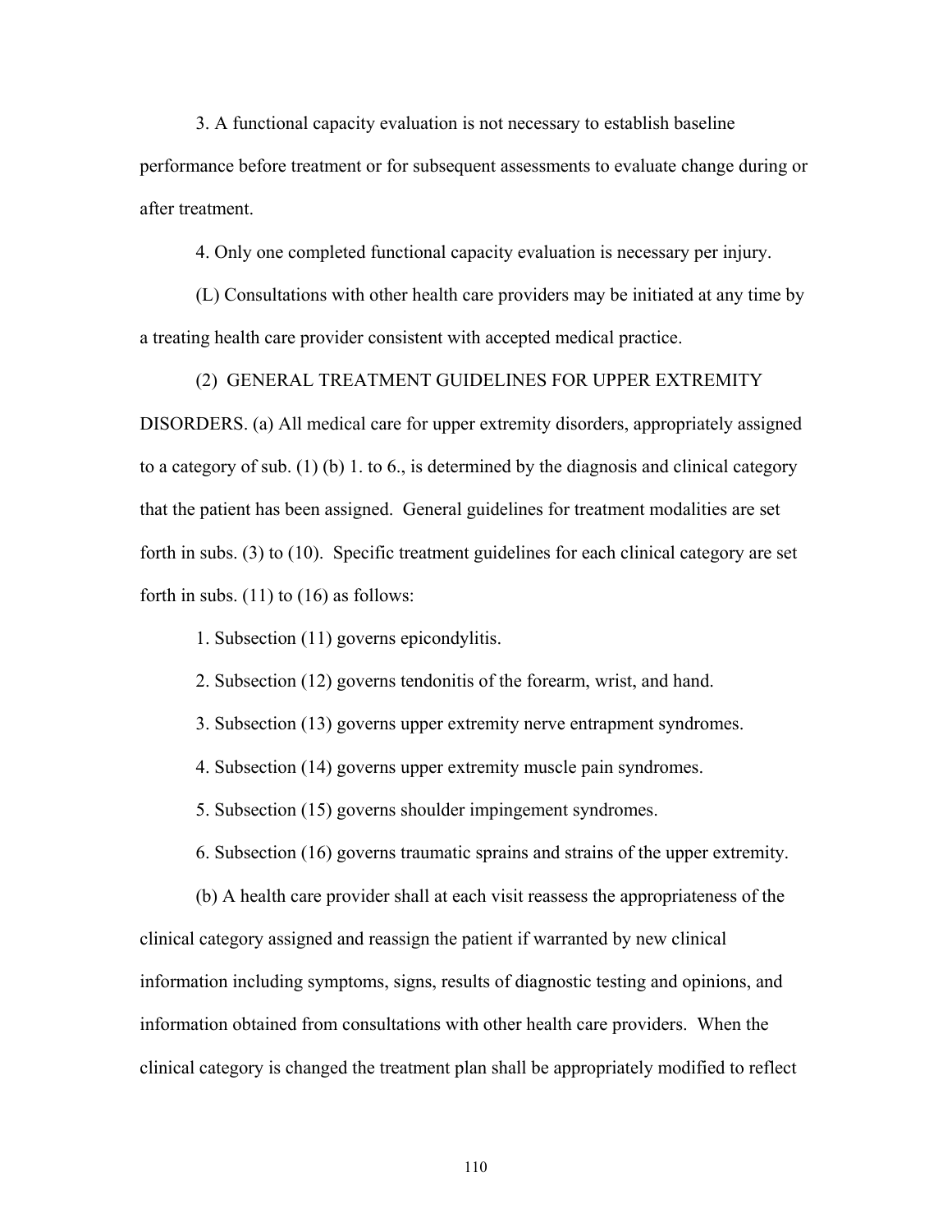3. A functional capacity evaluation is not necessary to establish baseline performance before treatment or for subsequent assessments to evaluate change during or after treatment.

4. Only one completed functional capacity evaluation is necessary per injury.

(L) Consultations with other health care providers may be initiated at any time by a treating health care provider consistent with accepted medical practice.

(2) GENERAL TREATMENT GUIDELINES FOR UPPER EXTREMITY DISORDERS. (a) All medical care for upper extremity disorders, appropriately assigned to a category of sub. (1) (b) 1. to 6., is determined by the diagnosis and clinical category that the patient has been assigned. General guidelines for treatment modalities are set forth in subs. (3) to (10). Specific treatment guidelines for each clinical category are set forth in subs. (11) to (16) as follows:

1. Subsection (11) governs epicondylitis.

2. Subsection (12) governs tendonitis of the forearm, wrist, and hand.

3. Subsection (13) governs upper extremity nerve entrapment syndromes.

4. Subsection (14) governs upper extremity muscle pain syndromes.

5. Subsection (15) governs shoulder impingement syndromes.

6. Subsection (16) governs traumatic sprains and strains of the upper extremity.

(b) A health care provider shall at each visit reassess the appropriateness of the clinical category assigned and reassign the patient if warranted by new clinical information including symptoms, signs, results of diagnostic testing and opinions, and information obtained from consultations with other health care providers. When the clinical category is changed the treatment plan shall be appropriately modified to reflect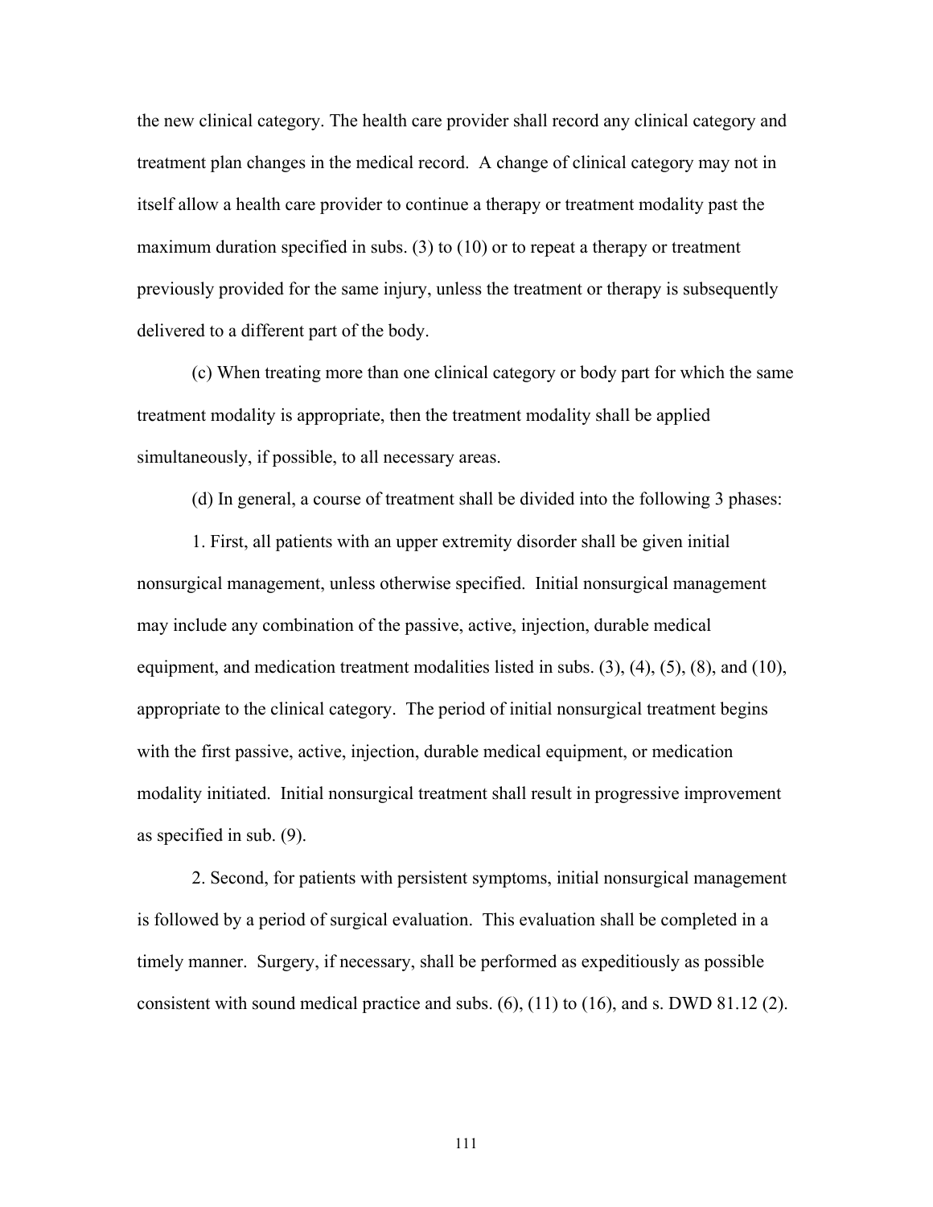the new clinical category. The health care provider shall record any clinical category and treatment plan changes in the medical record. A change of clinical category may not in itself allow a health care provider to continue a therapy or treatment modality past the maximum duration specified in subs. (3) to (10) or to repeat a therapy or treatment previously provided for the same injury, unless the treatment or therapy is subsequently delivered to a different part of the body.

(c) When treating more than one clinical category or body part for which the same treatment modality is appropriate, then the treatment modality shall be applied simultaneously, if possible, to all necessary areas.

(d) In general, a course of treatment shall be divided into the following 3 phases:

1. First, all patients with an upper extremity disorder shall be given initial nonsurgical management, unless otherwise specified. Initial nonsurgical management may include any combination of the passive, active, injection, durable medical equipment, and medication treatment modalities listed in subs. (3), (4), (5), (8), and (10), appropriate to the clinical category. The period of initial nonsurgical treatment begins with the first passive, active, injection, durable medical equipment, or medication modality initiated. Initial nonsurgical treatment shall result in progressive improvement as specified in sub. (9).

2. Second, for patients with persistent symptoms, initial nonsurgical management is followed by a period of surgical evaluation. This evaluation shall be completed in a timely manner. Surgery, if necessary, shall be performed as expeditiously as possible consistent with sound medical practice and subs. (6), (11) to (16), and s. DWD 81.12 (2).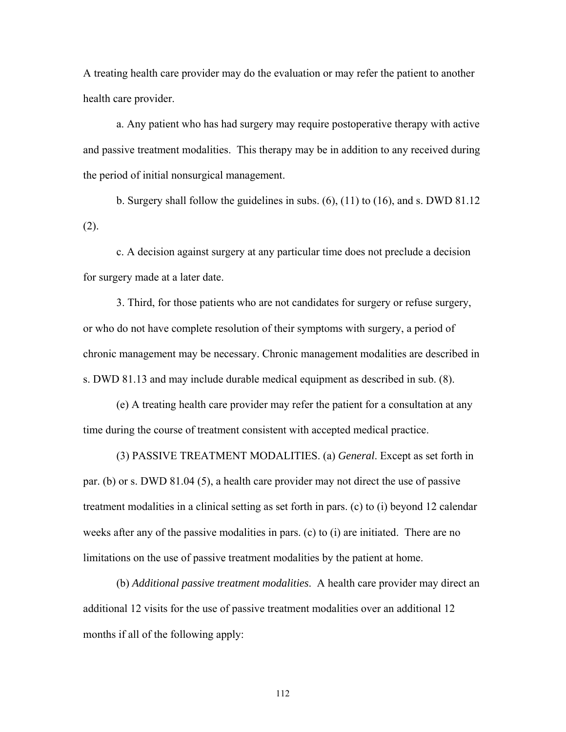A treating health care provider may do the evaluation or may refer the patient to another health care provider.

a. Any patient who has had surgery may require postoperative therapy with active and passive treatment modalities. This therapy may be in addition to any received during the period of initial nonsurgical management.

b. Surgery shall follow the guidelines in subs. (6), (11) to (16), and s. DWD 81.12 (2).

c. A decision against surgery at any particular time does not preclude a decision for surgery made at a later date.

3. Third, for those patients who are not candidates for surgery or refuse surgery, or who do not have complete resolution of their symptoms with surgery, a period of chronic management may be necessary. Chronic management modalities are described in s. DWD 81.13 and may include durable medical equipment as described in sub. (8).

(e) A treating health care provider may refer the patient for a consultation at any time during the course of treatment consistent with accepted medical practice.

(3) PASSIVE TREATMENT MODALITIES. (a) *General*. Except as set forth in par. (b) or s. DWD 81.04 (5), a health care provider may not direct the use of passive treatment modalities in a clinical setting as set forth in pars. (c) to (i) beyond 12 calendar weeks after any of the passive modalities in pars. (c) to (i) are initiated. There are no limitations on the use of passive treatment modalities by the patient at home.

(b) *Additional passive treatment modalities*. A health care provider may direct an additional 12 visits for the use of passive treatment modalities over an additional 12 months if all of the following apply: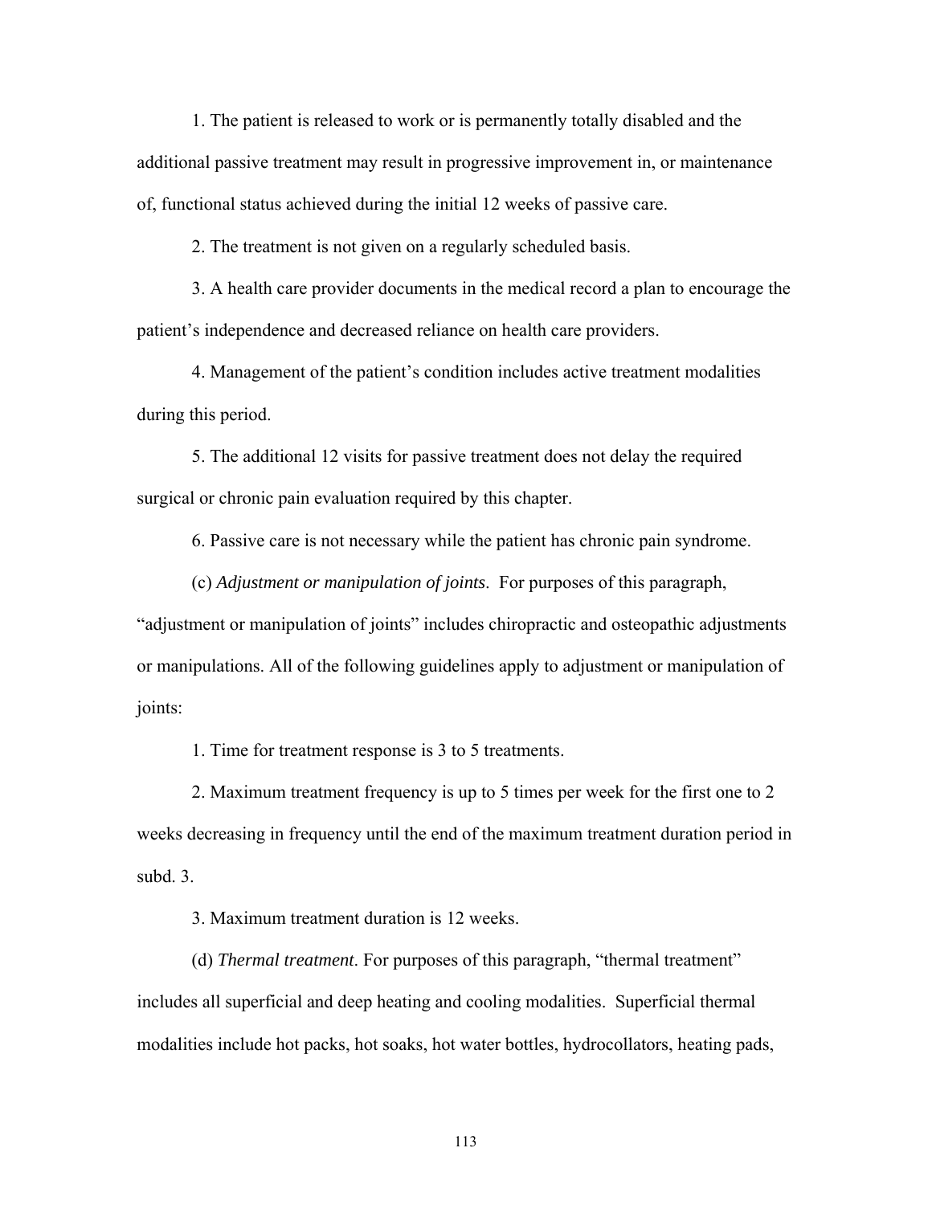1. The patient is released to work or is permanently totally disabled and the additional passive treatment may result in progressive improvement in, or maintenance of, functional status achieved during the initial 12 weeks of passive care.

2. The treatment is not given on a regularly scheduled basis.

3. A health care provider documents in the medical record a plan to encourage the patient's independence and decreased reliance on health care providers.

4. Management of the patient's condition includes active treatment modalities during this period.

5. The additional 12 visits for passive treatment does not delay the required surgical or chronic pain evaluation required by this chapter.

6. Passive care is not necessary while the patient has chronic pain syndrome.

(c) *Adjustment or manipulation of joints*. For purposes of this paragraph, "adjustment or manipulation of joints" includes chiropractic and osteopathic adjustments or manipulations. All of the following guidelines apply to adjustment or manipulation of joints:

1. Time for treatment response is 3 to 5 treatments.

2. Maximum treatment frequency is up to 5 times per week for the first one to 2 weeks decreasing in frequency until the end of the maximum treatment duration period in subd. 3.

3. Maximum treatment duration is 12 weeks.

(d) *Thermal treatment*. For purposes of this paragraph, "thermal treatment" includes all superficial and deep heating and cooling modalities. Superficial thermal modalities include hot packs, hot soaks, hot water bottles, hydrocollators, heating pads,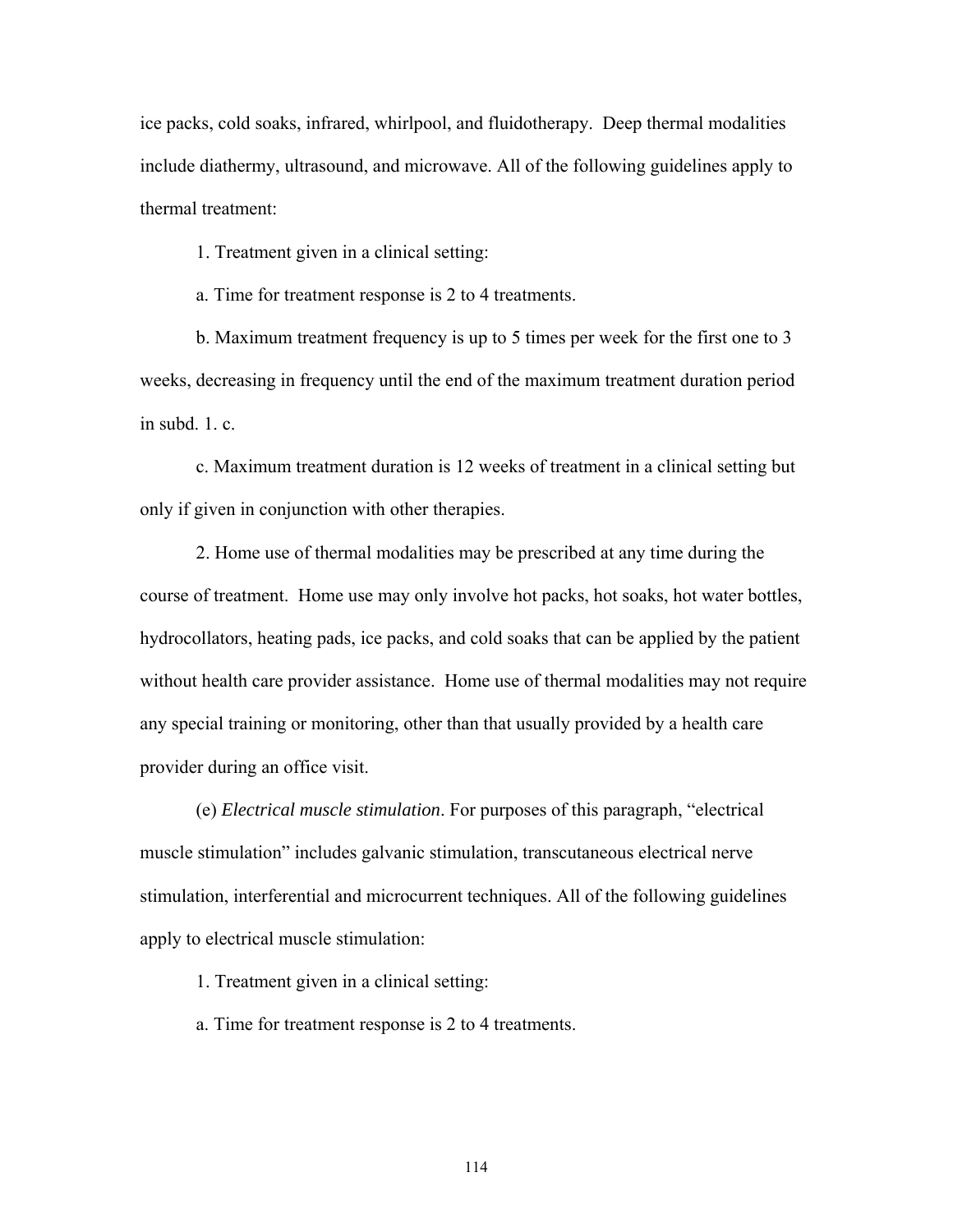ice packs, cold soaks, infrared, whirlpool, and fluidotherapy. Deep thermal modalities include diathermy, ultrasound, and microwave. All of the following guidelines apply to thermal treatment:

1. Treatment given in a clinical setting:

a. Time for treatment response is 2 to 4 treatments.

b. Maximum treatment frequency is up to 5 times per week for the first one to 3 weeks, decreasing in frequency until the end of the maximum treatment duration period in subd. 1. c.

c. Maximum treatment duration is 12 weeks of treatment in a clinical setting but only if given in conjunction with other therapies.

2. Home use of thermal modalities may be prescribed at any time during the course of treatment. Home use may only involve hot packs, hot soaks, hot water bottles, hydrocollators, heating pads, ice packs, and cold soaks that can be applied by the patient without health care provider assistance. Home use of thermal modalities may not require any special training or monitoring, other than that usually provided by a health care provider during an office visit.

(e) *Electrical muscle stimulation*. For purposes of this paragraph, "electrical muscle stimulation" includes galvanic stimulation, transcutaneous electrical nerve stimulation, interferential and microcurrent techniques. All of the following guidelines apply to electrical muscle stimulation:

1. Treatment given in a clinical setting:

a. Time for treatment response is 2 to 4 treatments.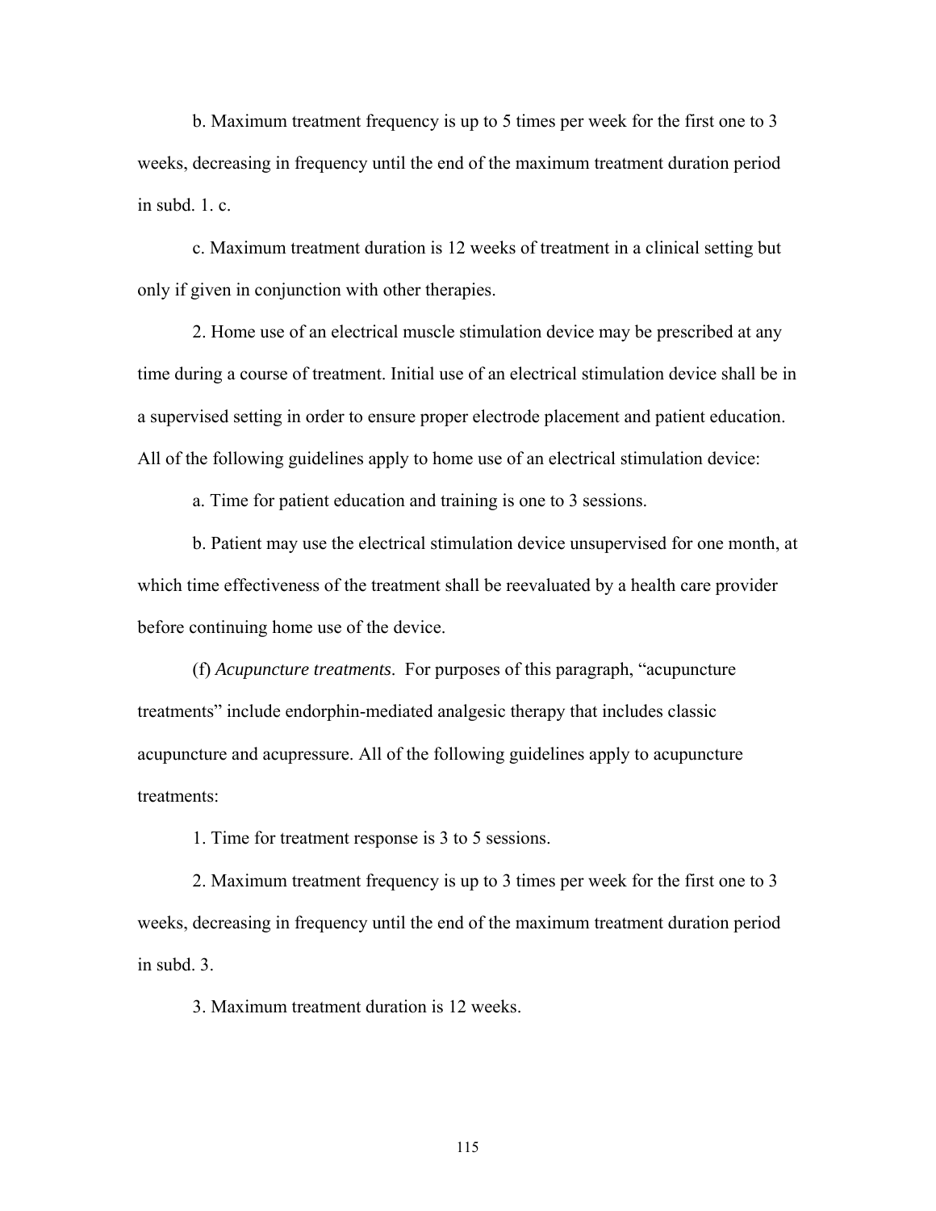b. Maximum treatment frequency is up to 5 times per week for the first one to 3 weeks, decreasing in frequency until the end of the maximum treatment duration period in subd. 1. c.

c. Maximum treatment duration is 12 weeks of treatment in a clinical setting but only if given in conjunction with other therapies.

2. Home use of an electrical muscle stimulation device may be prescribed at any time during a course of treatment. Initial use of an electrical stimulation device shall be in a supervised setting in order to ensure proper electrode placement and patient education. All of the following guidelines apply to home use of an electrical stimulation device:

a. Time for patient education and training is one to 3 sessions.

b. Patient may use the electrical stimulation device unsupervised for one month, at which time effectiveness of the treatment shall be reevaluated by a health care provider before continuing home use of the device.

(f) *Acupuncture treatments*. For purposes of this paragraph, "acupuncture treatments" include endorphin-mediated analgesic therapy that includes classic acupuncture and acupressure. All of the following guidelines apply to acupuncture treatments:

1. Time for treatment response is 3 to 5 sessions.

2. Maximum treatment frequency is up to 3 times per week for the first one to 3 weeks, decreasing in frequency until the end of the maximum treatment duration period in subd. 3.

3. Maximum treatment duration is 12 weeks.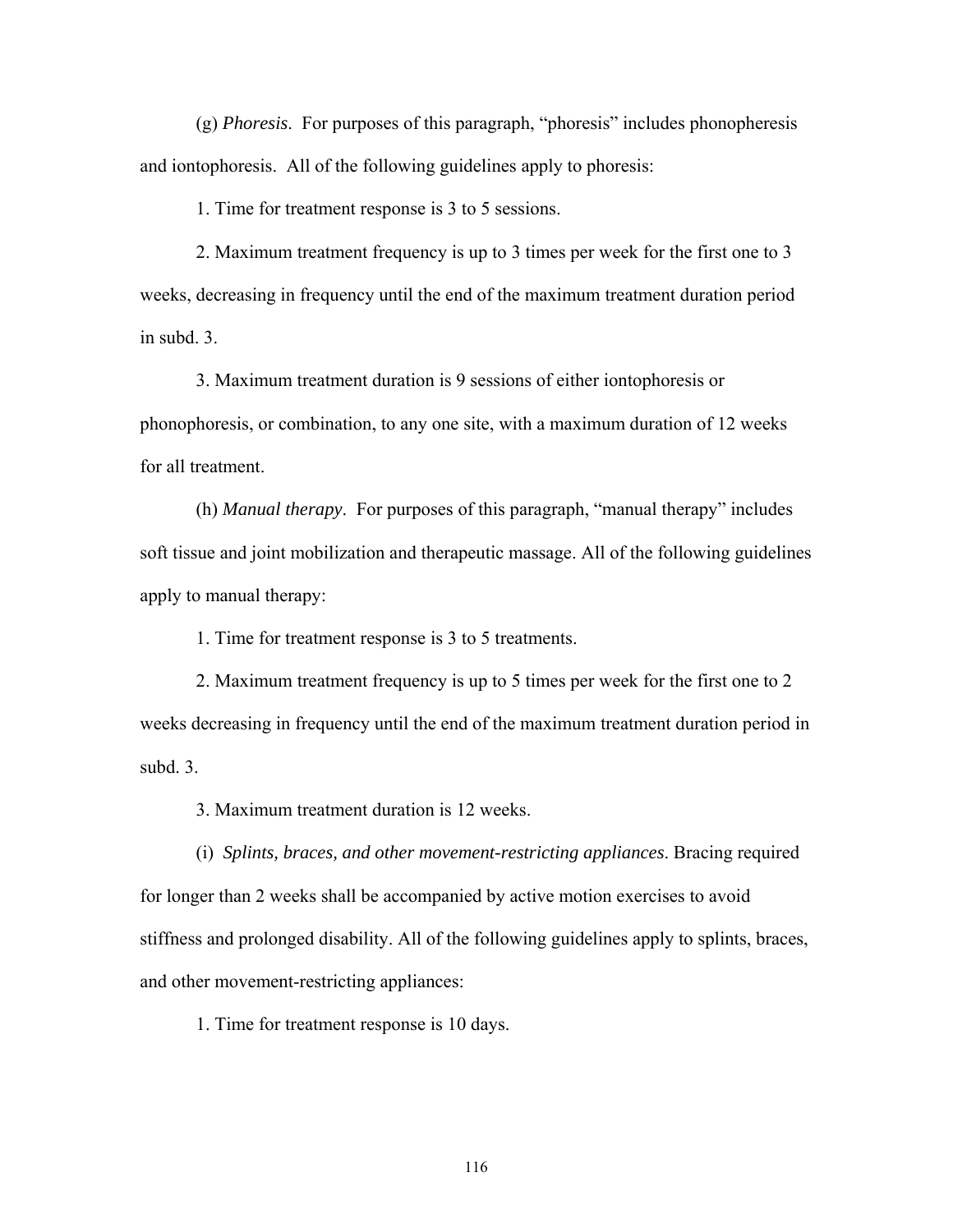(g) *Phoresis*. For purposes of this paragraph, "phoresis" includes phonopheresis and iontophoresis. All of the following guidelines apply to phoresis:

1. Time for treatment response is 3 to 5 sessions.

2. Maximum treatment frequency is up to 3 times per week for the first one to 3 weeks, decreasing in frequency until the end of the maximum treatment duration period in subd. 3.

3. Maximum treatment duration is 9 sessions of either iontophoresis or phonophoresis, or combination, to any one site, with a maximum duration of 12 weeks for all treatment.

(h) *Manual therapy*. For purposes of this paragraph, "manual therapy" includes soft tissue and joint mobilization and therapeutic massage. All of the following guidelines apply to manual therapy:

1. Time for treatment response is 3 to 5 treatments.

2. Maximum treatment frequency is up to 5 times per week for the first one to 2 weeks decreasing in frequency until the end of the maximum treatment duration period in subd. 3.

3. Maximum treatment duration is 12 weeks.

(i) *Splints, braces, and other movement-restricting appliances*. Bracing required for longer than 2 weeks shall be accompanied by active motion exercises to avoid stiffness and prolonged disability. All of the following guidelines apply to splints, braces, and other movement-restricting appliances:

1. Time for treatment response is 10 days.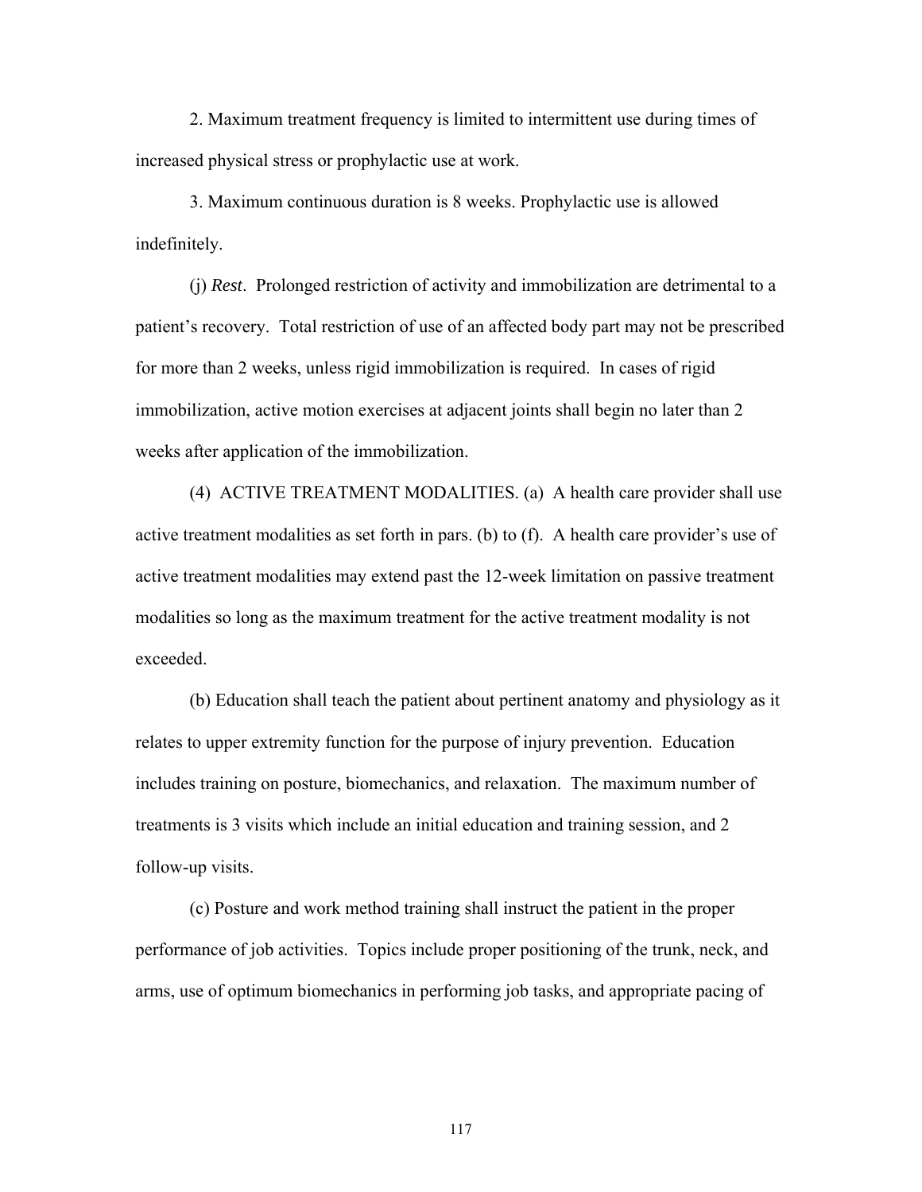2. Maximum treatment frequency is limited to intermittent use during times of increased physical stress or prophylactic use at work.

3. Maximum continuous duration is 8 weeks. Prophylactic use is allowed indefinitely.

(j) *Rest*. Prolonged restriction of activity and immobilization are detrimental to a patient's recovery. Total restriction of use of an affected body part may not be prescribed for more than 2 weeks, unless rigid immobilization is required. In cases of rigid immobilization, active motion exercises at adjacent joints shall begin no later than 2 weeks after application of the immobilization.

(4) ACTIVE TREATMENT MODALITIES. (a) A health care provider shall use active treatment modalities as set forth in pars. (b) to (f). A health care provider's use of active treatment modalities may extend past the 12-week limitation on passive treatment modalities so long as the maximum treatment for the active treatment modality is not exceeded.

(b) Education shall teach the patient about pertinent anatomy and physiology as it relates to upper extremity function for the purpose of injury prevention. Education includes training on posture, biomechanics, and relaxation. The maximum number of treatments is 3 visits which include an initial education and training session, and 2 follow-up visits.

(c) Posture and work method training shall instruct the patient in the proper performance of job activities. Topics include proper positioning of the trunk, neck, and arms, use of optimum biomechanics in performing job tasks, and appropriate pacing of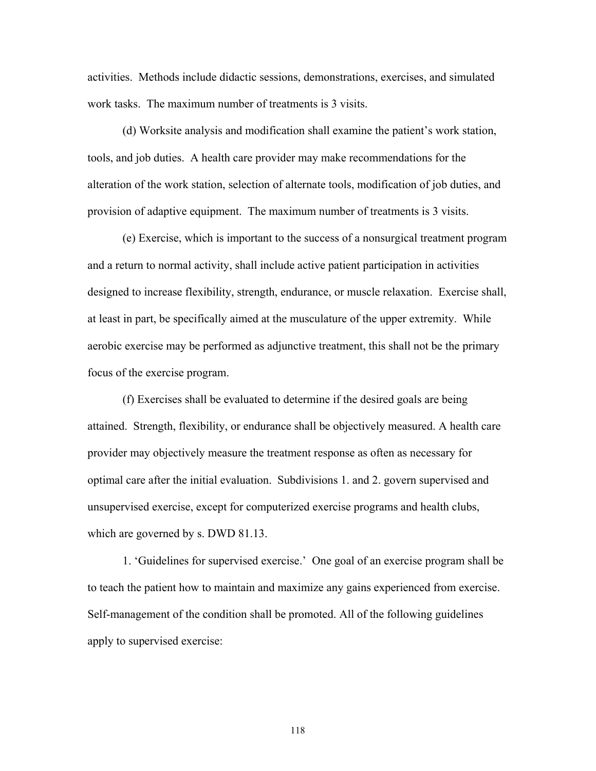activities. Methods include didactic sessions, demonstrations, exercises, and simulated work tasks. The maximum number of treatments is 3 visits.

(d) Worksite analysis and modification shall examine the patient's work station, tools, and job duties. A health care provider may make recommendations for the alteration of the work station, selection of alternate tools, modification of job duties, and provision of adaptive equipment. The maximum number of treatments is 3 visits.

(e) Exercise, which is important to the success of a nonsurgical treatment program and a return to normal activity, shall include active patient participation in activities designed to increase flexibility, strength, endurance, or muscle relaxation. Exercise shall, at least in part, be specifically aimed at the musculature of the upper extremity. While aerobic exercise may be performed as adjunctive treatment, this shall not be the primary focus of the exercise program.

(f) Exercises shall be evaluated to determine if the desired goals are being attained. Strength, flexibility, or endurance shall be objectively measured. A health care provider may objectively measure the treatment response as often as necessary for optimal care after the initial evaluation. Subdivisions 1. and 2. govern supervised and unsupervised exercise, except for computerized exercise programs and health clubs, which are governed by s. DWD 81.13.

1. 'Guidelines for supervised exercise.' One goal of an exercise program shall be to teach the patient how to maintain and maximize any gains experienced from exercise. Self-management of the condition shall be promoted. All of the following guidelines apply to supervised exercise: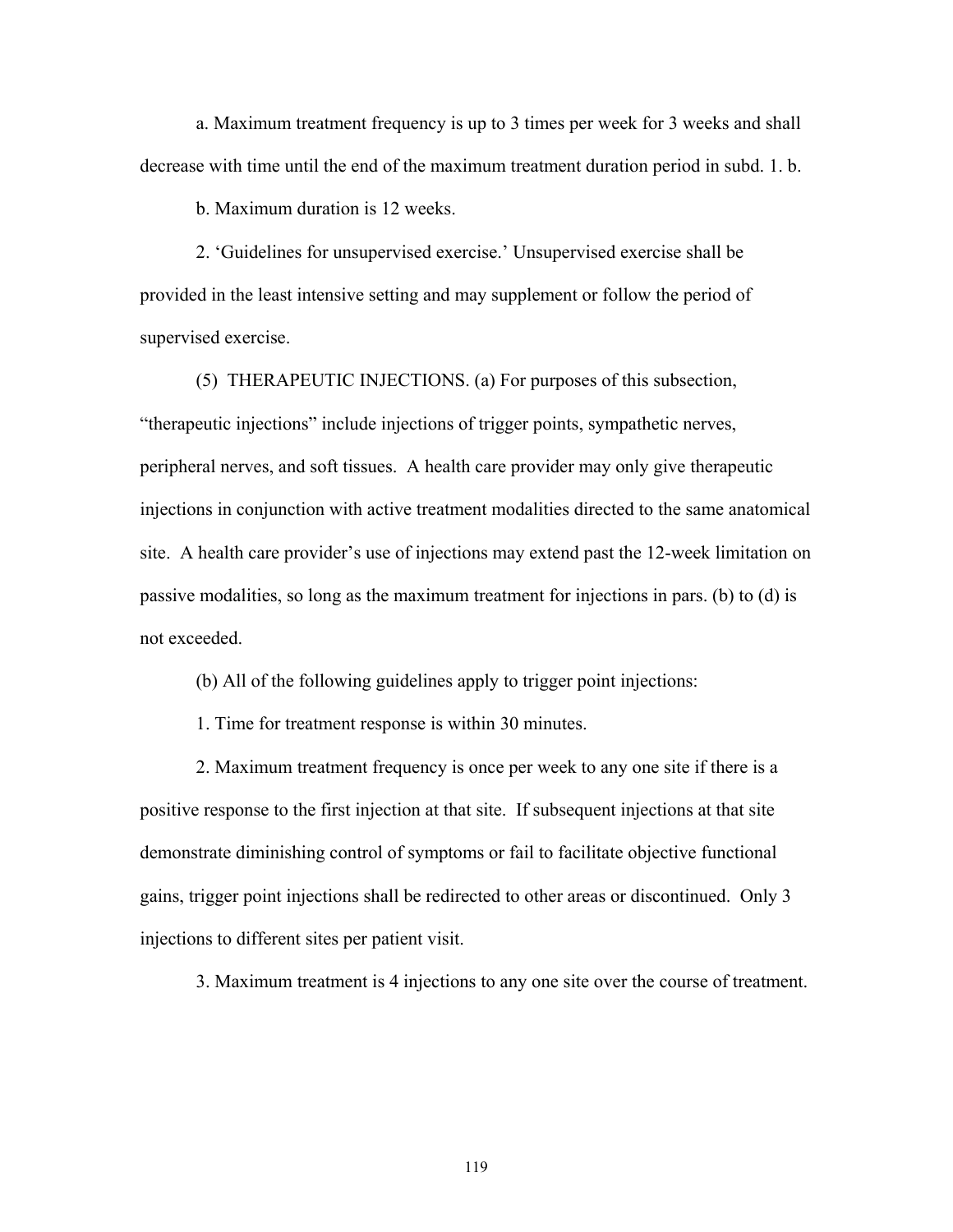a. Maximum treatment frequency is up to 3 times per week for 3 weeks and shall decrease with time until the end of the maximum treatment duration period in subd. 1. b.

b. Maximum duration is 12 weeks.

2. 'Guidelines for unsupervised exercise.' Unsupervised exercise shall be provided in the least intensive setting and may supplement or follow the period of supervised exercise.

(5) THERAPEUTIC INJECTIONS. (a) For purposes of this subsection, "therapeutic injections" include injections of trigger points, sympathetic nerves, peripheral nerves, and soft tissues. A health care provider may only give therapeutic injections in conjunction with active treatment modalities directed to the same anatomical site. A health care provider's use of injections may extend past the 12-week limitation on passive modalities, so long as the maximum treatment for injections in pars. (b) to (d) is not exceeded.

(b) All of the following guidelines apply to trigger point injections:

1. Time for treatment response is within 30 minutes.

2. Maximum treatment frequency is once per week to any one site if there is a positive response to the first injection at that site. If subsequent injections at that site demonstrate diminishing control of symptoms or fail to facilitate objective functional gains, trigger point injections shall be redirected to other areas or discontinued. Only 3 injections to different sites per patient visit.

3. Maximum treatment is 4 injections to any one site over the course of treatment.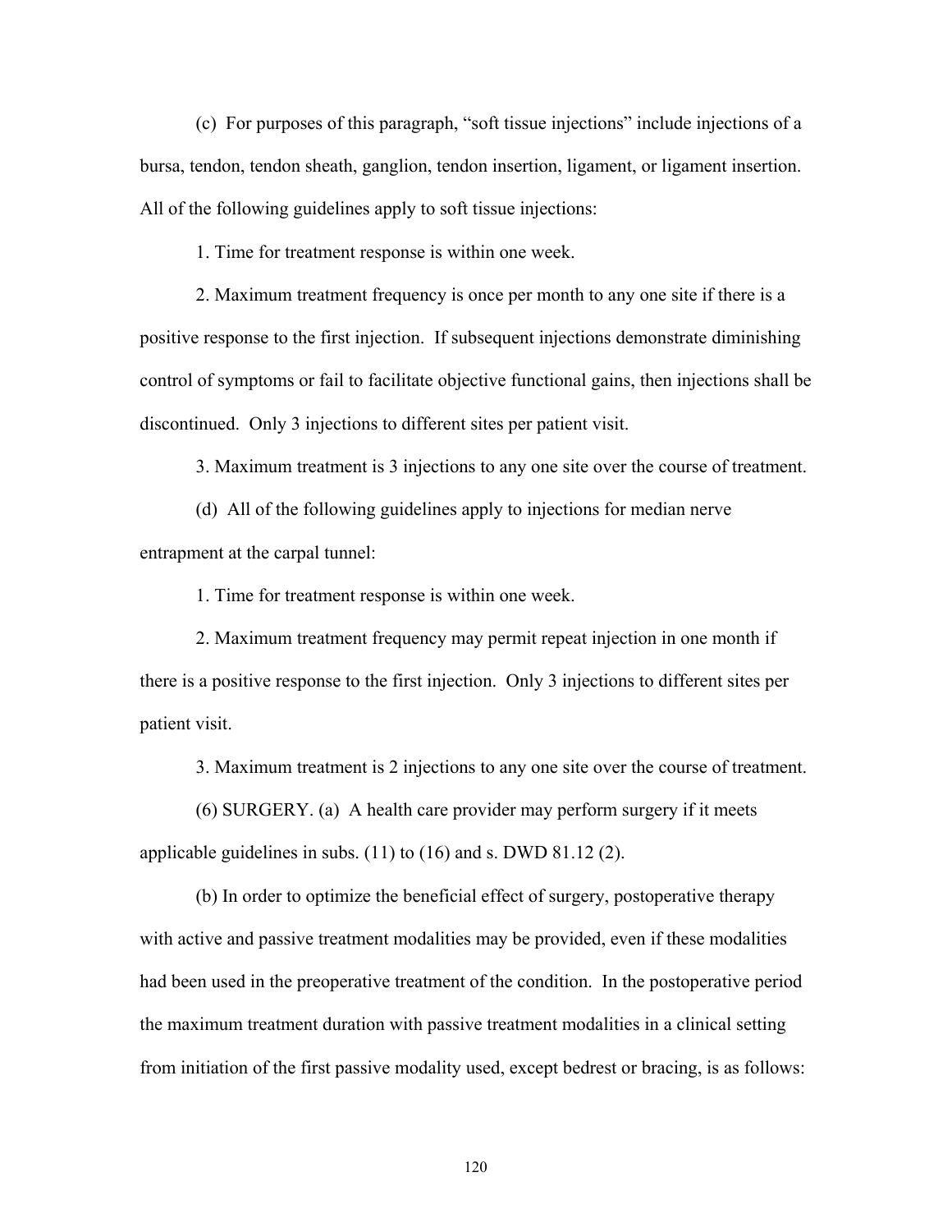(c) For purposes of this paragraph, "soft tissue injections" include injections of a bursa, tendon, tendon sheath, ganglion, tendon insertion, ligament, or ligament insertion. All of the following guidelines apply to soft tissue injections:

1. Time for treatment response is within one week.

2. Maximum treatment frequency is once per month to any one site if there is a positive response to the first injection. If subsequent injections demonstrate diminishing control of symptoms or fail to facilitate objective functional gains, then injections shall be discontinued. Only 3 injections to different sites per patient visit.

3. Maximum treatment is 3 injections to any one site over the course of treatment.

(d) All of the following guidelines apply to injections for median nerve entrapment at the carpal tunnel:

1. Time for treatment response is within one week.

2. Maximum treatment frequency may permit repeat injection in one month if there is a positive response to the first injection. Only 3 injections to different sites per patient visit.

3. Maximum treatment is 2 injections to any one site over the course of treatment.

(6) SURGERY. (a) A health care provider may perform surgery if it meets applicable guidelines in subs. (11) to (16) and s. DWD 81.12 (2).

(b) In order to optimize the beneficial effect of surgery, postoperative therapy with active and passive treatment modalities may be provided, even if these modalities had been used in the preoperative treatment of the condition. In the postoperative period the maximum treatment duration with passive treatment modalities in a clinical setting from initiation of the first passive modality used, except bedrest or bracing, is as follows: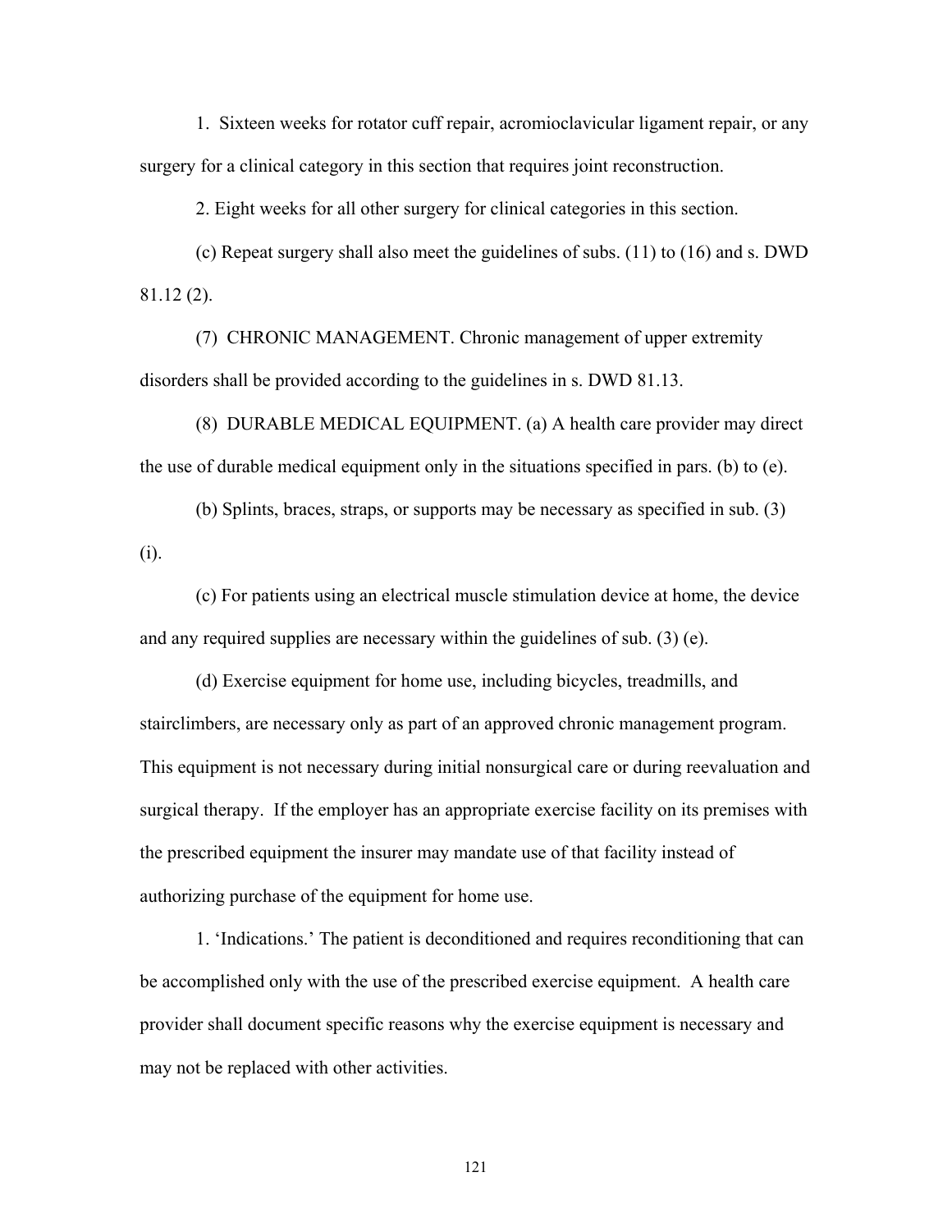1. Sixteen weeks for rotator cuff repair, acromioclavicular ligament repair, or any surgery for a clinical category in this section that requires joint reconstruction.

2. Eight weeks for all other surgery for clinical categories in this section.

(c) Repeat surgery shall also meet the guidelines of subs. (11) to (16) and s. DWD 81.12 (2).

(7) CHRONIC MANAGEMENT. Chronic management of upper extremity disorders shall be provided according to the guidelines in s. DWD 81.13.

(8) DURABLE MEDICAL EQUIPMENT. (a) A health care provider may direct the use of durable medical equipment only in the situations specified in pars. (b) to (e).

(b) Splints, braces, straps, or supports may be necessary as specified in sub. (3) (i).

(c) For patients using an electrical muscle stimulation device at home, the device and any required supplies are necessary within the guidelines of sub. (3) (e).

(d) Exercise equipment for home use, including bicycles, treadmills, and stairclimbers, are necessary only as part of an approved chronic management program. This equipment is not necessary during initial nonsurgical care or during reevaluation and surgical therapy. If the employer has an appropriate exercise facility on its premises with the prescribed equipment the insurer may mandate use of that facility instead of authorizing purchase of the equipment for home use.

1. 'Indications.' The patient is deconditioned and requires reconditioning that can be accomplished only with the use of the prescribed exercise equipment. A health care provider shall document specific reasons why the exercise equipment is necessary and may not be replaced with other activities.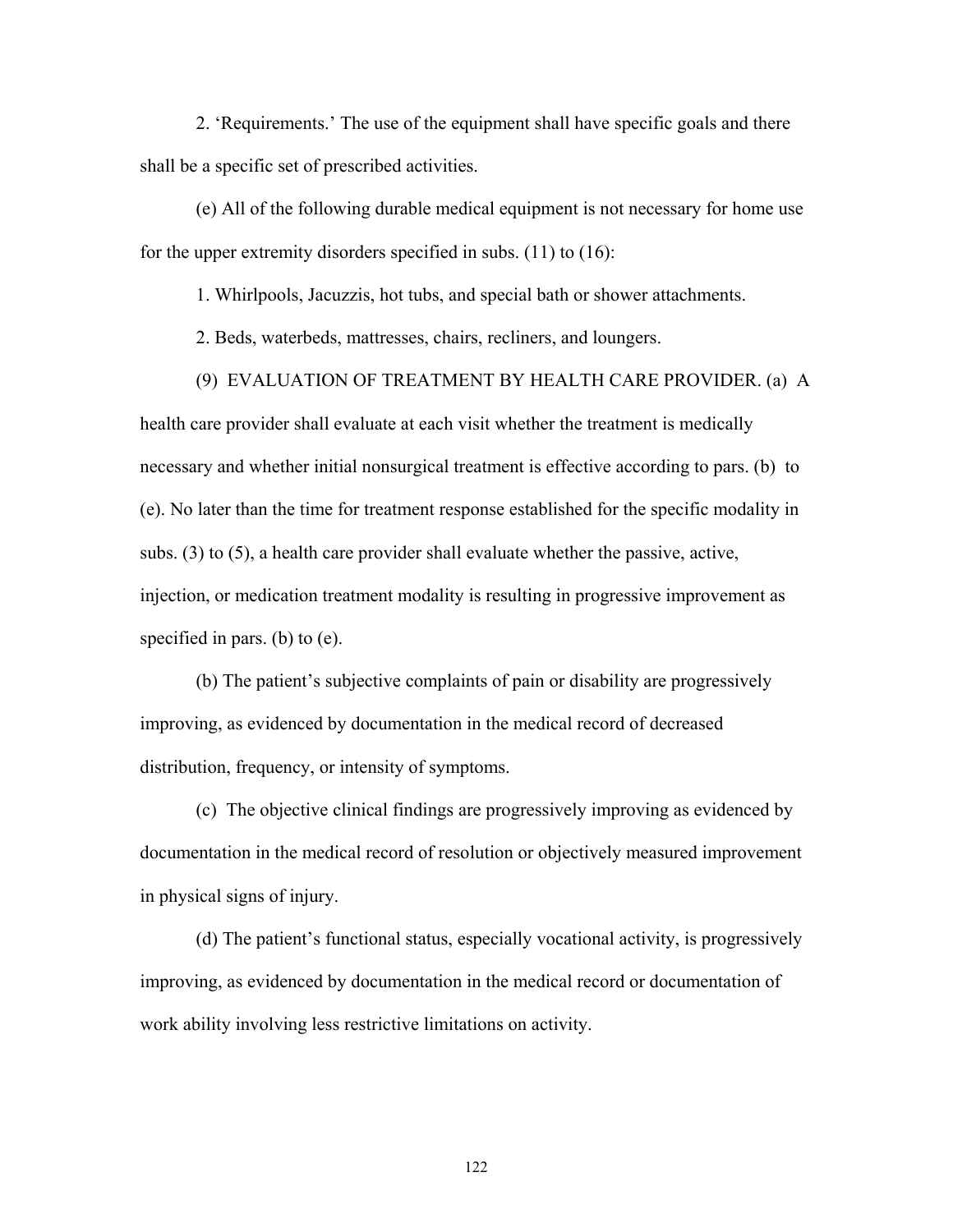2. ‘Requirements.’ The use of the equipment shall have specific goals and there shall be a specific set of prescribed activities.

(e) All of the following durable medical equipment is not necessary for home use for the upper extremity disorders specified in subs. (11) to (16):

1. Whirlpools, Jacuzzis, hot tubs, and special bath or shower attachments.

2. Beds, waterbeds, mattresses, chairs, recliners, and loungers.

(9) EVALUATION OF TREATMENT BY HEALTH CARE PROVIDER. (a) A health care provider shall evaluate at each visit whether the treatment is medically necessary and whether initial nonsurgical treatment is effective according to pars. (b) to (e). No later than the time for treatment response established for the specific modality in subs. (3) to (5), a health care provider shall evaluate whether the passive, active, injection, or medication treatment modality is resulting in progressive improvement as specified in pars. (b) to (e).

(b) The patient’s subjective complaints of pain or disability are progressively improving, as evidenced by documentation in the medical record of decreased distribution, frequency, or intensity of symptoms.

(c) The objective clinical findings are progressively improving as evidenced by documentation in the medical record of resolution or objectively measured improvement in physical signs of injury.

(d) The patient’s functional status, especially vocational activity, is progressively improving, as evidenced by documentation in the medical record or documentation of work ability involving less restrictive limitations on activity.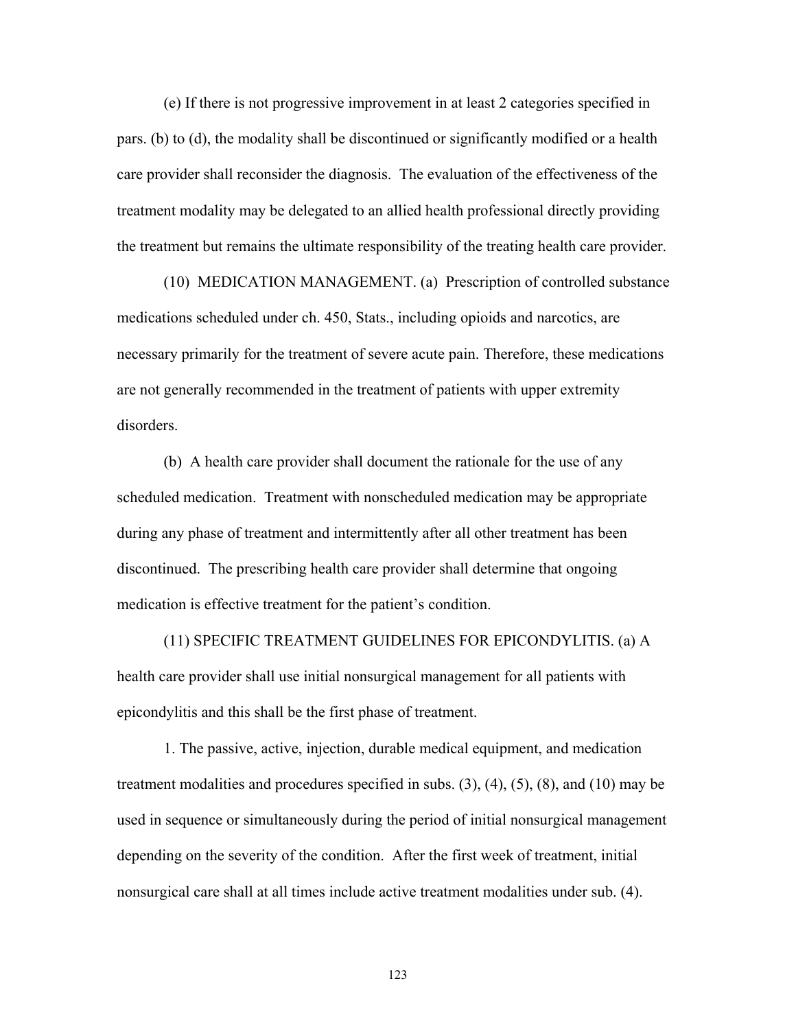(e) If there is not progressive improvement in at least 2 categories specified in pars. (b) to (d), the modality shall be discontinued or significantly modified or a health care provider shall reconsider the diagnosis. The evaluation of the effectiveness of the treatment modality may be delegated to an allied health professional directly providing the treatment but remains the ultimate responsibility of the treating health care provider.

(10) MEDICATION MANAGEMENT. (a) Prescription of controlled substance medications scheduled under ch. 450, Stats., including opioids and narcotics, are necessary primarily for the treatment of severe acute pain. Therefore, these medications are not generally recommended in the treatment of patients with upper extremity disorders.

(b) A health care provider shall document the rationale for the use of any scheduled medication. Treatment with nonscheduled medication may be appropriate during any phase of treatment and intermittently after all other treatment has been discontinued. The prescribing health care provider shall determine that ongoing medication is effective treatment for the patient's condition.

(11) SPECIFIC TREATMENT GUIDELINES FOR EPICONDYLITIS. (a) A health care provider shall use initial nonsurgical management for all patients with epicondylitis and this shall be the first phase of treatment.

1. The passive, active, injection, durable medical equipment, and medication treatment modalities and procedures specified in subs. (3), (4), (5), (8), and (10) may be used in sequence or simultaneously during the period of initial nonsurgical management depending on the severity of the condition. After the first week of treatment, initial nonsurgical care shall at all times include active treatment modalities under sub. (4).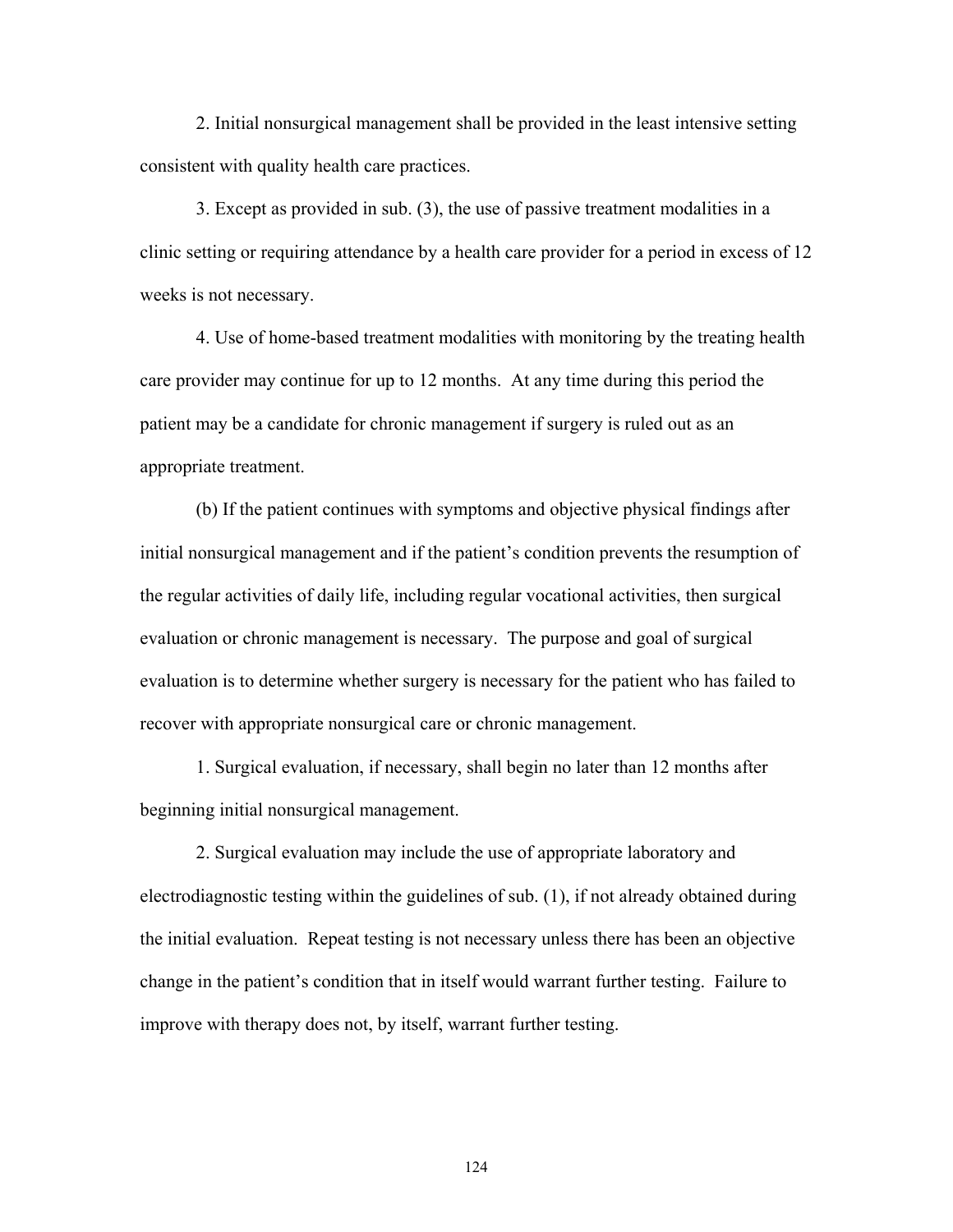2. Initial nonsurgical management shall be provided in the least intensive setting consistent with quality health care practices.

3. Except as provided in sub. (3), the use of passive treatment modalities in a clinic setting or requiring attendance by a health care provider for a period in excess of 12 weeks is not necessary.

4. Use of home-based treatment modalities with monitoring by the treating health care provider may continue for up to 12 months. At any time during this period the patient may be a candidate for chronic management if surgery is ruled out as an appropriate treatment.

(b) If the patient continues with symptoms and objective physical findings after initial nonsurgical management and if the patient's condition prevents the resumption of the regular activities of daily life, including regular vocational activities, then surgical evaluation or chronic management is necessary. The purpose and goal of surgical evaluation is to determine whether surgery is necessary for the patient who has failed to recover with appropriate nonsurgical care or chronic management.

1. Surgical evaluation, if necessary, shall begin no later than 12 months after beginning initial nonsurgical management.

2. Surgical evaluation may include the use of appropriate laboratory and electrodiagnostic testing within the guidelines of sub. (1), if not already obtained during the initial evaluation. Repeat testing is not necessary unless there has been an objective change in the patient's condition that in itself would warrant further testing. Failure to improve with therapy does not, by itself, warrant further testing.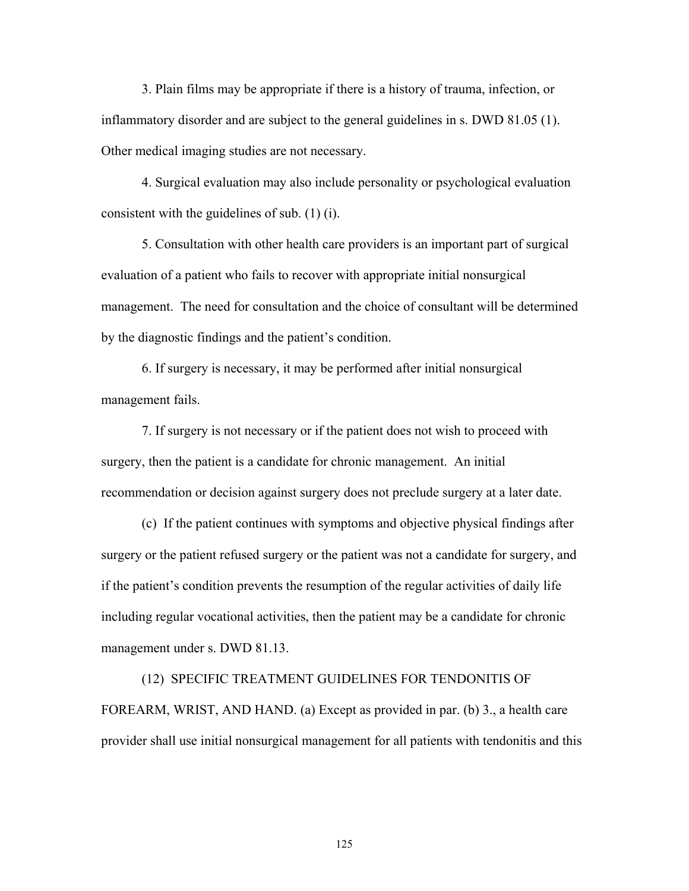3. Plain films may be appropriate if there is a history of trauma, infection, or inflammatory disorder and are subject to the general guidelines in s. DWD 81.05 (1). Other medical imaging studies are not necessary.

4. Surgical evaluation may also include personality or psychological evaluation consistent with the guidelines of sub. (1) (i).

5. Consultation with other health care providers is an important part of surgical evaluation of a patient who fails to recover with appropriate initial nonsurgical management. The need for consultation and the choice of consultant will be determined by the diagnostic findings and the patient's condition.

6. If surgery is necessary, it may be performed after initial nonsurgical management fails.

7. If surgery is not necessary or if the patient does not wish to proceed with surgery, then the patient is a candidate for chronic management. An initial recommendation or decision against surgery does not preclude surgery at a later date.

(c) If the patient continues with symptoms and objective physical findings after surgery or the patient refused surgery or the patient was not a candidate for surgery, and if the patient's condition prevents the resumption of the regular activities of daily life including regular vocational activities, then the patient may be a candidate for chronic management under s. DWD 81.13.

(12) SPECIFIC TREATMENT GUIDELINES FOR TENDONITIS OF FOREARM, WRIST, AND HAND. (a) Except as provided in par. (b) 3., a health care provider shall use initial nonsurgical management for all patients with tendonitis and this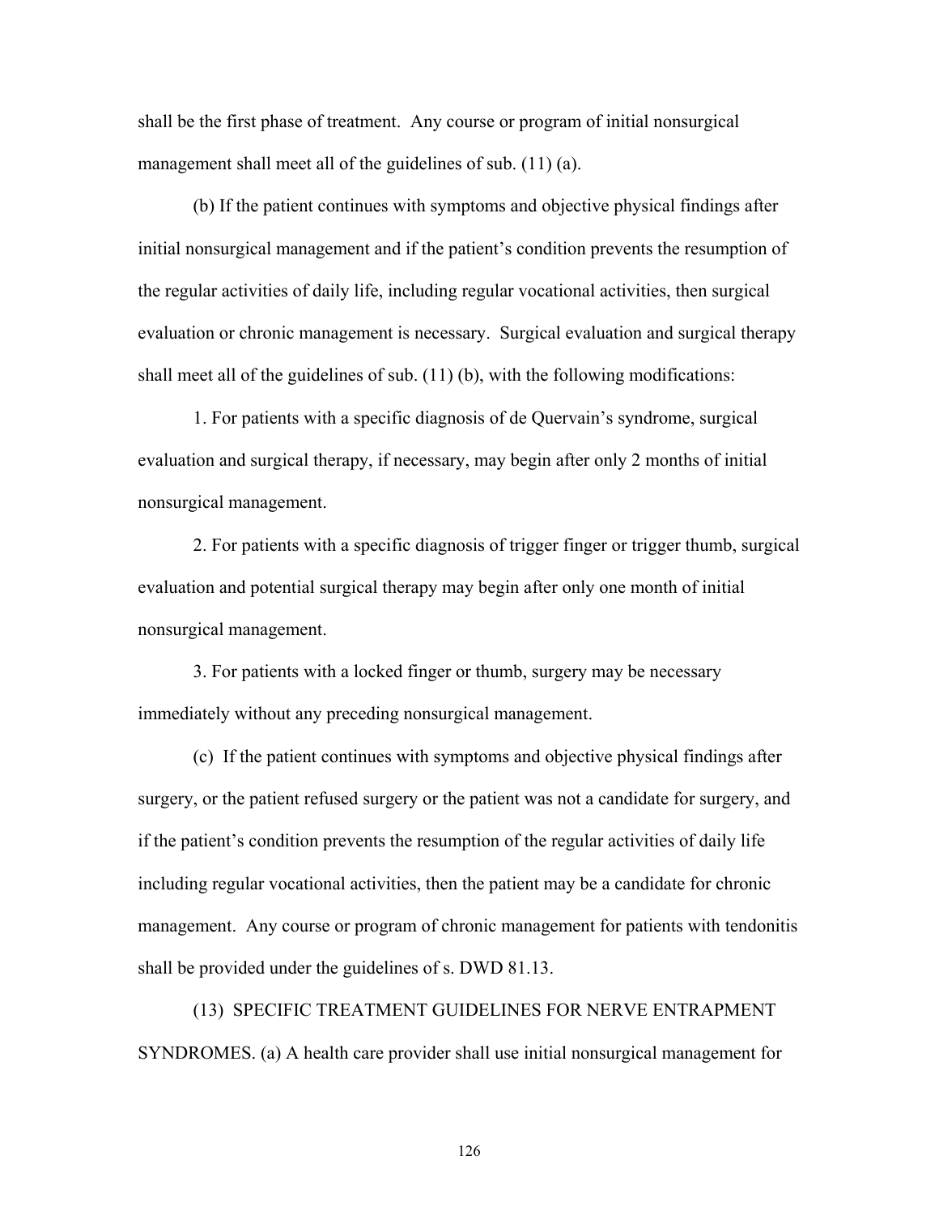shall be the first phase of treatment. Any course or program of initial nonsurgical management shall meet all of the guidelines of sub. (11) (a).

(b) If the patient continues with symptoms and objective physical findings after initial nonsurgical management and if the patient's condition prevents the resumption of the regular activities of daily life, including regular vocational activities, then surgical evaluation or chronic management is necessary. Surgical evaluation and surgical therapy shall meet all of the guidelines of sub. (11) (b), with the following modifications:

1. For patients with a specific diagnosis of de Quervain's syndrome, surgical evaluation and surgical therapy, if necessary, may begin after only 2 months of initial nonsurgical management.

2. For patients with a specific diagnosis of trigger finger or trigger thumb, surgical evaluation and potential surgical therapy may begin after only one month of initial nonsurgical management.

3. For patients with a locked finger or thumb, surgery may be necessary immediately without any preceding nonsurgical management.

(c) If the patient continues with symptoms and objective physical findings after surgery, or the patient refused surgery or the patient was not a candidate for surgery, and if the patient's condition prevents the resumption of the regular activities of daily life including regular vocational activities, then the patient may be a candidate for chronic management. Any course or program of chronic management for patients with tendonitis shall be provided under the guidelines of s. DWD 81.13.

(13) SPECIFIC TREATMENT GUIDELINES FOR NERVE ENTRAPMENT SYNDROMES. (a) A health care provider shall use initial nonsurgical management for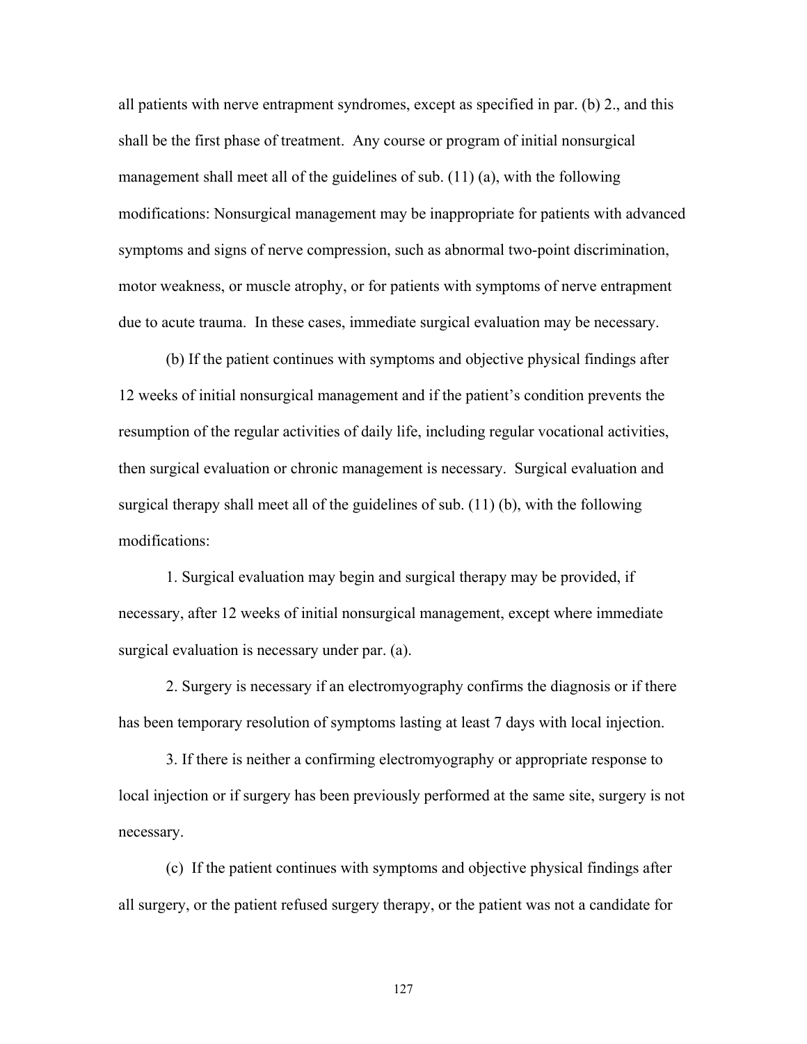all patients with nerve entrapment syndromes, except as specified in par. (b) 2., and this shall be the first phase of treatment. Any course or program of initial nonsurgical management shall meet all of the guidelines of sub. (11) (a), with the following modifications: Nonsurgical management may be inappropriate for patients with advanced symptoms and signs of nerve compression, such as abnormal two-point discrimination, motor weakness, or muscle atrophy, or for patients with symptoms of nerve entrapment due to acute trauma. In these cases, immediate surgical evaluation may be necessary.

(b) If the patient continues with symptoms and objective physical findings after 12 weeks of initial nonsurgical management and if the patient's condition prevents the resumption of the regular activities of daily life, including regular vocational activities, then surgical evaluation or chronic management is necessary. Surgical evaluation and surgical therapy shall meet all of the guidelines of sub. (11) (b), with the following modifications:

1. Surgical evaluation may begin and surgical therapy may be provided, if necessary, after 12 weeks of initial nonsurgical management, except where immediate surgical evaluation is necessary under par. (a).

2. Surgery is necessary if an electromyography confirms the diagnosis or if there has been temporary resolution of symptoms lasting at least 7 days with local injection.

3. If there is neither a confirming electromyography or appropriate response to local injection or if surgery has been previously performed at the same site, surgery is not necessary.

(c) If the patient continues with symptoms and objective physical findings after all surgery, or the patient refused surgery therapy, or the patient was not a candidate for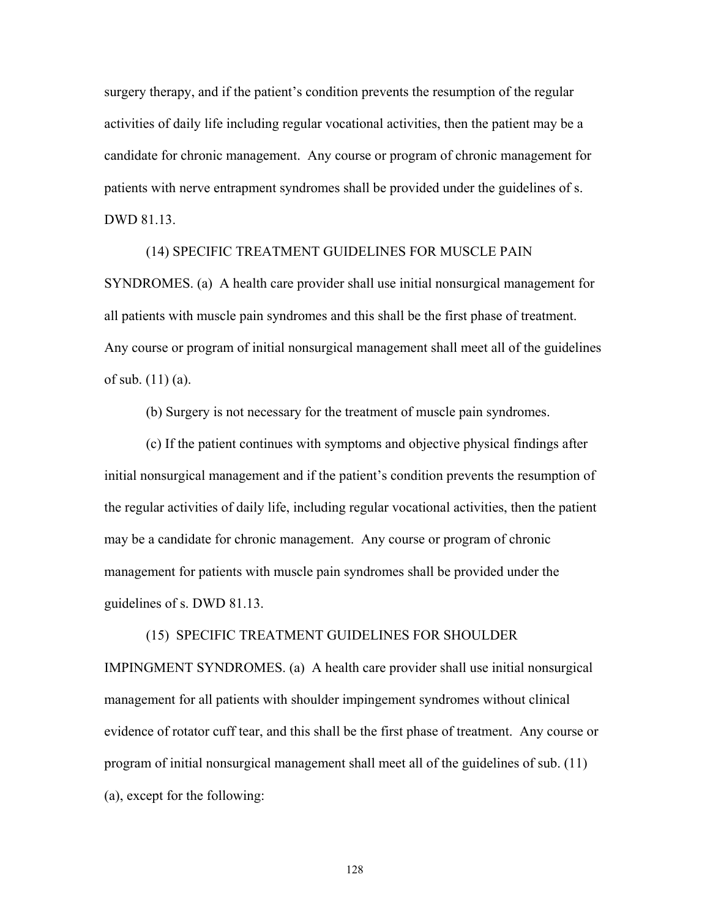surgery therapy, and if the patient's condition prevents the resumption of the regular activities of daily life including regular vocational activities, then the patient may be a candidate for chronic management. Any course or program of chronic management for patients with nerve entrapment syndromes shall be provided under the guidelines of s. DWD 81.13.

(14) SPECIFIC TREATMENT GUIDELINES FOR MUSCLE PAIN SYNDROMES. (a) A health care provider shall use initial nonsurgical management for all patients with muscle pain syndromes and this shall be the first phase of treatment. Any course or program of initial nonsurgical management shall meet all of the guidelines of sub. (11) (a).

(b) Surgery is not necessary for the treatment of muscle pain syndromes.

(c) If the patient continues with symptoms and objective physical findings after initial nonsurgical management and if the patient's condition prevents the resumption of the regular activities of daily life, including regular vocational activities, then the patient may be a candidate for chronic management. Any course or program of chronic management for patients with muscle pain syndromes shall be provided under the guidelines of s. DWD 81.13.

(15) SPECIFIC TREATMENT GUIDELINES FOR SHOULDER IMPINGMENT SYNDROMES. (a) A health care provider shall use initial nonsurgical management for all patients with shoulder impingement syndromes without clinical evidence of rotator cuff tear, and this shall be the first phase of treatment. Any course or program of initial nonsurgical management shall meet all of the guidelines of sub. (11) (a), except for the following: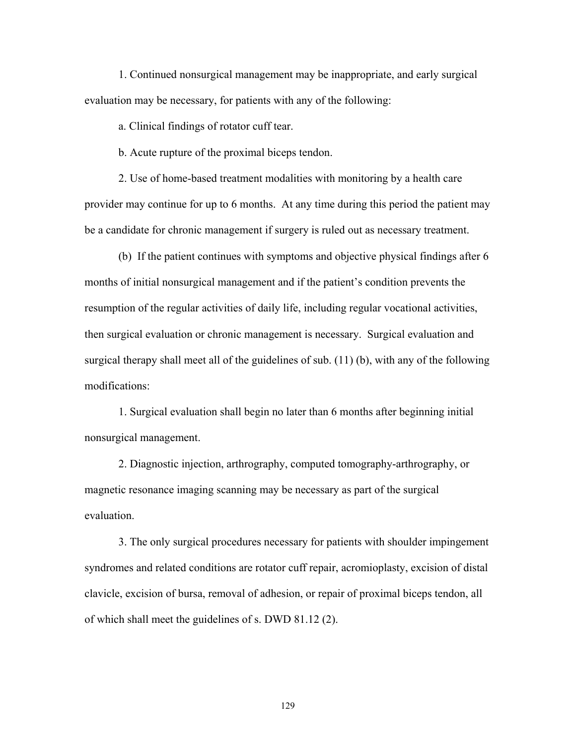1. Continued nonsurgical management may be inappropriate, and early surgical evaluation may be necessary, for patients with any of the following:

a. Clinical findings of rotator cuff tear.

b. Acute rupture of the proximal biceps tendon.

2. Use of home-based treatment modalities with monitoring by a health care provider may continue for up to 6 months. At any time during this period the patient may be a candidate for chronic management if surgery is ruled out as necessary treatment.

(b) If the patient continues with symptoms and objective physical findings after 6 months of initial nonsurgical management and if the patient's condition prevents the resumption of the regular activities of daily life, including regular vocational activities, then surgical evaluation or chronic management is necessary. Surgical evaluation and surgical therapy shall meet all of the guidelines of sub. (11) (b), with any of the following modifications:

1. Surgical evaluation shall begin no later than 6 months after beginning initial nonsurgical management.

2. Diagnostic injection, arthrography, computed tomography-arthrography, or magnetic resonance imaging scanning may be necessary as part of the surgical evaluation.

3. The only surgical procedures necessary for patients with shoulder impingement syndromes and related conditions are rotator cuff repair, acromioplasty, excision of distal clavicle, excision of bursa, removal of adhesion, or repair of proximal biceps tendon, all of which shall meet the guidelines of s. DWD 81.12 (2).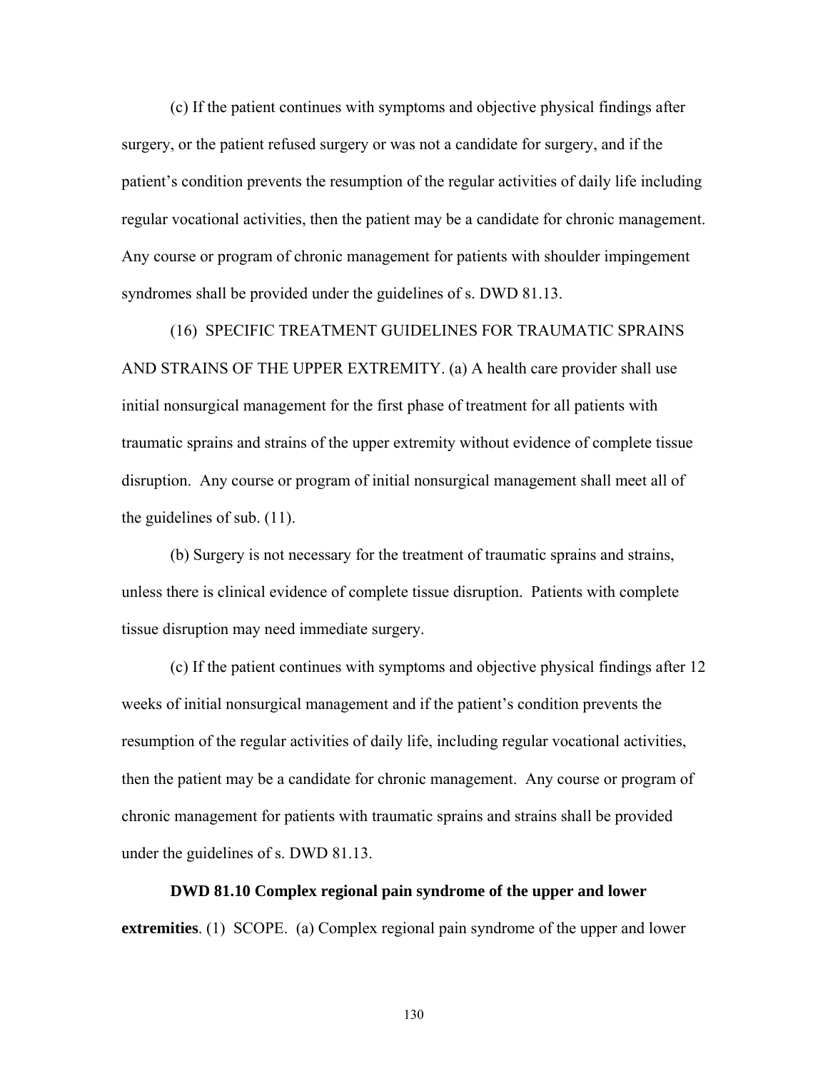(c) If the patient continues with symptoms and objective physical findings after surgery, or the patient refused surgery or was not a candidate for surgery, and if the patient's condition prevents the resumption of the regular activities of daily life including regular vocational activities, then the patient may be a candidate for chronic management. Any course or program of chronic management for patients with shoulder impingement syndromes shall be provided under the guidelines of s. DWD 81.13.

(16) SPECIFIC TREATMENT GUIDELINES FOR TRAUMATIC SPRAINS AND STRAINS OF THE UPPER EXTREMITY. (a) A health care provider shall use initial nonsurgical management for the first phase of treatment for all patients with traumatic sprains and strains of the upper extremity without evidence of complete tissue disruption. Any course or program of initial nonsurgical management shall meet all of the guidelines of sub. (11).

(b) Surgery is not necessary for the treatment of traumatic sprains and strains, unless there is clinical evidence of complete tissue disruption. Patients with complete tissue disruption may need immediate surgery.

(c) If the patient continues with symptoms and objective physical findings after 12 weeks of initial nonsurgical management and if the patient's condition prevents the resumption of the regular activities of daily life, including regular vocational activities, then the patient may be a candidate for chronic management. Any course or program of chronic management for patients with traumatic sprains and strains shall be provided under the guidelines of s. DWD 81.13.

**DWD 81.10 Complex regional pain syndrome of the upper and lower extremities**. (1) SCOPE. (a) Complex regional pain syndrome of the upper and lower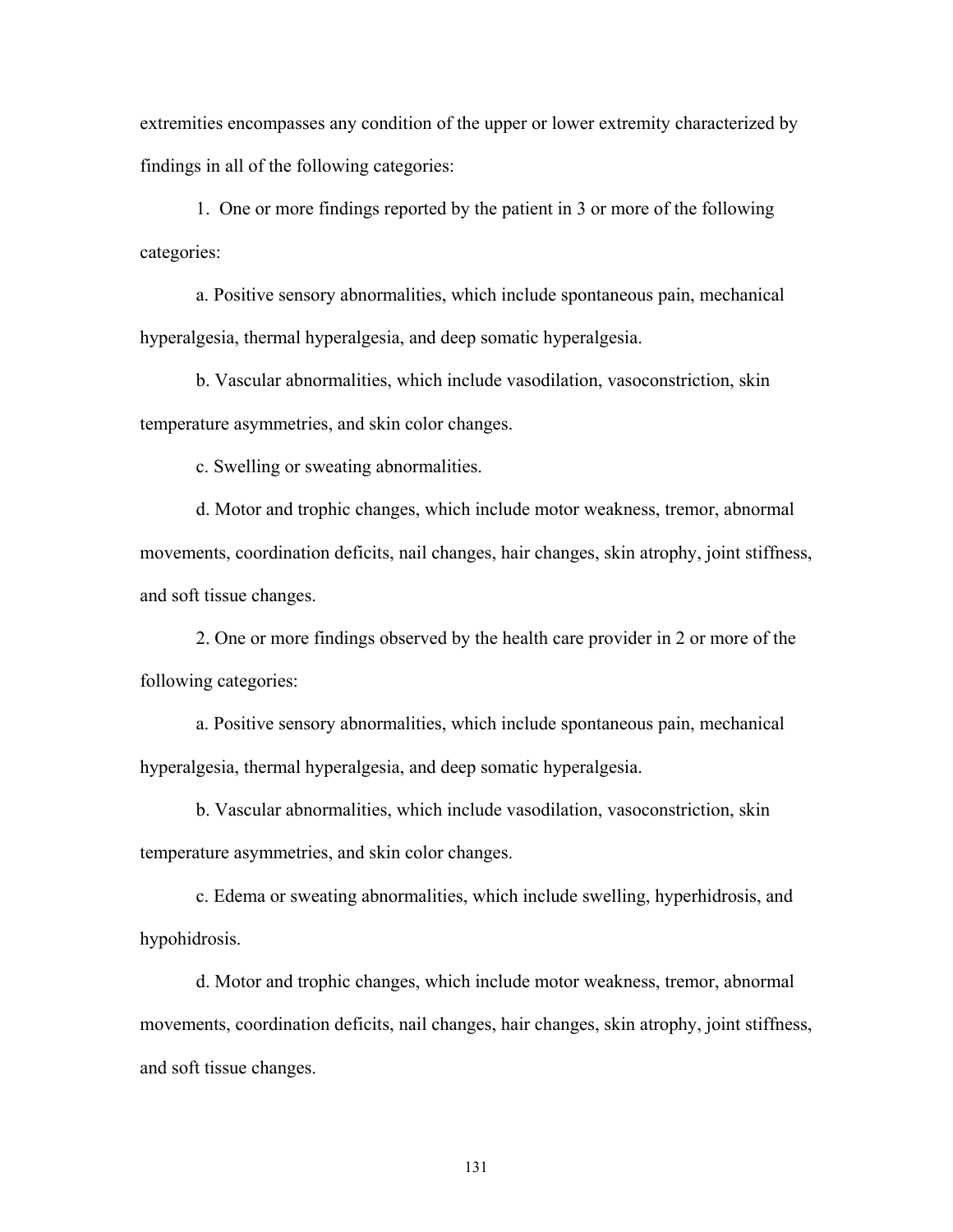extremities encompasses any condition of the upper or lower extremity characterized by findings in all of the following categories:

1. One or more findings reported by the patient in 3 or more of the following categories:

a. Positive sensory abnormalities, which include spontaneous pain, mechanical hyperalgesia, thermal hyperalgesia, and deep somatic hyperalgesia.

b. Vascular abnormalities, which include vasodilation, vasoconstriction, skin temperature asymmetries, and skin color changes.

c. Swelling or sweating abnormalities.

d. Motor and trophic changes, which include motor weakness, tremor, abnormal movements, coordination deficits, nail changes, hair changes, skin atrophy, joint stiffness, and soft tissue changes.

2. One or more findings observed by the health care provider in 2 or more of the following categories:

a. Positive sensory abnormalities, which include spontaneous pain, mechanical hyperalgesia, thermal hyperalgesia, and deep somatic hyperalgesia.

b. Vascular abnormalities, which include vasodilation, vasoconstriction, skin temperature asymmetries, and skin color changes.

c. Edema or sweating abnormalities, which include swelling, hyperhidrosis, and hypohidrosis.

d. Motor and trophic changes, which include motor weakness, tremor, abnormal movements, coordination deficits, nail changes, hair changes, skin atrophy, joint stiffness, and soft tissue changes.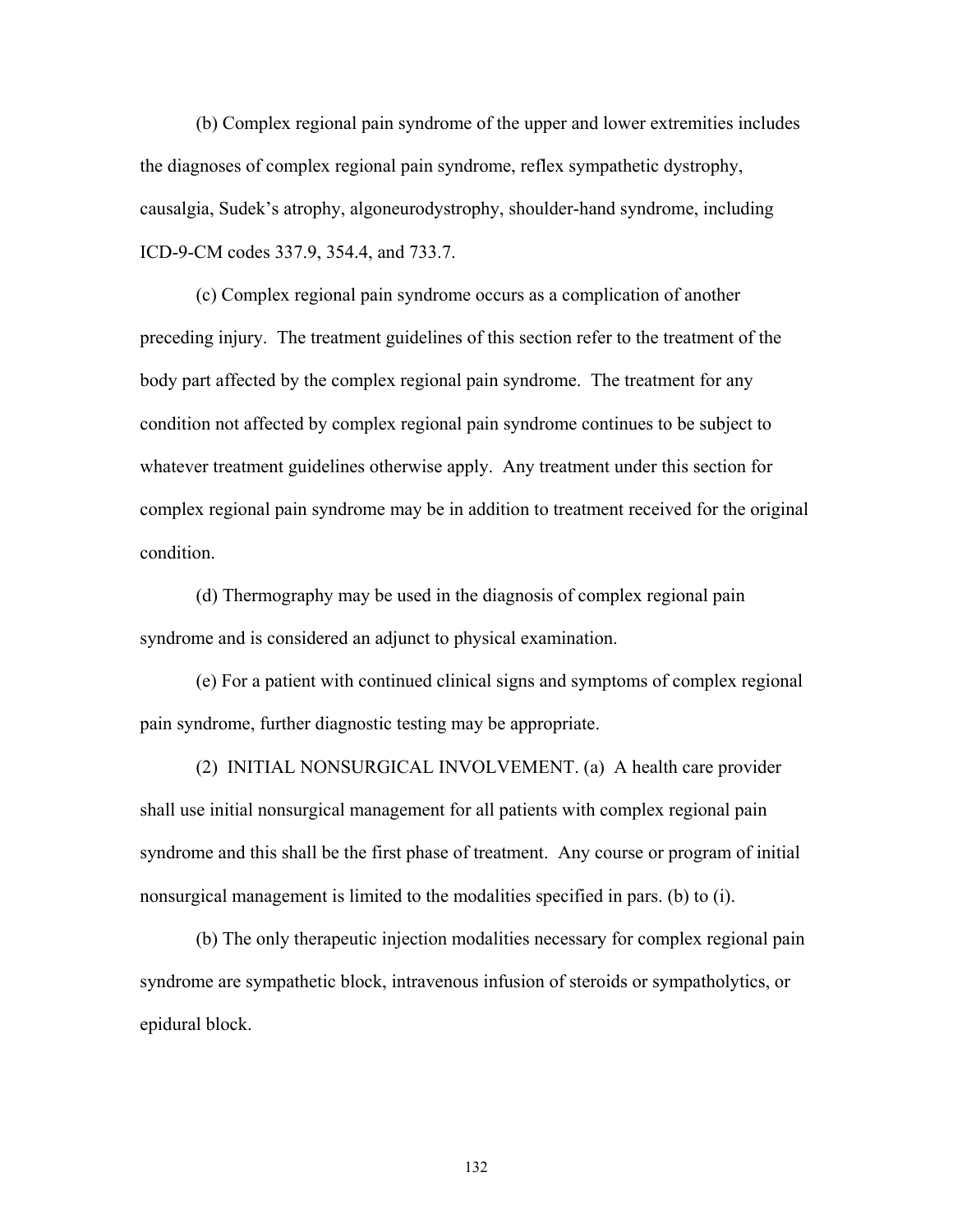(b) Complex regional pain syndrome of the upper and lower extremities includes the diagnoses of complex regional pain syndrome, reflex sympathetic dystrophy, causalgia, Sudek's atrophy, algoneurodystrophy, shoulder-hand syndrome, including ICD-9-CM codes 337.9, 354.4, and 733.7.

(c) Complex regional pain syndrome occurs as a complication of another preceding injury. The treatment guidelines of this section refer to the treatment of the body part affected by the complex regional pain syndrome. The treatment for any condition not affected by complex regional pain syndrome continues to be subject to whatever treatment guidelines otherwise apply. Any treatment under this section for complex regional pain syndrome may be in addition to treatment received for the original condition.

(d) Thermography may be used in the diagnosis of complex regional pain syndrome and is considered an adjunct to physical examination.

(e) For a patient with continued clinical signs and symptoms of complex regional pain syndrome, further diagnostic testing may be appropriate.

(2) INITIAL NONSURGICAL INVOLVEMENT. (a) A health care provider shall use initial nonsurgical management for all patients with complex regional pain syndrome and this shall be the first phase of treatment. Any course or program of initial nonsurgical management is limited to the modalities specified in pars. (b) to (i).

(b) The only therapeutic injection modalities necessary for complex regional pain syndrome are sympathetic block, intravenous infusion of steroids or sympatholytics, or epidural block.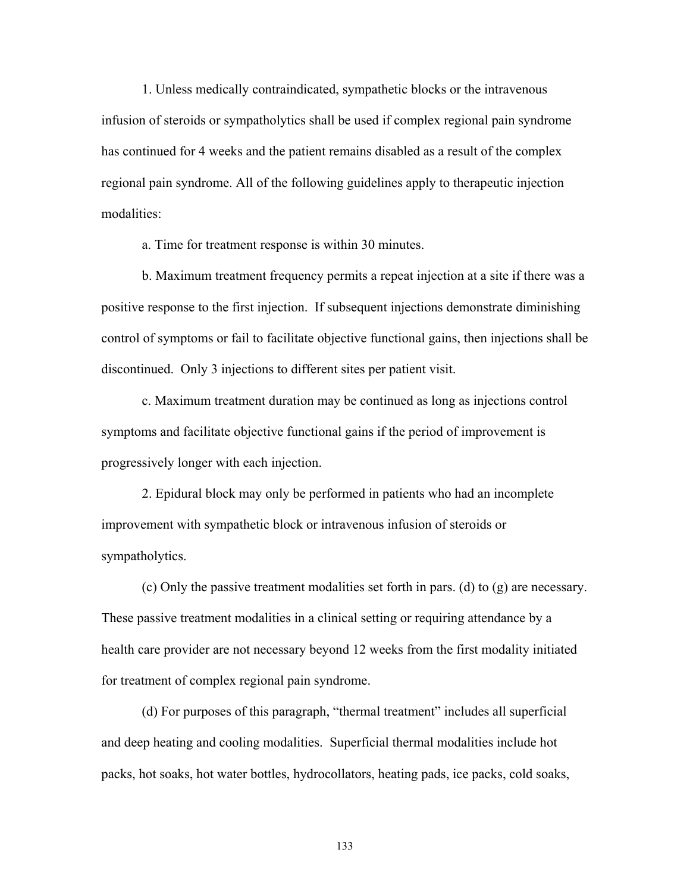1. Unless medically contraindicated, sympathetic blocks or the intravenous infusion of steroids or sympatholytics shall be used if complex regional pain syndrome has continued for 4 weeks and the patient remains disabled as a result of the complex regional pain syndrome. All of the following guidelines apply to therapeutic injection modalities:

a. Time for treatment response is within 30 minutes.

b. Maximum treatment frequency permits a repeat injection at a site if there was a positive response to the first injection. If subsequent injections demonstrate diminishing control of symptoms or fail to facilitate objective functional gains, then injections shall be discontinued. Only 3 injections to different sites per patient visit.

c. Maximum treatment duration may be continued as long as injections control symptoms and facilitate objective functional gains if the period of improvement is progressively longer with each injection.

2. Epidural block may only be performed in patients who had an incomplete improvement with sympathetic block or intravenous infusion of steroids or sympatholytics.

(c) Only the passive treatment modalities set forth in pars. (d) to (g) are necessary. These passive treatment modalities in a clinical setting or requiring attendance by a health care provider are not necessary beyond 12 weeks from the first modality initiated for treatment of complex regional pain syndrome.

(d) For purposes of this paragraph, "thermal treatment" includes all superficial and deep heating and cooling modalities. Superficial thermal modalities include hot packs, hot soaks, hot water bottles, hydrocollators, heating pads, ice packs, cold soaks,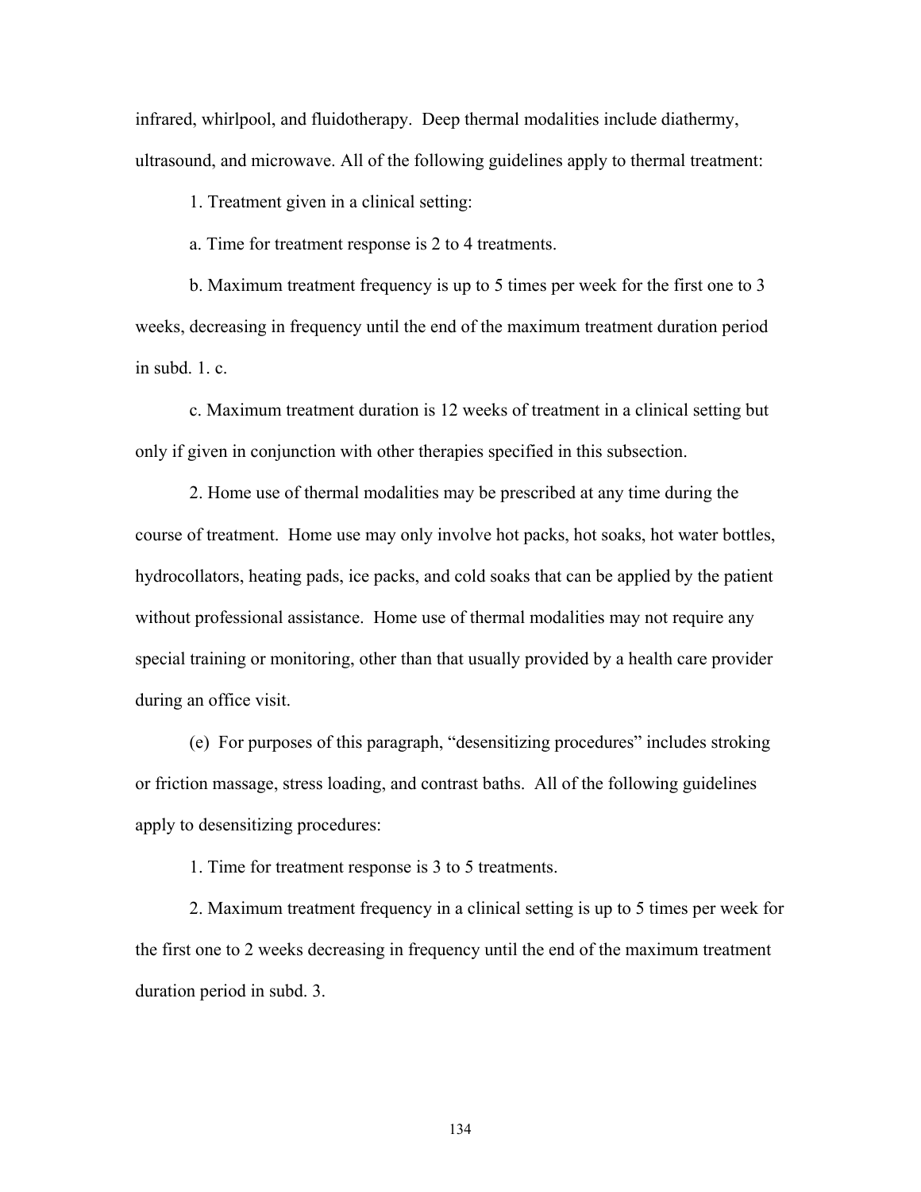infrared, whirlpool, and fluidotherapy. Deep thermal modalities include diathermy, ultrasound, and microwave. All of the following guidelines apply to thermal treatment:

1. Treatment given in a clinical setting:

a. Time for treatment response is 2 to 4 treatments.

b. Maximum treatment frequency is up to 5 times per week for the first one to 3 weeks, decreasing in frequency until the end of the maximum treatment duration period in subd. 1. c.

c. Maximum treatment duration is 12 weeks of treatment in a clinical setting but only if given in conjunction with other therapies specified in this subsection.

2. Home use of thermal modalities may be prescribed at any time during the course of treatment. Home use may only involve hot packs, hot soaks, hot water bottles, hydrocollators, heating pads, ice packs, and cold soaks that can be applied by the patient without professional assistance. Home use of thermal modalities may not require any special training or monitoring, other than that usually provided by a health care provider during an office visit.

(e) For purposes of this paragraph, "desensitizing procedures" includes stroking or friction massage, stress loading, and contrast baths. All of the following guidelines apply to desensitizing procedures:

1. Time for treatment response is 3 to 5 treatments.

2. Maximum treatment frequency in a clinical setting is up to 5 times per week for the first one to 2 weeks decreasing in frequency until the end of the maximum treatment duration period in subd. 3.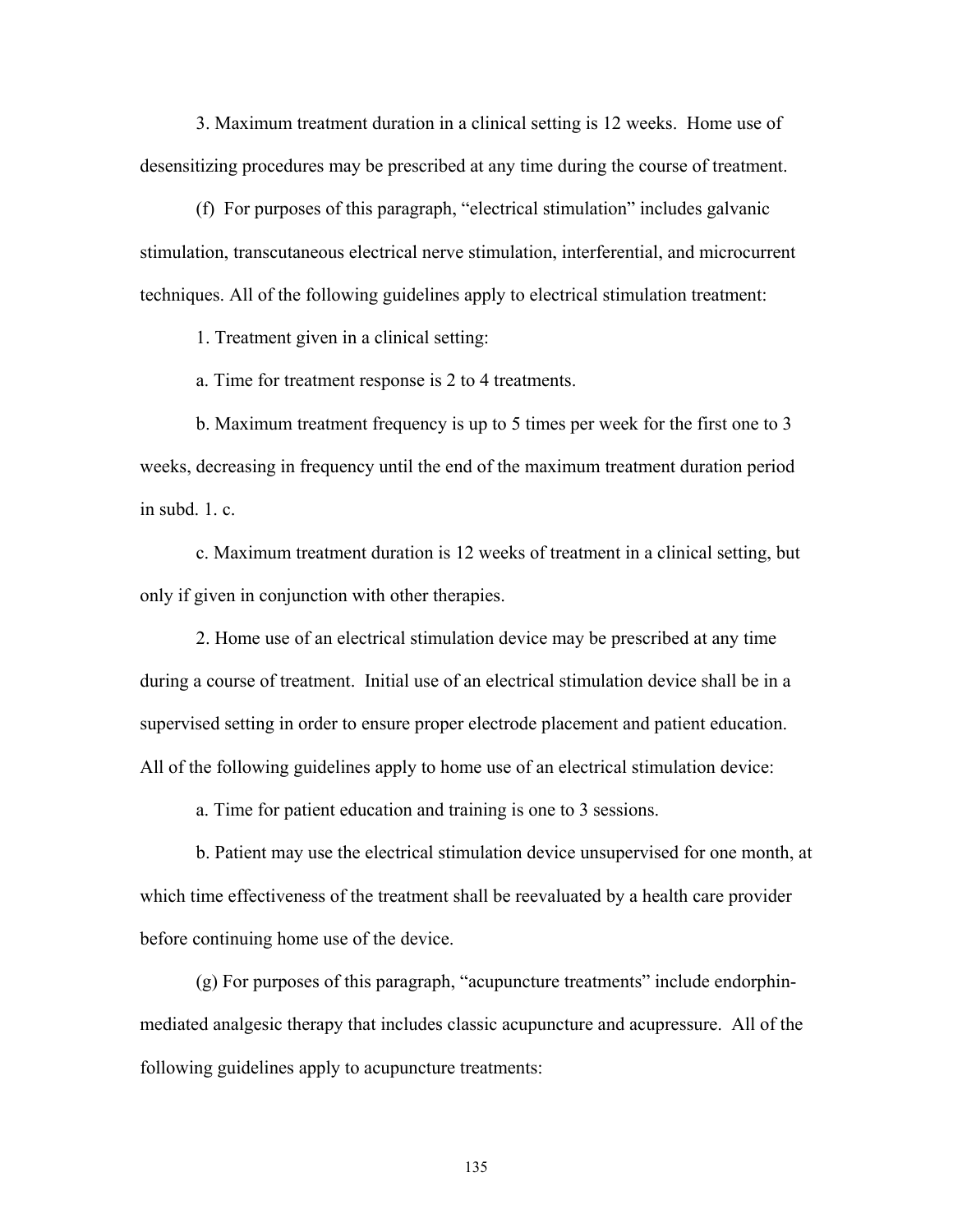3. Maximum treatment duration in a clinical setting is 12 weeks. Home use of desensitizing procedures may be prescribed at any time during the course of treatment.

(f) For purposes of this paragraph, "electrical stimulation" includes galvanic stimulation, transcutaneous electrical nerve stimulation, interferential, and microcurrent techniques. All of the following guidelines apply to electrical stimulation treatment:

1. Treatment given in a clinical setting:

a. Time for treatment response is 2 to 4 treatments.

b. Maximum treatment frequency is up to 5 times per week for the first one to 3 weeks, decreasing in frequency until the end of the maximum treatment duration period in subd. 1. c.

c. Maximum treatment duration is 12 weeks of treatment in a clinical setting, but only if given in conjunction with other therapies.

2. Home use of an electrical stimulation device may be prescribed at any time during a course of treatment. Initial use of an electrical stimulation device shall be in a supervised setting in order to ensure proper electrode placement and patient education. All of the following guidelines apply to home use of an electrical stimulation device:

a. Time for patient education and training is one to 3 sessions.

b. Patient may use the electrical stimulation device unsupervised for one month, at which time effectiveness of the treatment shall be reevaluated by a health care provider before continuing home use of the device.

(g) For purposes of this paragraph, "acupuncture treatments" include endorphin-mediated analgesic therapy that includes classic acupuncture and acupressure. All of the following guidelines apply to acupuncture treatments: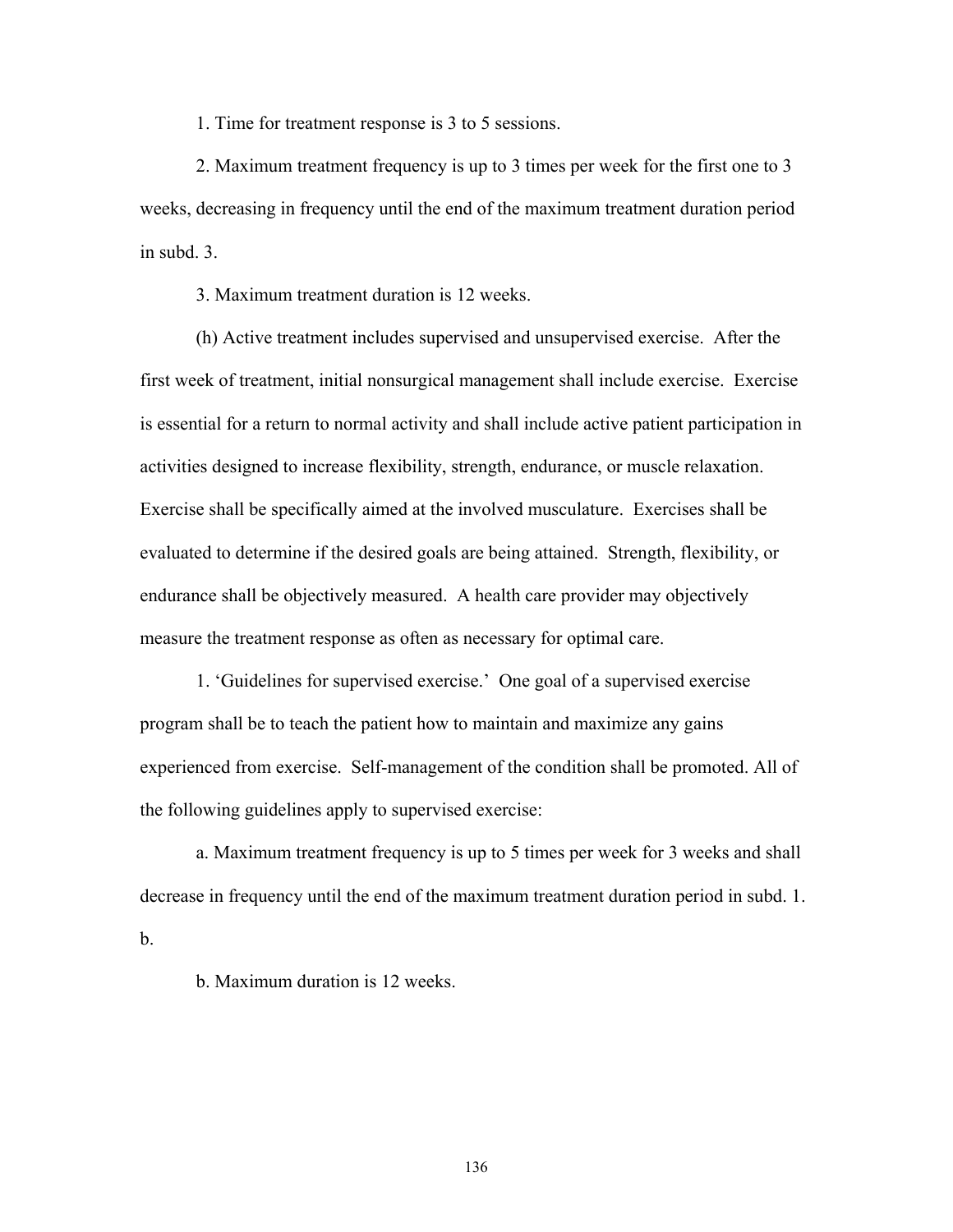1. Time for treatment response is 3 to 5 sessions.

2. Maximum treatment frequency is up to 3 times per week for the first one to 3 weeks, decreasing in frequency until the end of the maximum treatment duration period in subd. 3.

3. Maximum treatment duration is 12 weeks.

(h) Active treatment includes supervised and unsupervised exercise. After the first week of treatment, initial nonsurgical management shall include exercise. Exercise is essential for a return to normal activity and shall include active patient participation in activities designed to increase flexibility, strength, endurance, or muscle relaxation. Exercise shall be specifically aimed at the involved musculature. Exercises shall be evaluated to determine if the desired goals are being attained. Strength, flexibility, or endurance shall be objectively measured. A health care provider may objectively measure the treatment response as often as necessary for optimal care.

1. 'Guidelines for supervised exercise.' One goal of a supervised exercise program shall be to teach the patient how to maintain and maximize any gains experienced from exercise. Self-management of the condition shall be promoted. All of the following guidelines apply to supervised exercise:

a. Maximum treatment frequency is up to 5 times per week for 3 weeks and shall decrease in frequency until the end of the maximum treatment duration period in subd. 1. b.

b. Maximum duration is 12 weeks.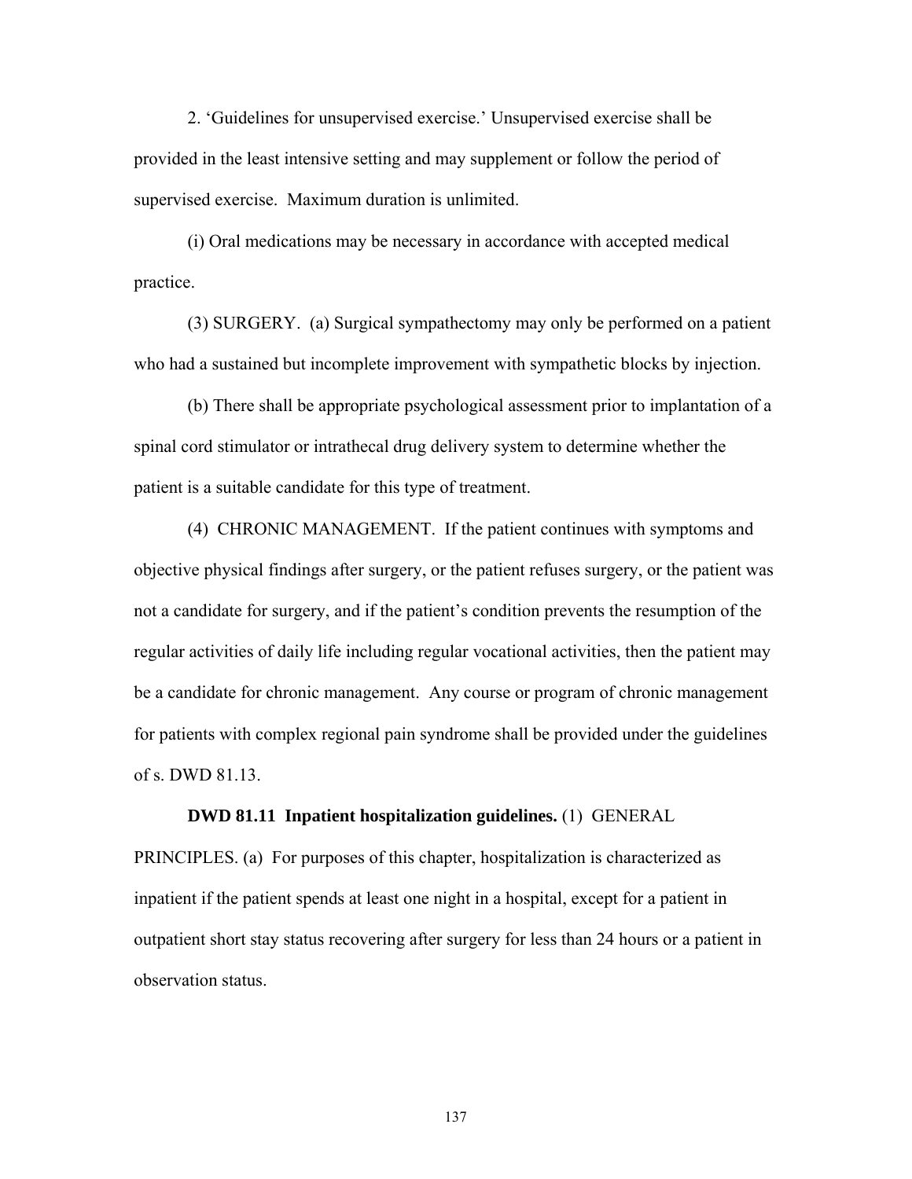2. 'Guidelines for unsupervised exercise.' Unsupervised exercise shall be provided in the least intensive setting and may supplement or follow the period of supervised exercise. Maximum duration is unlimited.

(i) Oral medications may be necessary in accordance with accepted medical practice.

(3) SURGERY. (a) Surgical sympathectomy may only be performed on a patient who had a sustained but incomplete improvement with sympathetic blocks by injection.

(b) There shall be appropriate psychological assessment prior to implantation of a spinal cord stimulator or intrathecal drug delivery system to determine whether the patient is a suitable candidate for this type of treatment.

(4) CHRONIC MANAGEMENT. If the patient continues with symptoms and objective physical findings after surgery, or the patient refuses surgery, or the patient was not a candidate for surgery, and if the patient's condition prevents the resumption of the regular activities of daily life including regular vocational activities, then the patient may be a candidate for chronic management. Any course or program of chronic management for patients with complex regional pain syndrome shall be provided under the guidelines of s. DWD 81.13.

**DWD 81.11 Inpatient hospitalization guidelines.** (1) GENERAL PRINCIPLES. (a) For purposes of this chapter, hospitalization is characterized as inpatient if the patient spends at least one night in a hospital, except for a patient in outpatient short stay status recovering after surgery for less than 24 hours or a patient in observation status.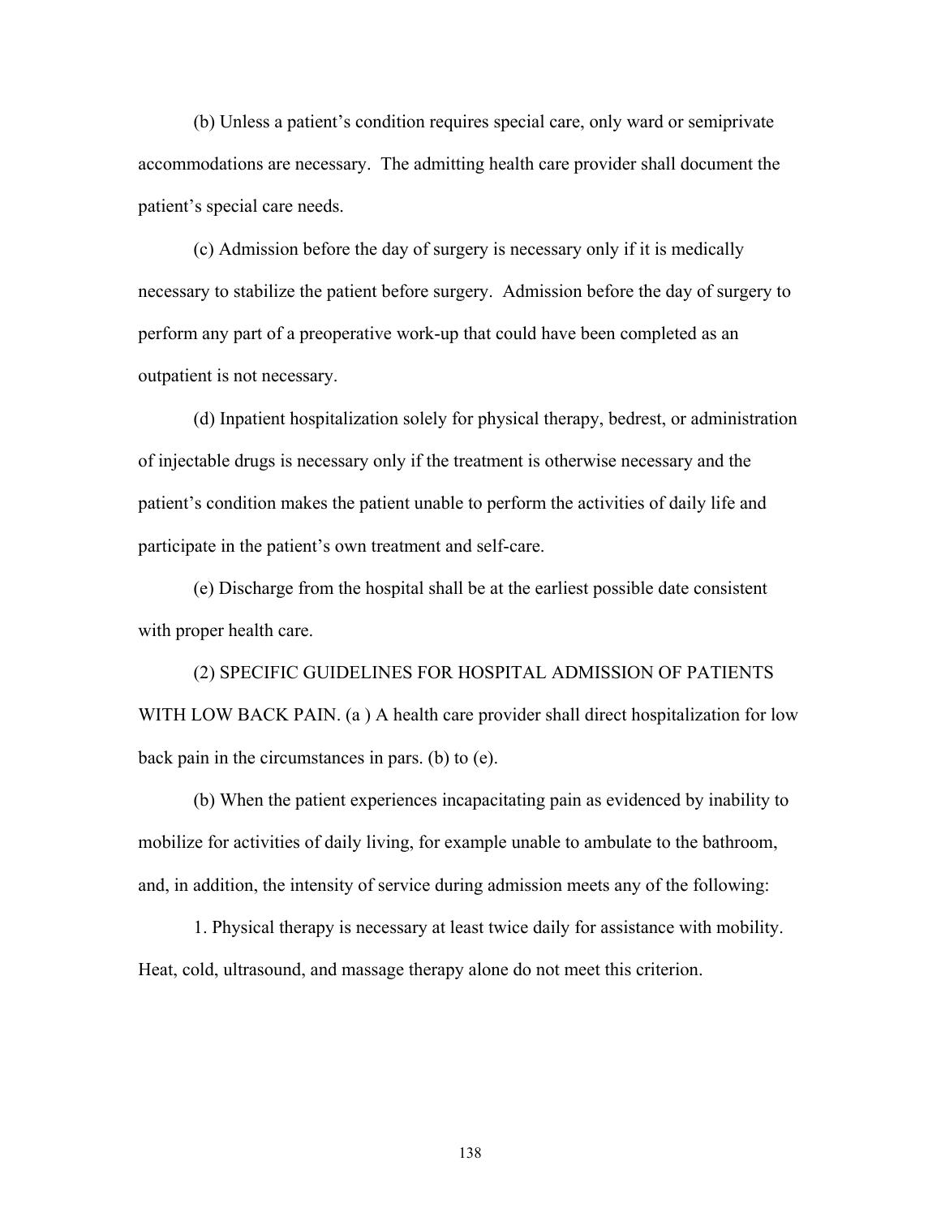(b) Unless a patient's condition requires special care, only ward or semiprivate accommodations are necessary. The admitting health care provider shall document the patient's special care needs.

(c) Admission before the day of surgery is necessary only if it is medically necessary to stabilize the patient before surgery. Admission before the day of surgery to perform any part of a preoperative work-up that could have been completed as an outpatient is not necessary.

(d) Inpatient hospitalization solely for physical therapy, bedrest, or administration of injectable drugs is necessary only if the treatment is otherwise necessary and the patient's condition makes the patient unable to perform the activities of daily life and participate in the patient's own treatment and self-care.

(e) Discharge from the hospital shall be at the earliest possible date consistent with proper health care.

(2) SPECIFIC GUIDELINES FOR HOSPITAL ADMISSION OF PATIENTS WITH LOW BACK PAIN. (a ) A health care provider shall direct hospitalization for low back pain in the circumstances in pars. (b) to (e).

(b) When the patient experiences incapacitating pain as evidenced by inability to mobilize for activities of daily living, for example unable to ambulate to the bathroom, and, in addition, the intensity of service during admission meets any of the following:

1. Physical therapy is necessary at least twice daily for assistance with mobility. Heat, cold, ultrasound, and massage therapy alone do not meet this criterion.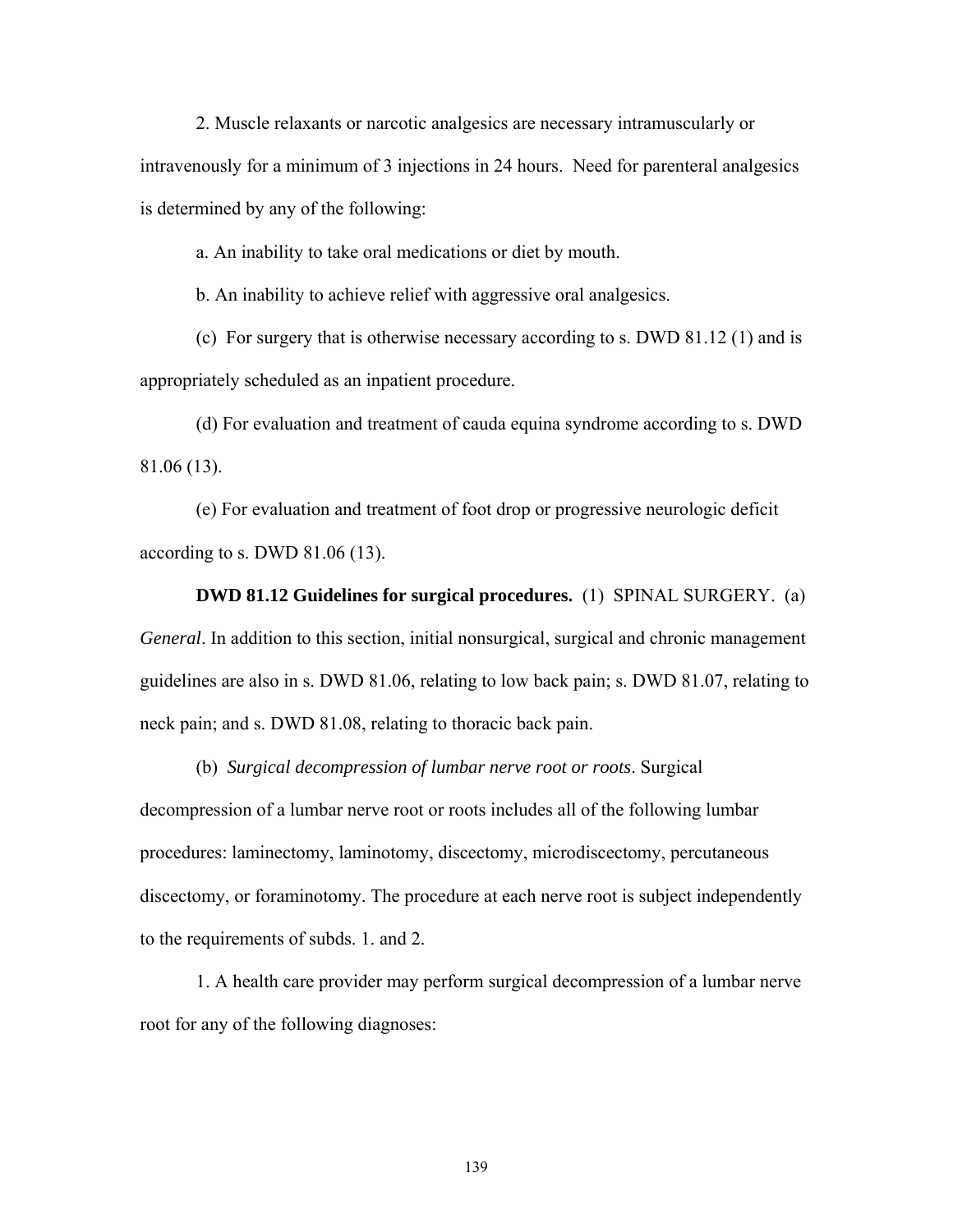2. Muscle relaxants or narcotic analgesics are necessary intramuscularly or intravenously for a minimum of 3 injections in 24 hours. Need for parenteral analgesics is determined by any of the following:

a. An inability to take oral medications or diet by mouth.

b. An inability to achieve relief with aggressive oral analgesics.

(c) For surgery that is otherwise necessary according to s. DWD 81.12 (1) and is appropriately scheduled as an inpatient procedure.

(d) For evaluation and treatment of cauda equina syndrome according to s. DWD 81.06 (13).

(e) For evaluation and treatment of foot drop or progressive neurologic deficit according to s. DWD 81.06 (13).

**DWD 81.12 Guidelines for surgical procedures.** (1) SPINAL SURGERY. (a) *General*. In addition to this section, initial nonsurgical, surgical and chronic management guidelines are also in s. DWD 81.06, relating to low back pain; s. DWD 81.07, relating to neck pain; and s. DWD 81.08, relating to thoracic back pain.

(b) *Surgical decompression of lumbar nerve root or roots*. Surgical decompression of a lumbar nerve root or roots includes all of the following lumbar procedures: laminectomy, laminotomy, discectomy, microdiscectomy, percutaneous discectomy, or foraminotomy. The procedure at each nerve root is subject independently to the requirements of subds. 1. and 2.

1. A health care provider may perform surgical decompression of a lumbar nerve root for any of the following diagnoses: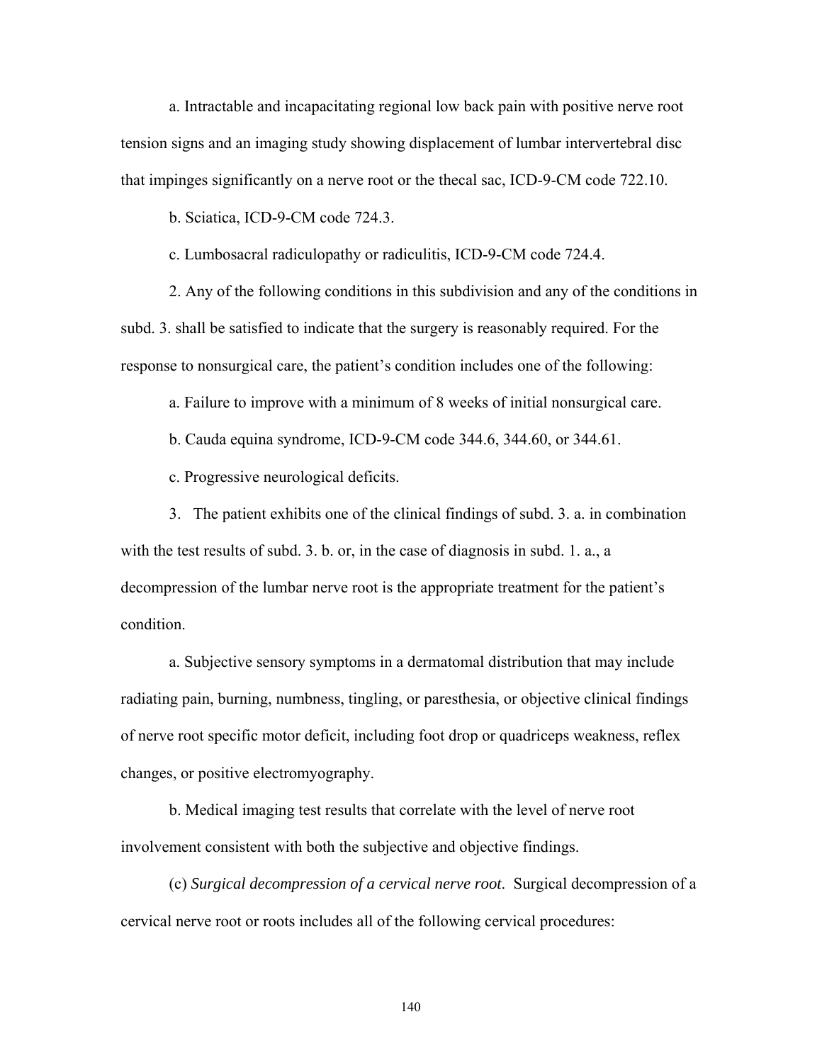a. Intractable and incapacitating regional low back pain with positive nerve root tension signs and an imaging study showing displacement of lumbar intervertebral disc that impinges significantly on a nerve root or the thecal sac, ICD-9-CM code 722.10.

b. Sciatica, ICD-9-CM code 724.3.

c. Lumbosacral radiculopathy or radiculitis, ICD-9-CM code 724.4.

2. Any of the following conditions in this subdivision and any of the conditions in subd. 3. shall be satisfied to indicate that the surgery is reasonably required. For the response to nonsurgical care, the patient's condition includes one of the following:

a. Failure to improve with a minimum of 8 weeks of initial nonsurgical care.

b. Cauda equina syndrome, ICD-9-CM code 344.6, 344.60, or 344.61.

c. Progressive neurological deficits.

3. The patient exhibits one of the clinical findings of subd. 3. a. in combination with the test results of subd. 3. b. or, in the case of diagnosis in subd. 1. a., a decompression of the lumbar nerve root is the appropriate treatment for the patient's condition.

a. Subjective sensory symptoms in a dermatomal distribution that may include radiating pain, burning, numbness, tingling, or paresthesia, or objective clinical findings of nerve root specific motor deficit, including foot drop or quadriceps weakness, reflex changes, or positive electromyography.

b. Medical imaging test results that correlate with the level of nerve root involvement consistent with both the subjective and objective findings.

(c) *Surgical decompression of a cervical nerve root.* Surgical decompression of a cervical nerve root or roots includes all of the following cervical procedures: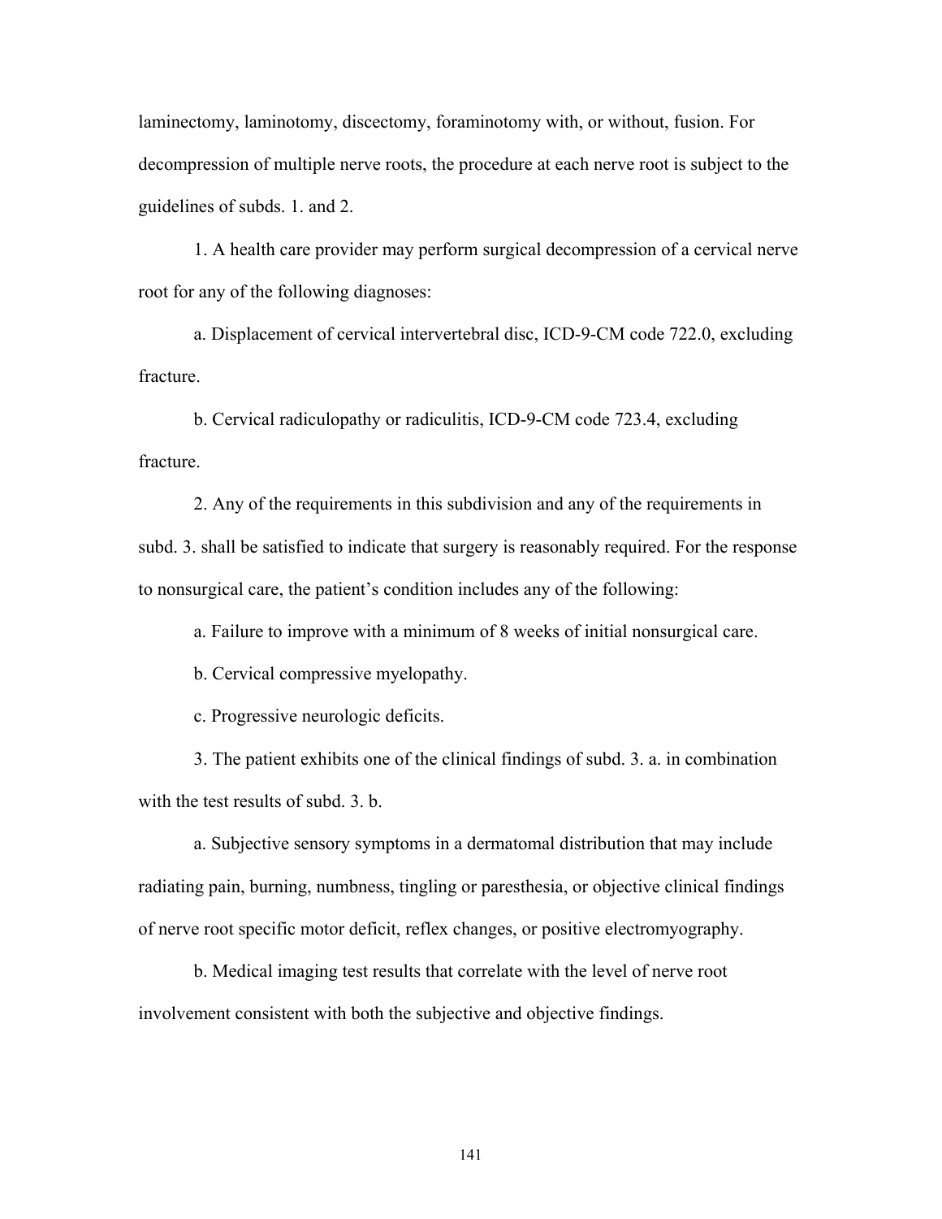laminectomy, laminotomy, discectomy, foraminotomy with, or without, fusion. For decompression of multiple nerve roots, the procedure at each nerve root is subject to the guidelines of subds. 1. and 2.

1. A health care provider may perform surgical decompression of a cervical nerve root for any of the following diagnoses:

a. Displacement of cervical intervertebral disc, ICD-9-CM code 722.0, excluding fracture.

b. Cervical radiculopathy or radiculitis, ICD-9-CM code 723.4, excluding fracture.

2. Any of the requirements in this subdivision and any of the requirements in subd. 3. shall be satisfied to indicate that surgery is reasonably required. For the response to nonsurgical care, the patient's condition includes any of the following:

a. Failure to improve with a minimum of 8 weeks of initial nonsurgical care.

b. Cervical compressive myelopathy.

c. Progressive neurologic deficits.

3. The patient exhibits one of the clinical findings of subd. 3. a. in combination with the test results of subd. 3. b.

a. Subjective sensory symptoms in a dermatomal distribution that may include radiating pain, burning, numbness, tingling or paresthesia, or objective clinical findings of nerve root specific motor deficit, reflex changes, or positive electromyography.

b. Medical imaging test results that correlate with the level of nerve root involvement consistent with both the subjective and objective findings.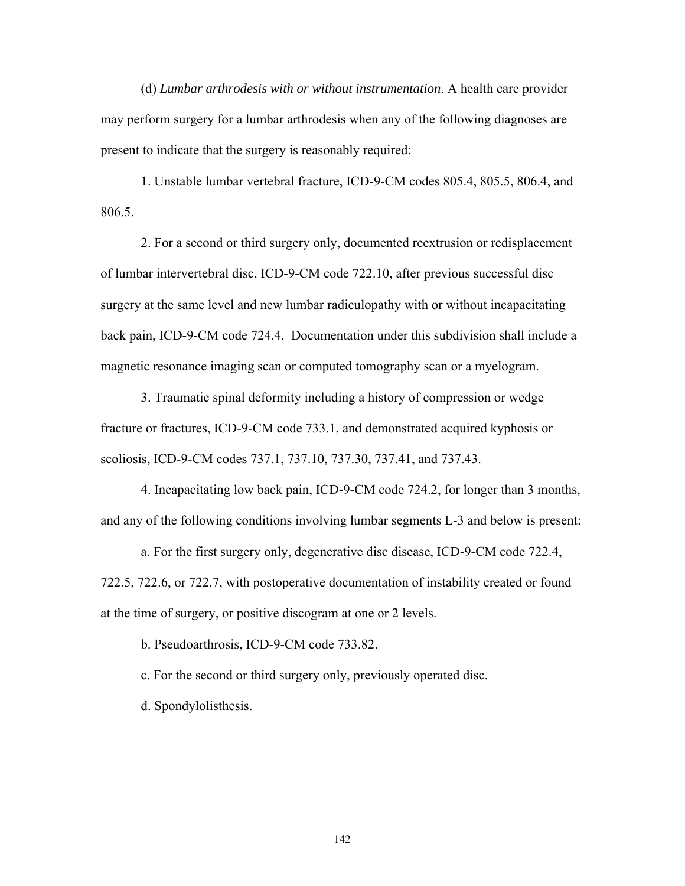(d) *Lumbar arthrodesis with or without instrumentation*. A health care provider may perform surgery for a lumbar arthrodesis when any of the following diagnoses are present to indicate that the surgery is reasonably required:

1. Unstable lumbar vertebral fracture, ICD-9-CM codes 805.4, 805.5, 806.4, and 806.5.

2. For a second or third surgery only, documented reextrusion or redisplacement of lumbar intervertebral disc, ICD-9-CM code 722.10, after previous successful disc surgery at the same level and new lumbar radiculopathy with or without incapacitating back pain, ICD-9-CM code 724.4. Documentation under this subdivision shall include a magnetic resonance imaging scan or computed tomography scan or a myelogram.

3. Traumatic spinal deformity including a history of compression or wedge fracture or fractures, ICD-9-CM code 733.1, and demonstrated acquired kyphosis or scoliosis, ICD-9-CM codes 737.1, 737.10, 737.30, 737.41, and 737.43.

4. Incapacitating low back pain, ICD-9-CM code 724.2, for longer than 3 months, and any of the following conditions involving lumbar segments L-3 and below is present:

a. For the first surgery only, degenerative disc disease, ICD-9-CM code 722.4, 722.5, 722.6, or 722.7, with postoperative documentation of instability created or found at the time of surgery, or positive discogram at one or 2 levels.

b. Pseudoarthrosis, ICD-9-CM code 733.82.

c. For the second or third surgery only, previously operated disc.

d. Spondylolisthesis.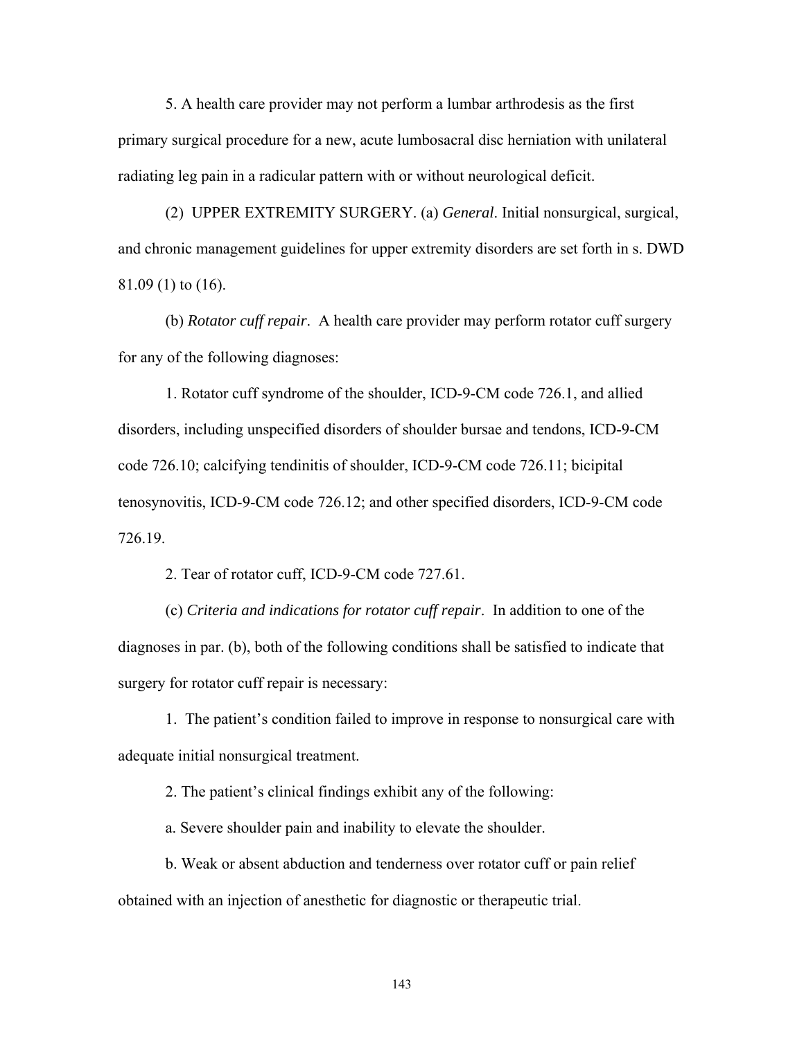5. A health care provider may not perform a lumbar arthrodesis as the first primary surgical procedure for a new, acute lumbosacral disc herniation with unilateral radiating leg pain in a radicular pattern with or without neurological deficit.

(2) UPPER EXTREMITY SURGERY. (a) *General*. Initial nonsurgical, surgical, and chronic management guidelines for upper extremity disorders are set forth in s. DWD 81.09 (1) to (16).

(b) *Rotator cuff repair*. A health care provider may perform rotator cuff surgery for any of the following diagnoses:

1. Rotator cuff syndrome of the shoulder, ICD-9-CM code 726.1, and allied disorders, including unspecified disorders of shoulder bursae and tendons, ICD-9-CM code 726.10; calcifying tendinitis of shoulder, ICD-9-CM code 726.11; bicipital tenosynovitis, ICD-9-CM code 726.12; and other specified disorders, ICD-9-CM code 726.19.

2. Tear of rotator cuff, ICD-9-CM code 727.61.

(c) *Criteria and indications for rotator cuff repair*. In addition to one of the diagnoses in par. (b), both of the following conditions shall be satisfied to indicate that surgery for rotator cuff repair is necessary:

1. The patient's condition failed to improve in response to nonsurgical care with adequate initial nonsurgical treatment.

2. The patient's clinical findings exhibit any of the following:

a. Severe shoulder pain and inability to elevate the shoulder.

b. Weak or absent abduction and tenderness over rotator cuff or pain relief obtained with an injection of anesthetic for diagnostic or therapeutic trial.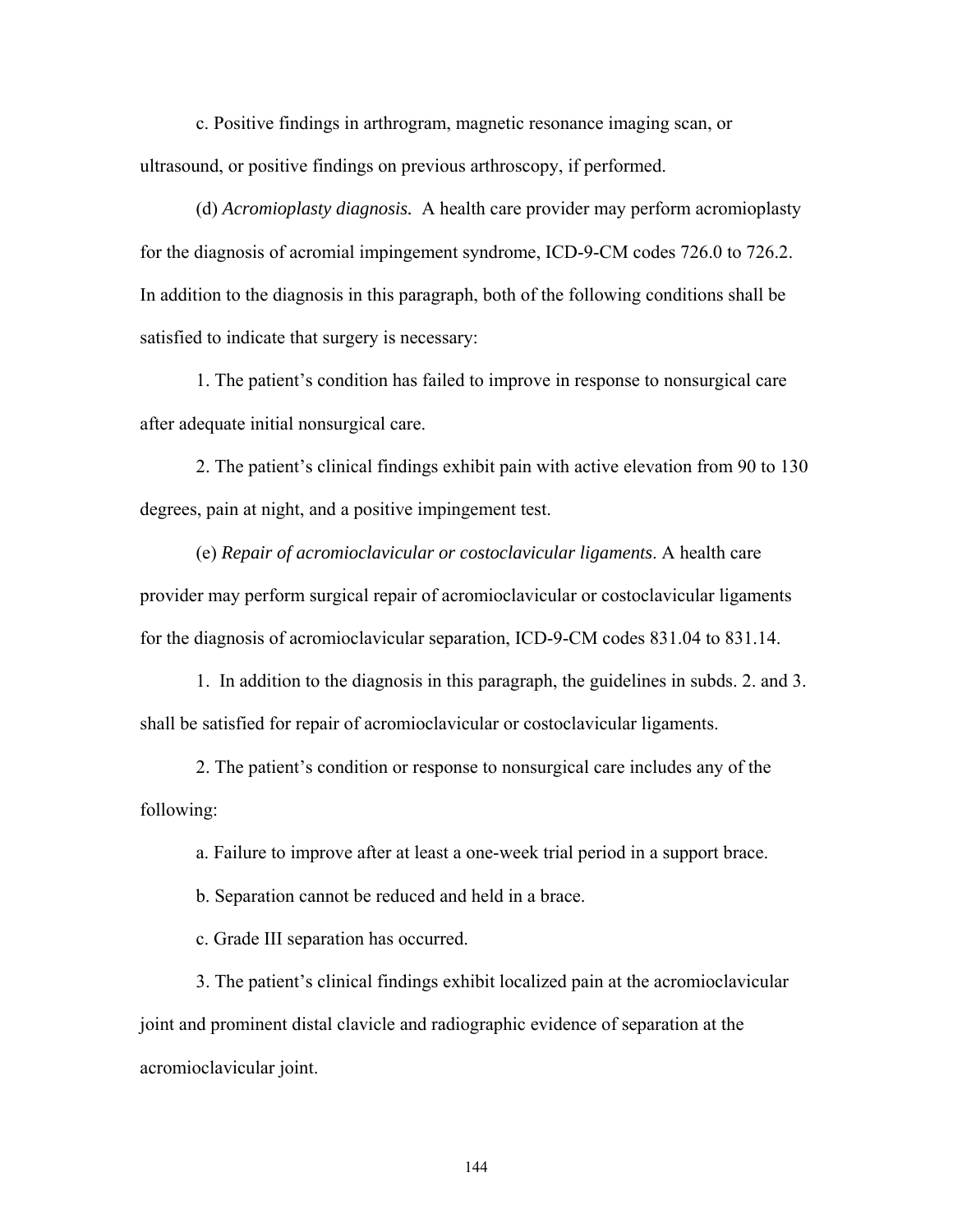c. Positive findings in arthrogram, magnetic resonance imaging scan, or ultrasound, or positive findings on previous arthroscopy, if performed.

(d) *Acromioplasty diagnosis.* A health care provider may perform acromioplasty for the diagnosis of acromial impingement syndrome, ICD-9-CM codes 726.0 to 726.2. In addition to the diagnosis in this paragraph, both of the following conditions shall be satisfied to indicate that surgery is necessary:

1. The patient's condition has failed to improve in response to nonsurgical care after adequate initial nonsurgical care.

2. The patient's clinical findings exhibit pain with active elevation from 90 to 130 degrees, pain at night, and a positive impingement test.

(e) *Repair of acromioclavicular or costoclavicular ligaments*. A health care provider may perform surgical repair of acromioclavicular or costoclavicular ligaments for the diagnosis of acromioclavicular separation, ICD-9-CM codes 831.04 to 831.14.

1. In addition to the diagnosis in this paragraph, the guidelines in subds. 2. and 3. shall be satisfied for repair of acromioclavicular or costoclavicular ligaments.

2. The patient's condition or response to nonsurgical care includes any of the following:

a. Failure to improve after at least a one-week trial period in a support brace.

b. Separation cannot be reduced and held in a brace.

c. Grade III separation has occurred.

3. The patient's clinical findings exhibit localized pain at the acromioclavicular joint and prominent distal clavicle and radiographic evidence of separation at the acromioclavicular joint.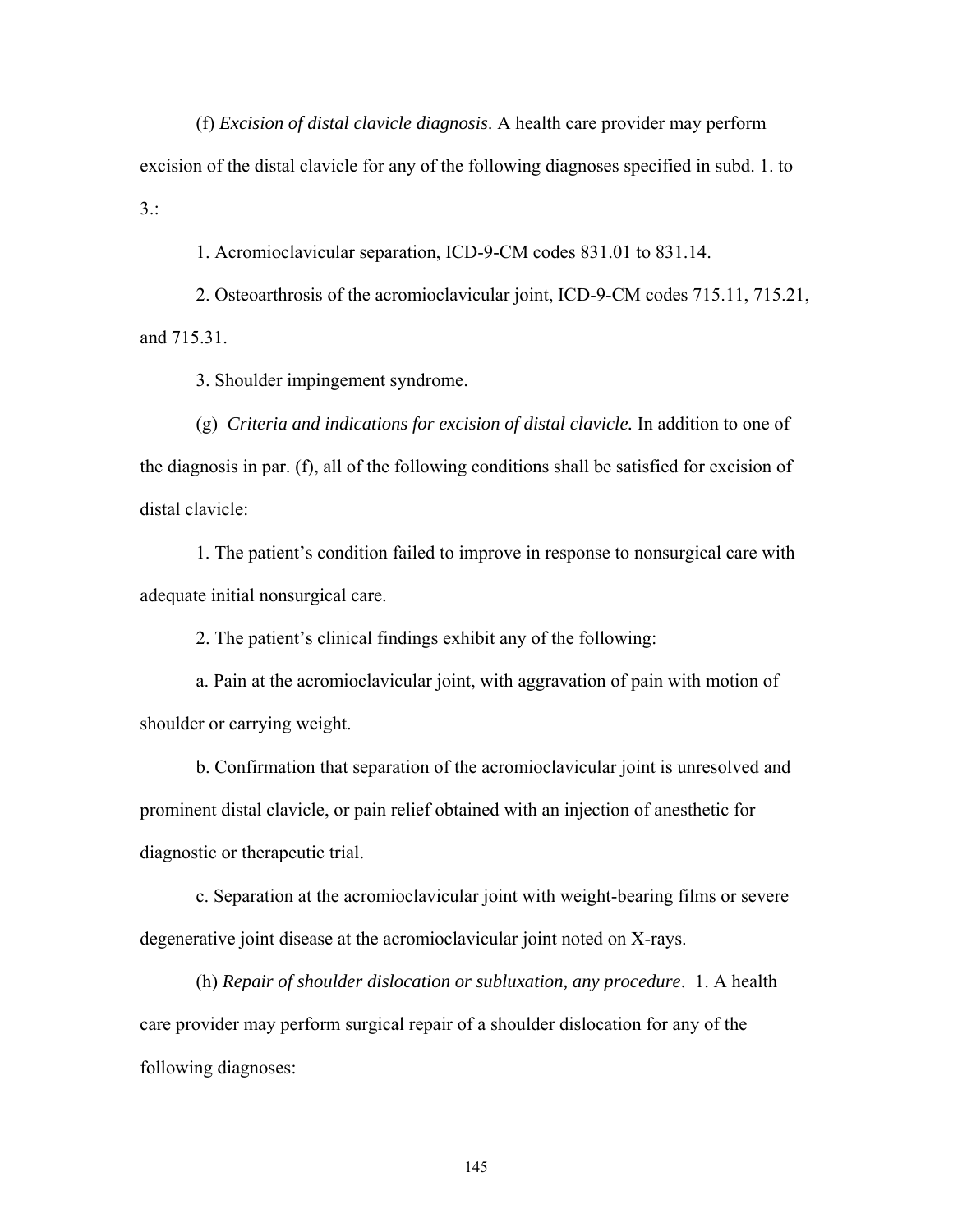(f) *Excision of distal clavicle diagnosis*. A health care provider may perform excision of the distal clavicle for any of the following diagnoses specified in subd. 1. to 3.:

1. Acromioclavicular separation, ICD-9-CM codes 831.01 to 831.14.

2. Osteoarthrosis of the acromioclavicular joint, ICD-9-CM codes 715.11, 715.21, and 715.31.

3. Shoulder impingement syndrome.

(g) *Criteria and indications for excision of distal clavicle.* In addition to one of the diagnosis in par. (f), all of the following conditions shall be satisfied for excision of distal clavicle:

1. The patient's condition failed to improve in response to nonsurgical care with adequate initial nonsurgical care.

2. The patient's clinical findings exhibit any of the following:

a. Pain at the acromioclavicular joint, with aggravation of pain with motion of shoulder or carrying weight.

b. Confirmation that separation of the acromioclavicular joint is unresolved and prominent distal clavicle, or pain relief obtained with an injection of anesthetic for diagnostic or therapeutic trial.

c. Separation at the acromioclavicular joint with weight-bearing films or severe degenerative joint disease at the acromioclavicular joint noted on X-rays.

(h) *Repair of shoulder dislocation or subluxation, any procedure*. 1. A health care provider may perform surgical repair of a shoulder dislocation for any of the following diagnoses: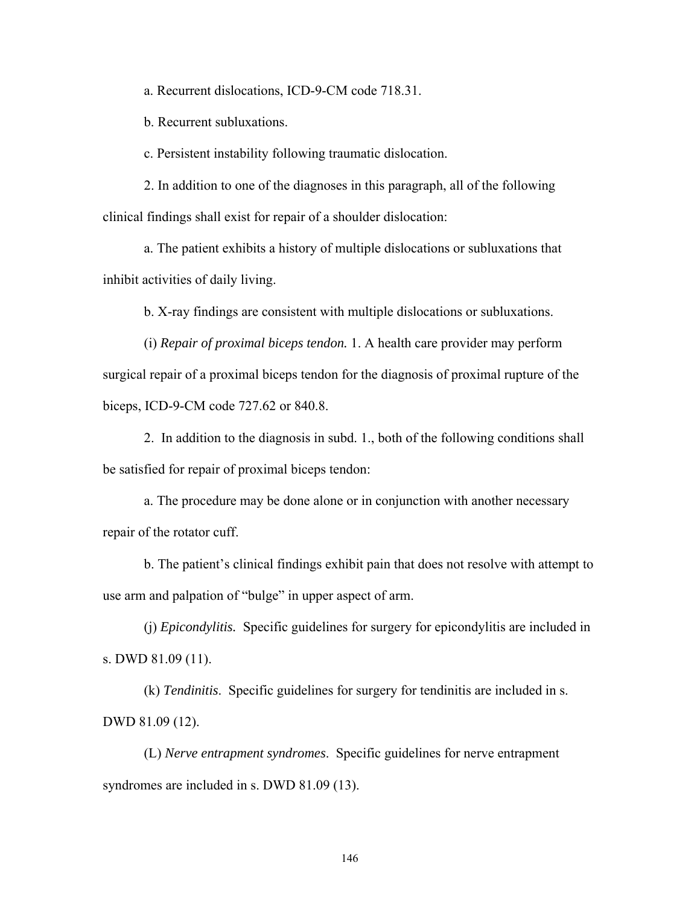a. Recurrent dislocations, ICD-9-CM code 718.31.

b. Recurrent subluxations.

c. Persistent instability following traumatic dislocation.

2. In addition to one of the diagnoses in this paragraph, all of the following clinical findings shall exist for repair of a shoulder dislocation:

a. The patient exhibits a history of multiple dislocations or subluxations that inhibit activities of daily living.

b. X-ray findings are consistent with multiple dislocations or subluxations.

(i) *Repair of proximal biceps tendon.* 1. A health care provider may perform surgical repair of a proximal biceps tendon for the diagnosis of proximal rupture of the biceps, ICD-9-CM code 727.62 or 840.8.

2. In addition to the diagnosis in subd. 1., both of the following conditions shall be satisfied for repair of proximal biceps tendon:

a. The procedure may be done alone or in conjunction with another necessary repair of the rotator cuff.

b. The patient's clinical findings exhibit pain that does not resolve with attempt to use arm and palpation of "bulge" in upper aspect of arm.

(j) *Epicondylitis.* Specific guidelines for surgery for epicondylitis are included in s. DWD 81.09 (11).

(k) *Tendinitis*. Specific guidelines for surgery for tendinitis are included in s. DWD 81.09 (12).

(L) *Nerve entrapment syndromes*. Specific guidelines for nerve entrapment syndromes are included in s. DWD 81.09 (13).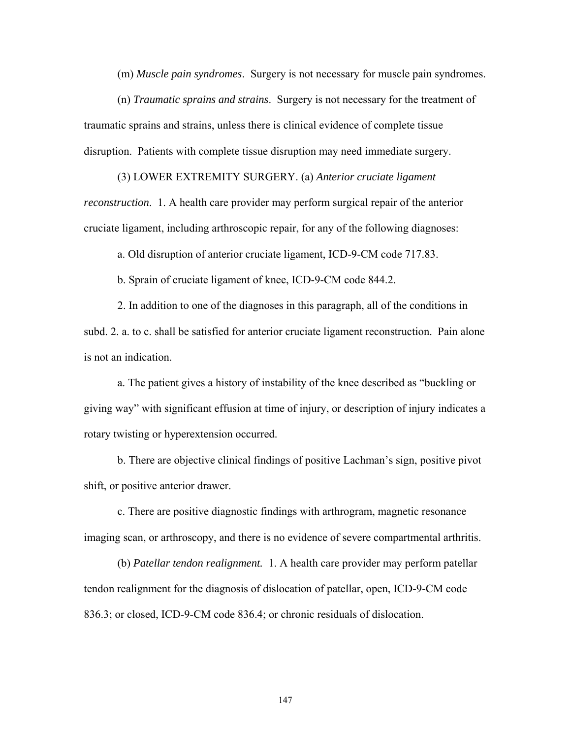(m) *Muscle pain syndromes*. Surgery is not necessary for muscle pain syndromes.

(n) *Traumatic sprains and strains*. Surgery is not necessary for the treatment of traumatic sprains and strains, unless there is clinical evidence of complete tissue disruption. Patients with complete tissue disruption may need immediate surgery.

(3) LOWER EXTREMITY SURGERY. (a) *Anterior cruciate ligament reconstruction*. 1. A health care provider may perform surgical repair of the anterior cruciate ligament, including arthroscopic repair, for any of the following diagnoses:

a. Old disruption of anterior cruciate ligament, ICD-9-CM code 717.83.

b. Sprain of cruciate ligament of knee, ICD-9-CM code 844.2.

2. In addition to one of the diagnoses in this paragraph, all of the conditions in subd. 2. a. to c. shall be satisfied for anterior cruciate ligament reconstruction. Pain alone is not an indication.

a. The patient gives a history of instability of the knee described as "buckling or giving way" with significant effusion at time of injury, or description of injury indicates a rotary twisting or hyperextension occurred.

b. There are objective clinical findings of positive Lachman's sign, positive pivot shift, or positive anterior drawer.

c. There are positive diagnostic findings with arthrogram, magnetic resonance imaging scan, or arthroscopy, and there is no evidence of severe compartmental arthritis.

(b) *Patellar tendon realignment.* 1. A health care provider may perform patellar tendon realignment for the diagnosis of dislocation of patellar, open, ICD-9-CM code 836.3; or closed, ICD-9-CM code 836.4; or chronic residuals of dislocation.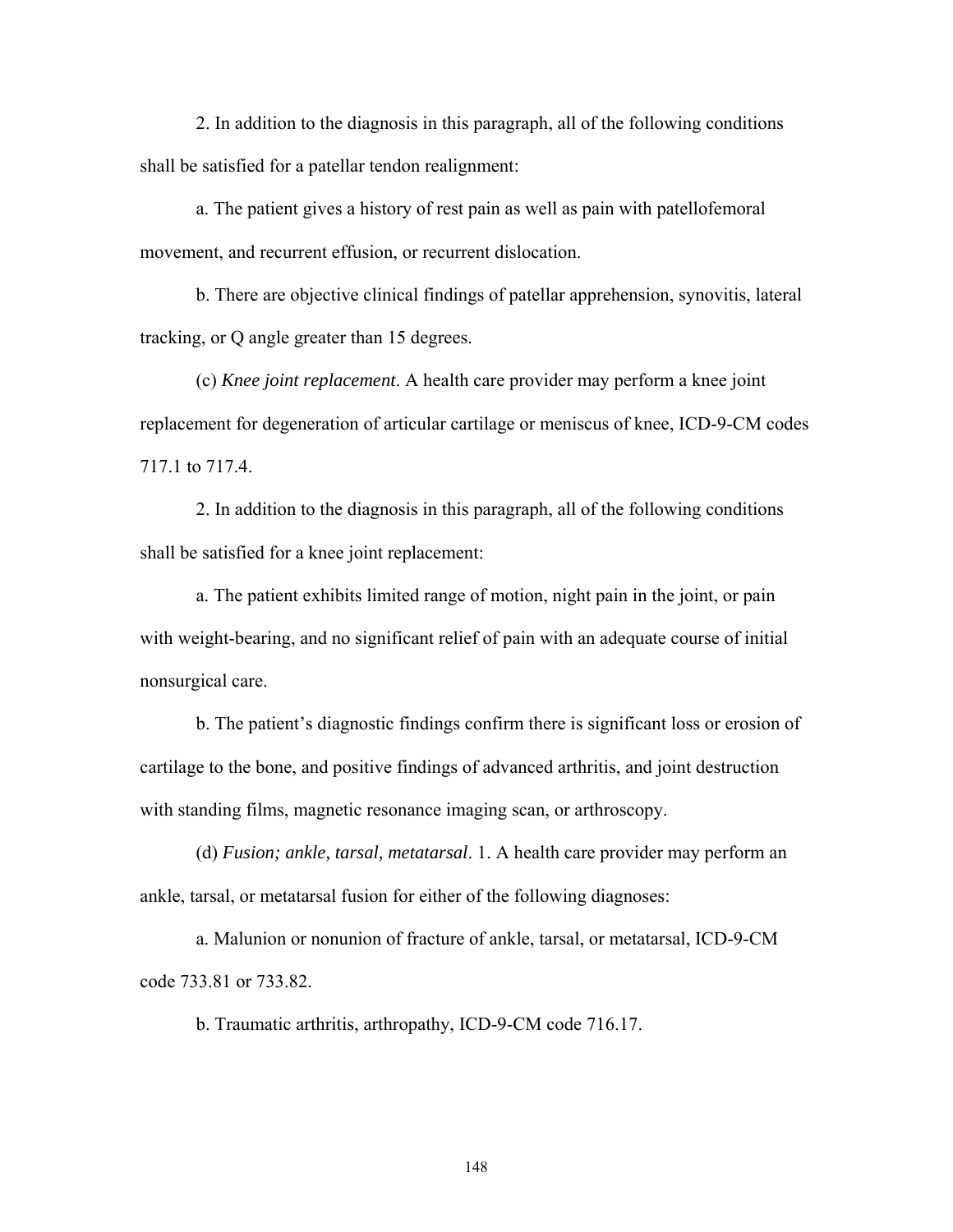2. In addition to the diagnosis in this paragraph, all of the following conditions shall be satisfied for a patellar tendon realignment:

a. The patient gives a history of rest pain as well as pain with patellofemoral movement, and recurrent effusion, or recurrent dislocation.

b. There are objective clinical findings of patellar apprehension, synovitis, lateral tracking, or Q angle greater than 15 degrees.

(c) *Knee joint replacement*. A health care provider may perform a knee joint replacement for degeneration of articular cartilage or meniscus of knee, ICD-9-CM codes 717.1 to 717.4.

2. In addition to the diagnosis in this paragraph, all of the following conditions shall be satisfied for a knee joint replacement:

a. The patient exhibits limited range of motion, night pain in the joint, or pain with weight-bearing, and no significant relief of pain with an adequate course of initial nonsurgical care.

b. The patient's diagnostic findings confirm there is significant loss or erosion of cartilage to the bone, and positive findings of advanced arthritis, and joint destruction with standing films, magnetic resonance imaging scan, or arthroscopy.

(d) *Fusion; ankle, tarsal, metatarsal*. 1. A health care provider may perform an ankle, tarsal, or metatarsal fusion for either of the following diagnoses:

a. Malunion or nonunion of fracture of ankle, tarsal, or metatarsal, ICD-9-CM code 733.81 or 733.82.

b. Traumatic arthritis, arthropathy, ICD-9-CM code 716.17.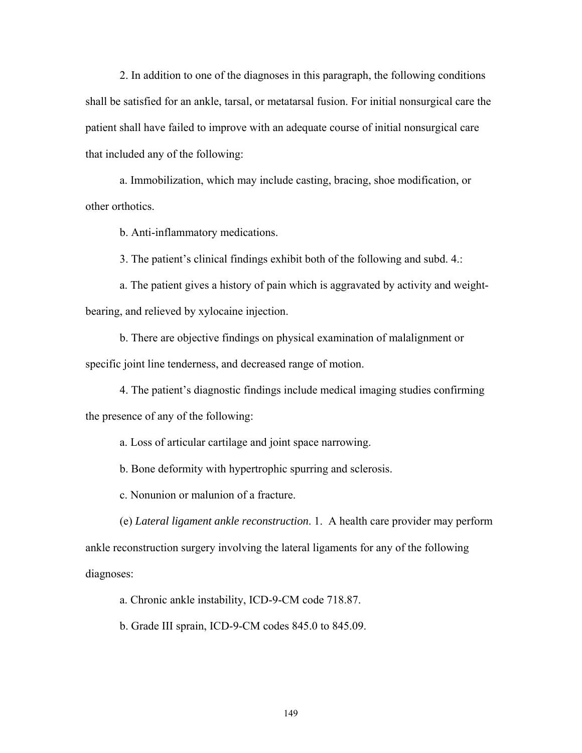2. In addition to one of the diagnoses in this paragraph, the following conditions shall be satisfied for an ankle, tarsal, or metatarsal fusion. For initial nonsurgical care the patient shall have failed to improve with an adequate course of initial nonsurgical care that included any of the following:

a. Immobilization, which may include casting, bracing, shoe modification, or other orthotics.

b. Anti-inflammatory medications.

3. The patient's clinical findings exhibit both of the following and subd. 4.:

a. The patient gives a history of pain which is aggravated by activity and weight-bearing, and relieved by xylocaine injection.

b. There are objective findings on physical examination of malalignment or specific joint line tenderness, and decreased range of motion.

4. The patient's diagnostic findings include medical imaging studies confirming the presence of any of the following:

a. Loss of articular cartilage and joint space narrowing.

b. Bone deformity with hypertrophic spurring and sclerosis.

c. Nonunion or malunion of a fracture.

(e) *Lateral ligament ankle reconstruction*. 1. A health care provider may perform ankle reconstruction surgery involving the lateral ligaments for any of the following diagnoses:

a. Chronic ankle instability, ICD-9-CM code 718.87.

b. Grade III sprain, ICD-9-CM codes 845.0 to 845.09.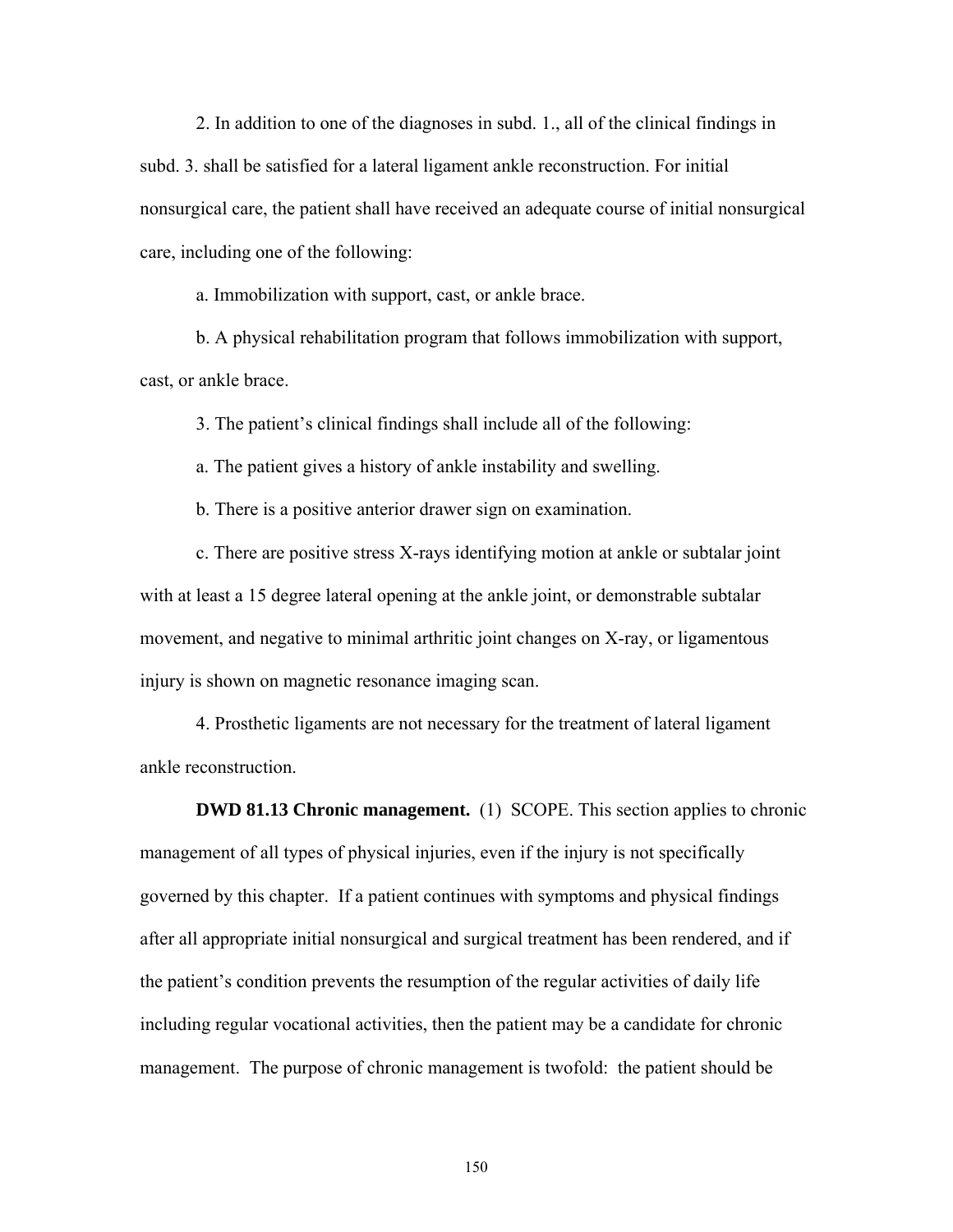2. In addition to one of the diagnoses in subd. 1., all of the clinical findings in subd. 3. shall be satisfied for a lateral ligament ankle reconstruction. For initial nonsurgical care, the patient shall have received an adequate course of initial nonsurgical care, including one of the following:

a. Immobilization with support, cast, or ankle brace.

b. A physical rehabilitation program that follows immobilization with support, cast, or ankle brace.

3. The patient's clinical findings shall include all of the following:

a. The patient gives a history of ankle instability and swelling.

b. There is a positive anterior drawer sign on examination.

c. There are positive stress X-rays identifying motion at ankle or subtalar joint with at least a 15 degree lateral opening at the ankle joint, or demonstrable subtalar movement, and negative to minimal arthritic joint changes on X-ray, or ligamentous injury is shown on magnetic resonance imaging scan.

4. Prosthetic ligaments are not necessary for the treatment of lateral ligament ankle reconstruction.

**DWD 81.13 Chronic management.** (1) SCOPE. This section applies to chronic management of all types of physical injuries, even if the injury is not specifically governed by this chapter. If a patient continues with symptoms and physical findings after all appropriate initial nonsurgical and surgical treatment has been rendered, and if the patient's condition prevents the resumption of the regular activities of daily life including regular vocational activities, then the patient may be a candidate for chronic management. The purpose of chronic management is twofold: the patient should be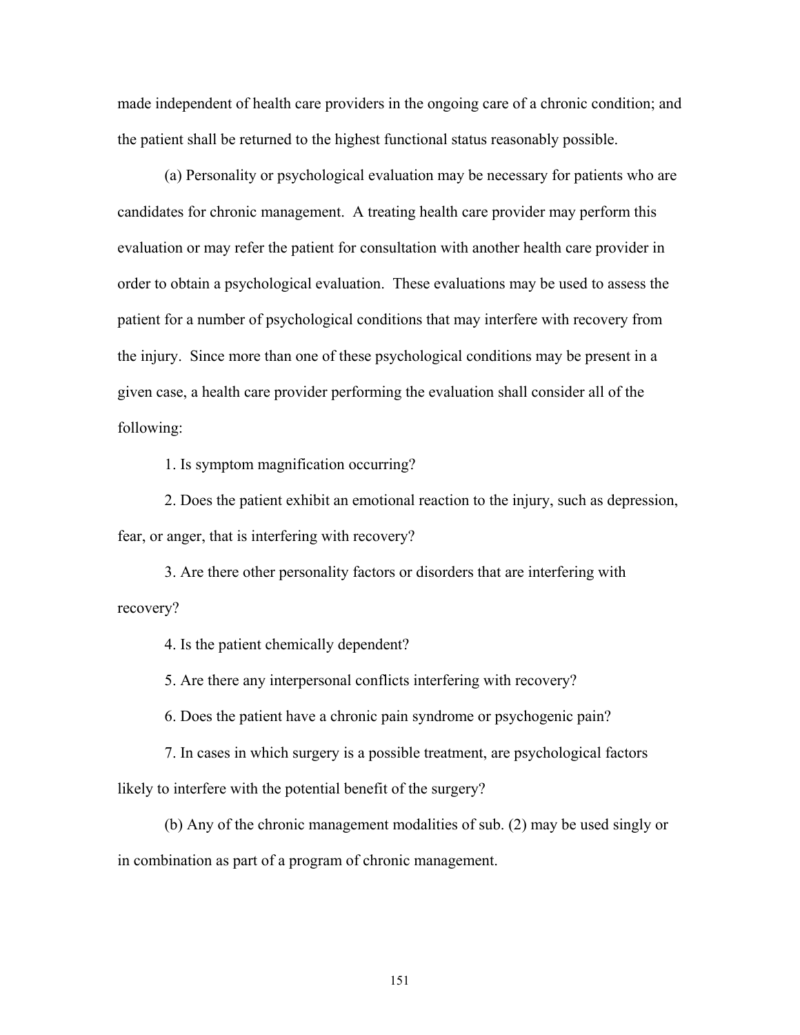made independent of health care providers in the ongoing care of a chronic condition; and the patient shall be returned to the highest functional status reasonably possible.

(a) Personality or psychological evaluation may be necessary for patients who are candidates for chronic management. A treating health care provider may perform this evaluation or may refer the patient for consultation with another health care provider in order to obtain a psychological evaluation. These evaluations may be used to assess the patient for a number of psychological conditions that may interfere with recovery from the injury. Since more than one of these psychological conditions may be present in a given case, a health care provider performing the evaluation shall consider all of the following:

1. Is symptom magnification occurring?

2. Does the patient exhibit an emotional reaction to the injury, such as depression, fear, or anger, that is interfering with recovery?

3. Are there other personality factors or disorders that are interfering with recovery?

4. Is the patient chemically dependent?

5. Are there any interpersonal conflicts interfering with recovery?

6. Does the patient have a chronic pain syndrome or psychogenic pain?

7. In cases in which surgery is a possible treatment, are psychological factors likely to interfere with the potential benefit of the surgery?

(b) Any of the chronic management modalities of sub. (2) may be used singly or in combination as part of a program of chronic management.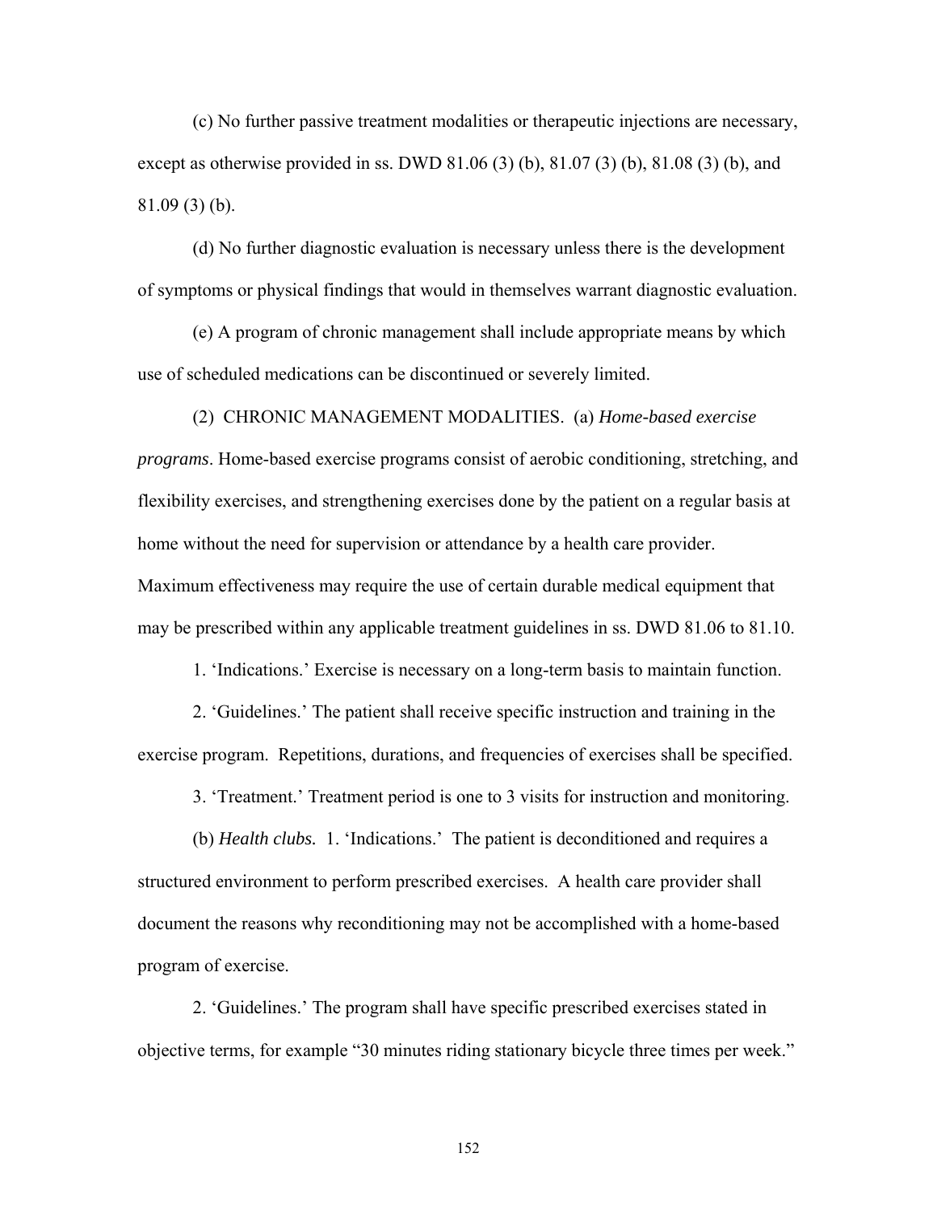(c) No further passive treatment modalities or therapeutic injections are necessary, except as otherwise provided in ss. DWD 81.06 (3) (b), 81.07 (3) (b), 81.08 (3) (b), and 81.09 (3) (b).

(d) No further diagnostic evaluation is necessary unless there is the development of symptoms or physical findings that would in themselves warrant diagnostic evaluation.

(e) A program of chronic management shall include appropriate means by which use of scheduled medications can be discontinued or severely limited.

(2) CHRONIC MANAGEMENT MODALITIES. (a) *Home-based exercise programs*. Home-based exercise programs consist of aerobic conditioning, stretching, and flexibility exercises, and strengthening exercises done by the patient on a regular basis at home without the need for supervision or attendance by a health care provider. Maximum effectiveness may require the use of certain durable medical equipment that may be prescribed within any applicable treatment guidelines in ss. DWD 81.06 to 81.10.

1. 'Indications.' Exercise is necessary on a long-term basis to maintain function.

2. 'Guidelines.' The patient shall receive specific instruction and training in the exercise program. Repetitions, durations, and frequencies of exercises shall be specified.

3. 'Treatment.' Treatment period is one to 3 visits for instruction and monitoring.

(b) *Health clubs.* 1. 'Indications.' The patient is deconditioned and requires a structured environment to perform prescribed exercises. A health care provider shall document the reasons why reconditioning may not be accomplished with a home-based program of exercise.

2. 'Guidelines.' The program shall have specific prescribed exercises stated in objective terms, for example "30 minutes riding stationary bicycle three times per week."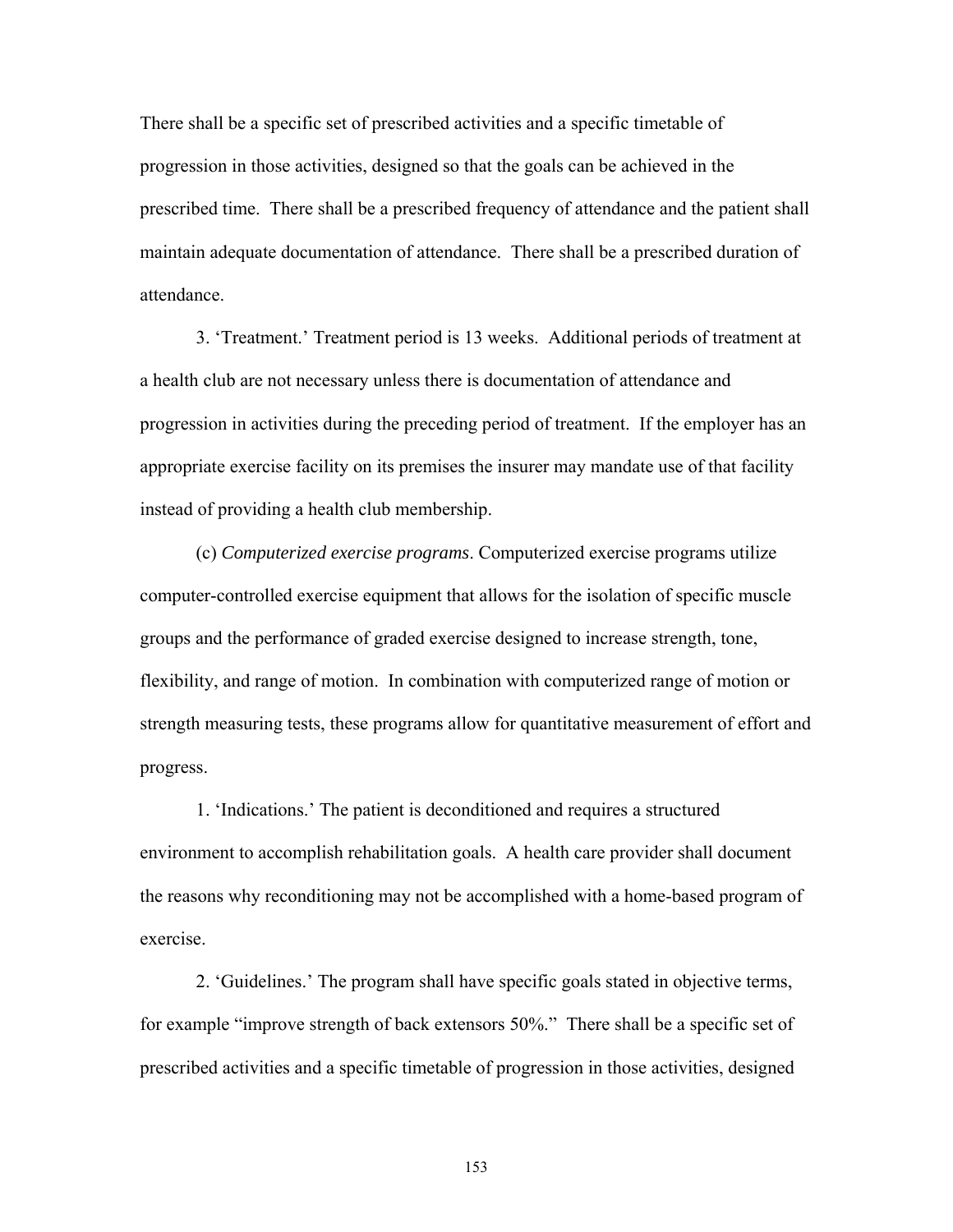There shall be a specific set of prescribed activities and a specific timetable of progression in those activities, designed so that the goals can be achieved in the prescribed time. There shall be a prescribed frequency of attendance and the patient shall maintain adequate documentation of attendance. There shall be a prescribed duration of attendance.

3. 'Treatment.' Treatment period is 13 weeks. Additional periods of treatment at a health club are not necessary unless there is documentation of attendance and progression in activities during the preceding period of treatment. If the employer has an appropriate exercise facility on its premises the insurer may mandate use of that facility instead of providing a health club membership.

(c) *Computerized exercise programs*. Computerized exercise programs utilize computer-controlled exercise equipment that allows for the isolation of specific muscle groups and the performance of graded exercise designed to increase strength, tone, flexibility, and range of motion. In combination with computerized range of motion or strength measuring tests, these programs allow for quantitative measurement of effort and progress.

1. 'Indications.' The patient is deconditioned and requires a structured environment to accomplish rehabilitation goals. A health care provider shall document the reasons why reconditioning may not be accomplished with a home-based program of exercise.

2. 'Guidelines.' The program shall have specific goals stated in objective terms, for example "improve strength of back extensors 50%." There shall be a specific set of prescribed activities and a specific timetable of progression in those activities, designed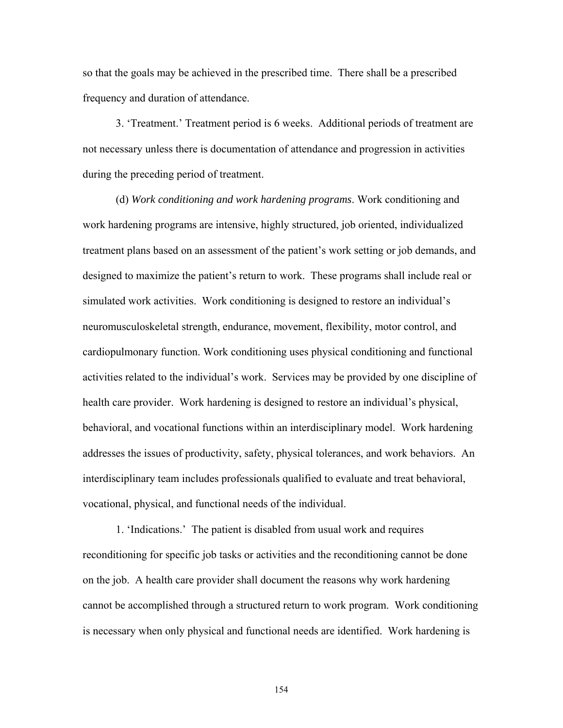so that the goals may be achieved in the prescribed time. There shall be a prescribed frequency and duration of attendance.

3. 'Treatment.' Treatment period is 6 weeks. Additional periods of treatment are not necessary unless there is documentation of attendance and progression in activities during the preceding period of treatment.

(d) *Work conditioning and work hardening programs*. Work conditioning and work hardening programs are intensive, highly structured, job oriented, individualized treatment plans based on an assessment of the patient's work setting or job demands, and designed to maximize the patient's return to work. These programs shall include real or simulated work activities. Work conditioning is designed to restore an individual's neuromusculoskeletal strength, endurance, movement, flexibility, motor control, and cardiopulmonary function. Work conditioning uses physical conditioning and functional activities related to the individual's work. Services may be provided by one discipline of health care provider. Work hardening is designed to restore an individual's physical, behavioral, and vocational functions within an interdisciplinary model. Work hardening addresses the issues of productivity, safety, physical tolerances, and work behaviors. An interdisciplinary team includes professionals qualified to evaluate and treat behavioral, vocational, physical, and functional needs of the individual.

1. 'Indications.' The patient is disabled from usual work and requires reconditioning for specific job tasks or activities and the reconditioning cannot be done on the job. A health care provider shall document the reasons why work hardening cannot be accomplished through a structured return to work program. Work conditioning is necessary when only physical and functional needs are identified. Work hardening is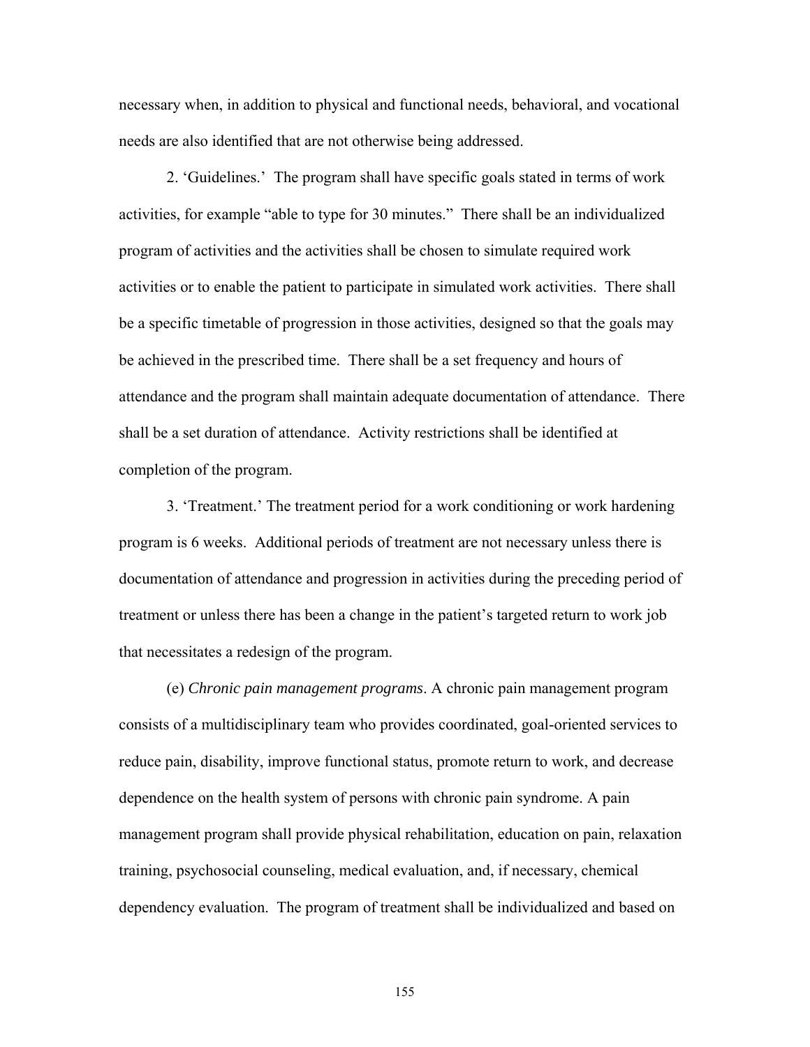necessary when, in addition to physical and functional needs, behavioral, and vocational needs are also identified that are not otherwise being addressed.

2. 'Guidelines.' The program shall have specific goals stated in terms of work activities, for example "able to type for 30 minutes." There shall be an individualized program of activities and the activities shall be chosen to simulate required work activities or to enable the patient to participate in simulated work activities. There shall be a specific timetable of progression in those activities, designed so that the goals may be achieved in the prescribed time. There shall be a set frequency and hours of attendance and the program shall maintain adequate documentation of attendance. There shall be a set duration of attendance. Activity restrictions shall be identified at completion of the program.

3. 'Treatment.' The treatment period for a work conditioning or work hardening program is 6 weeks. Additional periods of treatment are not necessary unless there is documentation of attendance and progression in activities during the preceding period of treatment or unless there has been a change in the patient's targeted return to work job that necessitates a redesign of the program.

(e) *Chronic pain management programs*. A chronic pain management program consists of a multidisciplinary team who provides coordinated, goal-oriented services to reduce pain, disability, improve functional status, promote return to work, and decrease dependence on the health system of persons with chronic pain syndrome. A pain management program shall provide physical rehabilitation, education on pain, relaxation training, psychosocial counseling, medical evaluation, and, if necessary, chemical dependency evaluation. The program of treatment shall be individualized and based on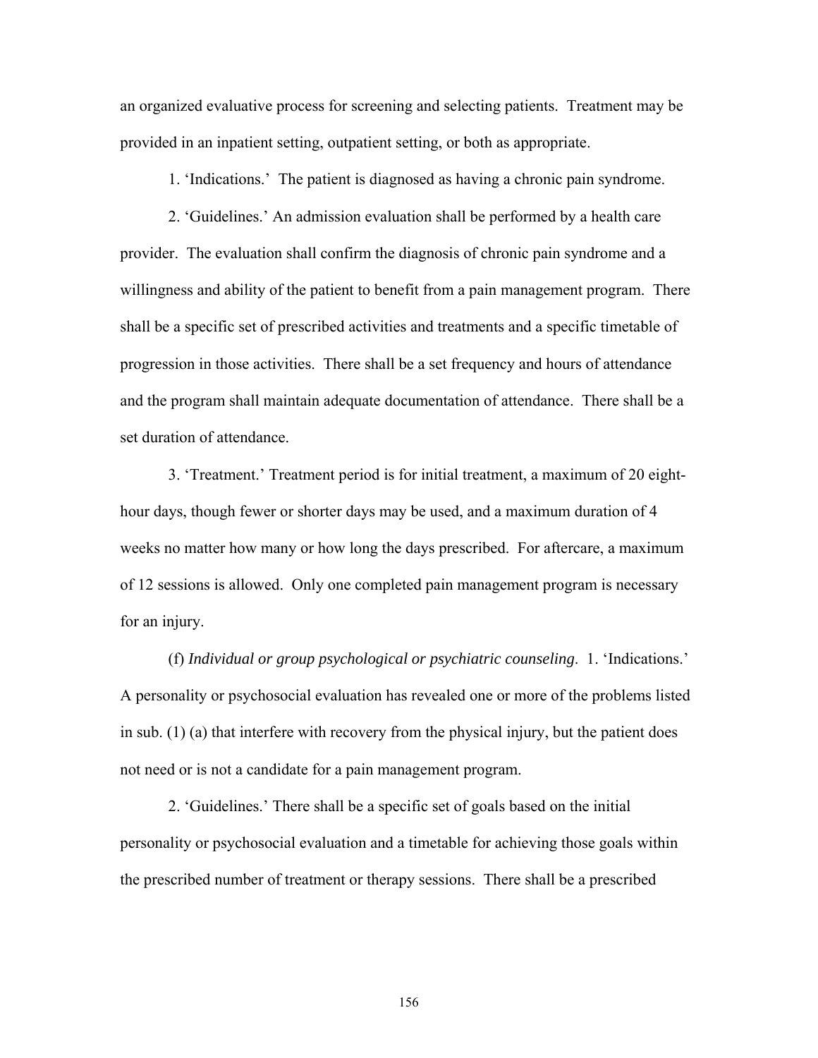an organized evaluative process for screening and selecting patients. Treatment may be provided in an inpatient setting, outpatient setting, or both as appropriate.

1. 'Indications.' The patient is diagnosed as having a chronic pain syndrome.

2. 'Guidelines.' An admission evaluation shall be performed by a health care provider. The evaluation shall confirm the diagnosis of chronic pain syndrome and a willingness and ability of the patient to benefit from a pain management program. There shall be a specific set of prescribed activities and treatments and a specific timetable of progression in those activities. There shall be a set frequency and hours of attendance and the program shall maintain adequate documentation of attendance. There shall be a set duration of attendance.

3. 'Treatment.' Treatment period is for initial treatment, a maximum of 20 eight-hour days, though fewer or shorter days may be used, and a maximum duration of 4 weeks no matter how many or how long the days prescribed. For aftercare, a maximum of 12 sessions is allowed. Only one completed pain management program is necessary for an injury.

(f) *Individual or group psychological or psychiatric counseling*. 1. 'Indications.' A personality or psychosocial evaluation has revealed one or more of the problems listed in sub. (1) (a) that interfere with recovery from the physical injury, but the patient does not need or is not a candidate for a pain management program.

2. 'Guidelines.' There shall be a specific set of goals based on the initial personality or psychosocial evaluation and a timetable for achieving those goals within the prescribed number of treatment or therapy sessions. There shall be a prescribed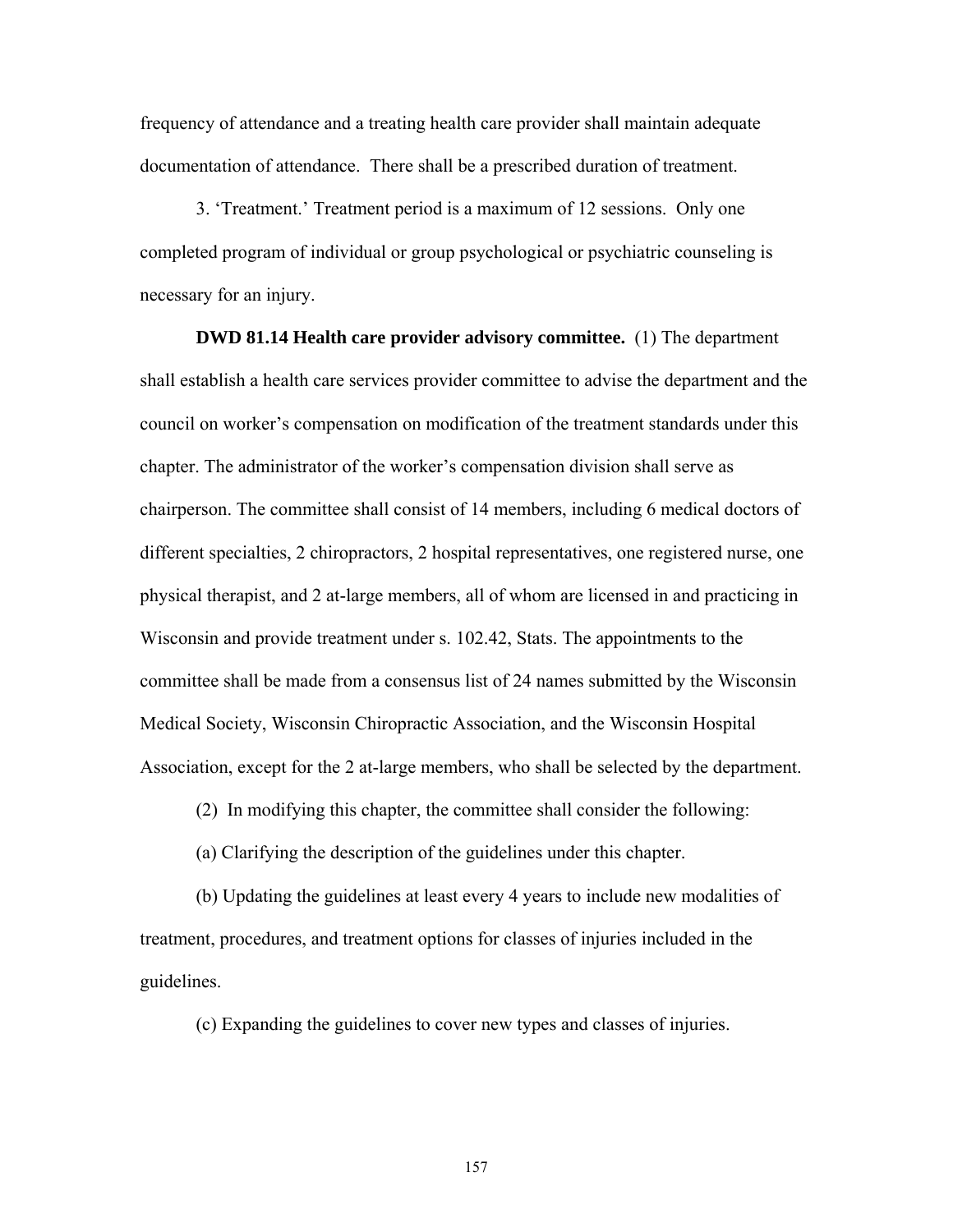frequency of attendance and a treating health care provider shall maintain adequate documentation of attendance. There shall be a prescribed duration of treatment.

3. 'Treatment.' Treatment period is a maximum of 12 sessions. Only one completed program of individual or group psychological or psychiatric counseling is necessary for an injury.

**DWD 81.14 Health care provider advisory committee.** (1) The department shall establish a health care services provider committee to advise the department and the council on worker's compensation on modification of the treatment standards under this chapter. The administrator of the worker's compensation division shall serve as chairperson. The committee shall consist of 14 members, including 6 medical doctors of different specialties, 2 chiropractors, 2 hospital representatives, one registered nurse, one physical therapist, and 2 at-large members, all of whom are licensed in and practicing in Wisconsin and provide treatment under s. 102.42, Stats. The appointments to the committee shall be made from a consensus list of 24 names submitted by the Wisconsin Medical Society, Wisconsin Chiropractic Association, and the Wisconsin Hospital Association, except for the 2 at-large members, who shall be selected by the department.

(2) In modifying this chapter, the committee shall consider the following:

(a) Clarifying the description of the guidelines under this chapter.

(b) Updating the guidelines at least every 4 years to include new modalities of treatment, procedures, and treatment options for classes of injuries included in the guidelines.

(c) Expanding the guidelines to cover new types and classes of injuries.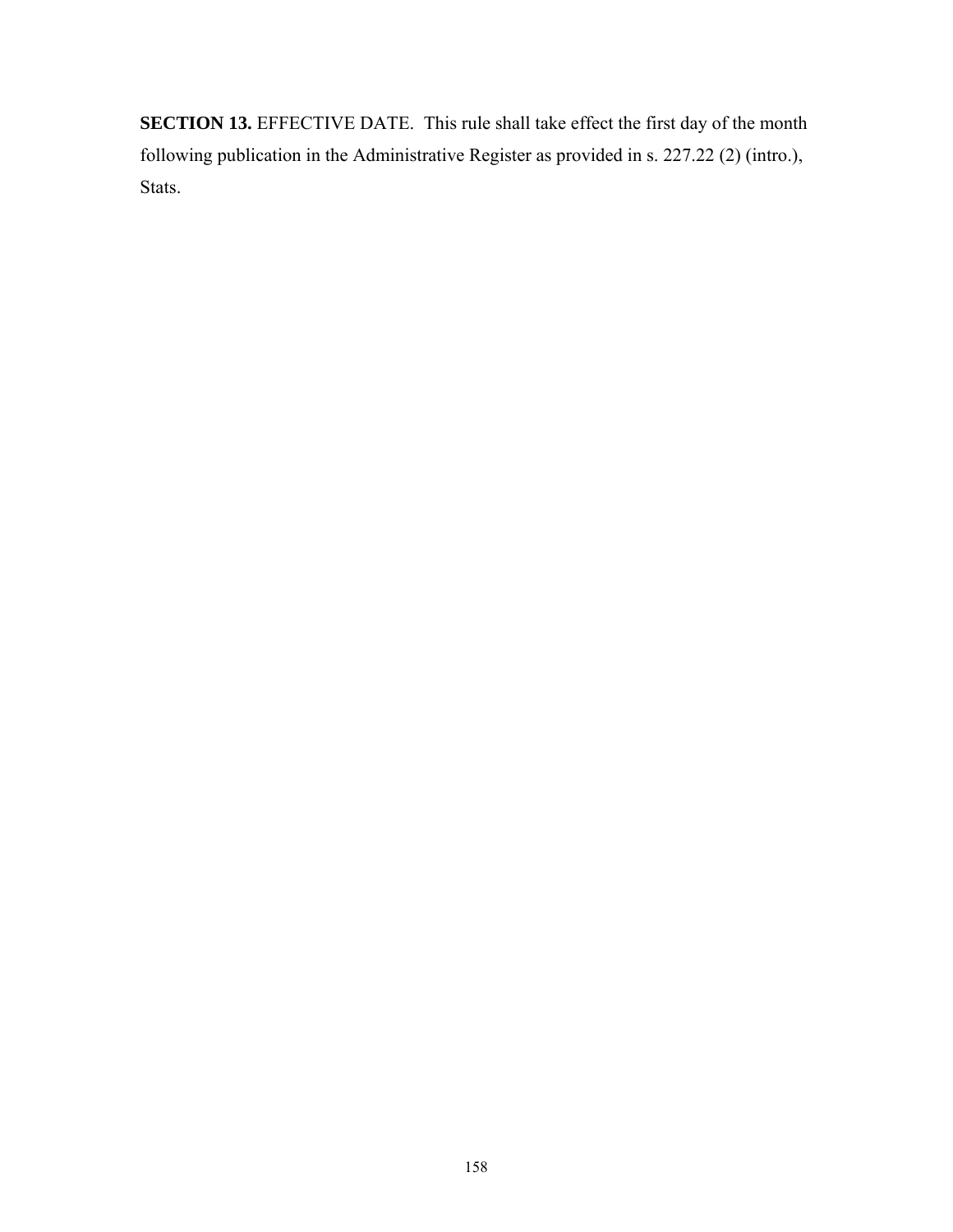**SECTION 13.** EFFECTIVE DATE. This rule shall take effect the first day of the month following publication in the Administrative Register as provided in s. 227.22 (2) (intro.), Stats.